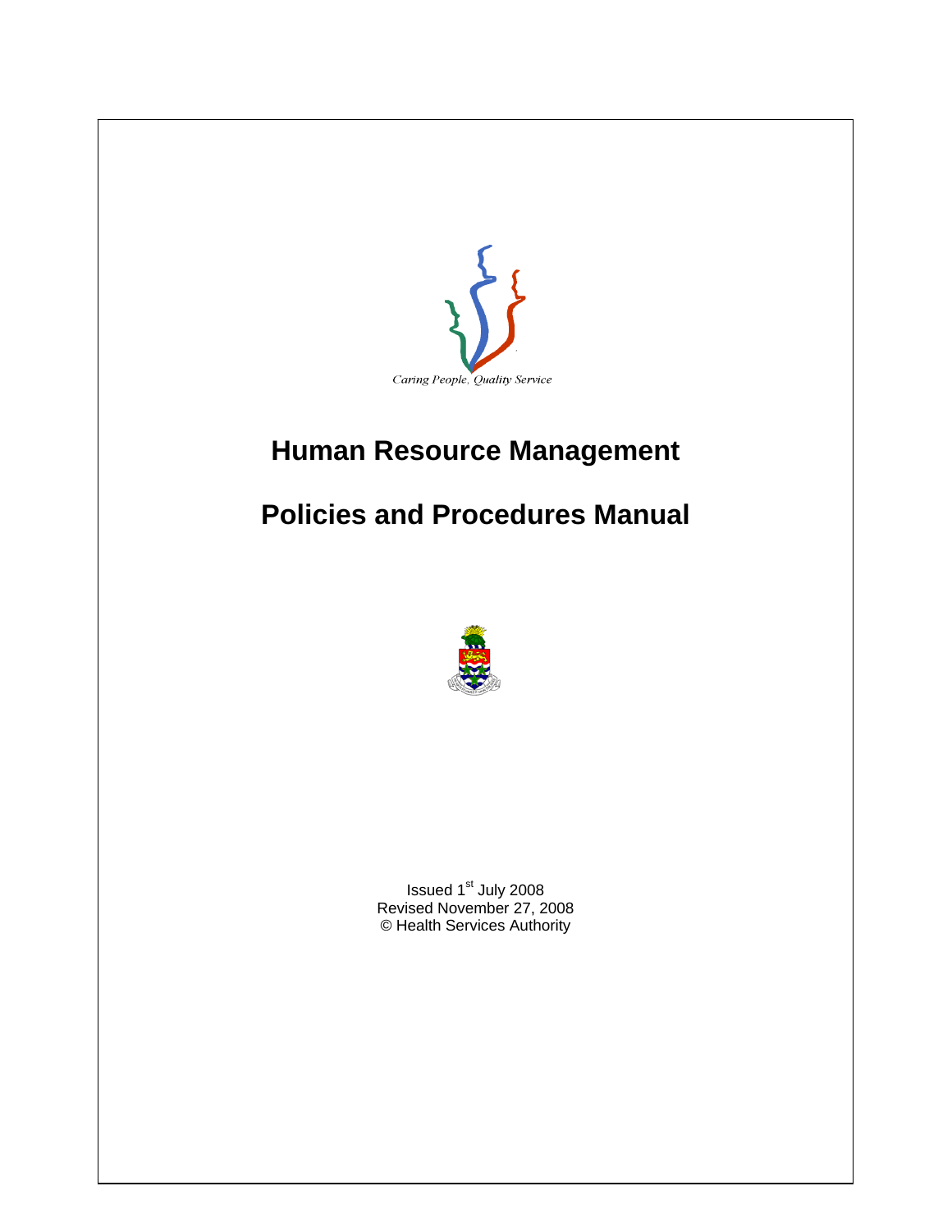*Caring People, Quality Service*

# Human Resource Management

# Policies and Procedures Manual

Issued 1st July 2008
Revised November 27, 2008
© Health Services Authority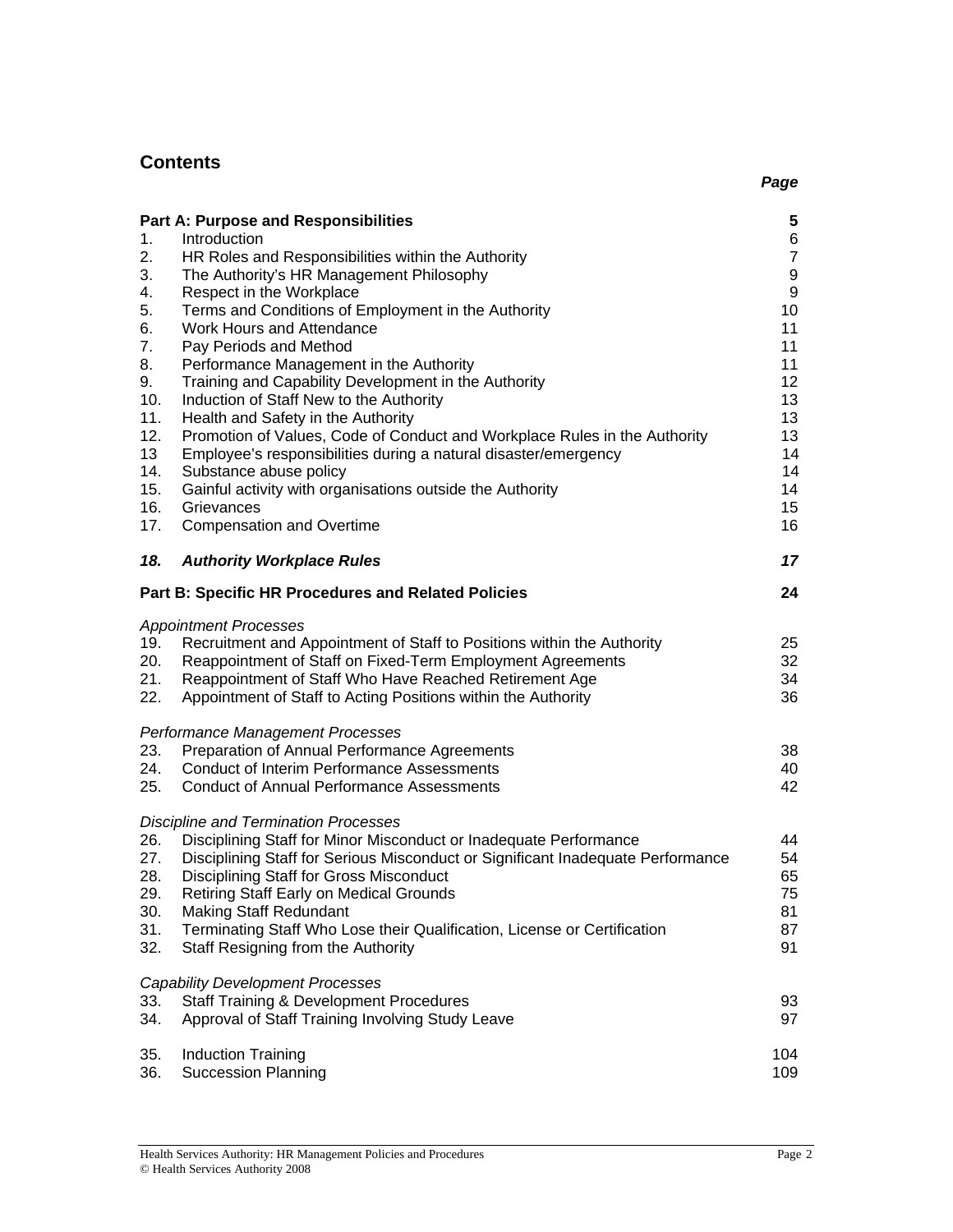## Contents

| | | Page |
|---|---|---|
| **Part A: Purpose and Responsibilities** | | **5** |
| 1. | Introduction | 6 |
| 2. | HR Roles and Responsibilities within the Authority | 7 |
| 3. | The Authority's HR Management Philosophy | 9 |
| 4. | Respect in the Workplace | 9 |
| 5. | Terms and Conditions of Employment in the Authority | 10 |
| 6. | Work Hours and Attendance | 11 |
| 7. | Pay Periods and Method | 11 |
| 8. | Performance Management in the Authority | 11 |
| 9. | Training and Capability Development in the Authority | 12 |
| 10. | Induction of Staff New to the Authority | 13 |
| 11. | Health and Safety in the Authority | 13 |
| 12. | Promotion of Values, Code of Conduct and Workplace Rules in the Authority | 13 |
| 13 | Employee's responsibilities during a natural disaster/emergency | 14 |
| 14. | Substance abuse policy | 14 |
| 15. | Gainful activity with organisations outside the Authority | 14 |
| 16. | Grievances | 15 |
| 17. | Compensation and Overtime | 16 |
| ***18.*** | ***Authority Workplace Rules*** | ***17*** |
| **Part B: Specific HR Procedures and Related Policies** | | **24** |
| *Appointment Processes* | | |
| 19. | Recruitment and Appointment of Staff to Positions within the Authority | 25 |
| 20. | Reappointment of Staff on Fixed-Term Employment Agreements | 32 |
| 21. | Reappointment of Staff Who Have Reached Retirement Age | 34 |
| 22. | Appointment of Staff to Acting Positions within the Authority | 36 |
| *Performance Management Processes* | | |
| 23. | Preparation of Annual Performance Agreements | 38 |
| 24. | Conduct of Interim Performance Assessments | 40 |
| 25. | Conduct of Annual Performance Assessments | 42 |
| *Discipline and Termination Processes* | | |
| 26. | Disciplining Staff for Minor Misconduct or Inadequate Performance | 44 |
| 27. | Disciplining Staff for Serious Misconduct or Significant Inadequate Performance | 54 |
| 28. | Disciplining Staff for Gross Misconduct | 65 |
| 29. | Retiring Staff Early on Medical Grounds | 75 |
| 30. | Making Staff Redundant | 81 |
| 31. | Terminating Staff Who Lose their Qualification, License or Certification | 87 |
| 32. | Staff Resigning from the Authority | 91 |
| *Capability Development Processes* | | |
| 33. | Staff Training & Development Procedures | 93 |
| 34. | Approval of Staff Training Involving Study Leave | 97 |
| 35. | Induction Training | 104 |
| 36. | Succession Planning | 109 |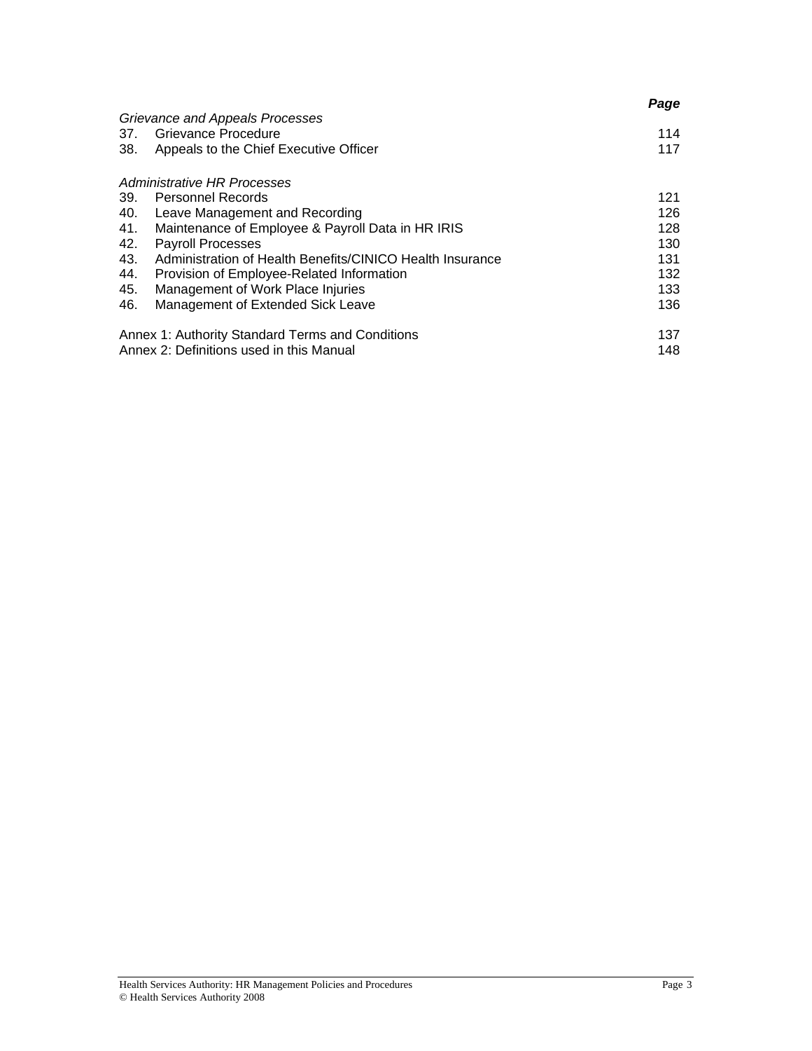| | | ***Page*** |
|---|---|---|
| *Grievance and Appeals Processes* | | |
| 37. | Grievance Procedure | 114 |
| 38. | Appeals to the Chief Executive Officer | 117 |
| *Administrative HR Processes* | | |
| 39. | Personnel Records | 121 |
| 40. | Leave Management and Recording | 126 |
| 41. | Maintenance of Employee & Payroll Data in HR IRIS | 128 |
| 42. | Payroll Processes | 130 |
| 43. | Administration of Health Benefits/CINICO Health Insurance | 131 |
| 44. | Provision of Employee-Related Information | 132 |
| 45. | Management of Work Place Injuries | 133 |
| 46. | Management of Extended Sick Leave | 136 |
| Annex 1: Authority Standard Terms and Conditions | | 137 |
| Annex 2: Definitions used in this Manual | | 148 |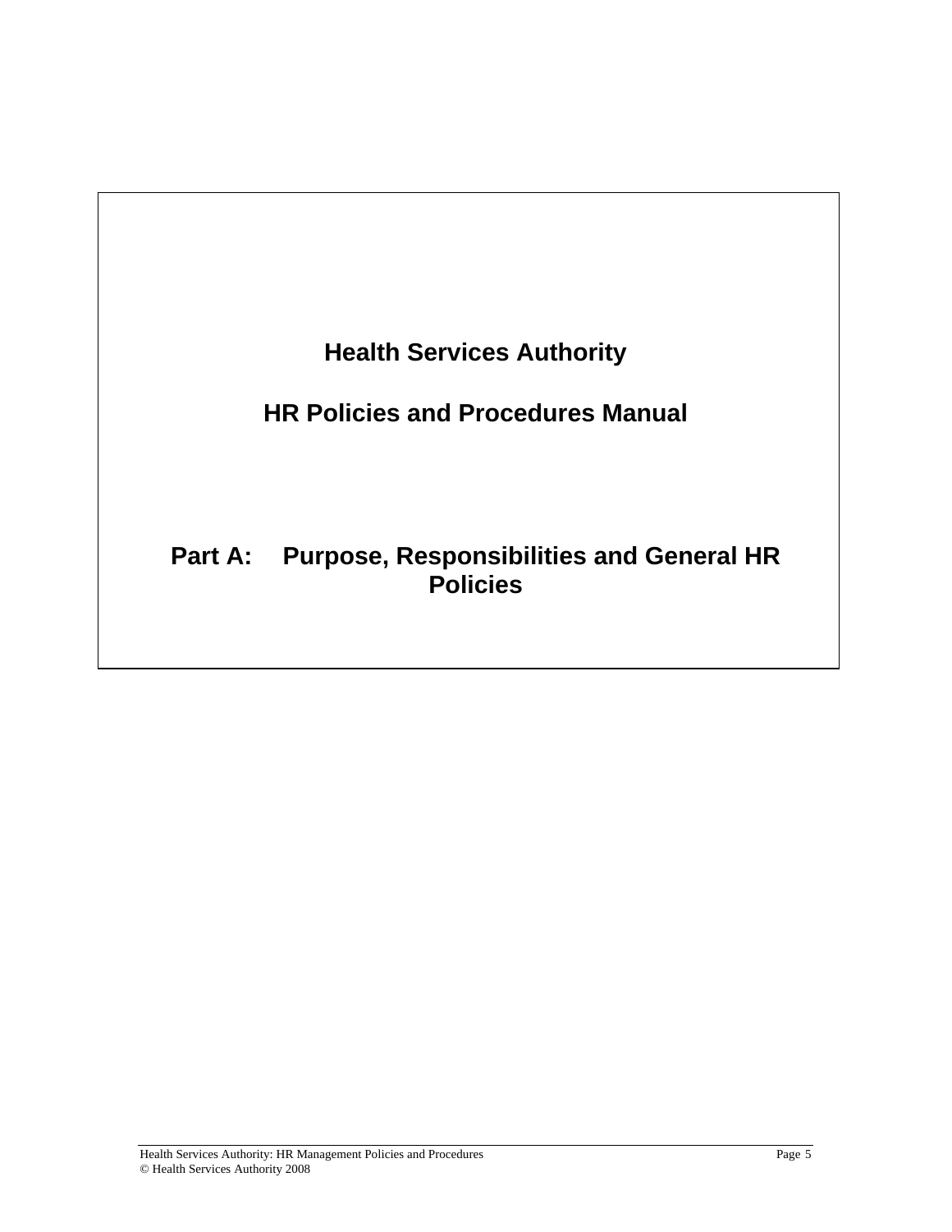# Health Services Authority

# HR Policies and Procedures Manual

## Part A: Purpose, Responsibilities and General HR Policies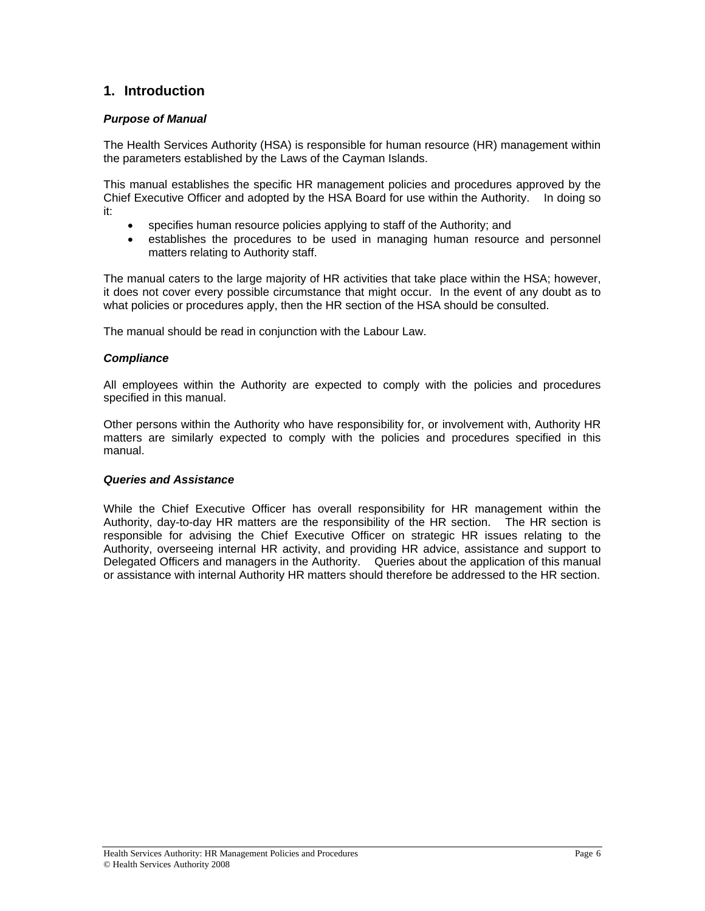# 1. Introduction

***Purpose of Manual***

The Health Services Authority (HSA) is responsible for human resource (HR) management within the parameters established by the Laws of the Cayman Islands.

This manual establishes the specific HR management policies and procedures approved by the Chief Executive Officer and adopted by the HSA Board for use within the Authority. In doing so it:

- specifies human resource policies applying to staff of the Authority; and
- establishes the procedures to be used in managing human resource and personnel matters relating to Authority staff.

The manual caters to the large majority of HR activities that take place within the HSA; however, it does not cover every possible circumstance that might occur. In the event of any doubt as to what policies or procedures apply, then the HR section of the HSA should be consulted.

The manual should be read in conjunction with the Labour Law.

***Compliance***

All employees within the Authority are expected to comply with the policies and procedures specified in this manual.

Other persons within the Authority who have responsibility for, or involvement with, Authority HR matters are similarly expected to comply with the policies and procedures specified in this manual.

***Queries and Assistance***

While the Chief Executive Officer has overall responsibility for HR management within the Authority, day-to-day HR matters are the responsibility of the HR section. The HR section is responsible for advising the Chief Executive Officer on strategic HR issues relating to the Authority, overseeing internal HR activity, and providing HR advice, assistance and support to Delegated Officers and managers in the Authority. Queries about the application of this manual or assistance with internal Authority HR matters should therefore be addressed to the HR section.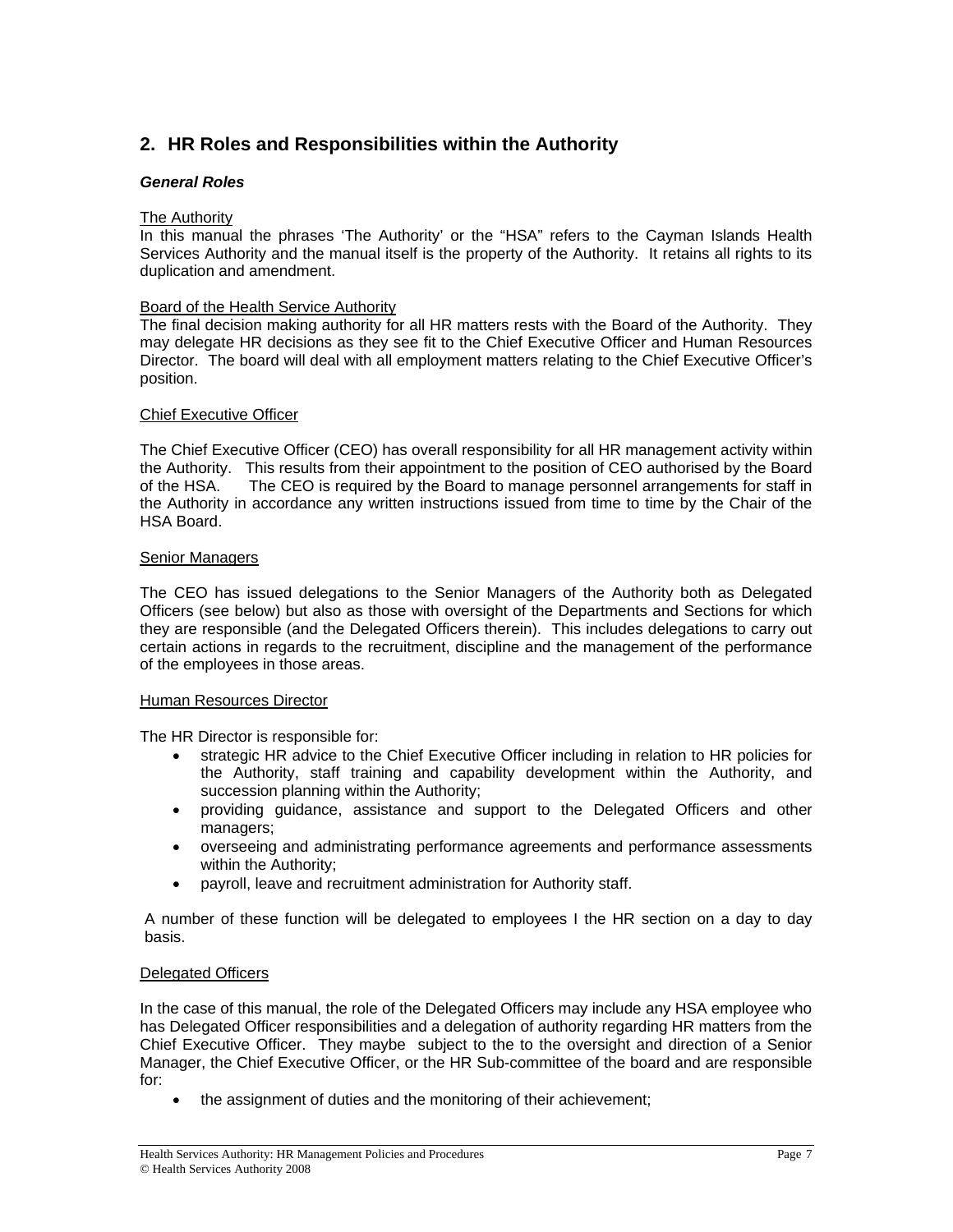## 2. HR Roles and Responsibilities within the Authority

### *General Roles*

The Authority

In this manual the phrases 'The Authority' or the "HSA" refers to the Cayman Islands Health Services Authority and the manual itself is the property of the Authority. It retains all rights to its duplication and amendment.

Board of the Health Service Authority

The final decision making authority for all HR matters rests with the Board of the Authority. They may delegate HR decisions as they see fit to the Chief Executive Officer and Human Resources Director. The board will deal with all employment matters relating to the Chief Executive Officer's position.

Chief Executive Officer

The Chief Executive Officer (CEO) has overall responsibility for all HR management activity within the Authority. This results from their appointment to the position of CEO authorised by the Board of the HSA. The CEO is required by the Board to manage personnel arrangements for staff in the Authority in accordance any written instructions issued from time to time by the Chair of the HSA Board.

Senior Managers

The CEO has issued delegations to the Senior Managers of the Authority both as Delegated Officers (see below) but also as those with oversight of the Departments and Sections for which they are responsible (and the Delegated Officers therein). This includes delegations to carry out certain actions in regards to the recruitment, discipline and the management of the performance of the employees in those areas.

Human Resources Director

The HR Director is responsible for:

- strategic HR advice to the Chief Executive Officer including in relation to HR policies for the Authority, staff training and capability development within the Authority, and succession planning within the Authority;
- providing guidance, assistance and support to the Delegated Officers and other managers;
- overseeing and administrating performance agreements and performance assessments within the Authority;
- payroll, leave and recruitment administration for Authority staff.

A number of these function will be delegated to employees I the HR section on a day to day basis.

Delegated Officers

In the case of this manual, the role of the Delegated Officers may include any HSA employee who has Delegated Officer responsibilities and a delegation of authority regarding HR matters from the Chief Executive Officer. They maybe subject to the to the oversight and direction of a Senior Manager, the Chief Executive Officer, or the HR Sub-committee of the board and are responsible for:

- the assignment of duties and the monitoring of their achievement;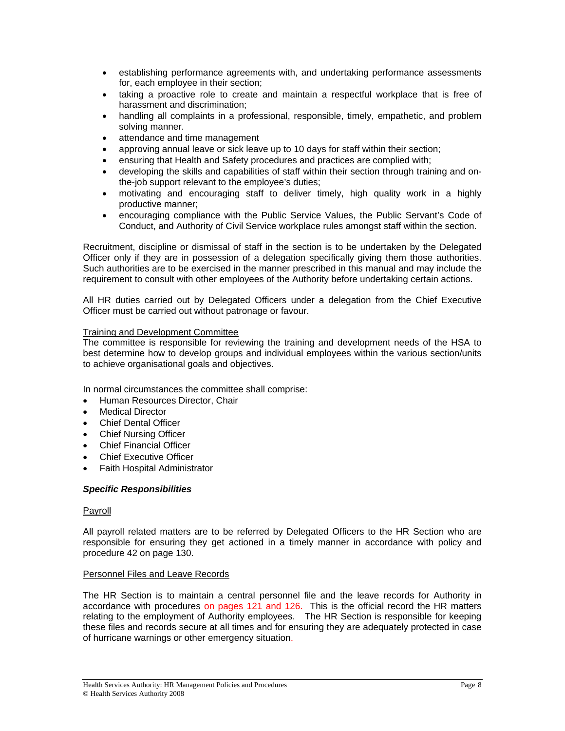- establishing performance agreements with, and undertaking performance assessments for, each employee in their section;
- taking a proactive role to create and maintain a respectful workplace that is free of harassment and discrimination;
- handling all complaints in a professional, responsible, timely, empathetic, and problem solving manner.
- attendance and time management
- approving annual leave or sick leave up to 10 days for staff within their section;
- ensuring that Health and Safety procedures and practices are complied with;
- developing the skills and capabilities of staff within their section through training and on-the-job support relevant to the employee's duties;
- motivating and encouraging staff to deliver timely, high quality work in a highly productive manner;
- encouraging compliance with the Public Service Values, the Public Servant's Code of Conduct, and Authority of Civil Service workplace rules amongst staff within the section.

Recruitment, discipline or dismissal of staff in the section is to be undertaken by the Delegated Officer only if they are in possession of a delegation specifically giving them those authorities. Such authorities are to be exercised in the manner prescribed in this manual and may include the requirement to consult with other employees of the Authority before undertaking certain actions.

All HR duties carried out by Delegated Officers under a delegation from the Chief Executive Officer must be carried out without patronage or favour.

<u>Training and Development Committee</u>
The committee is responsible for reviewing the training and development needs of the HSA to best determine how to develop groups and individual employees within the various section/units to achieve organisational goals and objectives.

In normal circumstances the committee shall comprise:

- Human Resources Director, Chair
- Medical Director
- Chief Dental Officer
- Chief Nursing Officer
- Chief Financial Officer
- Chief Executive Officer
- Faith Hospital Administrator

***Specific Responsibilities***

<u>Payroll</u>

All payroll related matters are to be referred by Delegated Officers to the HR Section who are responsible for ensuring they get actioned in a timely manner in accordance with policy and procedure 42 on page 130.

<u>Personnel Files and Leave Records</u>

The HR Section is to maintain a central personnel file and the leave records for Authority in accordance with procedures on pages 121 and 126. This is the official record the HR matters relating to the employment of Authority employees. The HR Section is responsible for keeping these files and records secure at all times and for ensuring they are adequately protected in case of hurricane warnings or other emergency situation.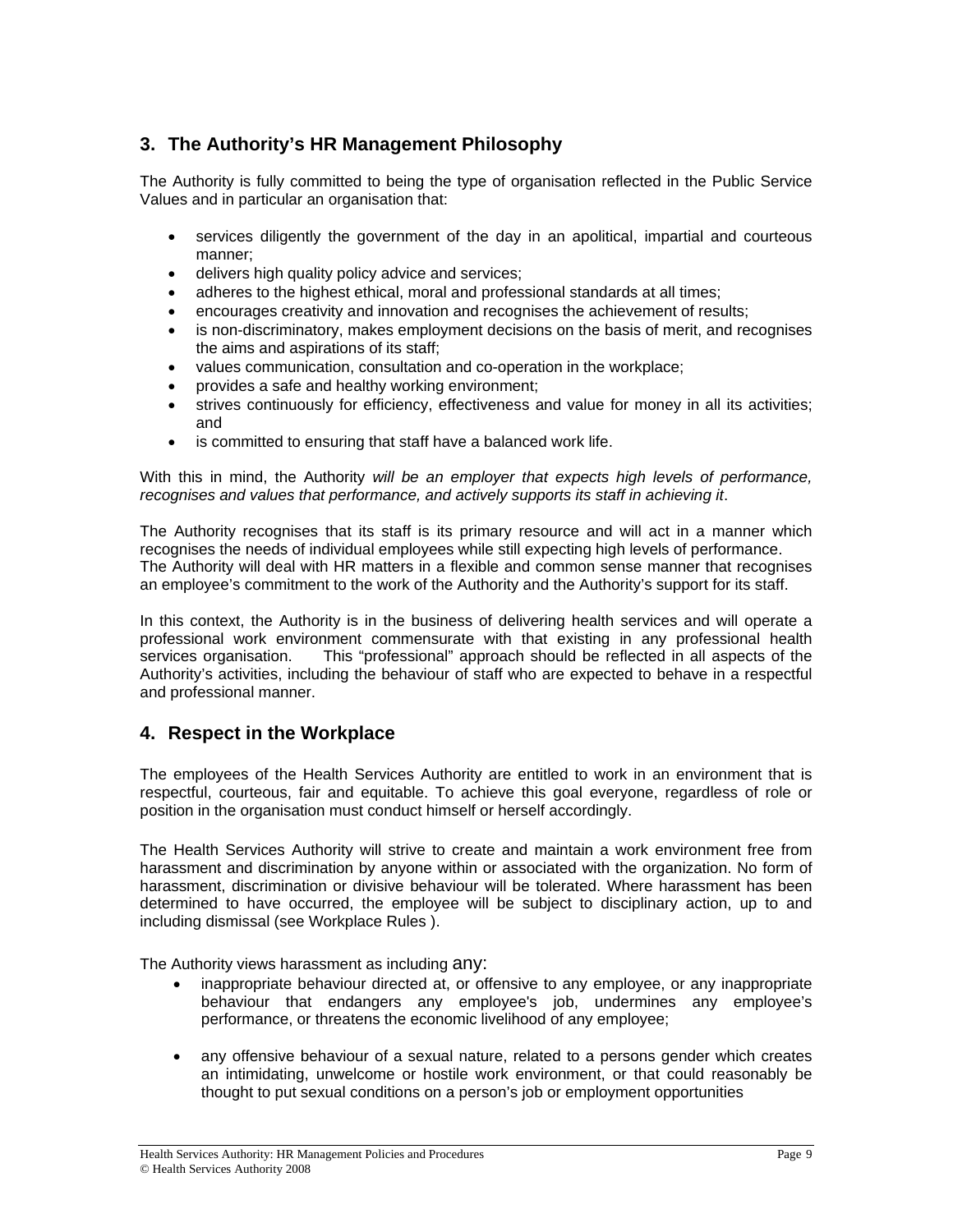## 3. The Authority's HR Management Philosophy

The Authority is fully committed to being the type of organisation reflected in the Public Service Values and in particular an organisation that:

- services diligently the government of the day in an apolitical, impartial and courteous manner;
- delivers high quality policy advice and services;
- adheres to the highest ethical, moral and professional standards at all times;
- encourages creativity and innovation and recognises the achievement of results;
- is non-discriminatory, makes employment decisions on the basis of merit, and recognises the aims and aspirations of its staff;
- values communication, consultation and co-operation in the workplace;
- provides a safe and healthy working environment;
- strives continuously for efficiency, effectiveness and value for money in all its activities; and
- is committed to ensuring that staff have a balanced work life.

With this in mind, the Authority *will be an employer that expects high levels of performance, recognises and values that performance, and actively supports its staff in achieving it*.

The Authority recognises that its staff is its primary resource and will act in a manner which recognises the needs of individual employees while still expecting high levels of performance. The Authority will deal with HR matters in a flexible and common sense manner that recognises an employee's commitment to the work of the Authority and the Authority's support for its staff.

In this context, the Authority is in the business of delivering health services and will operate a professional work environment commensurate with that existing in any professional health services organisation. This "professional" approach should be reflected in all aspects of the Authority's activities, including the behaviour of staff who are expected to behave in a respectful and professional manner.

## 4. Respect in the Workplace

The employees of the Health Services Authority are entitled to work in an environment that is respectful, courteous, fair and equitable. To achieve this goal everyone, regardless of role or position in the organisation must conduct himself or herself accordingly.

The Health Services Authority will strive to create and maintain a work environment free from harassment and discrimination by anyone within or associated with the organization. No form of harassment, discrimination or divisive behaviour will be tolerated. Where harassment has been determined to have occurred, the employee will be subject to disciplinary action, up to and including dismissal (see Workplace Rules ).

The Authority views harassment as including any:

- inappropriate behaviour directed at, or offensive to any employee, or any inappropriate behaviour that endangers any employee's job, undermines any employee's performance, or threatens the economic livelihood of any employee;
- any offensive behaviour of a sexual nature, related to a persons gender which creates an intimidating, unwelcome or hostile work environment, or that could reasonably be thought to put sexual conditions on a person's job or employment opportunities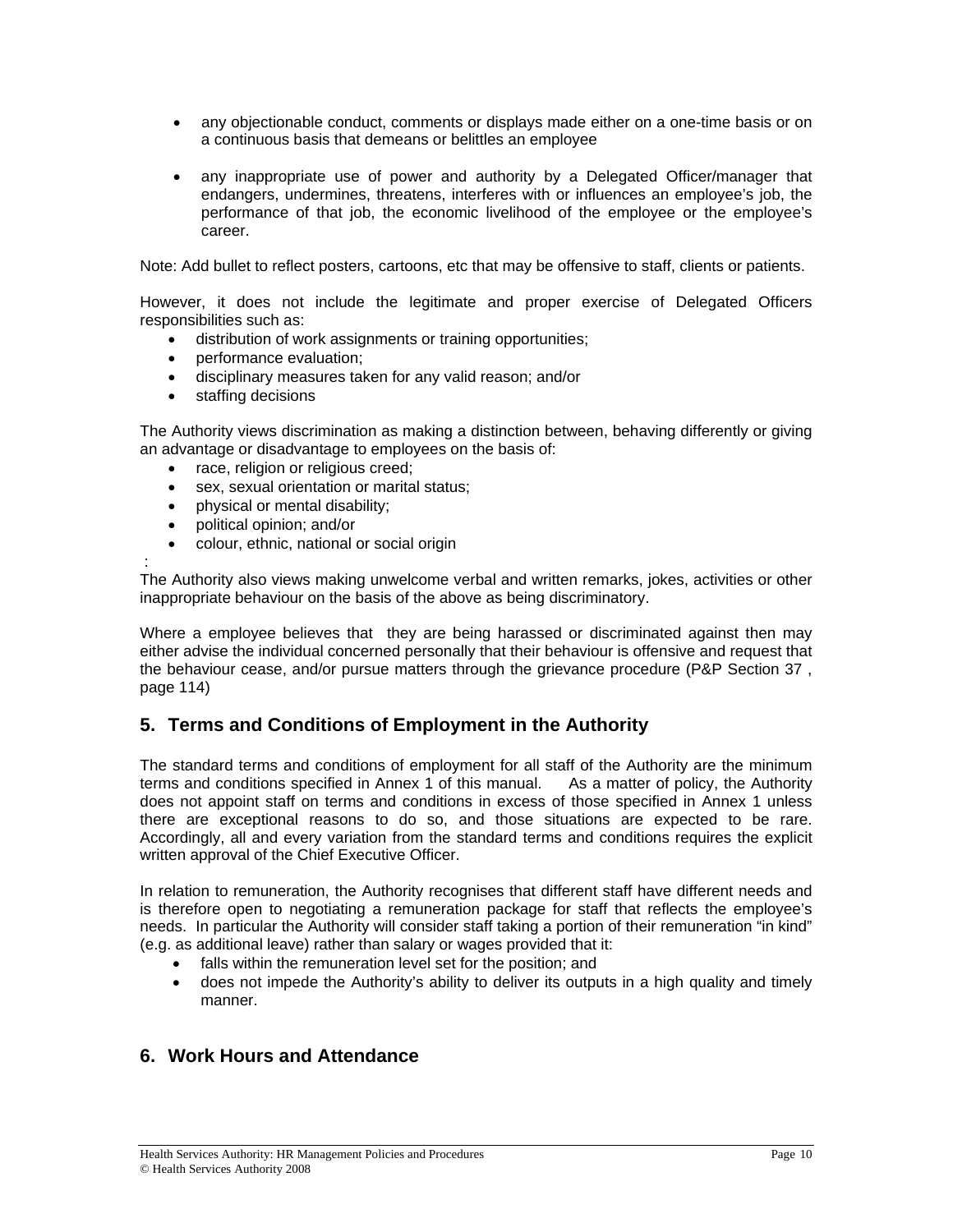- any objectionable conduct, comments or displays made either on a one-time basis or on a continuous basis that demeans or belittles an employee

- any inappropriate use of power and authority by a Delegated Officer/manager that endangers, undermines, threatens, interferes with or influences an employee's job, the performance of that job, the economic livelihood of the employee or the employee's career.

Note: Add bullet to reflect posters, cartoons, etc that may be offensive to staff, clients or patients.

However, it does not include the legitimate and proper exercise of Delegated Officers responsibilities such as:

- distribution of work assignments or training opportunities;
- performance evaluation;
- disciplinary measures taken for any valid reason; and/or
- staffing decisions

The Authority views discrimination as making a distinction between, behaving differently or giving an advantage or disadvantage to employees on the basis of:

- race, religion or religious creed;
- sex, sexual orientation or marital status;
- physical or mental disability;
- political opinion; and/or
- colour, ethnic, national or social origin

:

The Authority also views making unwelcome verbal and written remarks, jokes, activities or other inappropriate behaviour on the basis of the above as being discriminatory.

Where a employee believes that they are being harassed or discriminated against then may either advise the individual concerned personally that their behaviour is offensive and request that the behaviour cease, and/or pursue matters through the grievance procedure (P&P Section 37 , page 114)

## 5. Terms and Conditions of Employment in the Authority

The standard terms and conditions of employment for all staff of the Authority are the minimum terms and conditions specified in Annex 1 of this manual. As a matter of policy, the Authority does not appoint staff on terms and conditions in excess of those specified in Annex 1 unless there are exceptional reasons to do so, and those situations are expected to be rare. Accordingly, all and every variation from the standard terms and conditions requires the explicit written approval of the Chief Executive Officer.

In relation to remuneration, the Authority recognises that different staff have different needs and is therefore open to negotiating a remuneration package for staff that reflects the employee's needs. In particular the Authority will consider staff taking a portion of their remuneration "in kind" (e.g. as additional leave) rather than salary or wages provided that it:

- falls within the remuneration level set for the position; and
- does not impede the Authority's ability to deliver its outputs in a high quality and timely manner.

## 6. Work Hours and Attendance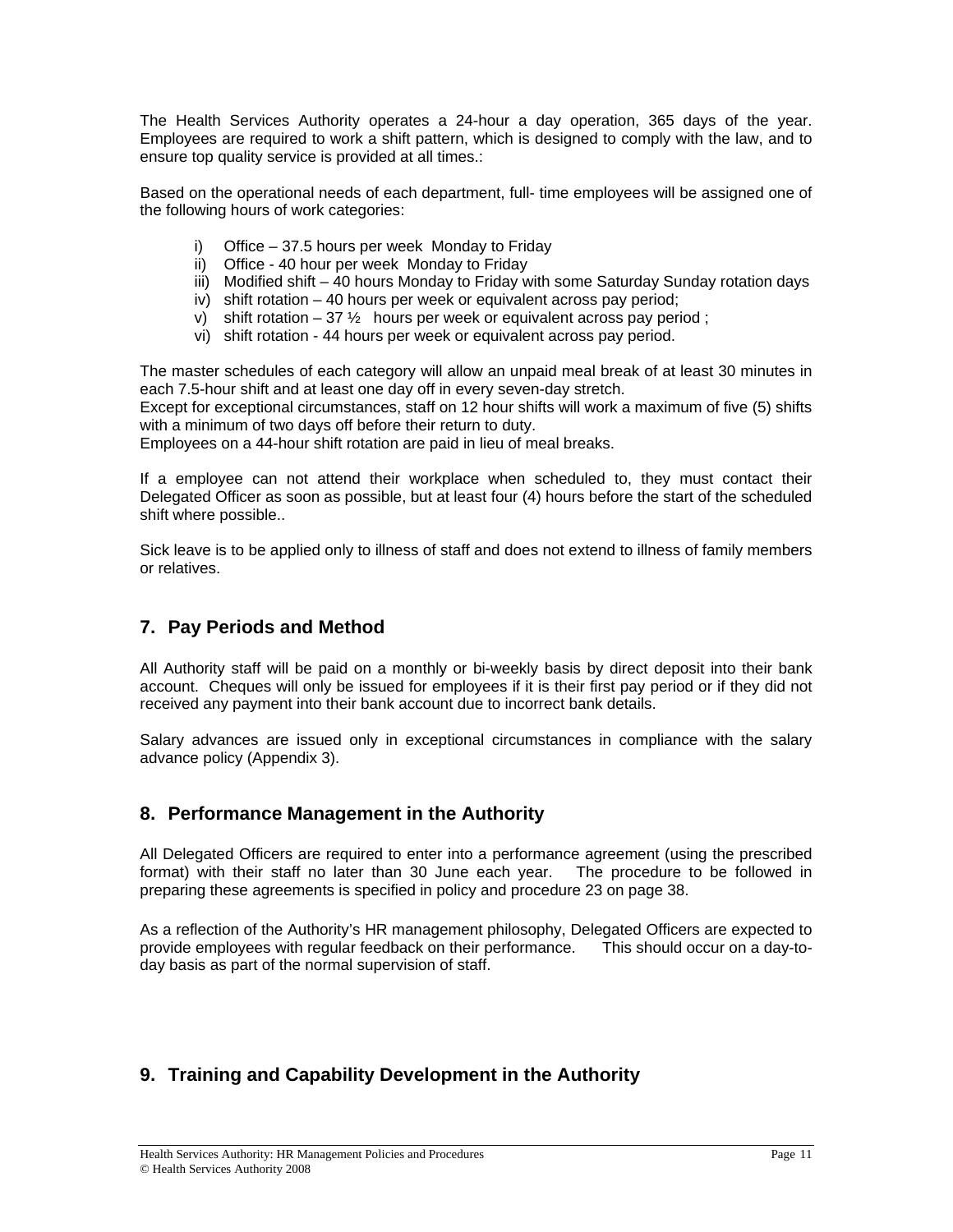The Health Services Authority operates a 24-hour a day operation, 365 days of the year. Employees are required to work a shift pattern, which is designed to comply with the law, and to ensure top quality service is provided at all times.:

Based on the operational needs of each department, full- time employees will be assigned one of the following hours of work categories:

- i) Office – 37.5 hours per week Monday to Friday
- ii) Office - 40 hour per week Monday to Friday
- iii) Modified shift – 40 hours Monday to Friday with some Saturday Sunday rotation days
- iv) shift rotation – 40 hours per week or equivalent across pay period;
- v) shift rotation – 37 ½ hours per week or equivalent across pay period ;
- vi) shift rotation - 44 hours per week or equivalent across pay period.

The master schedules of each category will allow an unpaid meal break of at least 30 minutes in each 7.5-hour shift and at least one day off in every seven-day stretch.
Except for exceptional circumstances, staff on 12 hour shifts will work a maximum of five (5) shifts with a minimum of two days off before their return to duty.
Employees on a 44-hour shift rotation are paid in lieu of meal breaks.

If a employee can not attend their workplace when scheduled to, they must contact their Delegated Officer as soon as possible, but at least four (4) hours before the start of the scheduled shift where possible..

Sick leave is to be applied only to illness of staff and does not extend to illness of family members or relatives.

## 7. Pay Periods and Method

All Authority staff will be paid on a monthly or bi-weekly basis by direct deposit into their bank account. Cheques will only be issued for employees if it is their first pay period or if they did not received any payment into their bank account due to incorrect bank details.

Salary advances are issued only in exceptional circumstances in compliance with the salary advance policy (Appendix 3).

## 8. Performance Management in the Authority

All Delegated Officers are required to enter into a performance agreement (using the prescribed format) with their staff no later than 30 June each year. The procedure to be followed in preparing these agreements is specified in policy and procedure 23 on page 38.

As a reflection of the Authority's HR management philosophy, Delegated Officers are expected to provide employees with regular feedback on their performance. This should occur on a day-to-day basis as part of the normal supervision of staff.

## 9. Training and Capability Development in the Authority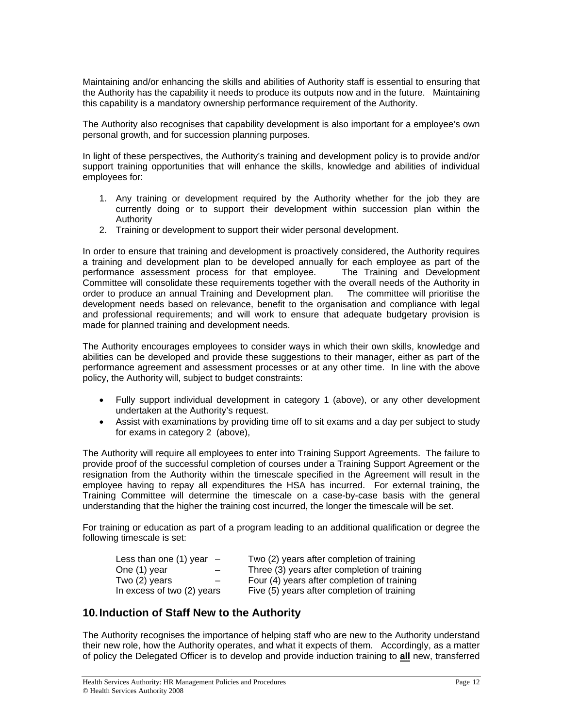Maintaining and/or enhancing the skills and abilities of Authority staff is essential to ensuring that the Authority has the capability it needs to produce its outputs now and in the future. Maintaining this capability is a mandatory ownership performance requirement of the Authority.

The Authority also recognises that capability development is also important for a employee's own personal growth, and for succession planning purposes.

In light of these perspectives, the Authority's training and development policy is to provide and/or support training opportunities that will enhance the skills, knowledge and abilities of individual employees for:

1. Any training or development required by the Authority whether for the job they are currently doing or to support their development within succession plan within the Authority
2. Training or development to support their wider personal development.

In order to ensure that training and development is proactively considered, the Authority requires a training and development plan to be developed annually for each employee as part of the performance assessment process for that employee. The Training and Development Committee will consolidate these requirements together with the overall needs of the Authority in order to produce an annual Training and Development plan. The committee will prioritise the development needs based on relevance, benefit to the organisation and compliance with legal and professional requirements; and will work to ensure that adequate budgetary provision is made for planned training and development needs.

The Authority encourages employees to consider ways in which their own skills, knowledge and abilities can be developed and provide these suggestions to their manager, either as part of the performance agreement and assessment processes or at any other time. In line with the above policy, the Authority will, subject to budget constraints:

- Fully support individual development in category 1 (above), or any other development undertaken at the Authority's request.
- Assist with examinations by providing time off to sit exams and a day per subject to study for exams in category 2 (above),

The Authority will require all employees to enter into Training Support Agreements. The failure to provide proof of the successful completion of courses under a Training Support Agreement or the resignation from the Authority within the timescale specified in the Agreement will result in the employee having to repay all expenditures the HSA has incurred. For external training, the Training Committee will determine the timescale on a case-by-case basis with the general understanding that the higher the training cost incurred, the longer the timescale will be set.

For training or education as part of a program leading to an additional qualification or degree the following timescale is set:

| | |
|---|---|
| Less than one (1) year – | Two (2) years after completion of training |
| One (1) year – | Three (3) years after completion of training |
| Two (2) years – | Four (4) years after completion of training |
| In excess of two (2) years | Five (5) years after completion of training |

## 10. Induction of Staff New to the Authority

The Authority recognises the importance of helping staff who are new to the Authority understand their new role, how the Authority operates, and what it expects of them. Accordingly, as a matter of policy the Delegated Officer is to develop and provide induction training to **all** new, transferred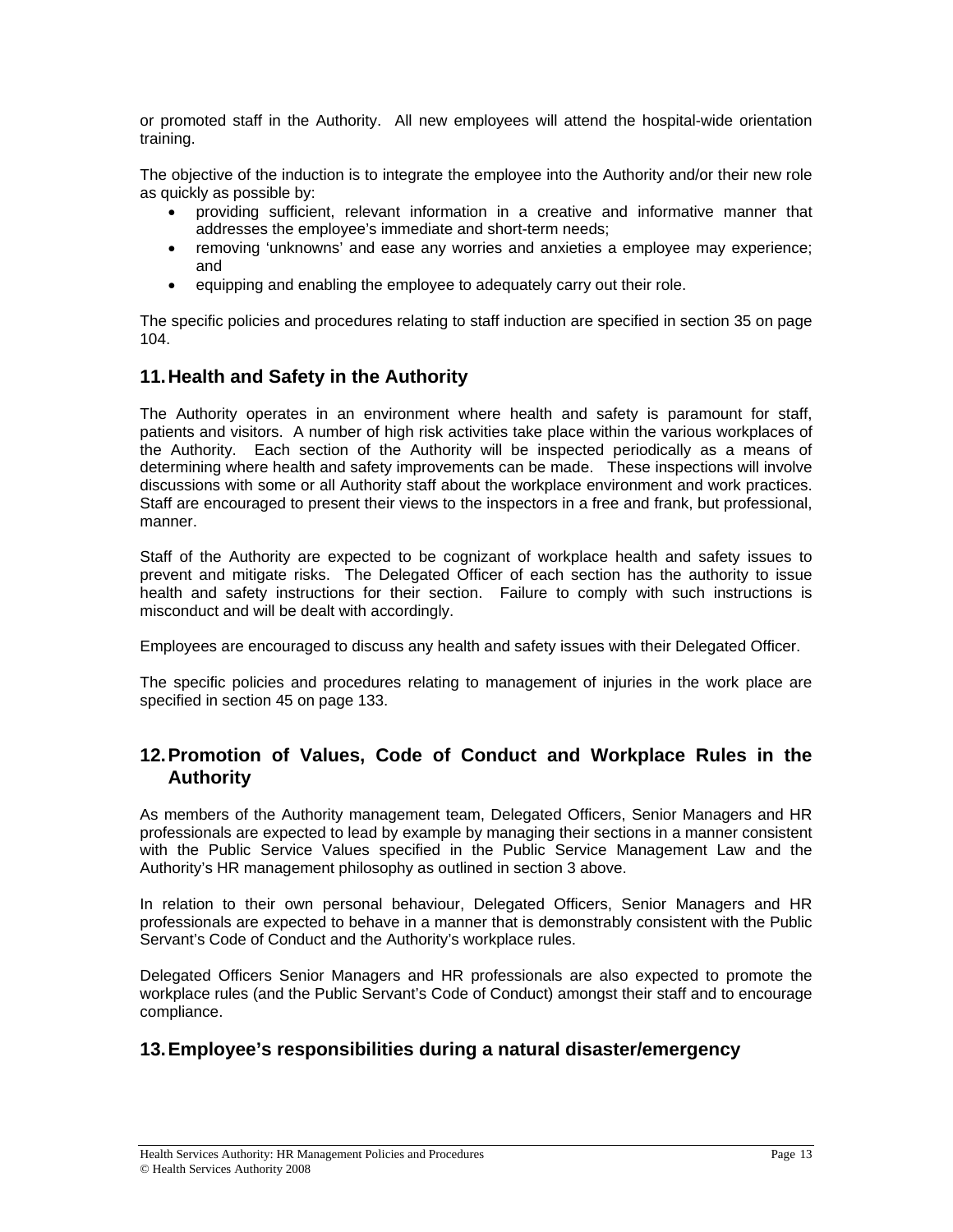or promoted staff in the Authority. All new employees will attend the hospital-wide orientation training.

The objective of the induction is to integrate the employee into the Authority and/or their new role as quickly as possible by:

- providing sufficient, relevant information in a creative and informative manner that addresses the employee's immediate and short-term needs;
- removing 'unknowns' and ease any worries and anxieties a employee may experience; and
- equipping and enabling the employee to adequately carry out their role.

The specific policies and procedures relating to staff induction are specified in section 35 on page 104.

## 11. Health and Safety in the Authority

The Authority operates in an environment where health and safety is paramount for staff, patients and visitors. A number of high risk activities take place within the various workplaces of the Authority. Each section of the Authority will be inspected periodically as a means of determining where health and safety improvements can be made. These inspections will involve discussions with some or all Authority staff about the workplace environment and work practices. Staff are encouraged to present their views to the inspectors in a free and frank, but professional, manner.

Staff of the Authority are expected to be cognizant of workplace health and safety issues to prevent and mitigate risks. The Delegated Officer of each section has the authority to issue health and safety instructions for their section. Failure to comply with such instructions is misconduct and will be dealt with accordingly.

Employees are encouraged to discuss any health and safety issues with their Delegated Officer.

The specific policies and procedures relating to management of injuries in the work place are specified in section 45 on page 133.

## 12. Promotion of Values, Code of Conduct and Workplace Rules in the Authority

As members of the Authority management team, Delegated Officers, Senior Managers and HR professionals are expected to lead by example by managing their sections in a manner consistent with the Public Service Values specified in the Public Service Management Law and the Authority's HR management philosophy as outlined in section 3 above.

In relation to their own personal behaviour, Delegated Officers, Senior Managers and HR professionals are expected to behave in a manner that is demonstrably consistent with the Public Servant's Code of Conduct and the Authority's workplace rules.

Delegated Officers Senior Managers and HR professionals are also expected to promote the workplace rules (and the Public Servant's Code of Conduct) amongst their staff and to encourage compliance.

## 13. Employee's responsibilities during a natural disaster/emergency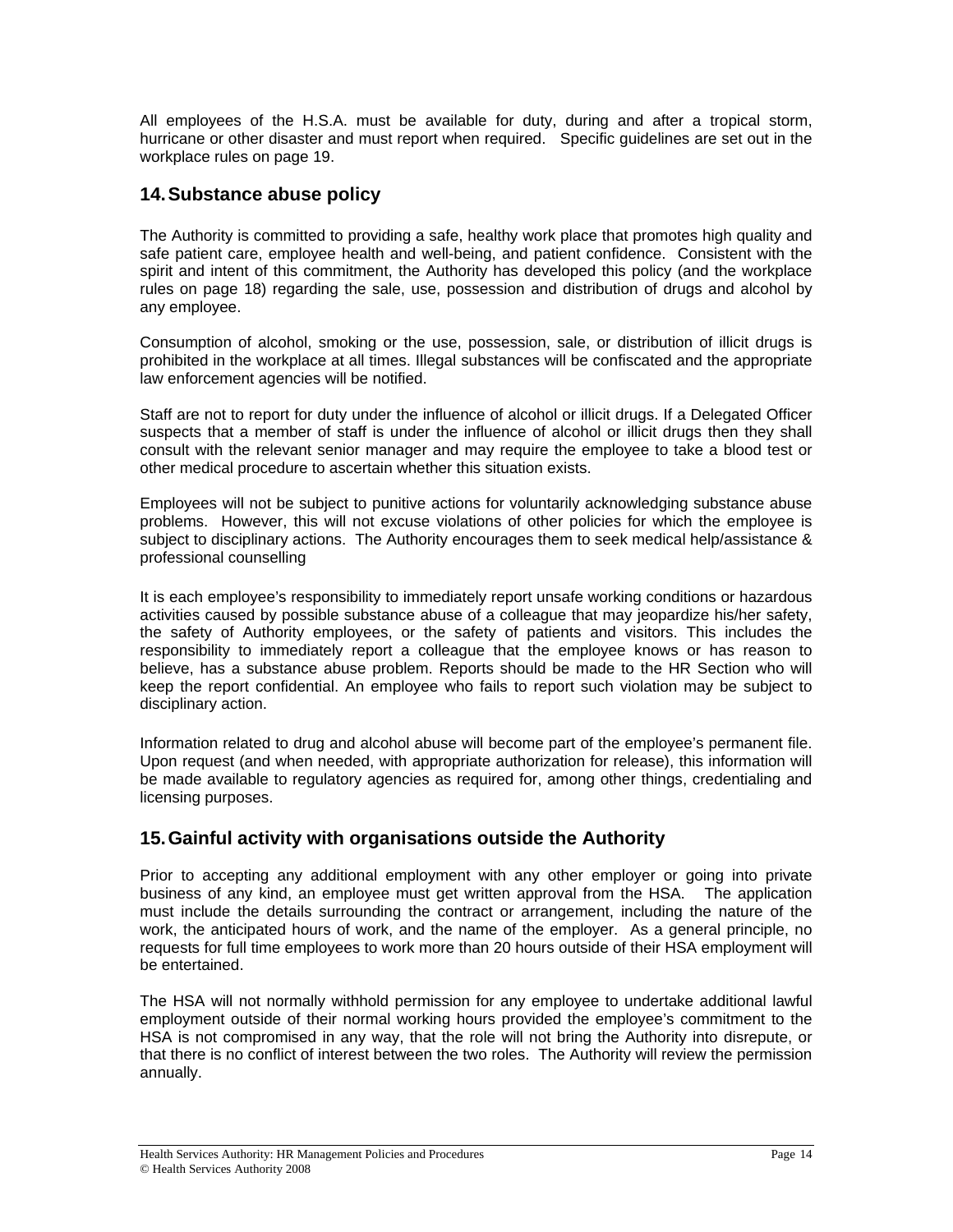All employees of the H.S.A. must be available for duty, during and after a tropical storm, hurricane or other disaster and must report when required. Specific guidelines are set out in the workplace rules on page 19.

## 14. Substance abuse policy

The Authority is committed to providing a safe, healthy work place that promotes high quality and safe patient care, employee health and well-being, and patient confidence. Consistent with the spirit and intent of this commitment, the Authority has developed this policy (and the workplace rules on page 18) regarding the sale, use, possession and distribution of drugs and alcohol by any employee.

Consumption of alcohol, smoking or the use, possession, sale, or distribution of illicit drugs is prohibited in the workplace at all times. Illegal substances will be confiscated and the appropriate law enforcement agencies will be notified.

Staff are not to report for duty under the influence of alcohol or illicit drugs. If a Delegated Officer suspects that a member of staff is under the influence of alcohol or illicit drugs then they shall consult with the relevant senior manager and may require the employee to take a blood test or other medical procedure to ascertain whether this situation exists.

Employees will not be subject to punitive actions for voluntarily acknowledging substance abuse problems. However, this will not excuse violations of other policies for which the employee is subject to disciplinary actions. The Authority encourages them to seek medical help/assistance & professional counselling

It is each employee's responsibility to immediately report unsafe working conditions or hazardous activities caused by possible substance abuse of a colleague that may jeopardize his/her safety, the safety of Authority employees, or the safety of patients and visitors. This includes the responsibility to immediately report a colleague that the employee knows or has reason to believe, has a substance abuse problem. Reports should be made to the HR Section who will keep the report confidential. An employee who fails to report such violation may be subject to disciplinary action.

Information related to drug and alcohol abuse will become part of the employee's permanent file. Upon request (and when needed, with appropriate authorization for release), this information will be made available to regulatory agencies as required for, among other things, credentialing and licensing purposes.

## 15. Gainful activity with organisations outside the Authority

Prior to accepting any additional employment with any other employer or going into private business of any kind, an employee must get written approval from the HSA. The application must include the details surrounding the contract or arrangement, including the nature of the work, the anticipated hours of work, and the name of the employer. As a general principle, no requests for full time employees to work more than 20 hours outside of their HSA employment will be entertained.

The HSA will not normally withhold permission for any employee to undertake additional lawful employment outside of their normal working hours provided the employee's commitment to the HSA is not compromised in any way, that the role will not bring the Authority into disrepute, or that there is no conflict of interest between the two roles. The Authority will review the permission annually.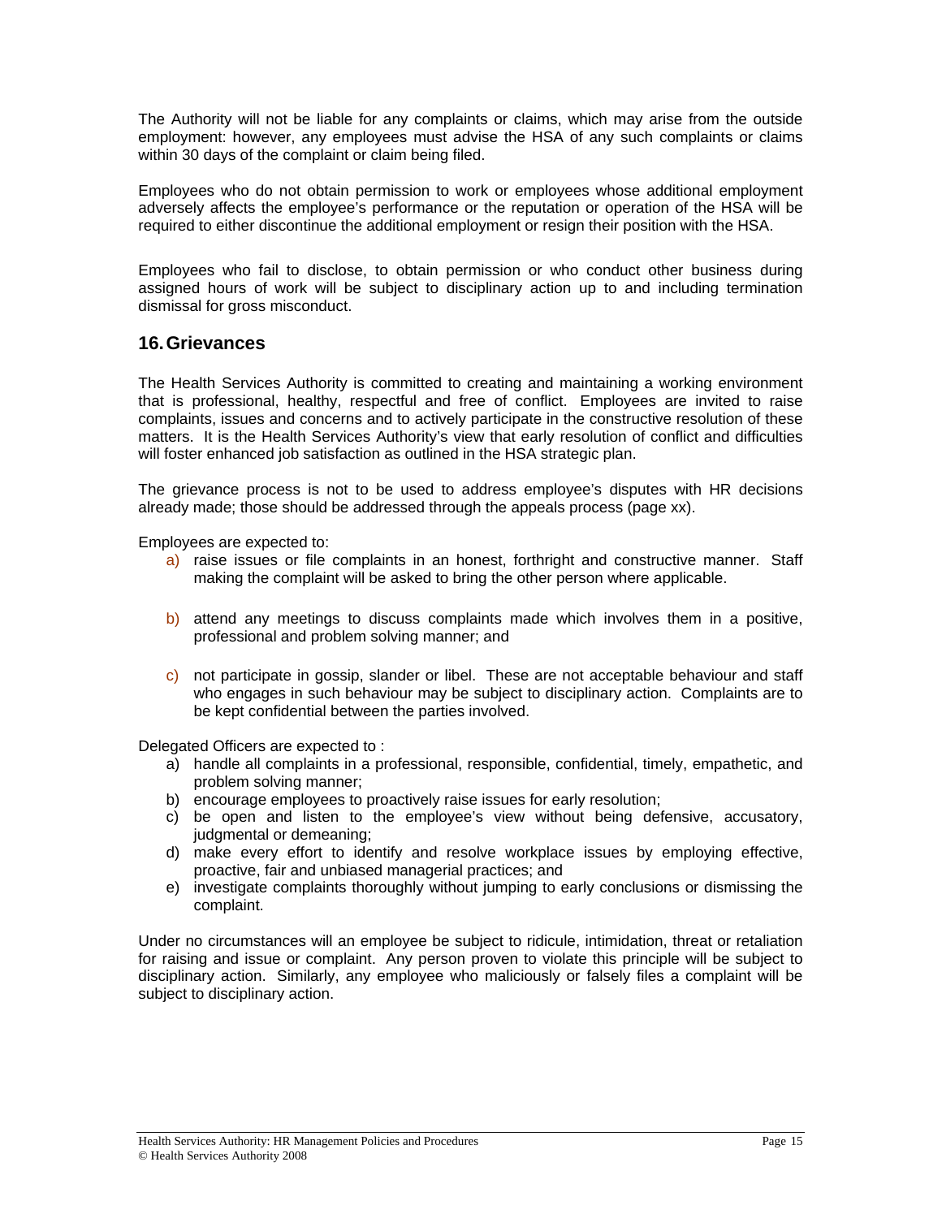The Authority will not be liable for any complaints or claims, which may arise from the outside employment: however, any employees must advise the HSA of any such complaints or claims within 30 days of the complaint or claim being filed.

Employees who do not obtain permission to work or employees whose additional employment adversely affects the employee's performance or the reputation or operation of the HSA will be required to either discontinue the additional employment or resign their position with the HSA.

Employees who fail to disclose, to obtain permission or who conduct other business during assigned hours of work will be subject to disciplinary action up to and including termination dismissal for gross misconduct.

## 16. Grievances

The Health Services Authority is committed to creating and maintaining a working environment that is professional, healthy, respectful and free of conflict. Employees are invited to raise complaints, issues and concerns and to actively participate in the constructive resolution of these matters. It is the Health Services Authority's view that early resolution of conflict and difficulties will foster enhanced job satisfaction as outlined in the HSA strategic plan.

The grievance process is not to be used to address employee's disputes with HR decisions already made; those should be addressed through the appeals process (page xx).

Employees are expected to:

a) raise issues or file complaints in an honest, forthright and constructive manner. Staff making the complaint will be asked to bring the other person where applicable.

b) attend any meetings to discuss complaints made which involves them in a positive, professional and problem solving manner; and

c) not participate in gossip, slander or libel. These are not acceptable behaviour and staff who engages in such behaviour may be subject to disciplinary action. Complaints are to be kept confidential between the parties involved.

Delegated Officers are expected to :

a) handle all complaints in a professional, responsible, confidential, timely, empathetic, and problem solving manner;
b) encourage employees to proactively raise issues for early resolution;
c) be open and listen to the employee's view without being defensive, accusatory, judgmental or demeaning;
d) make every effort to identify and resolve workplace issues by employing effective, proactive, fair and unbiased managerial practices; and
e) investigate complaints thoroughly without jumping to early conclusions or dismissing the complaint.

Under no circumstances will an employee be subject to ridicule, intimidation, threat or retaliation for raising and issue or complaint. Any person proven to violate this principle will be subject to disciplinary action. Similarly, any employee who maliciously or falsely files a complaint will be subject to disciplinary action.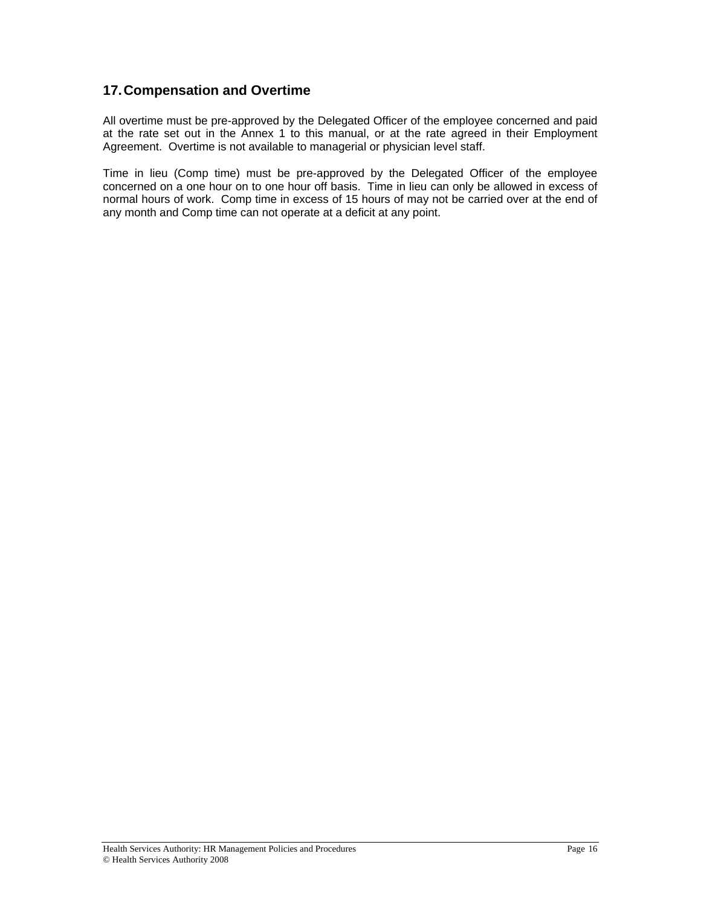## 17. Compensation and Overtime

All overtime must be pre-approved by the Delegated Officer of the employee concerned and paid at the rate set out in the Annex 1 to this manual, or at the rate agreed in their Employment Agreement. Overtime is not available to managerial or physician level staff.

Time in lieu (Comp time) must be pre-approved by the Delegated Officer of the employee concerned on a one hour on to one hour off basis. Time in lieu can only be allowed in excess of normal hours of work. Comp time in excess of 15 hours of may not be carried over at the end of any month and Comp time can not operate at a deficit at any point.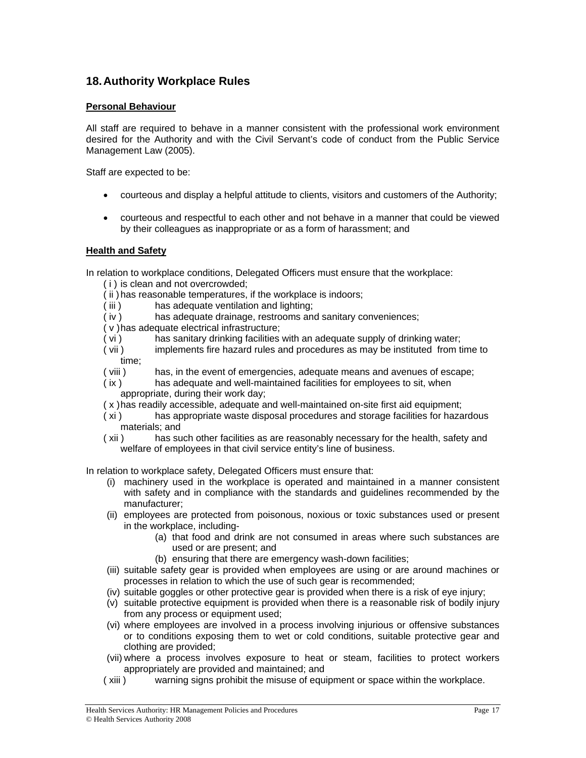## 18. Authority Workplace Rules

**Personal Behaviour**

All staff are required to behave in a manner consistent with the professional work environment desired for the Authority and with the Civil Servant's code of conduct from the Public Service Management Law (2005).

Staff are expected to be:

- courteous and display a helpful attitude to clients, visitors and customers of the Authority;
- courteous and respectful to each other and not behave in a manner that could be viewed by their colleagues as inappropriate or as a form of harassment; and

**Health and Safety**

In relation to workplace conditions, Delegated Officers must ensure that the workplace:

( i ) is clean and not overcrowded;
( ii ) has reasonable temperatures, if the workplace is indoors;
( iii ) has adequate ventilation and lighting;
( iv ) has adequate drainage, restrooms and sanitary conveniences;
( v ) has adequate electrical infrastructure;
( vi ) has sanitary drinking facilities with an adequate supply of drinking water;
( vii ) implements fire hazard rules and procedures as may be instituted from time to time;
( viii ) has, in the event of emergencies, adequate means and avenues of escape;
( ix ) has adequate and well-maintained facilities for employees to sit, when appropriate, during their work day;
( x ) has readily accessible, adequate and well-maintained on-site first aid equipment;
( xi ) has appropriate waste disposal procedures and storage facilities for hazardous materials; and
( xii ) has such other facilities as are reasonably necessary for the health, safety and welfare of employees in that civil service entity's line of business.

In relation to workplace safety, Delegated Officers must ensure that:

(i) machinery used in the workplace is operated and maintained in a manner consistent with safety and in compliance with the standards and guidelines recommended by the manufacturer;
(ii) employees are protected from poisonous, noxious or toxic substances used or present in the workplace, including-
    (a) that food and drink are not consumed in areas where such substances are used or are present; and
    (b) ensuring that there are emergency wash-down facilities;
(iii) suitable safety gear is provided when employees are using or are around machines or processes in relation to which the use of such gear is recommended;
(iv) suitable goggles or other protective gear is provided when there is a risk of eye injury;
(v) suitable protective equipment is provided when there is a reasonable risk of bodily injury from any process or equipment used;
(vi) where employees are involved in a process involving injurious or offensive substances or to conditions exposing them to wet or cold conditions, suitable protective gear and clothing are provided;
(vii) where a process involves exposure to heat or steam, facilities to protect workers appropriately are provided and maintained; and
( xiii ) warning signs prohibit the misuse of equipment or space within the workplace.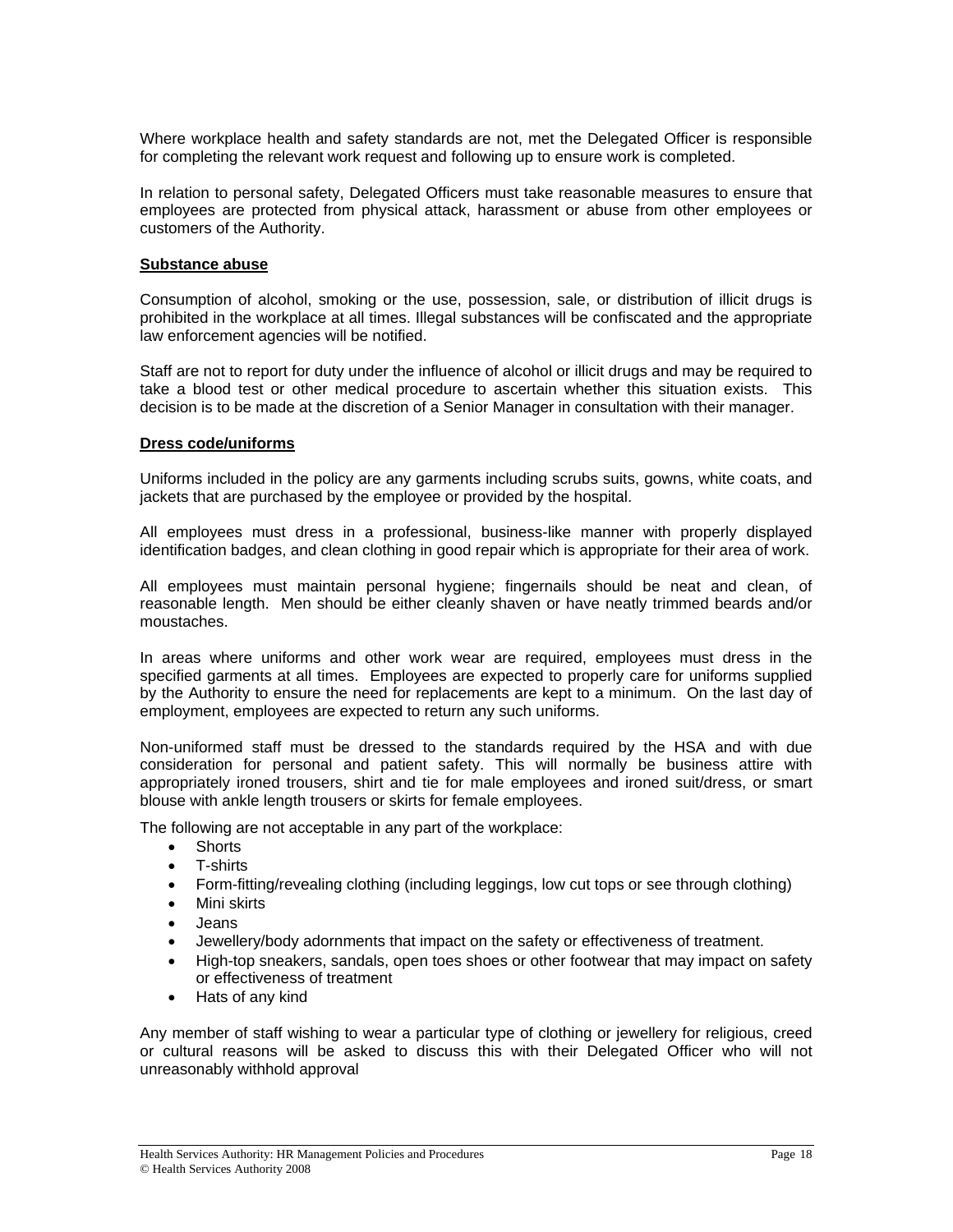Where workplace health and safety standards are not, met the Delegated Officer is responsible for completing the relevant work request and following up to ensure work is completed.

In relation to personal safety, Delegated Officers must take reasonable measures to ensure that employees are protected from physical attack, harassment or abuse from other employees or customers of the Authority.

**Substance abuse**

Consumption of alcohol, smoking or the use, possession, sale, or distribution of illicit drugs is prohibited in the workplace at all times. Illegal substances will be confiscated and the appropriate law enforcement agencies will be notified.

Staff are not to report for duty under the influence of alcohol or illicit drugs and may be required to take a blood test or other medical procedure to ascertain whether this situation exists. This decision is to be made at the discretion of a Senior Manager in consultation with their manager.

**Dress code/uniforms**

Uniforms included in the policy are any garments including scrubs suits, gowns, white coats, and jackets that are purchased by the employee or provided by the hospital.

All employees must dress in a professional, business-like manner with properly displayed identification badges, and clean clothing in good repair which is appropriate for their area of work.

All employees must maintain personal hygiene; fingernails should be neat and clean, of reasonable length. Men should be either cleanly shaven or have neatly trimmed beards and/or moustaches.

In areas where uniforms and other work wear are required, employees must dress in the specified garments at all times. Employees are expected to properly care for uniforms supplied by the Authority to ensure the need for replacements are kept to a minimum. On the last day of employment, employees are expected to return any such uniforms.

Non-uniformed staff must be dressed to the standards required by the HSA and with due consideration for personal and patient safety. This will normally be business attire with appropriately ironed trousers, shirt and tie for male employees and ironed suit/dress, or smart blouse with ankle length trousers or skirts for female employees.

The following are not acceptable in any part of the workplace:

- Shorts
- T-shirts
- Form-fitting/revealing clothing (including leggings, low cut tops or see through clothing)
- Mini skirts
- Jeans
- Jewellery/body adornments that impact on the safety or effectiveness of treatment.
- High-top sneakers, sandals, open toes shoes or other footwear that may impact on safety or effectiveness of treatment
- Hats of any kind

Any member of staff wishing to wear a particular type of clothing or jewellery for religious, creed or cultural reasons will be asked to discuss this with their Delegated Officer who will not unreasonably withhold approval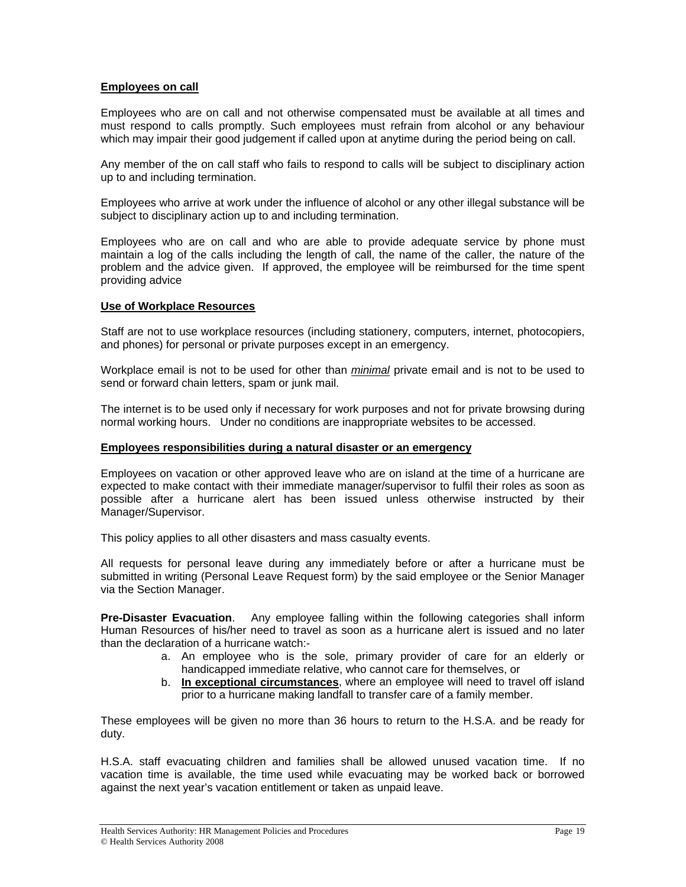**Employees on call**

Employees who are on call and not otherwise compensated must be available at all times and must respond to calls promptly. Such employees must refrain from alcohol or any behaviour which may impair their good judgement if called upon at anytime during the period being on call.

Any member of the on call staff who fails to respond to calls will be subject to disciplinary action up to and including termination.

Employees who arrive at work under the influence of alcohol or any other illegal substance will be subject to disciplinary action up to and including termination.

Employees who are on call and who are able to provide adequate service by phone must maintain a log of the calls including the length of call, the name of the caller, the nature of the problem and the advice given. If approved, the employee will be reimbursed for the time spent providing advice

**Use of Workplace Resources**

Staff are not to use workplace resources (including stationery, computers, internet, photocopiers, and phones) for personal or private purposes except in an emergency.

Workplace email is not to be used for other than ***minimal*** private email and is not to be used to send or forward chain letters, spam or junk mail.

The internet is to be used only if necessary for work purposes and not for private browsing during normal working hours. Under no conditions are inappropriate websites to be accessed.

**Employees responsibilities during a natural disaster or an emergency**

Employees on vacation or other approved leave who are on island at the time of a hurricane are expected to make contact with their immediate manager/supervisor to fulfil their roles as soon as possible after a hurricane alert has been issued unless otherwise instructed by their Manager/Supervisor.

This policy applies to all other disasters and mass casualty events.

All requests for personal leave during any immediately before or after a hurricane must be submitted in writing (Personal Leave Request form) by the said employee or the Senior Manager via the Section Manager.

**Pre-Disaster Evacuation**. Any employee falling within the following categories shall inform Human Resources of his/her need to travel as soon as a hurricane alert is issued and no later than the declaration of a hurricane watch:-

a. An employee who is the sole, primary provider of care for an elderly or handicapped immediate relative, who cannot care for themselves, or
b. **In exceptional circumstances**, where an employee will need to travel off island prior to a hurricane making landfall to transfer care of a family member.

These employees will be given no more than 36 hours to return to the H.S.A. and be ready for duty.

H.S.A. staff evacuating children and families shall be allowed unused vacation time. If no vacation time is available, the time used while evacuating may be worked back or borrowed against the next year's vacation entitlement or taken as unpaid leave.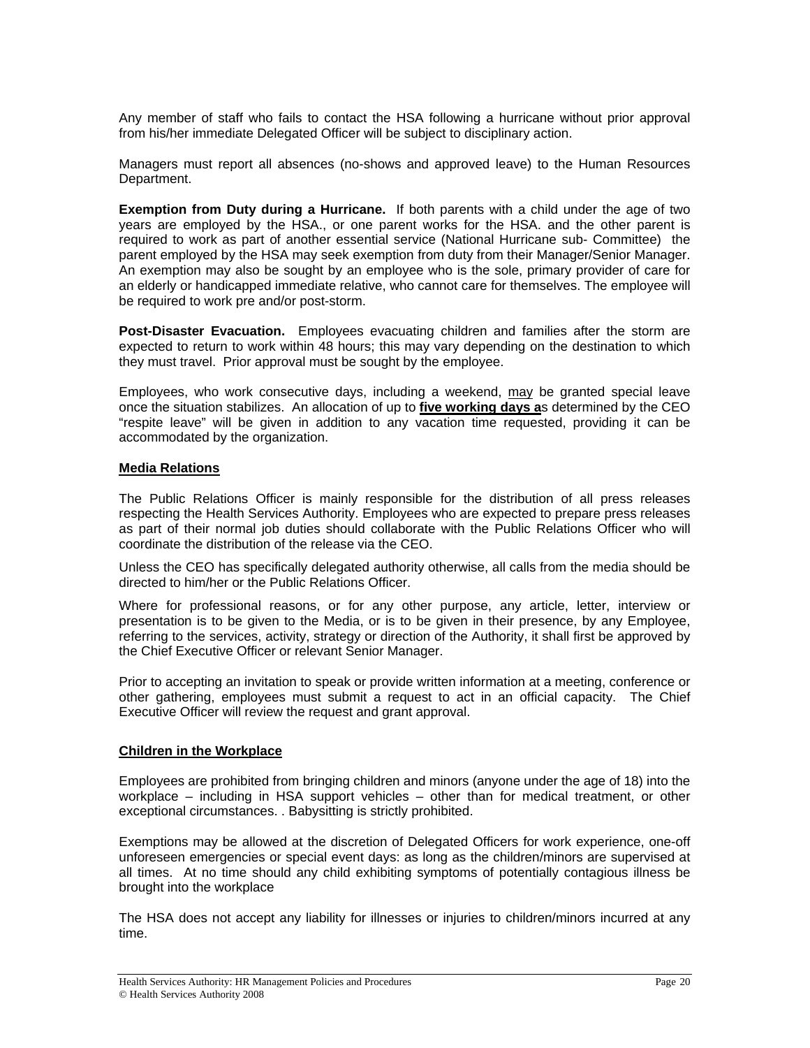Any member of staff who fails to contact the HSA following a hurricane without prior approval from his/her immediate Delegated Officer will be subject to disciplinary action.

Managers must report all absences (no-shows and approved leave) to the Human Resources Department.

**Exemption from Duty during a Hurricane.** If both parents with a child under the age of two years are employed by the HSA., or one parent works for the HSA. and the other parent is required to work as part of another essential service (National Hurricane sub- Committee) the parent employed by the HSA may seek exemption from duty from their Manager/Senior Manager. An exemption may also be sought by an employee who is the sole, primary provider of care for an elderly or handicapped immediate relative, who cannot care for themselves. The employee will be required to work pre and/or post-storm.

**Post-Disaster Evacuation.** Employees evacuating children and families after the storm are expected to return to work within 48 hours; this may vary depending on the destination to which they must travel. Prior approval must be sought by the employee.

Employees, who work consecutive days, including a weekend, <u>may</u> be granted special leave once the situation stabilizes. An allocation of up to **<u>five working days a</u>**s determined by the CEO "respite leave" will be given in addition to any vacation time requested, providing it can be accommodated by the organization.

## <u>Media Relations</u>

The Public Relations Officer is mainly responsible for the distribution of all press releases respecting the Health Services Authority. Employees who are expected to prepare press releases as part of their normal job duties should collaborate with the Public Relations Officer who will coordinate the distribution of the release via the CEO.

Unless the CEO has specifically delegated authority otherwise, all calls from the media should be directed to him/her or the Public Relations Officer.

Where for professional reasons, or for any other purpose, any article, letter, interview or presentation is to be given to the Media, or is to be given in their presence, by any Employee, referring to the services, activity, strategy or direction of the Authority, it shall first be approved by the Chief Executive Officer or relevant Senior Manager.

Prior to accepting an invitation to speak or provide written information at a meeting, conference or other gathering, employees must submit a request to act in an official capacity. The Chief Executive Officer will review the request and grant approval.

## <u>Children in the Workplace</u>

Employees are prohibited from bringing children and minors (anyone under the age of 18) into the workplace – including in HSA support vehicles – other than for medical treatment, or other exceptional circumstances. . Babysitting is strictly prohibited.

Exemptions may be allowed at the discretion of Delegated Officers for work experience, one-off unforeseen emergencies or special event days: as long as the children/minors are supervised at all times. At no time should any child exhibiting symptoms of potentially contagious illness be brought into the workplace

The HSA does not accept any liability for illnesses or injuries to children/minors incurred at any time.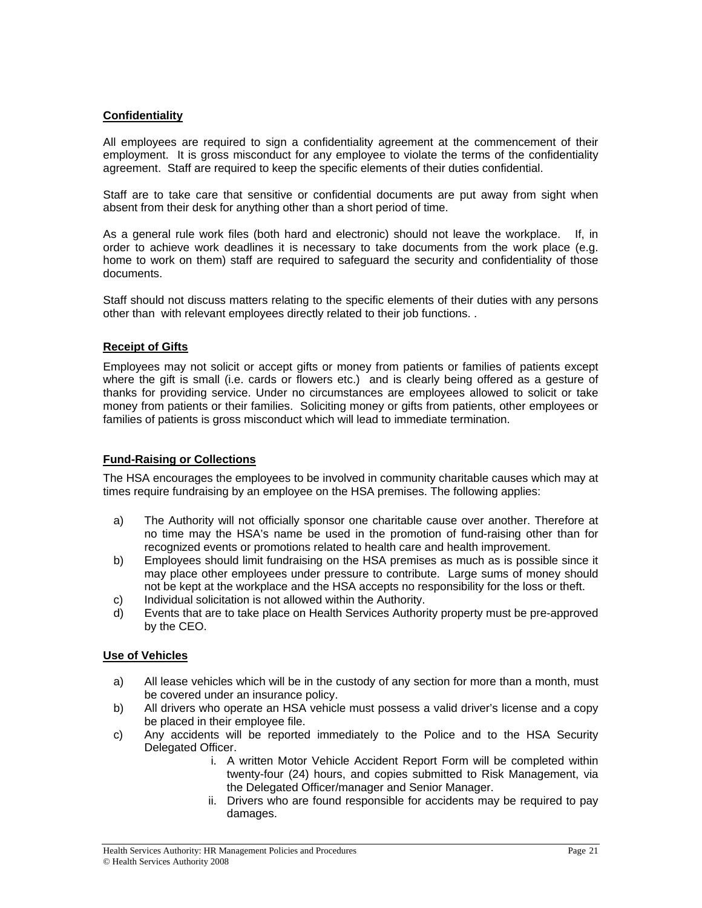### **Confidentiality**

All employees are required to sign a confidentiality agreement at the commencement of their employment. It is gross misconduct for any employee to violate the terms of the confidentiality agreement. Staff are required to keep the specific elements of their duties confidential.

Staff are to take care that sensitive or confidential documents are put away from sight when absent from their desk for anything other than a short period of time.

As a general rule work files (both hard and electronic) should not leave the workplace. If, in order to achieve work deadlines it is necessary to take documents from the work place (e.g. home to work on them) staff are required to safeguard the security and confidentiality of those documents.

Staff should not discuss matters relating to the specific elements of their duties with any persons other than with relevant employees directly related to their job functions. .

### **Receipt of Gifts**

Employees may not solicit or accept gifts or money from patients or families of patients except where the gift is small (i.e. cards or flowers etc.) and is clearly being offered as a gesture of thanks for providing service. Under no circumstances are employees allowed to solicit or take money from patients or their families. Soliciting money or gifts from patients, other employees or families of patients is gross misconduct which will lead to immediate termination.

### **Fund-Raising or Collections**

The HSA encourages the employees to be involved in community charitable causes which may at times require fundraising by an employee on the HSA premises. The following applies:

a) The Authority will not officially sponsor one charitable cause over another. Therefore at no time may the HSA's name be used in the promotion of fund-raising other than for recognized events or promotions related to health care and health improvement.
b) Employees should limit fundraising on the HSA premises as much as is possible since it may place other employees under pressure to contribute. Large sums of money should not be kept at the workplace and the HSA accepts no responsibility for the loss or theft.
c) Individual solicitation is not allowed within the Authority.
d) Events that are to take place on Health Services Authority property must be pre-approved by the CEO.

### **Use of Vehicles**

a) All lease vehicles which will be in the custody of any section for more than a month, must be covered under an insurance policy.
b) All drivers who operate an HSA vehicle must possess a valid driver's license and a copy be placed in their employee file.
c) Any accidents will be reported immediately to the Police and to the HSA Security Delegated Officer.
    i. A written Motor Vehicle Accident Report Form will be completed within twenty-four (24) hours, and copies submitted to Risk Management, via the Delegated Officer/manager and Senior Manager.
    ii. Drivers who are found responsible for accidents may be required to pay damages.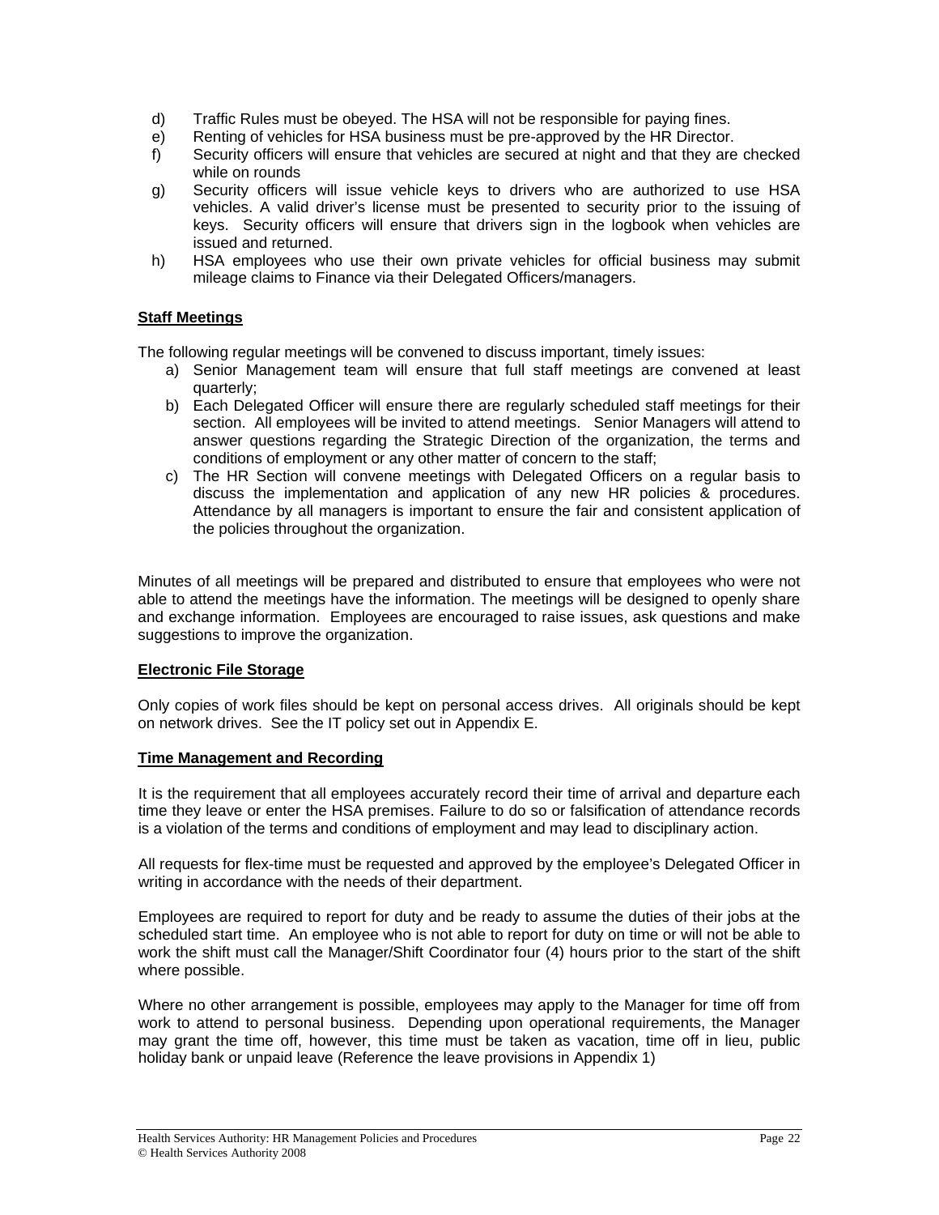d) Traffic Rules must be obeyed. The HSA will not be responsible for paying fines.
e) Renting of vehicles for HSA business must be pre-approved by the HR Director.
f) Security officers will ensure that vehicles are secured at night and that they are checked while on rounds
g) Security officers will issue vehicle keys to drivers who are authorized to use HSA vehicles. A valid driver's license must be presented to security prior to the issuing of keys. Security officers will ensure that drivers sign in the logbook when vehicles are issued and returned.
h) HSA employees who use their own private vehicles for official business may submit mileage claims to Finance via their Delegated Officers/managers.

**Staff Meetings**

The following regular meetings will be convened to discuss important, timely issues:

a) Senior Management team will ensure that full staff meetings are convened at least quarterly;
b) Each Delegated Officer will ensure there are regularly scheduled staff meetings for their section. All employees will be invited to attend meetings. Senior Managers will attend to answer questions regarding the Strategic Direction of the organization, the terms and conditions of employment or any other matter of concern to the staff;
c) The HR Section will convene meetings with Delegated Officers on a regular basis to discuss the implementation and application of any new HR policies & procedures. Attendance by all managers is important to ensure the fair and consistent application of the policies throughout the organization.

Minutes of all meetings will be prepared and distributed to ensure that employees who were not able to attend the meetings have the information. The meetings will be designed to openly share and exchange information. Employees are encouraged to raise issues, ask questions and make suggestions to improve the organization.

**Electronic File Storage**

Only copies of work files should be kept on personal access drives. All originals should be kept on network drives. See the IT policy set out in Appendix E.

**Time Management and Recording**

It is the requirement that all employees accurately record their time of arrival and departure each time they leave or enter the HSA premises. Failure to do so or falsification of attendance records is a violation of the terms and conditions of employment and may lead to disciplinary action.

All requests for flex-time must be requested and approved by the employee's Delegated Officer in writing in accordance with the needs of their department.

Employees are required to report for duty and be ready to assume the duties of their jobs at the scheduled start time. An employee who is not able to report for duty on time or will not be able to work the shift must call the Manager/Shift Coordinator four (4) hours prior to the start of the shift where possible.

Where no other arrangement is possible, employees may apply to the Manager for time off from work to attend to personal business. Depending upon operational requirements, the Manager may grant the time off, however, this time must be taken as vacation, time off in lieu, public holiday bank or unpaid leave (Reference the leave provisions in Appendix 1)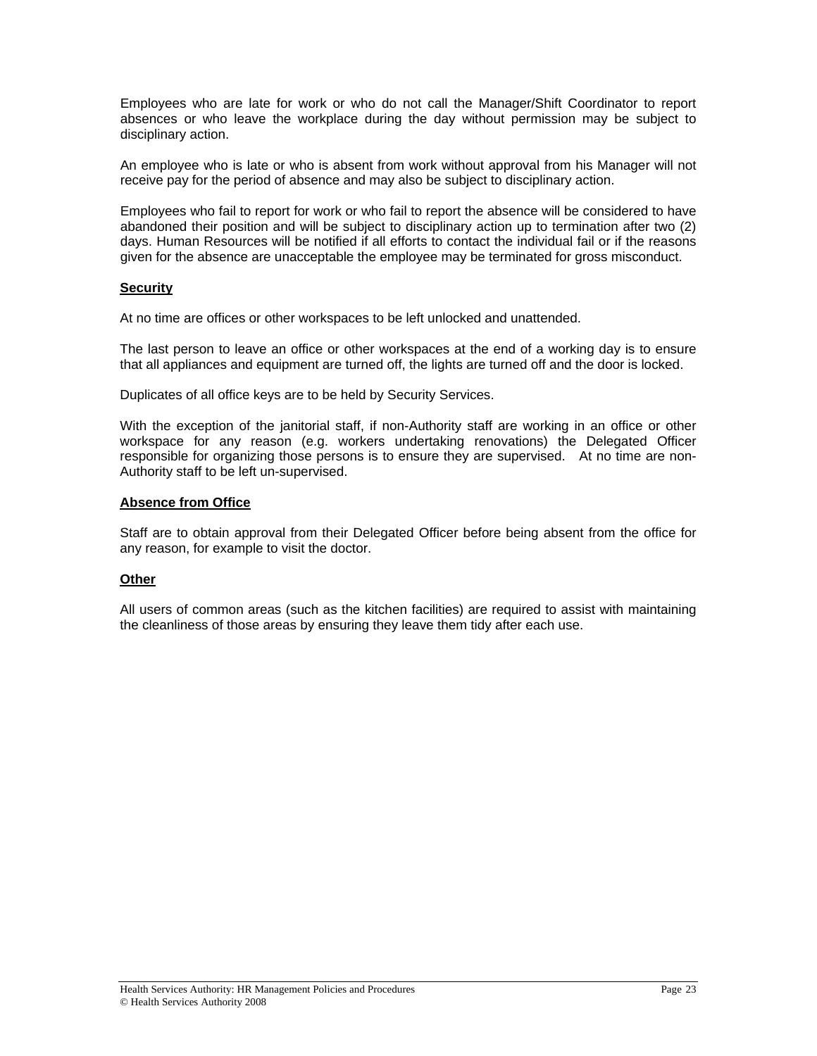Employees who are late for work or who do not call the Manager/Shift Coordinator to report absences or who leave the workplace during the day without permission may be subject to disciplinary action.

An employee who is late or who is absent from work without approval from his Manager will not receive pay for the period of absence and may also be subject to disciplinary action.

Employees who fail to report for work or who fail to report the absence will be considered to have abandoned their position and will be subject to disciplinary action up to termination after two (2) days. Human Resources will be notified if all efforts to contact the individual fail or if the reasons given for the absence are unacceptable the employee may be terminated for gross misconduct.

**Security**

At no time are offices or other workspaces to be left unlocked and unattended.

The last person to leave an office or other workspaces at the end of a working day is to ensure that all appliances and equipment are turned off, the lights are turned off and the door is locked.

Duplicates of all office keys are to be held by Security Services.

With the exception of the janitorial staff, if non-Authority staff are working in an office or other workspace for any reason (e.g. workers undertaking renovations) the Delegated Officer responsible for organizing those persons is to ensure they are supervised. At no time are non-Authority staff to be left un-supervised.

**Absence from Office**

Staff are to obtain approval from their Delegated Officer before being absent from the office for any reason, for example to visit the doctor.

**Other**

All users of common areas (such as the kitchen facilities) are required to assist with maintaining the cleanliness of those areas by ensuring they leave them tidy after each use.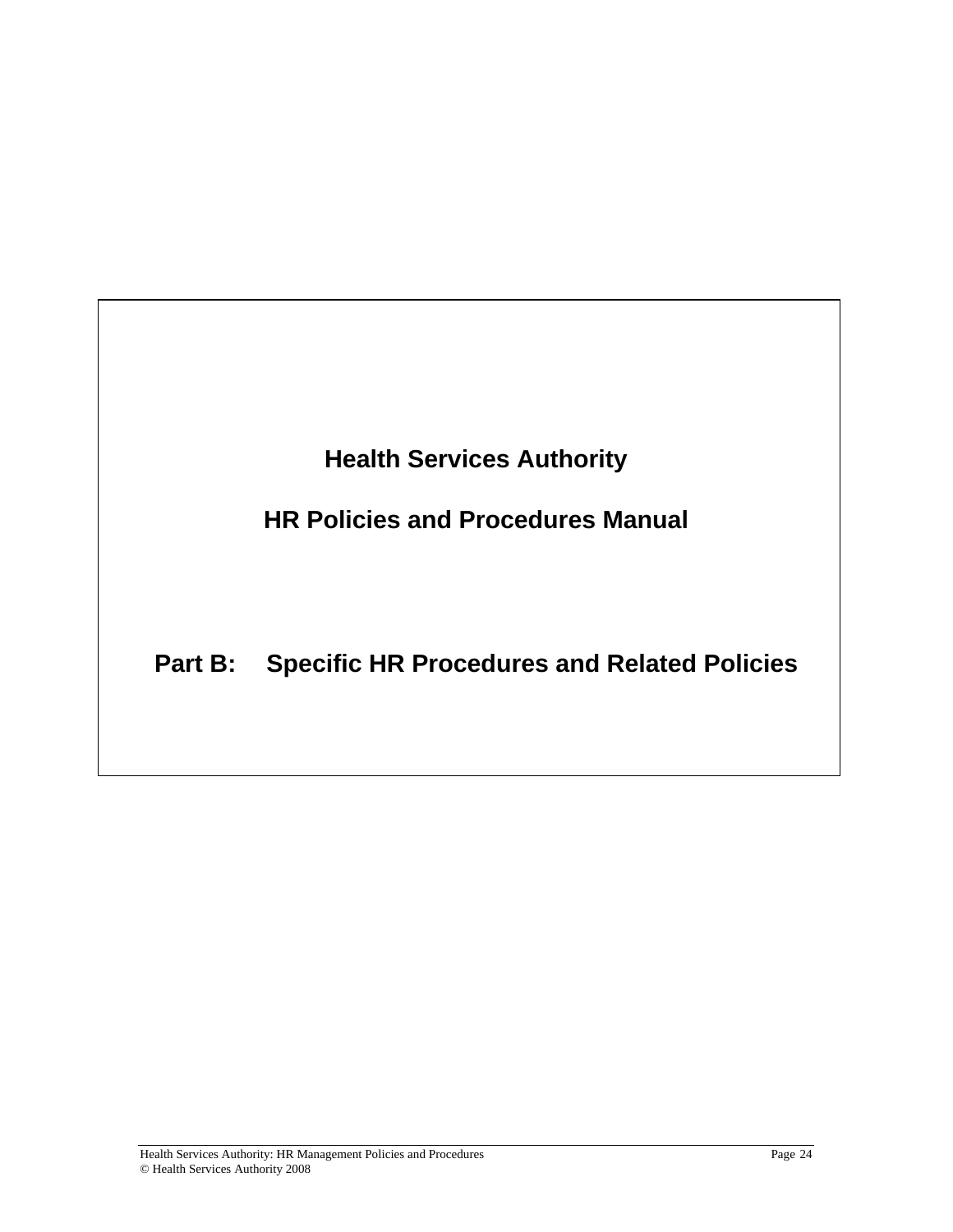# Health Services Authority

# HR Policies and Procedures Manual

# Part B: Specific HR Procedures and Related Policies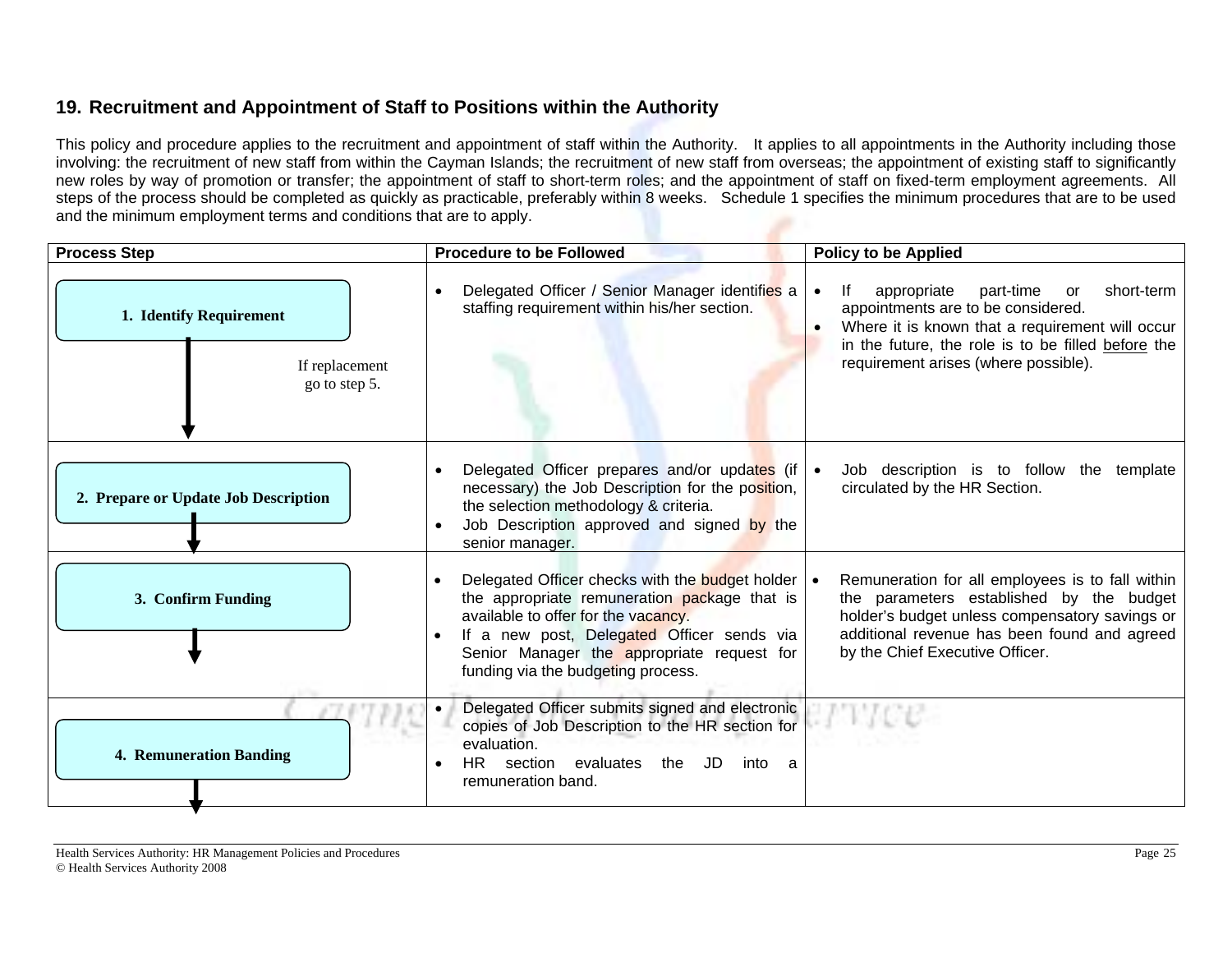## 19. Recruitment and Appointment of Staff to Positions within the Authority

This policy and procedure applies to the recruitment and appointment of staff within the Authority. It applies to all appointments in the Authority including those involving: the recruitment of new staff from within the Cayman Islands; the recruitment of new staff from overseas; the appointment of existing staff to significantly new roles by way of promotion or transfer; the appointment of staff to short-term roles; and the appointment of staff on fixed-term employment agreements. All steps of the process should be completed as quickly as practicable, preferably within 8 weeks. Schedule 1 specifies the minimum procedures that are to be used and the minimum employment terms and conditions that are to apply.

| Process Step | Procedure to be Followed | Policy to be Applied |
|---|---|---|
| **1. Identify Requirement**<br>If replacement go to step 5. | • Delegated Officer / Senior Manager identifies a staffing requirement within his/her section. | • If appropriate part-time or short-term appointments are to be considered.<br>• Where it is known that a requirement will occur in the future, the role is to be filled <u>before</u> the requirement arises (where possible). |
| **2. Prepare or Update Job Description** | • Delegated Officer prepares and/or updates (if necessary) the Job Description for the position, the selection methodology & criteria.<br>• Job Description approved and signed by the senior manager. | • Job description is to follow the template circulated by the HR Section. |
| **3. Confirm Funding** | • Delegated Officer checks with the budget holder the appropriate remuneration package that is available to offer for the vacancy.<br>• If a new post, Delegated Officer sends via Senior Manager the appropriate request for funding via the budgeting process. | • Remuneration for all employees is to fall within the parameters established by the budget holder's budget unless compensatory savings or additional revenue has been found and agreed by the Chief Executive Officer. |
| **4. Remuneration Banding** | • Delegated Officer submits signed and electronic copies of Job Description to the HR section for evaluation.<br>• HR section evaluates the JD into a remuneration band. | |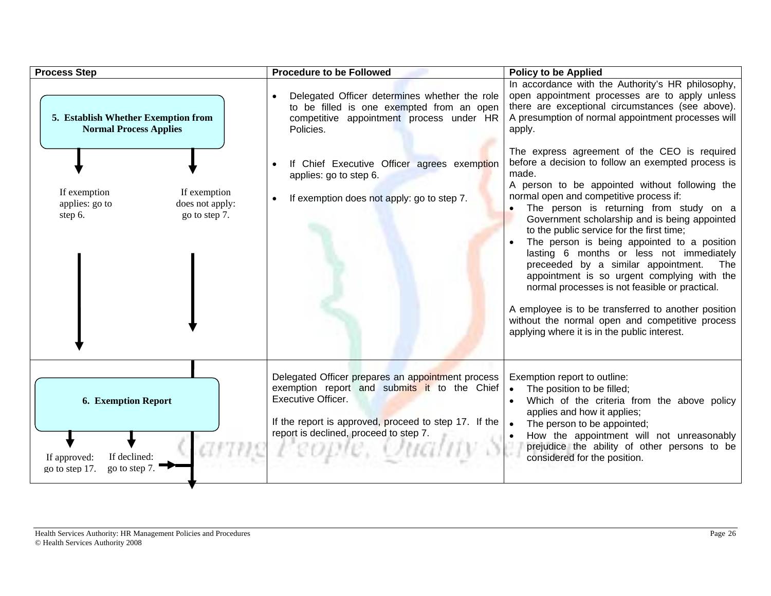| Process Step | Procedure to be Followed | Policy to be Applied |
|---|---|---|
| **5. Establish Whether Exemption from Normal Process Applies**<br><br>If exemption applies: go to step 6.<br><br>If exemption does not apply: go to step 7. | • Delegated Officer determines whether the role to be filled is one exempted from an open competitive appointment process under HR Policies.<br><br>• If Chief Executive Officer agrees exemption applies: go to step 6.<br><br>• If exemption does not apply: go to step 7. | In accordance with the Authority's HR philosophy, open appointment processes are to apply unless there are exceptional circumstances (see above). A presumption of normal appointment processes will apply.<br><br>The express agreement of the CEO is required before a decision to follow an exempted process is made.<br>A person to be appointed without following the normal open and competitive process if:<br>• The person is returning from study on a Government scholarship and is being appointed to the public service for the first time;<br>• The person is being appointed to a position lasting 6 months or less not immediately preceeded by a similar appointment. The appointment is so urgent complying with the normal processes is not feasible or practical.<br><br>A employee is to be transferred to another position without the normal open and competitive process applying where it is in the public interest. |
| **6. Exemption Report**<br><br>If approved: go to step 17.<br><br>If declined: go to step 7. | Delegated Officer prepares an appointment process exemption report and submits it to the Chief Executive Officer.<br><br>If the report is approved, proceed to step 17. If the report is declined, proceed to step 7. | Exemption report to outline:<br>• The position to be filled;<br>• Which of the criteria from the above policy applies and how it applies;<br>• The person to be appointed;<br>• How the appointment will not unreasonably prejudice the ability of other persons to be considered for the position. |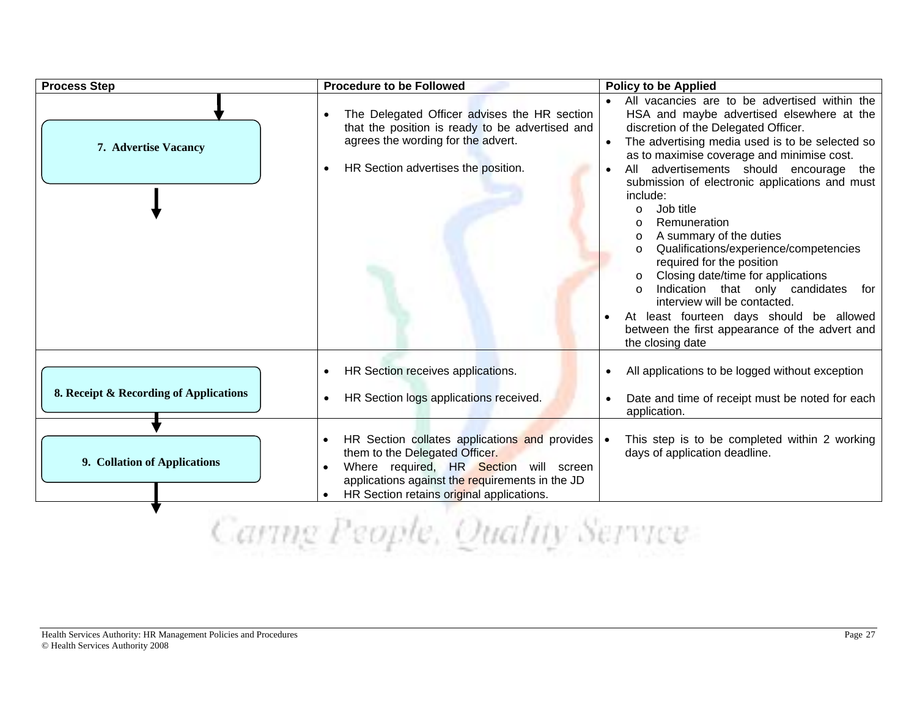| Process Step | Procedure to be Followed | Policy to be Applied |
|---|---|---|
| **7. Advertise Vacancy** | • The Delegated Officer advises the HR section that the position is ready to be advertised and agrees the wording for the advert.<br>• HR Section advertises the position. | • All vacancies are to be advertised within the HSA and maybe advertised elsewhere at the discretion of the Delegated Officer.<br>• The advertising media used is to be selected so as to maximise coverage and minimise cost.<br>• All advertisements should encourage the submission of electronic applications and must include:<br>  o Job title<br>  o Remuneration<br>  o A summary of the duties<br>  o Qualifications/experience/competencies required for the position<br>  o Closing date/time for applications<br>  o Indication that only candidates for interview will be contacted.<br>• At least fourteen days should be allowed between the first appearance of the advert and the closing date |
| **8. Receipt & Recording of Applications** | • HR Section receives applications.<br>• HR Section logs applications received. | • All applications to be logged without exception<br>• Date and time of receipt must be noted for each application. |
| **9. Collation of Applications** | • HR Section collates applications and provides them to the Delegated Officer.<br>• Where required, HR Section will screen applications against the requirements in the JD<br>• HR Section retains original applications. | • This step is to be completed within 2 working days of application deadline. |

*Caring People, Quality Service*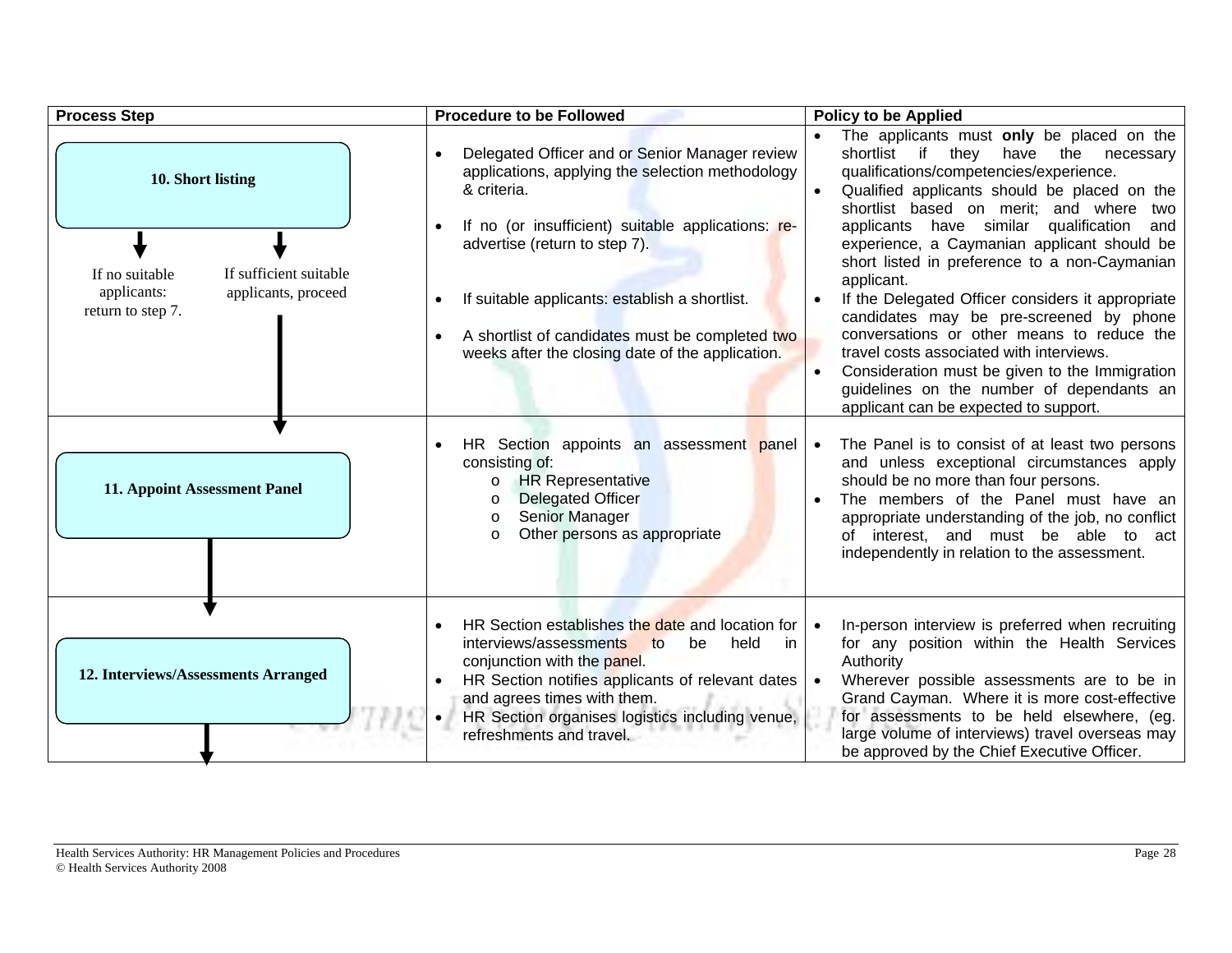| Process Step | Procedure to be Followed | Policy to be Applied |
| --- | --- | --- |
| **10. Short listing**<br><br>If no suitable applicants: return to step 7.<br><br>If sufficient suitable applicants, proceed | • Delegated Officer and or Senior Manager review applications, applying the selection methodology & criteria.<br>• If no (or insufficient) suitable applications: re-advertise (return to step 7).<br>• If suitable applicants: establish a shortlist.<br>• A shortlist of candidates must be completed two weeks after the closing date of the application. | • The applicants must **only** be placed on the shortlist if they have the necessary qualifications/competencies/experience.<br>• Qualified applicants should be placed on the shortlist based on merit; and where two applicants have similar qualification and experience, a Caymanian applicant should be short listed in preference to a non-Caymanian applicant.<br>• If the Delegated Officer considers it appropriate candidates may be pre-screened by phone conversations or other means to reduce the travel costs associated with interviews.<br>• Consideration must be given to the Immigration guidelines on the number of dependants an applicant can be expected to support. |
| **11. Appoint Assessment Panel** | • HR Section appoints an assessment panel consisting of:<br>  o HR Representative<br>  o Delegated Officer<br>  o Senior Manager<br>  o Other persons as appropriate | • The Panel is to consist of at least two persons and unless exceptional circumstances apply should be no more than four persons.<br>• The members of the Panel must have an appropriate understanding of the job, no conflict of interest, and must be able to act independently in relation to the assessment. |
| **12. Interviews/Assessments Arranged** | • HR Section establishes the date and location for interviews/assessments to be held in conjunction with the panel.<br>• HR Section notifies applicants of relevant dates and agrees times with them.<br>• HR Section organises logistics including venue, refreshments and travel. | • In-person interview is preferred when recruiting for any position within the Health Services Authority<br>• Wherever possible assessments are to be in Grand Cayman. Where it is more cost-effective for assessments to be held elsewhere, (eg. large volume of interviews) travel overseas may be approved by the Chief Executive Officer. |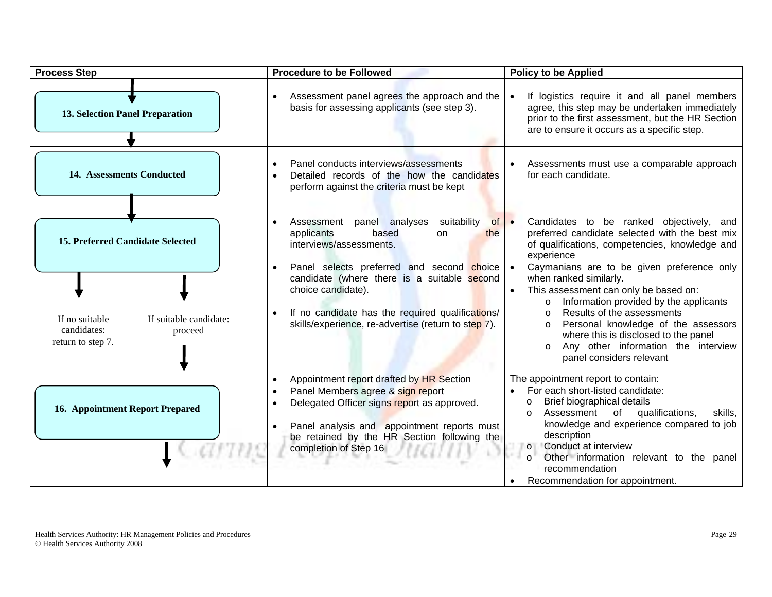| Process Step | Procedure to be Followed | Policy to be Applied |
|---|---|---|
| **13. Selection Panel Preparation** | • Assessment panel agrees the approach and the basis for assessing applicants (see step 3). | • If logistics require it and all panel members agree, this step may be undertaken immediately prior to the first assessment, but the HR Section are to ensure it occurs as a specific step. |
| **14. Assessments Conducted** | • Panel conducts interviews/assessments<br>• Detailed records of the how the candidates perform against the criteria must be kept | • Assessments must use a comparable approach for each candidate. |
| **15. Preferred Candidate Selected**<br><br>If no suitable candidates: return to step 7.<br><br>If suitable candidate: proceed | • Assessment panel analyses suitability of applicants based on the interviews/assessments.<br><br>• Panel selects preferred and second choice candidate (where there is a suitable second choice candidate).<br><br>• If no candidate has the required qualifications/ skills/experience, re-advertise (return to step 7). | • Candidates to be ranked objectively, and preferred candidate selected with the best mix of qualifications, competencies, knowledge and experience<br>• Caymanians are to be given preference only when ranked similarly.<br>• This assessment can only be based on:<br>  o Information provided by the applicants<br>  o Results of the assessments<br>  o Personal knowledge of the assessors where this is disclosed to the panel<br>  o Any other information the interview panel considers relevant |
| **16. Appointment Report Prepared** | • Appointment report drafted by HR Section<br>• Panel Members agree & sign report<br>• Delegated Officer signs report as approved.<br><br>• Panel analysis and appointment reports must be retained by the HR Section following the completion of Step 16 | The appointment report to contain:<br>• For each short-listed candidate:<br>  o Brief biographical details<br>  o Assessment of qualifications, skills, knowledge and experience compared to job description<br>  o Conduct at interview<br>  o Other information relevant to the panel recommendation<br>• Recommendation for appointment. |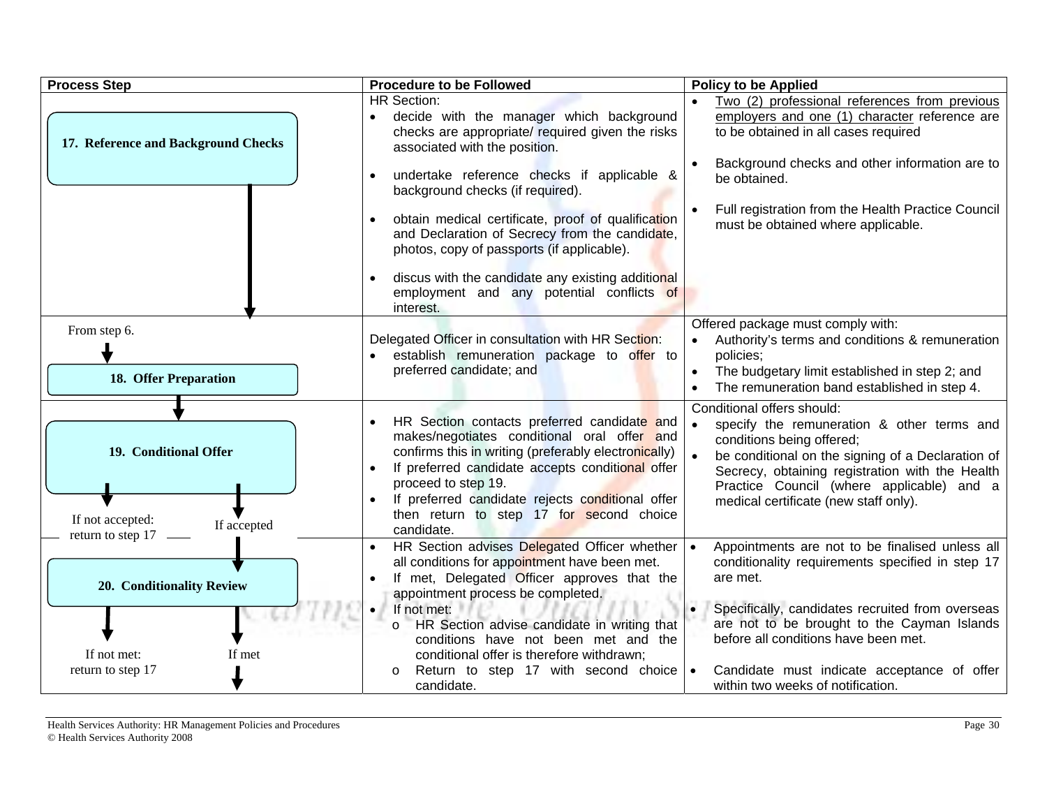| Process Step | Procedure to be Followed | Policy to be Applied |
|---|---|---|
| **17. Reference and Background Checks** | HR Section:<br>• decide with the manager which background checks are appropriate/ required given the risks associated with the position.<br>• undertake reference checks if applicable & background checks (if required).<br>• obtain medical certificate, proof of qualification and Declaration of Secrecy from the candidate, photos, copy of passports (if applicable).<br>• discus with the candidate any existing additional employment and any potential conflicts of interest. | • Two (2) professional references from previous employers and one (1) character reference are to be obtained in all cases required<br>• Background checks and other information are to be obtained.<br>• Full registration from the Health Practice Council must be obtained where applicable. |
| From step 6.<br>**18. Offer Preparation** | Delegated Officer in consultation with HR Section:<br>• establish remuneration package to offer to preferred candidate; and | Offered package must comply with:<br>• Authority's terms and conditions & remuneration policies;<br>• The budgetary limit established in step 2; and<br>• The remuneration band established in step 4. |
| **19. Conditional Offer**<br>If not accepted: return to step 17<br>If accepted | • HR Section contacts preferred candidate and makes/negotiates conditional oral offer and confirms this in writing (preferably electronically)<br>• If preferred candidate accepts conditional offer proceed to step 19.<br>• If preferred candidate rejects conditional offer then return to step 17 for second choice candidate. | Conditional offers should:<br>• specify the remuneration & other terms and conditions being offered;<br>• be conditional on the signing of a Declaration of Secrecy, obtaining registration with the Health Practice Council (where applicable) and a medical certificate (new staff only). |
| **20. Conditionality Review**<br>If not met: return to step 17<br>If met | • HR Section advises Delegated Officer whether all conditions for appointment have been met.<br>• If met, Delegated Officer approves that the appointment process be completed.<br>• If not met:<br>&nbsp;&nbsp;o HR Section advise candidate in writing that conditions have not been met and the conditional offer is therefore withdrawn;<br>&nbsp;&nbsp;o Return to step 17 with second choice candidate. | • Appointments are not to be finalised unless all conditionality requirements specified in step 17 are met.<br>• Specifically, candidates recruited from overseas are not to be brought to the Cayman Islands before all conditions have been met.<br>• Candidate must indicate acceptance of offer within two weeks of notification. |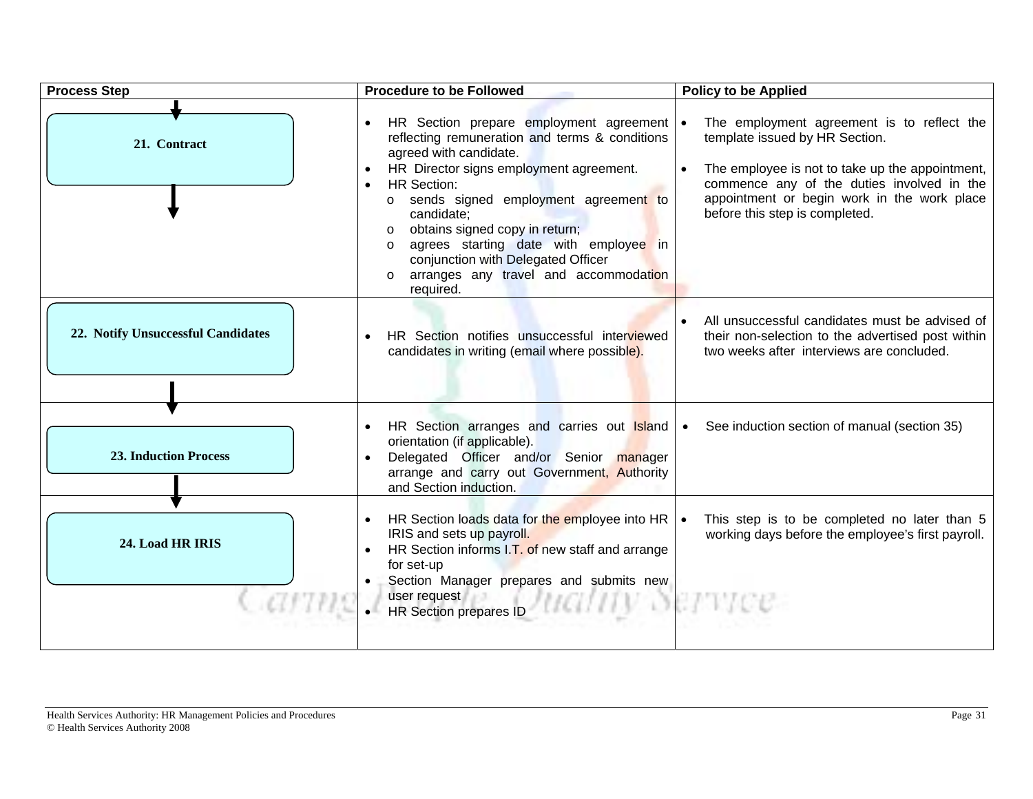| Process Step | Procedure to be Followed | Policy to be Applied |
|---|---|---|
| 21. Contract | • HR Section prepare employment agreement reflecting remuneration and terms & conditions agreed with candidate.<br>• HR Director signs employment agreement.<br>• HR Section:<br>o sends signed employment agreement to candidate;<br>o obtains signed copy in return;<br>o agrees starting date with employee in conjunction with Delegated Officer<br>o arranges any travel and accommodation required. | • The employment agreement is to reflect the template issued by HR Section.<br>• The employee is not to take up the appointment, commence any of the duties involved in the appointment or begin work in the work place before this step is completed. |
| 22. Notify Unsuccessful Candidates | • HR Section notifies unsuccessful interviewed candidates in writing (email where possible). | • All unsuccessful candidates must be advised of their non-selection to the advertised post within two weeks after interviews are concluded. |
| 23. Induction Process | • HR Section arranges and carries out Island orientation (if applicable).<br>• Delegated Officer and/or Senior manager arrange and carry out Government, Authority and Section induction. | • See induction section of manual (section 35) |
| 24. Load HR IRIS | • HR Section loads data for the employee into HR IRIS and sets up payroll.<br>• HR Section informs I.T. of new staff and arrange for set-up<br>• Section Manager prepares and submits new user request<br>• HR Section prepares ID | • This step is to be completed no later than 5 working days before the employee's first payroll. |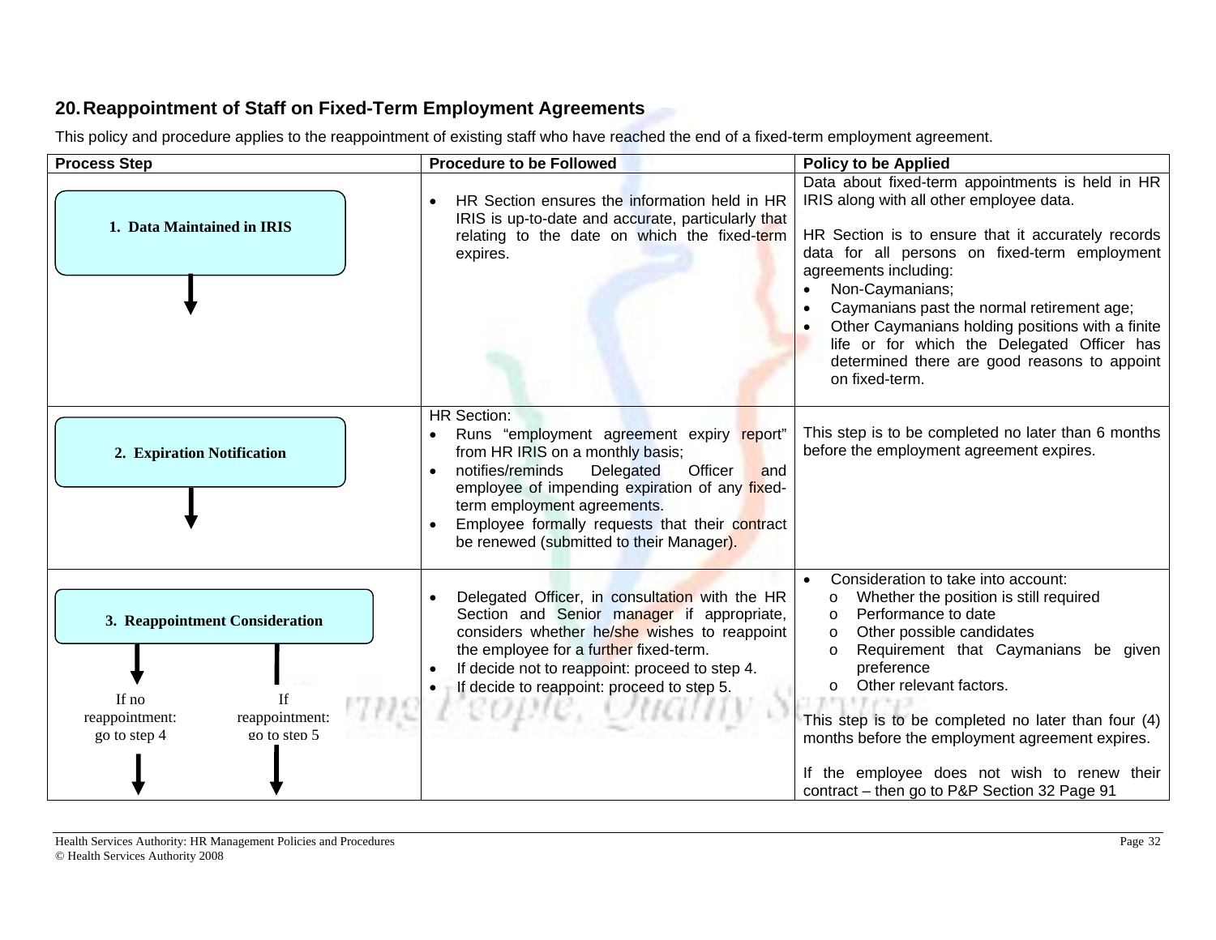## 20. Reappointment of Staff on Fixed-Term Employment Agreements

This policy and procedure applies to the reappointment of existing staff who have reached the end of a fixed-term employment agreement.

| Process Step | Procedure to be Followed | Policy to be Applied |
|---|---|---|
| **1. Data Maintained in IRIS** | • HR Section ensures the information held in HR IRIS is up-to-date and accurate, particularly that relating to the date on which the fixed-term expires. | Data about fixed-term appointments is held in HR IRIS along with all other employee data.<br><br>HR Section is to ensure that it accurately records data for all persons on fixed-term employment agreements including:<br>• Non-Caymanians;<br>• Caymanians past the normal retirement age;<br>• Other Caymanians holding positions with a finite life or for which the Delegated Officer has determined there are good reasons to appoint on fixed-term. |
| **2. Expiration Notification** | HR Section:<br>• Runs "employment agreement expiry report" from HR IRIS on a monthly basis;<br>• notifies/reminds Delegated Officer and employee of impending expiration of any fixed-term employment agreements.<br>• Employee formally requests that their contract be renewed (submitted to their Manager). | This step is to be completed no later than 6 months before the employment agreement expires. |
| **3. Reappointment Consideration**<br><br>If no reappointment: go to step 4<br><br>If reappointment: go to step 5 | • Delegated Officer, in consultation with the HR Section and Senior manager if appropriate, considers whether he/she wishes to reappoint the employee for a further fixed-term.<br>• If decide not to reappoint: proceed to step 4.<br>• If decide to reappoint: proceed to step 5. | • Consideration to take into account:<br>  o Whether the position is still required<br>  o Performance to date<br>  o Other possible candidates<br>  o Requirement that Caymanians be given preference<br>  o Other relevant factors.<br><br>This step is to be completed no later than four (4) months before the employment agreement expires.<br><br>If the employee does not wish to renew their contract – then go to P&P Section 32 Page 91 |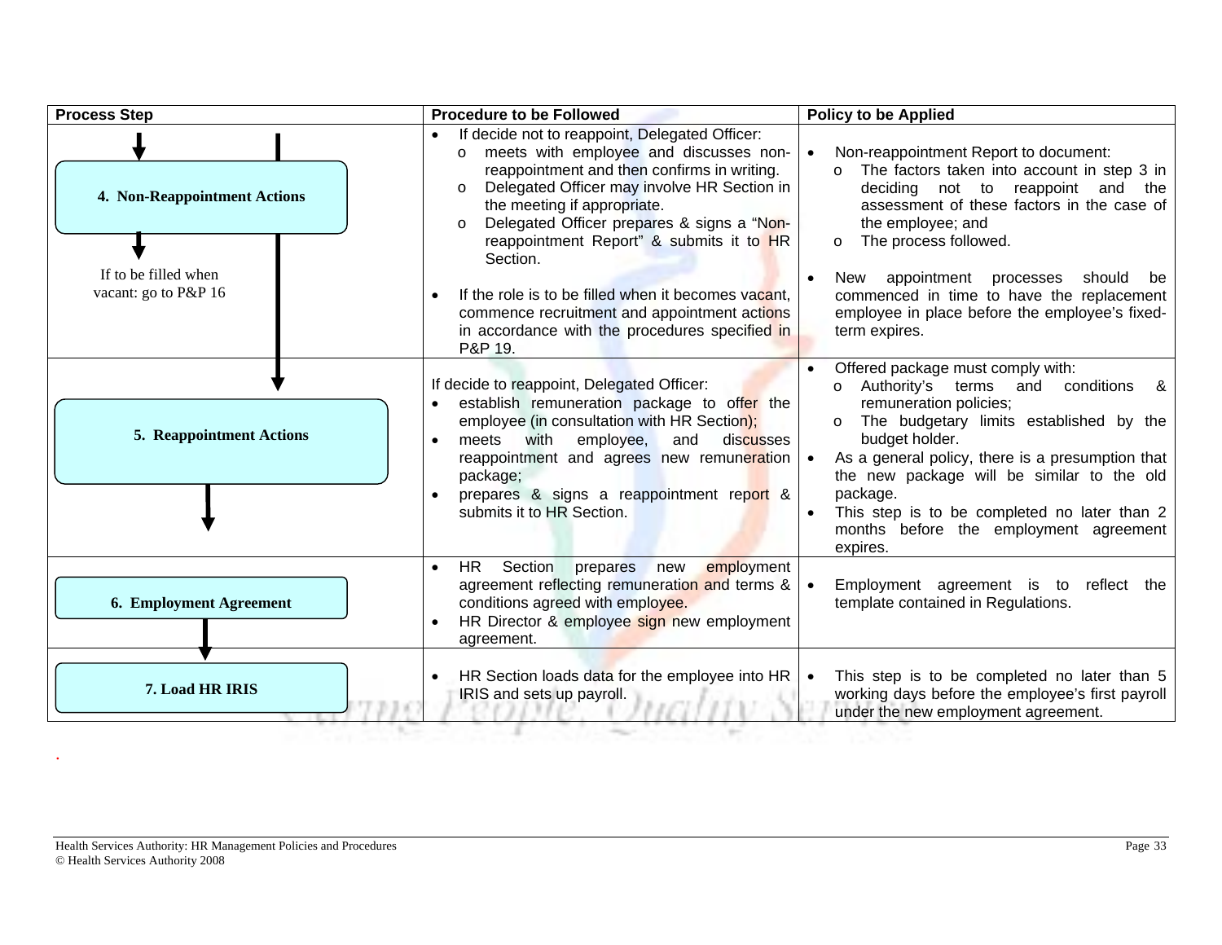| Process Step | Procedure to be Followed | Policy to be Applied |
|---|---|---|
| **4. Non-Reappointment Actions**<br><br>If to be filled when vacant: go to P&P 16 | • If decide not to reappoint, Delegated Officer:<br>  o meets with employee and discusses non-reappointment and then confirms in writing.<br>  o Delegated Officer may involve HR Section in the meeting if appropriate.<br>  o Delegated Officer prepares & signs a "Non-reappointment Report" & submits it to HR Section.<br><br>• If the role is to be filled when it becomes vacant, commence recruitment and appointment actions in accordance with the procedures specified in P&P 19. | • Non-reappointment Report to document:<br>  o The factors taken into account in step 3 in deciding not to reappoint and the assessment of these factors in the case of the employee; and<br>  o The process followed.<br><br>• New appointment processes should be commenced in time to have the replacement employee in place before the employee's fixed-term expires. |
| **5. Reappointment Actions** | If decide to reappoint, Delegated Officer:<br>• establish remuneration package to offer the employee (in consultation with HR Section);<br>• meets with employee, and discusses reappointment and agrees new remuneration package;<br>• prepares & signs a reappointment report & submits it to HR Section. | • Offered package must comply with:<br>  o Authority's terms and conditions & remuneration policies;<br>  o The budgetary limits established by the budget holder.<br>• As a general policy, there is a presumption that the new package will be similar to the old package.<br>• This step is to be completed no later than 2 months before the employment agreement expires. |
| **6. Employment Agreement** | • HR Section prepares new employment agreement reflecting remuneration and terms & conditions agreed with employee.<br>• HR Director & employee sign new employment agreement. | • Employment agreement is to reflect the template contained in Regulations. |
| **7. Load HR IRIS** | • HR Section loads data for the employee into HR IRIS and sets up payroll. | • This step is to be completed no later than 5 working days before the employee's first payroll under the new employment agreement. |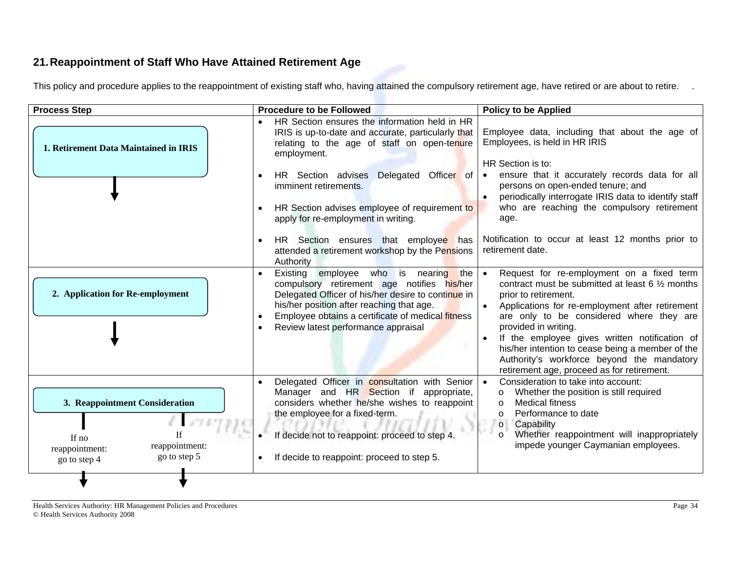## 21. Reappointment of Staff Who Have Attained Retirement Age

This policy and procedure applies to the reappointment of existing staff who, having attained the compulsory retirement age, have retired or are about to retire.

| Process Step | Procedure to be Followed | Policy to be Applied |
|---|---|---|
| **1. Retirement Data Maintained in IRIS** | • HR Section ensures the information held in HR IRIS is up-to-date and accurate, particularly that relating to the age of staff on open-tenure employment.<br><br>• HR Section advises Delegated Officer of imminent retirements.<br><br>• HR Section advises employee of requirement to apply for re-employment in writing.<br><br>• HR Section ensures that employee has attended a retirement workshop by the Pensions Authority | Employee data, including that about the age of Employees, is held in HR IRIS<br><br>HR Section is to:<br>• ensure that it accurately records data for all persons on open-ended tenure; and<br>• periodically interrogate IRIS data to identify staff who are reaching the compulsory retirement age.<br><br>Notification to occur at least 12 months prior to retirement date. |
| **2. Application for Re-employment** | • Existing employee who is nearing the compulsory retirement age notifies his/her Delegated Officer of his/her desire to continue in his/her position after reaching that age.<br>• Employee obtains a certificate of medical fitness<br>• Review latest performance appraisal | • Request for re-employment on a fixed term contract must be submitted at least 6 ½ months prior to retirement.<br>• Applications for re-employment after retirement are only to be considered where they are provided in writing.<br>• If the employee gives written notification of his/her intention to cease being a member of the Authority's workforce beyond the mandatory retirement age, proceed as for retirement. |
| **3. Reappointment Consideration**<br><br>If no reappointment: go to step 4<br>If reappointment: go to step 5 | • Delegated Officer in consultation with Senior Manager and HR Section if appropriate, considers whether he/she wishes to reappoint the employee for a fixed-term.<br><br>• If decide not to reappoint: proceed to step 4.<br><br>• If decide to reappoint: proceed to step 5. | • Consideration to take into account:<br>o Whether the position is still required<br>o Medical fitness<br>o Performance to date<br>o Capability<br>o Whether reappointment will inappropriately impede younger Caymanian employees. |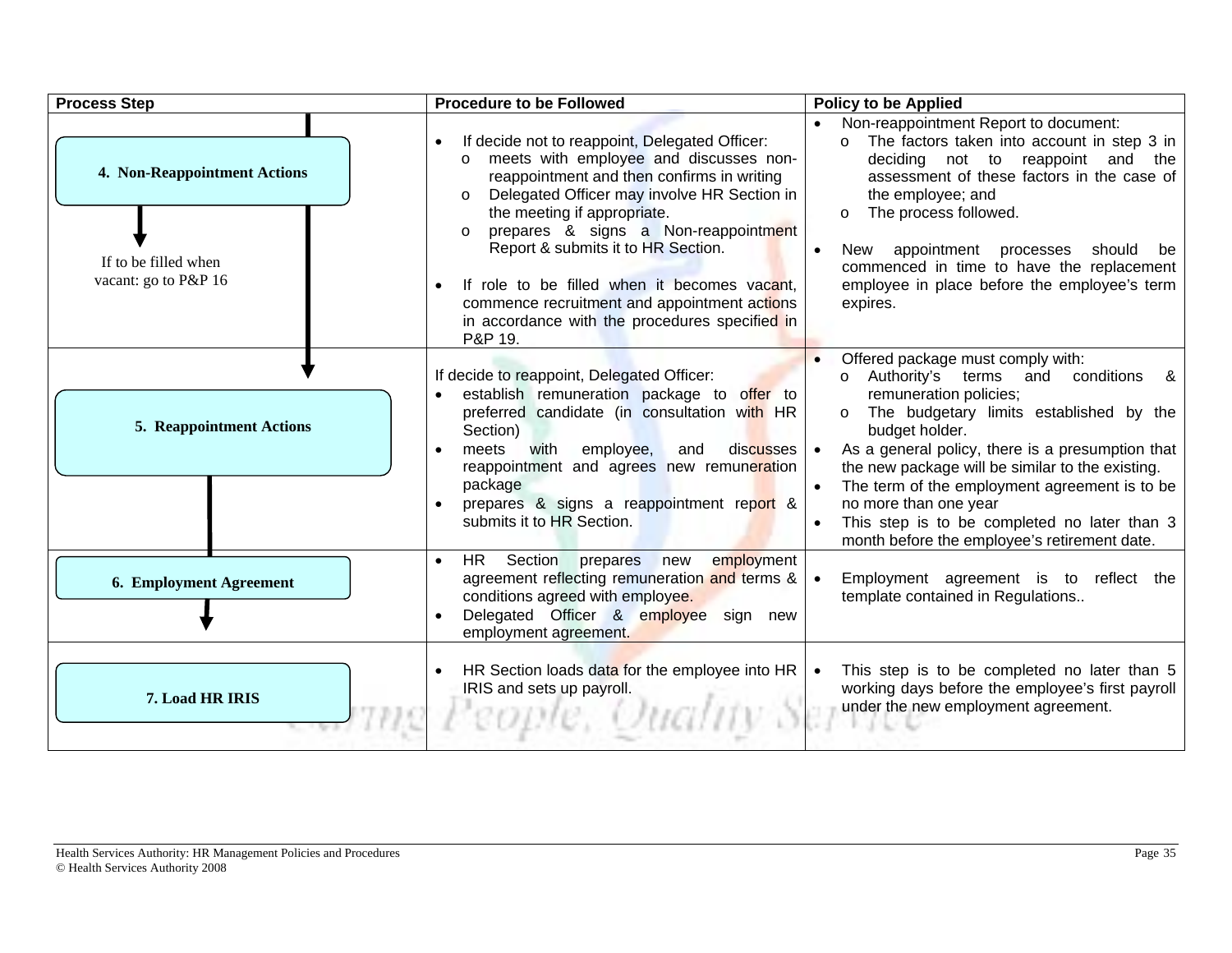| Process Step | Procedure to be Followed | Policy to be Applied |
|---|---|---|
| **4. Non-Reappointment Actions**<br><br>If to be filled when vacant: go to P&P 16 | • If decide not to reappoint, Delegated Officer:<br>o meets with employee and discusses non-reappointment and then confirms in writing<br>o Delegated Officer may involve HR Section in the meeting if appropriate.<br>o prepares & signs a Non-reappointment Report & submits it to HR Section.<br><br>• If role to be filled when it becomes vacant, commence recruitment and appointment actions in accordance with the procedures specified in P&P 19. | • Non-reappointment Report to document:<br>o The factors taken into account in step 3 in deciding not to reappoint and the assessment of these factors in the case of the employee; and<br>o The process followed.<br><br>• New appointment processes should be commenced in time to have the replacement employee in place before the employee's term expires. |
| **5. Reappointment Actions** | If decide to reappoint, Delegated Officer:<br>• establish remuneration package to offer to preferred candidate (in consultation with HR Section)<br>• meets with employee, and discusses reappointment and agrees new remuneration package<br>• prepares & signs a reappointment report & submits it to HR Section. | • Offered package must comply with:<br>o Authority's terms and conditions & remuneration policies;<br>o The budgetary limits established by the budget holder.<br>• As a general policy, there is a presumption that the new package will be similar to the existing.<br>• The term of the employment agreement is to be no more than one year<br>• This step is to be completed no later than 3 month before the employee's retirement date. |
| **6. Employment Agreement** | • HR Section prepares new employment agreement reflecting remuneration and terms & conditions agreed with employee.<br>• Delegated Officer & employee sign new employment agreement. | • Employment agreement is to reflect the template contained in Regulations.. |
| **7. Load HR IRIS** | • HR Section loads data for the employee into HR IRIS and sets up payroll. | • This step is to be completed no later than 5 working days before the employee's first payroll under the new employment agreement. |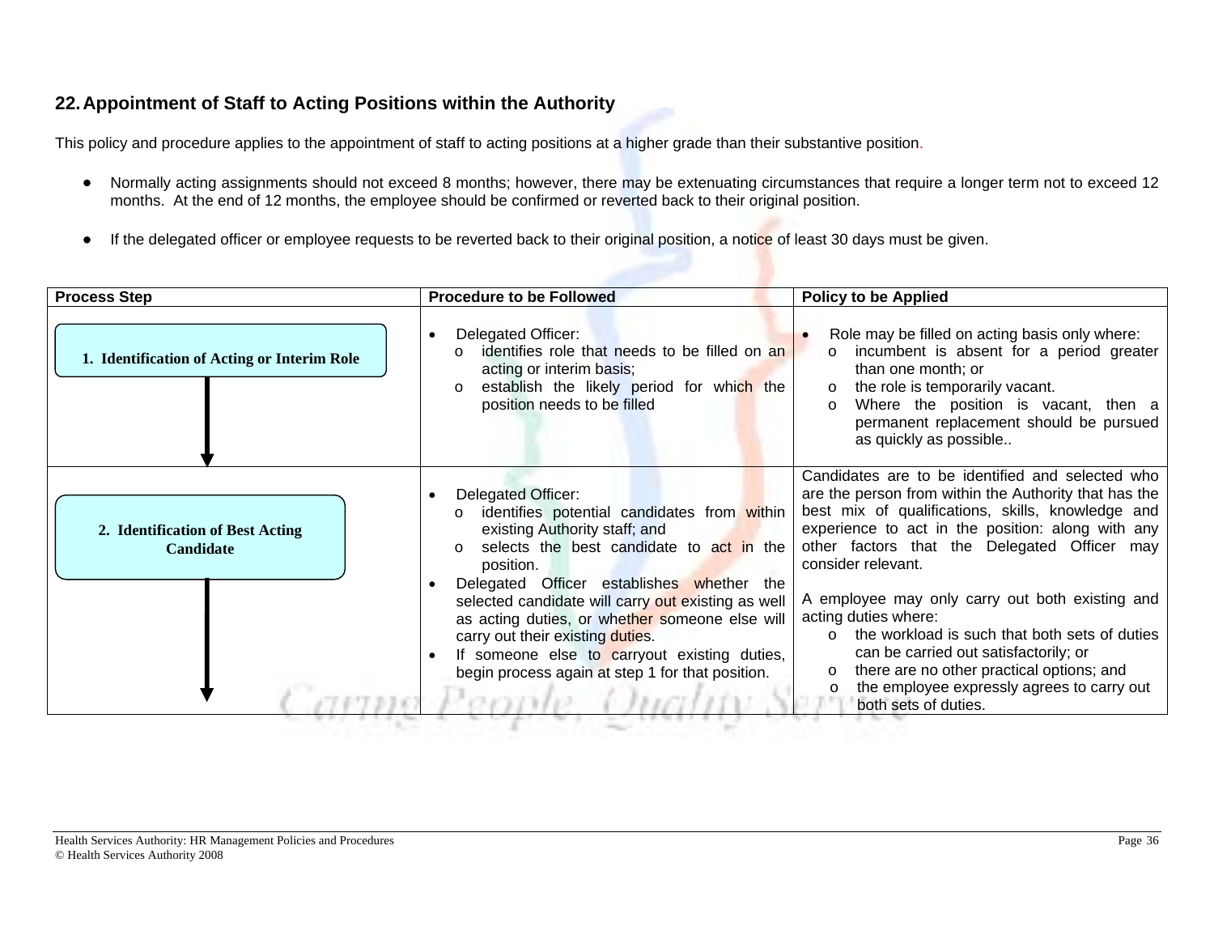## 22. Appointment of Staff to Acting Positions within the Authority

This policy and procedure applies to the appointment of staff to acting positions at a higher grade than their substantive position.

- Normally acting assignments should not exceed 8 months; however, there may be extenuating circumstances that require a longer term not to exceed 12 months. At the end of 12 months, the employee should be confirmed or reverted back to their original position.

- If the delegated officer or employee requests to be reverted back to their original position, a notice of least 30 days must be given.

| Process Step | Procedure to be Followed | Policy to be Applied |
|---|---|---|
| **1. Identification of Acting or Interim Role** | • Delegated Officer:<br>o identifies role that needs to be filled on an acting or interim basis;<br>o establish the likely period for which the position needs to be filled | • Role may be filled on acting basis only where:<br>o incumbent is absent for a period greater than one month; or<br>o the role is temporarily vacant.<br>o Where the position is vacant, then a permanent replacement should be pursued as quickly as possible.. |
| **2. Identification of Best Acting Candidate** | • Delegated Officer:<br>o identifies potential candidates from within existing Authority staff; and<br>o selects the best candidate to act in the position.<br>• Delegated Officer establishes whether the selected candidate will carry out existing as well as acting duties, or whether someone else will carry out their existing duties.<br>• If someone else to carryout existing duties, begin process again at step 1 for that position. | Candidates are to be identified and selected who are the person from within the Authority that has the best mix of qualifications, skills, knowledge and experience to act in the position: along with any other factors that the Delegated Officer may consider relevant.<br><br>A employee may only carry out both existing and acting duties where:<br>o the workload is such that both sets of duties can be carried out satisfactorily; or<br>o there are no other practical options; and<br>o the employee expressly agrees to carry out both sets of duties. |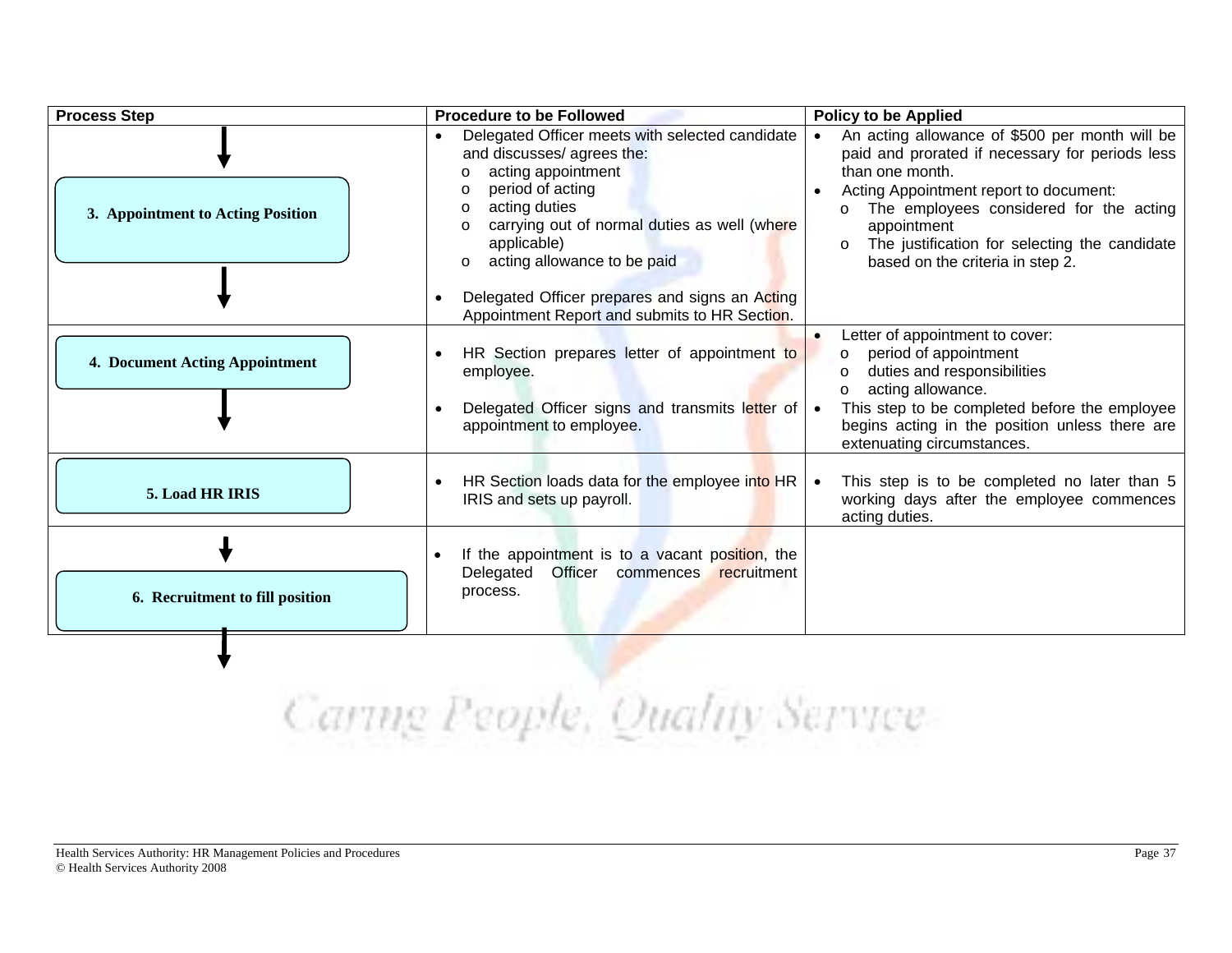| Process Step | Procedure to be Followed | Policy to be Applied |
| --- | --- | --- |
| 3. Appointment to Acting Position | • Delegated Officer meets with selected candidate and discusses/ agrees the:<br>o acting appointment<br>o period of acting<br>o acting duties<br>o carrying out of normal duties as well (where applicable)<br>o acting allowance to be paid<br><br>• Delegated Officer prepares and signs an Acting Appointment Report and submits to HR Section. | • An acting allowance of $500 per month will be paid and prorated if necessary for periods less than one month.<br>• Acting Appointment report to document:<br>o The employees considered for the acting appointment<br>o The justification for selecting the candidate based on the criteria in step 2. |
| 4. Document Acting Appointment | • HR Section prepares letter of appointment to employee.<br><br>• Delegated Officer signs and transmits letter of appointment to employee. | • Letter of appointment to cover:<br>o period of appointment<br>o duties and responsibilities<br>o acting allowance.<br>• This step to be completed before the employee begins acting in the position unless there are extenuating circumstances. |
| 5. Load HR IRIS | • HR Section loads data for the employee into HR IRIS and sets up payroll. | • This step is to be completed no later than 5 working days after the employee commences acting duties. |
| 6. Recruitment to fill position | • If the appointment is to a vacant position, the Delegated Officer commences recruitment process. | |

Caring People, Quality Service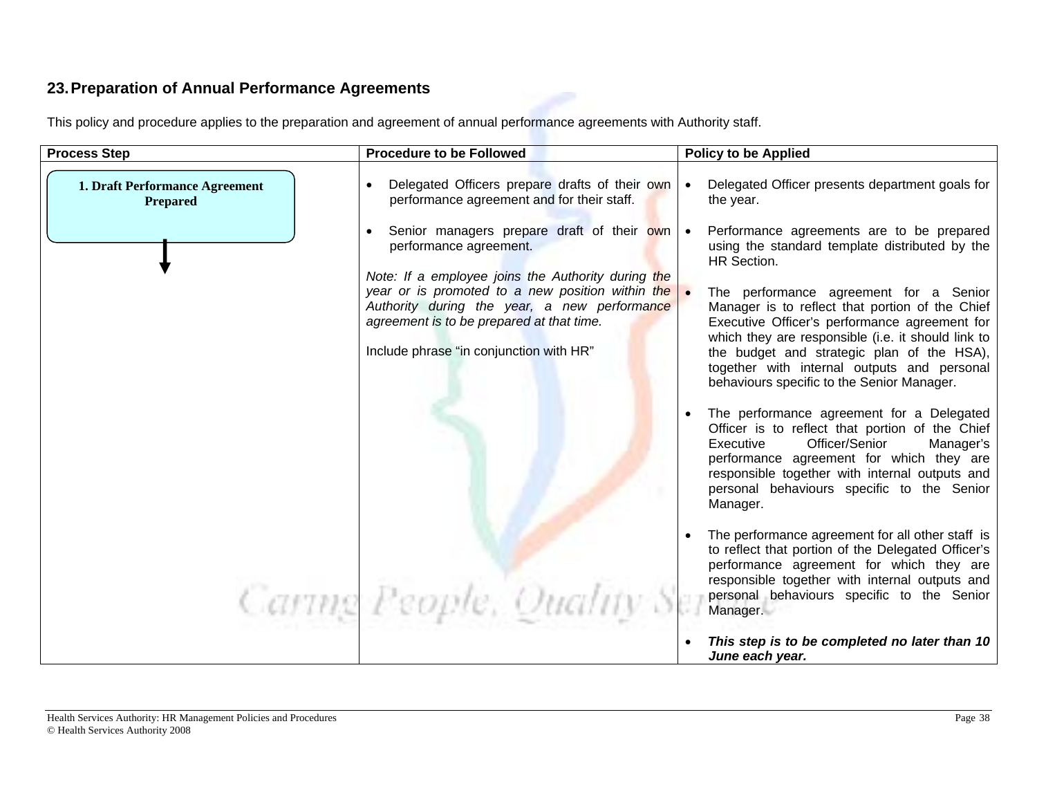## 23. Preparation of Annual Performance Agreements

This policy and procedure applies to the preparation and agreement of annual performance agreements with Authority staff.

| Process Step | Procedure to be Followed | Policy to be Applied |
|---|---|---|
| **1. Draft Performance Agreement Prepared** | • Delegated Officers prepare drafts of their own performance agreement and for their staff.<br><br>• Senior managers prepare draft of their own performance agreement.<br><br>*Note: If a employee joins the Authority during the year or is promoted to a new position within the Authority during the year, a new performance agreement is to be prepared at that time.*<br><br>Include phrase "in conjunction with HR" | • Delegated Officer presents department goals for the year.<br><br>• Performance agreements are to be prepared using the standard template distributed by the HR Section.<br><br>• The performance agreement for a Senior Manager is to reflect that portion of the Chief Executive Officer's performance agreement for which they are responsible (i.e. it should link to the budget and strategic plan of the HSA), together with internal outputs and personal behaviours specific to the Senior Manager.<br><br>• The performance agreement for a Delegated Officer is to reflect that portion of the Chief Executive Officer/Senior Manager's performance agreement for which they are responsible together with internal outputs and personal behaviours specific to the Senior Manager.<br><br>• The performance agreement for all other staff is to reflect that portion of the Delegated Officer's performance agreement for which they are responsible together with internal outputs and personal behaviours specific to the Senior Manager.<br><br>• ***This step is to be completed no later than 10 June each year.*** |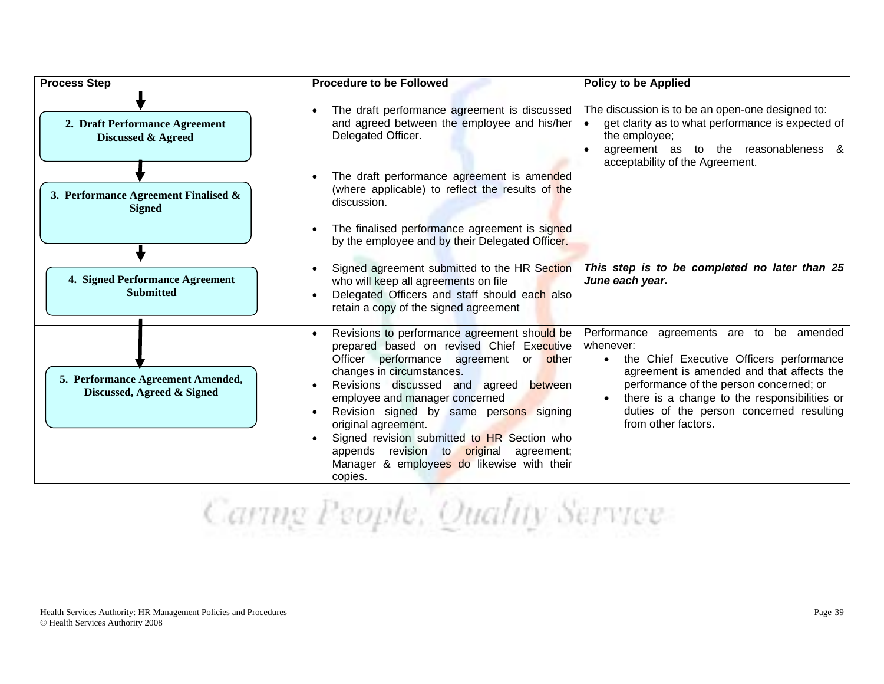| Process Step | Procedure to be Followed | Policy to be Applied |
| --- | --- | --- |
| **2. Draft Performance Agreement Discussed & Agreed** | • The draft performance agreement is discussed and agreed between the employee and his/her Delegated Officer. | The discussion is to be an open-one designed to:<br>• get clarity as to what performance is expected of the employee;<br>• agreement as to the reasonableness & acceptability of the Agreement. |
| **3. Performance Agreement Finalised & Signed** | • The draft performance agreement is amended (where applicable) to reflect the results of the discussion.<br>• The finalised performance agreement is signed by the employee and by their Delegated Officer. | |
| **4. Signed Performance Agreement Submitted** | • Signed agreement submitted to the HR Section who will keep all agreements on file<br>• Delegated Officers and staff should each also retain a copy of the signed agreement | ***This step is to be completed no later than 25 June each year.*** |
| **5. Performance Agreement Amended, Discussed, Agreed & Signed** | • Revisions to performance agreement should be prepared based on revised Chief Executive Officer performance agreement or other changes in circumstances.<br>• Revisions discussed and agreed between employee and manager concerned<br>• Revision signed by same persons signing original agreement.<br>• Signed revision submitted to HR Section who appends revision to original agreement; Manager & employees do likewise with their copies. | Performance agreements are to be amended whenever:<br>• the Chief Executive Officers performance agreement is amended and that affects the performance of the person concerned; or<br>• there is a change to the responsibilities or duties of the person concerned resulting from other factors. |

*Caring People, Quality Service*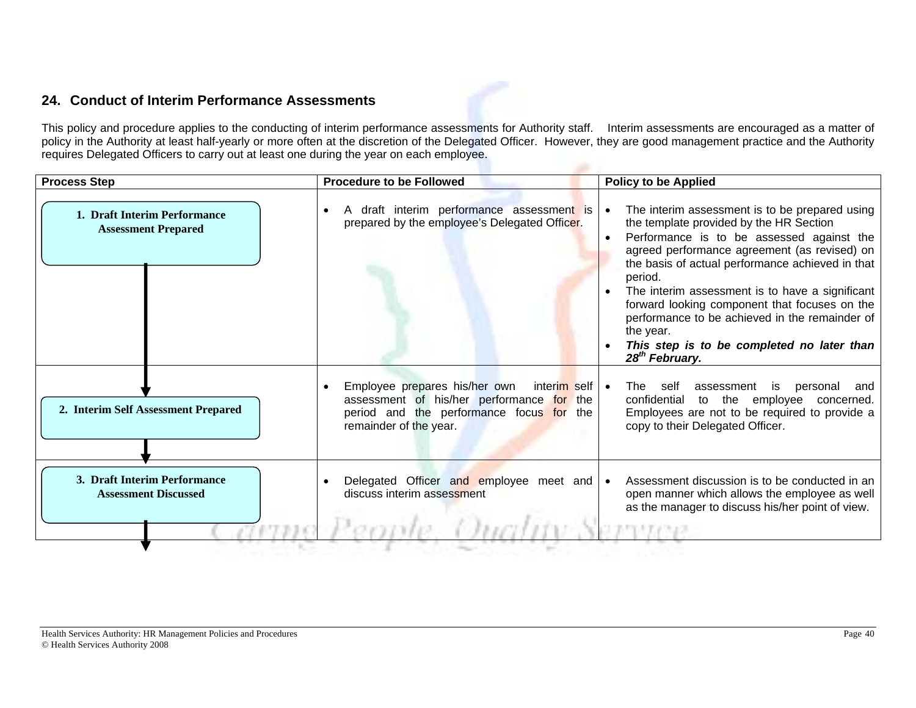## 24. Conduct of Interim Performance Assessments

This policy and procedure applies to the conducting of interim performance assessments for Authority staff. Interim assessments are encouraged as a matter of policy in the Authority at least half-yearly or more often at the discretion of the Delegated Officer. However, they are good management practice and the Authority requires Delegated Officers to carry out at least one during the year on each employee.

| Process Step | Procedure to be Followed | Policy to be Applied |
|---|---|---|
| **1. Draft Interim Performance Assessment Prepared** | • A draft interim performance assessment is prepared by the employee's Delegated Officer. | • The interim assessment is to be prepared using the template provided by the HR Section<br>• Performance is to be assessed against the agreed performance agreement (as revised) on the basis of actual performance achieved in that period.<br>• The interim assessment is to have a significant forward looking component that focuses on the performance to be achieved in the remainder of the year.<br>• ***This step is to be completed no later than 28th February.*** |
| **2. Interim Self Assessment Prepared** | • Employee prepares his/her own interim self assessment of his/her performance for the period and the performance focus for the remainder of the year. | • The self assessment is personal and confidential to the employee concerned. Employees are not to be required to provide a copy to their Delegated Officer. |
| **3. Draft Interim Performance Assessment Discussed** | • Delegated Officer and employee meet and discuss interim assessment | • Assessment discussion is to be conducted in an open manner which allows the employee as well as the manager to discuss his/her point of view. |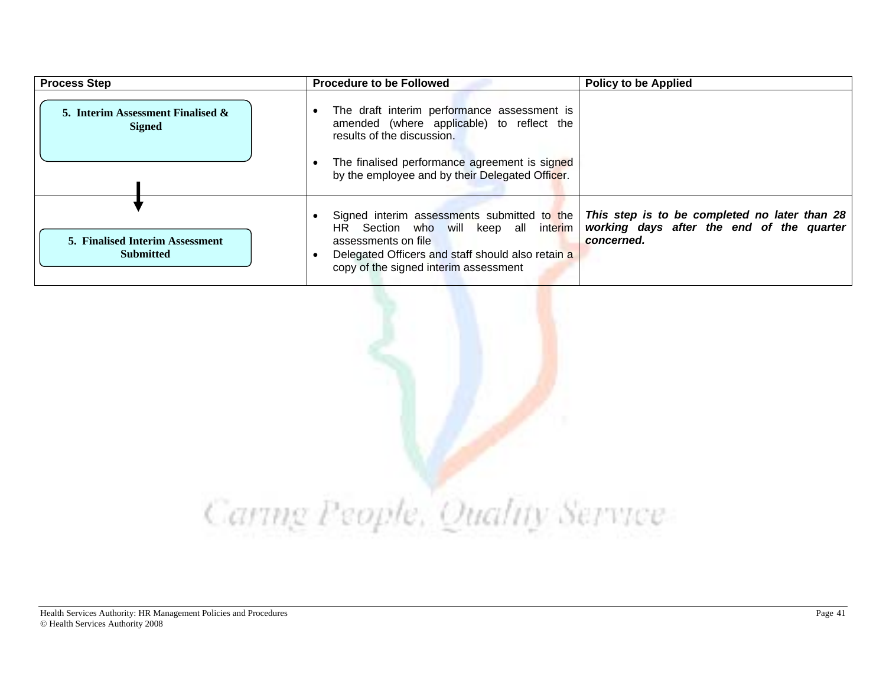| Process Step | Procedure to be Followed | Policy to be Applied |
|---|---|---|
| **5. Interim Assessment Finalised & Signed** | • The draft interim performance assessment is amended (where applicable) to reflect the results of the discussion.<br>• The finalised performance agreement is signed by the employee and by their Delegated Officer. | |
| **5. Finalised Interim Assessment Submitted** | • Signed interim assessments submitted to the HR Section who will keep all interim assessments on file<br>• Delegated Officers and staff should also retain a copy of the signed interim assessment | ***This step is to be completed no later than 28 working days after the end of the quarter concerned.*** |

Caring People, Quality Service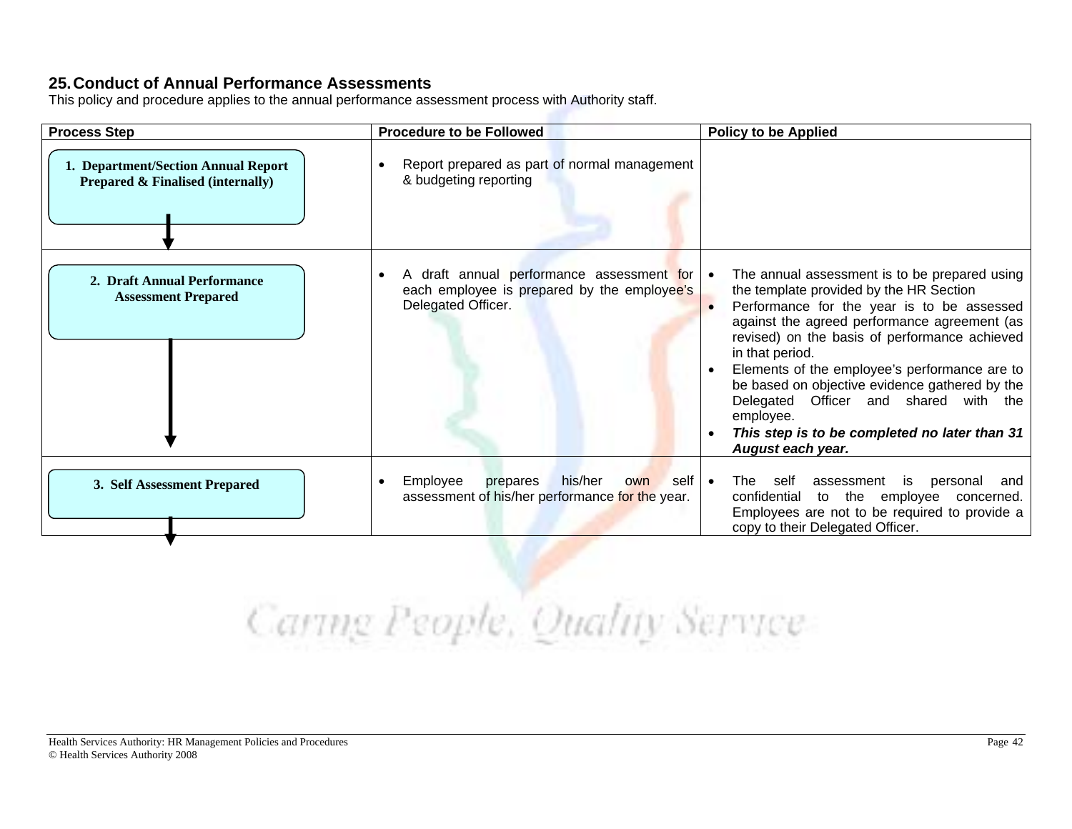## 25. Conduct of Annual Performance Assessments

This policy and procedure applies to the annual performance assessment process with Authority staff.

| Process Step | Procedure to be Followed | Policy to be Applied |
|---|---|---|
| **1. Department/Section Annual Report Prepared & Finalised (internally)** | • Report prepared as part of normal management & budgeting reporting | |
| **2. Draft Annual Performance Assessment Prepared** | • A draft annual performance assessment for each employee is prepared by the employee's Delegated Officer. | • The annual assessment is to be prepared using the template provided by the HR Section<br>• Performance for the year is to be assessed against the agreed performance agreement (as revised) on the basis of performance achieved in that period.<br>• Elements of the employee's performance are to be based on objective evidence gathered by the Delegated Officer and shared with the employee.<br>• ***This step is to be completed no later than 31 August each year.*** |
| **3. Self Assessment Prepared** | • Employee prepares his/her own self assessment of his/her performance for the year. | • The self assessment is personal and confidential to the employee concerned. Employees are not to be required to provide a copy to their Delegated Officer. |

Caring People, Quality Service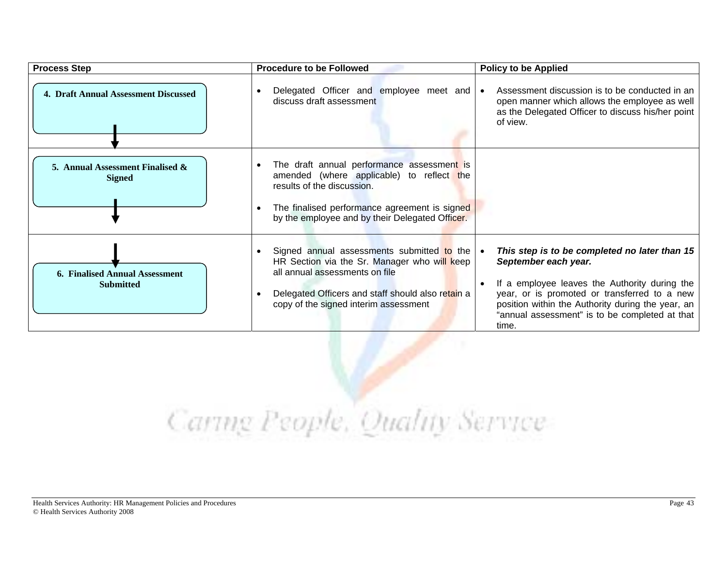| Process Step | Procedure to be Followed | Policy to be Applied |
|---|---|---|
| **4. Draft Annual Assessment Discussed** | • Delegated Officer and employee meet and discuss draft assessment | • Assessment discussion is to be conducted in an open manner which allows the employee as well as the Delegated Officer to discuss his/her point of view. |
| **5. Annual Assessment Finalised & Signed** | • The draft annual performance assessment is amended (where applicable) to reflect the results of the discussion.<br><br>• The finalised performance agreement is signed by the employee and by their Delegated Officer. | |
| **6. Finalised Annual Assessment Submitted** | • Signed annual assessments submitted to the HR Section via the Sr. Manager who will keep all annual assessments on file<br><br>• Delegated Officers and staff should also retain a copy of the signed interim assessment | • ***This step is to be completed no later than 15 September each year.***<br><br>• If a employee leaves the Authority during the year, or is promoted or transferred to a new position within the Authority during the year, an "annual assessment" is to be completed at that time. |

Caring People, Quality Service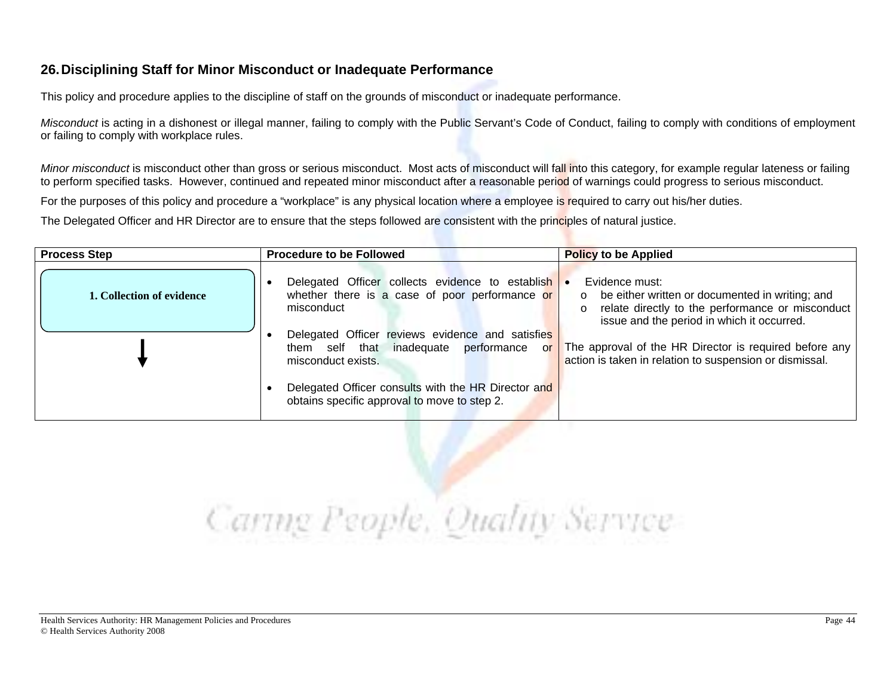## 26. Disciplining Staff for Minor Misconduct or Inadequate Performance

This policy and procedure applies to the discipline of staff on the grounds of misconduct or inadequate performance.

*Misconduct* is acting in a dishonest or illegal manner, failing to comply with the Public Servant's Code of Conduct, failing to comply with conditions of employment or failing to comply with workplace rules.

*Minor misconduct* is misconduct other than gross or serious misconduct. Most acts of misconduct will fall into this category, for example regular lateness or failing to perform specified tasks. However, continued and repeated minor misconduct after a reasonable period of warnings could progress to serious misconduct.

For the purposes of this policy and procedure a "workplace" is any physical location where a employee is required to carry out his/her duties.

The Delegated Officer and HR Director are to ensure that the steps followed are consistent with the principles of natural justice.

| Process Step | Procedure to be Followed | Policy to be Applied |
|---|---|---|
| **1. Collection of evidence** ↓ | • Delegated Officer collects evidence to establish whether there is a case of poor performance or misconduct<br><br>• Delegated Officer reviews evidence and satisfies them self that inadequate performance or misconduct exists.<br><br>• Delegated Officer consults with the HR Director and obtains specific approval to move to step 2. | • Evidence must:<br>o be either written or documented in writing; and<br>o relate directly to the performance or misconduct issue and the period in which it occurred.<br><br>The approval of the HR Director is required before any action is taken in relation to suspension or dismissal. |

Caring People, Quality Service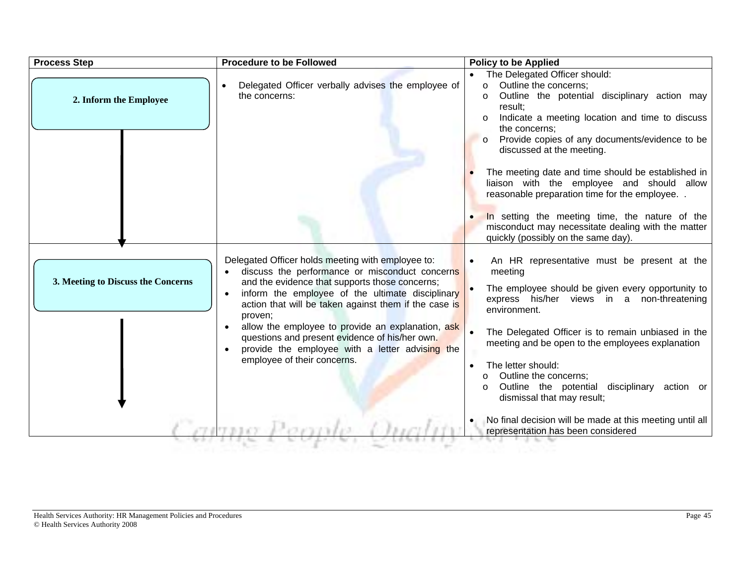| Process Step | Procedure to be Followed | Policy to be Applied |
|---|---|---|
| **2. Inform the Employee** | • Delegated Officer verbally advises the employee of the concerns: | • The Delegated Officer should:<br>o Outline the concerns;<br>o Outline the potential disciplinary action may result;<br>o Indicate a meeting location and time to discuss the concerns;<br>o Provide copies of any documents/evidence to be discussed at the meeting.<br><br>• The meeting date and time should be established in liaison with the employee and should allow reasonable preparation time for the employee. .<br><br>• In setting the meeting time, the nature of the misconduct may necessitate dealing with the matter quickly (possibly on the same day). |
| **3. Meeting to Discuss the Concerns** | Delegated Officer holds meeting with employee to:<br>• discuss the performance or misconduct concerns and the evidence that supports those concerns;<br>• inform the employee of the ultimate disciplinary action that will be taken against them if the case is proven;<br>• allow the employee to provide an explanation, ask questions and present evidence of his/her own.<br>• provide the employee with a letter advising the employee of their concerns. | • An HR representative must be present at the meeting<br><br>• The employee should be given every opportunity to express his/her views in a non-threatening environment.<br><br>• The Delegated Officer is to remain unbiased in the meeting and be open to the employees explanation<br><br>• The letter should:<br>o Outline the concerns;<br>o Outline the potential disciplinary action or dismissal that may result;<br><br>• No final decision will be made at this meeting until all representation has been considered |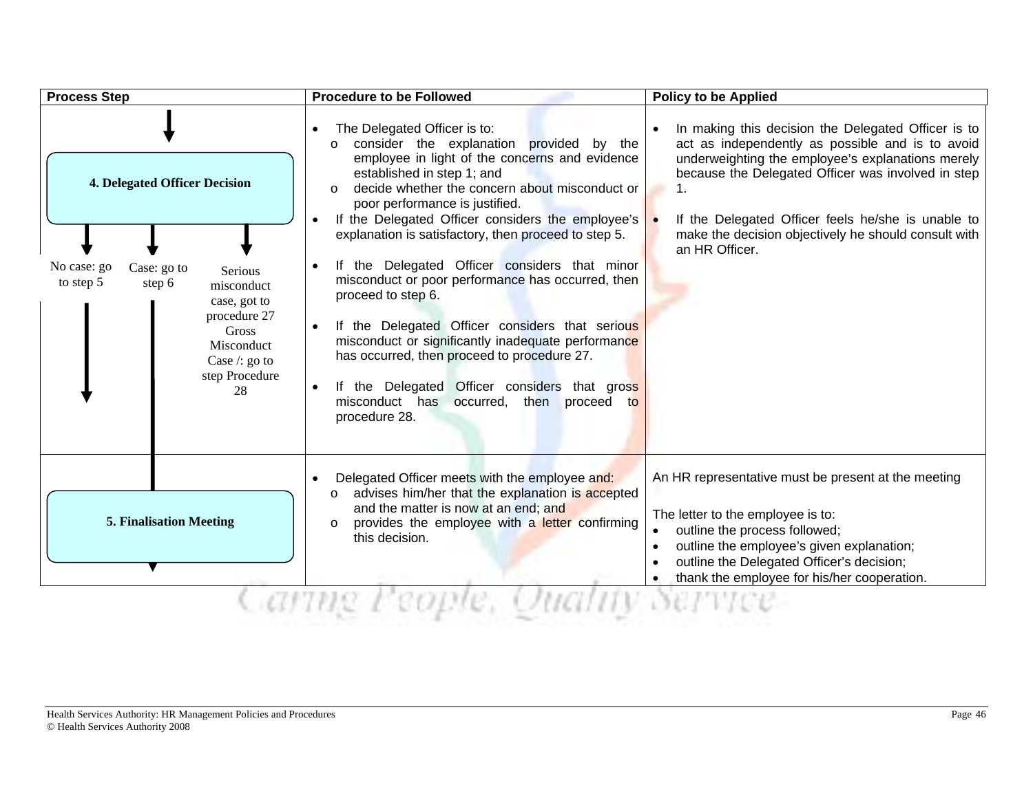| Process Step | Procedure to be Followed | Policy to be Applied |
|---|---|---|
| **4. Delegated Officer Decision**<br><br>No case: go to step 5<br>Case: go to step 6<br>Serious misconduct case, got to procedure 27 Gross Misconduct Case /: go to step Procedure 28 | • The Delegated Officer is to:<br>o consider the explanation provided by the employee in light of the concerns and evidence established in step 1; and<br>o decide whether the concern about misconduct or poor performance is justified.<br>• If the Delegated Officer considers the employee's explanation is satisfactory, then proceed to step 5.<br><br>• If the Delegated Officer considers that minor misconduct or poor performance has occurred, then proceed to step 6.<br><br>• If the Delegated Officer considers that serious misconduct or significantly inadequate performance has occurred, then proceed to procedure 27.<br><br>• If the Delegated Officer considers that gross misconduct has occurred, then proceed to procedure 28. | • In making this decision the Delegated Officer is to act as independently as possible and is to avoid underweighting the employee's explanations merely because the Delegated Officer was involved in step 1.<br><br>• If the Delegated Officer feels he/she is unable to make the decision objectively he should consult with an HR Officer. |
| **5. Finalisation Meeting** | • Delegated Officer meets with the employee and:<br>o advises him/her that the explanation is accepted and the matter is now at an end; and<br>o provides the employee with a letter confirming this decision. | An HR representative must be present at the meeting<br><br>The letter to the employee is to:<br>• outline the process followed;<br>• outline the employee's given explanation;<br>• outline the Delegated Officer's decision;<br>• thank the employee for his/her cooperation. |

Caring People, Quality Service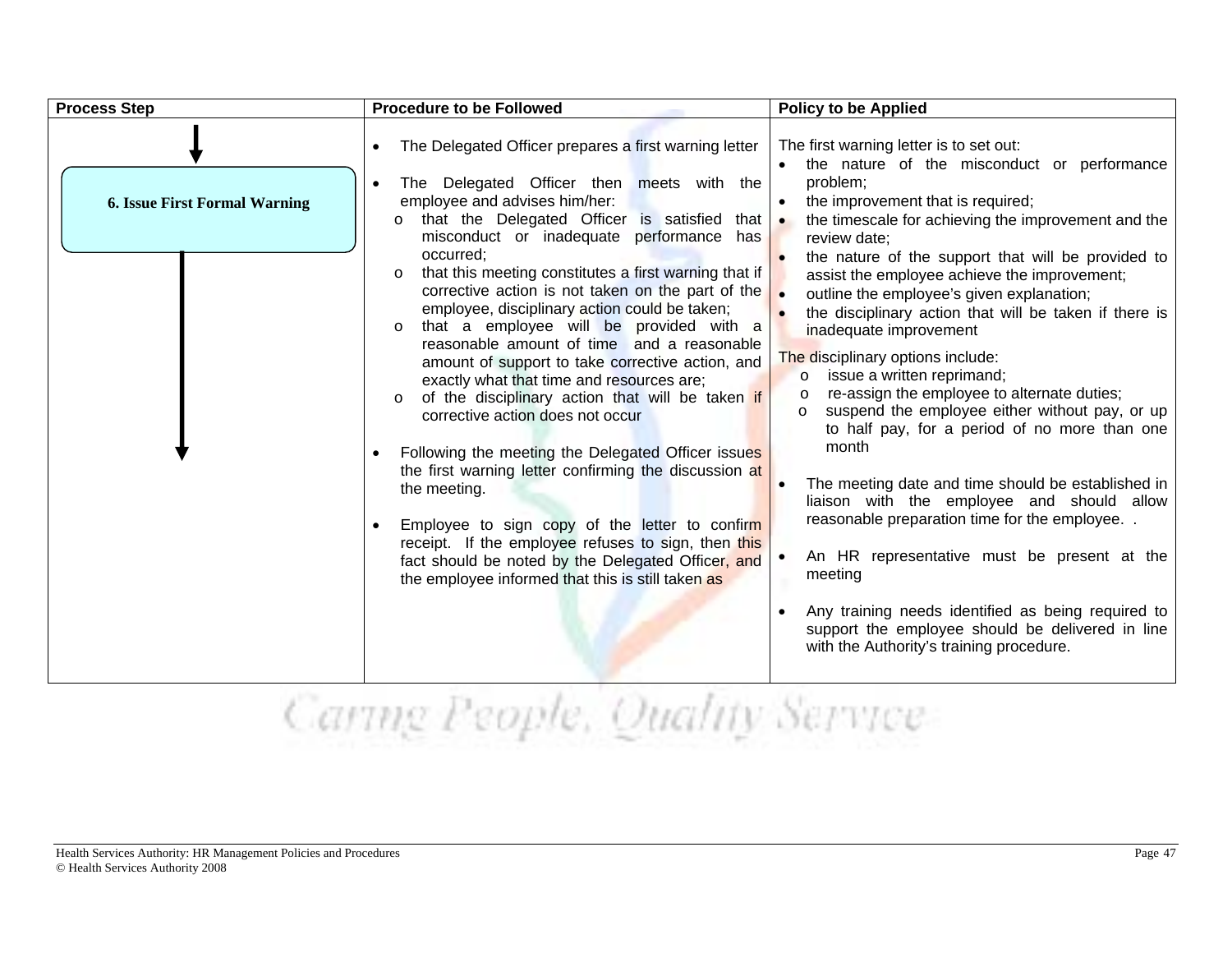| Process Step | Procedure to be Followed | Policy to be Applied |
|---|---|---|
| **6. Issue First Formal Warning** | • The Delegated Officer prepares a first warning letter<br><br>• The Delegated Officer then meets with the employee and advises him/her:<br>o that the Delegated Officer is satisfied that misconduct or inadequate performance has occurred;<br>o that this meeting constitutes a first warning that if corrective action is not taken on the part of the employee, disciplinary action could be taken;<br>o that a employee will be provided with a reasonable amount of time and a reasonable amount of support to take corrective action, and exactly what that time and resources are;<br>o of the disciplinary action that will be taken if corrective action does not occur<br><br>• Following the meeting the Delegated Officer issues the first warning letter confirming the discussion at the meeting.<br><br>• Employee to sign copy of the letter to confirm receipt. If the employee refuses to sign, then this fact should be noted by the Delegated Officer, and the employee informed that this is still taken as | The first warning letter is to set out:<br>• the nature of the misconduct or performance problem;<br>• the improvement that is required;<br>• the timescale for achieving the improvement and the review date;<br>• the nature of the support that will be provided to assist the employee achieve the improvement;<br>• outline the employee's given explanation;<br>• the disciplinary action that will be taken if there is inadequate improvement<br><br>The disciplinary options include:<br>o issue a written reprimand;<br>o re-assign the employee to alternate duties;<br>o suspend the employee either without pay, or up to half pay, for a period of no more than one month<br><br>• The meeting date and time should be established in liaison with the employee and should allow reasonable preparation time for the employee. .<br><br>• An HR representative must be present at the meeting<br><br>• Any training needs identified as being required to support the employee should be delivered in line with the Authority's training procedure. |

Caring People, Quality Service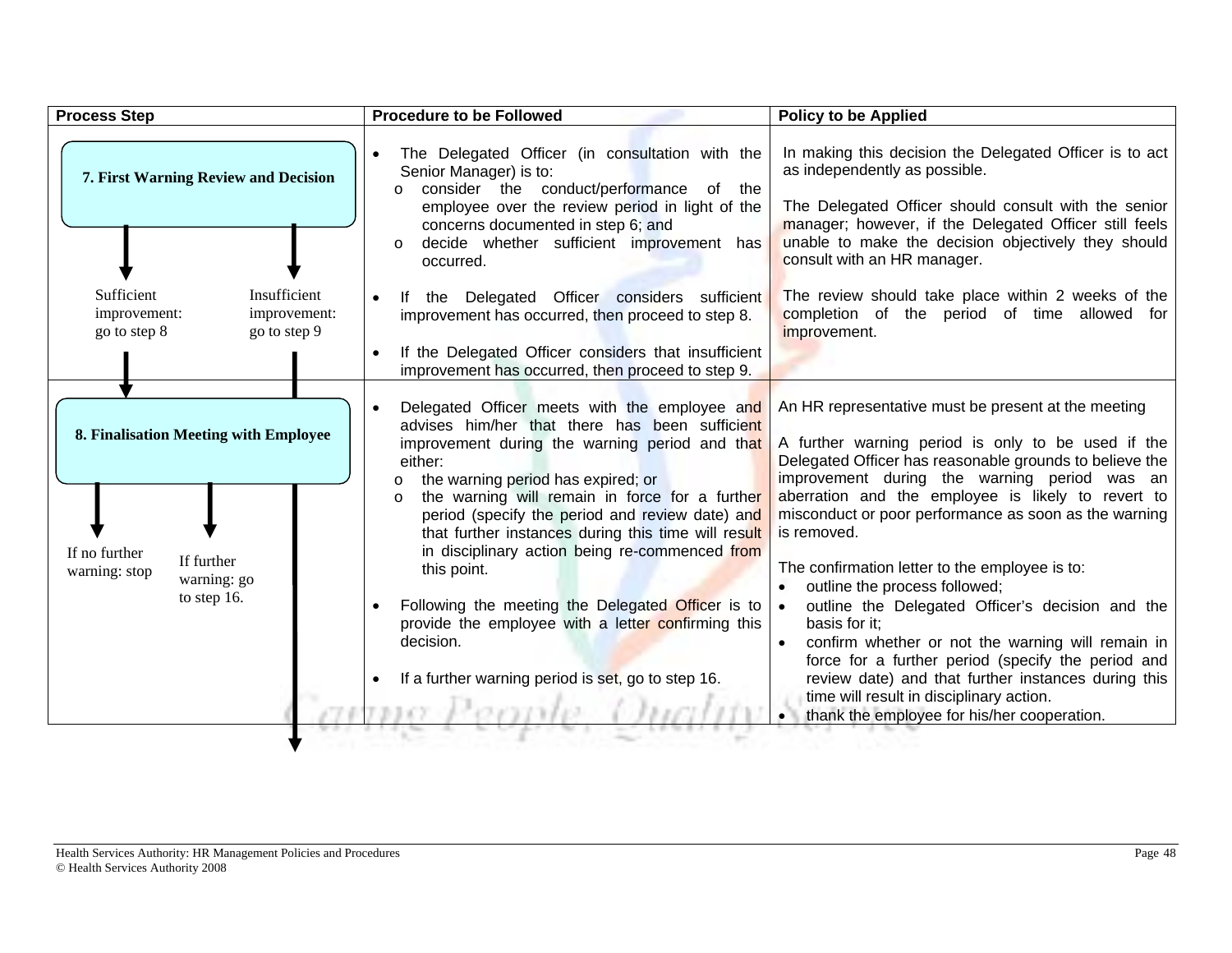| Process Step | Procedure to be Followed | Policy to be Applied |
|---|---|---|
| **7. First Warning Review and Decision**<br><br>Sufficient improvement: go to step 8<br><br>Insufficient improvement: go to step 9 | • The Delegated Officer (in consultation with the Senior Manager) is to:<br>o consider the conduct/performance of the employee over the review period in light of the concerns documented in step 6; and<br>o decide whether sufficient improvement has occurred.<br><br>• If the Delegated Officer considers sufficient improvement has occurred, then proceed to step 8.<br><br>• If the Delegated Officer considers that insufficient improvement has occurred, then proceed to step 9. | In making this decision the Delegated Officer is to act as independently as possible.<br><br>The Delegated Officer should consult with the senior manager; however, if the Delegated Officer still feels unable to make the decision objectively they should consult with an HR manager.<br><br>The review should take place within 2 weeks of the completion of the period of time allowed for improvement. |
| **8. Finalisation Meeting with Employee**<br><br>If no further warning: stop<br><br>If further warning: go to step 16. | • Delegated Officer meets with the employee and advises him/her that there has been sufficient improvement during the warning period and that either:<br>o the warning period has expired; or<br>o the warning will remain in force for a further period (specify the period and review date) and that further instances during this time will result in disciplinary action being re-commenced from this point.<br><br>• Following the meeting the Delegated Officer is to provide the employee with a letter confirming this decision.<br><br>• If a further warning period is set, go to step 16. | An HR representative must be present at the meeting<br><br>A further warning period is only to be used if the Delegated Officer has reasonable grounds to believe the improvement during the warning period was an aberration and the employee is likely to revert to misconduct or poor performance as soon as the warning is removed.<br><br>The confirmation letter to the employee is to:<br>• outline the process followed;<br>• outline the Delegated Officer's decision and the basis for it;<br>• confirm whether or not the warning will remain in force for a further period (specify the period and review date) and that further instances during this time will result in disciplinary action.<br>• thank the employee for his/her cooperation. |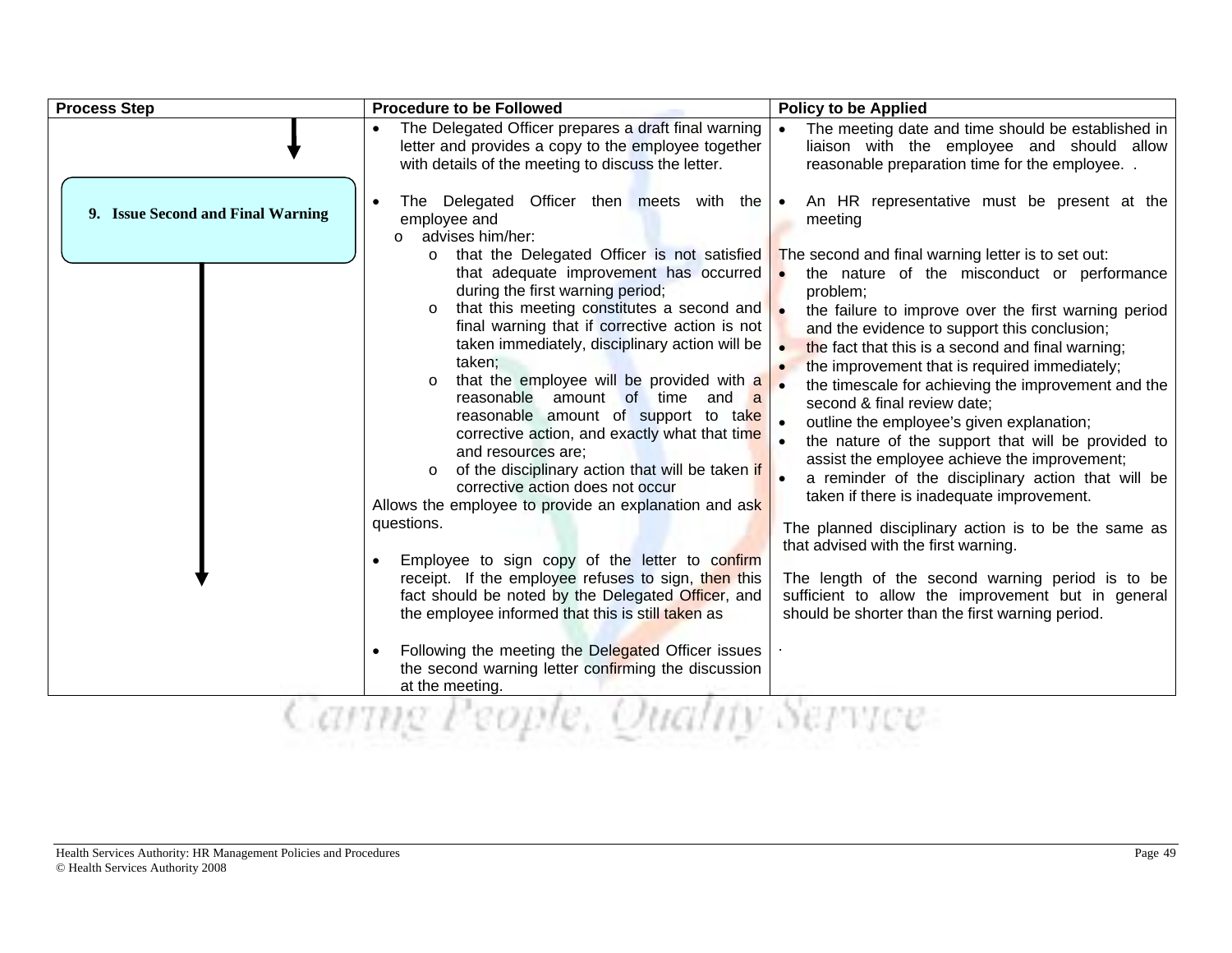| Process Step | Procedure to be Followed | Policy to be Applied |
|---|---|---|
| **9. Issue Second and Final Warning** | • The Delegated Officer prepares a draft final warning letter and provides a copy to the employee together with details of the meeting to discuss the letter.<br><br>• The Delegated Officer then meets with the employee and<br>o advises him/her:<br>o that the Delegated Officer is not satisfied that adequate improvement has occurred during the first warning period;<br>o that this meeting constitutes a second and final warning that if corrective action is not taken immediately, disciplinary action will be taken;<br>o that the employee will be provided with a reasonable amount of time and a reasonable amount of support to take corrective action, and exactly what that time and resources are;<br>o of the disciplinary action that will be taken if corrective action does not occur<br>Allows the employee to provide an explanation and ask questions.<br><br>• Employee to sign copy of the letter to confirm receipt. If the employee refuses to sign, then this fact should be noted by the Delegated Officer, and the employee informed that this is still taken as<br><br>• Following the meeting the Delegated Officer issues the second warning letter confirming the discussion at the meeting. | • The meeting date and time should be established in liaison with the employee and should allow reasonable preparation time for the employee. .<br><br>• An HR representative must be present at the meeting<br><br>The second and final warning letter is to set out:<br>• the nature of the misconduct or performance problem;<br>• the failure to improve over the first warning period and the evidence to support this conclusion;<br>• the fact that this is a second and final warning;<br>• the improvement that is required immediately;<br>• the timescale for achieving the improvement and the second & final review date;<br>• outline the employee's given explanation;<br>• the nature of the support that will be provided to assist the employee achieve the improvement;<br>• a reminder of the disciplinary action that will be taken if there is inadequate improvement.<br><br>The planned disciplinary action is to be the same as that advised with the first warning.<br><br>The length of the second warning period is to be sufficient to allow the improvement but in general should be shorter than the first warning period.<br><br>. |

Caring People, Quality Service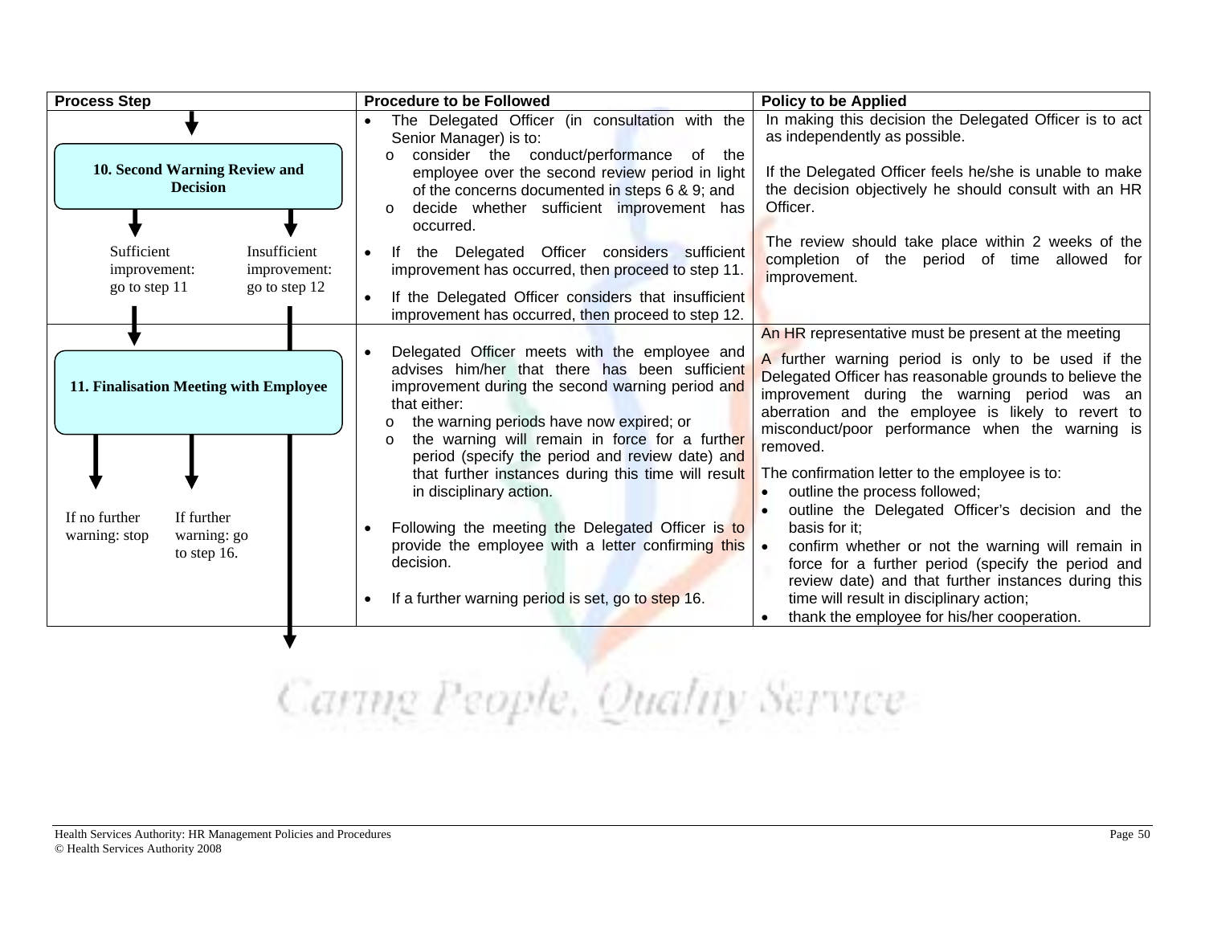| Process Step | Procedure to be Followed | Policy to be Applied |
|---|---|---|
| **10. Second Warning Review and Decision**<br><br>Sufficient improvement: go to step 11<br><br>Insufficient improvement: go to step 12 | • The Delegated Officer (in consultation with the Senior Manager) is to:<br>o consider the conduct/performance of the employee over the second review period in light of the concerns documented in steps 6 & 9; and<br>o decide whether sufficient improvement has occurred.<br>• If the Delegated Officer considers sufficient improvement has occurred, then proceed to step 11.<br>• If the Delegated Officer considers that insufficient improvement has occurred, then proceed to step 12. | In making this decision the Delegated Officer is to act as independently as possible.<br><br>If the Delegated Officer feels he/she is unable to make the decision objectively he should consult with an HR Officer.<br><br>The review should take place within 2 weeks of the completion of the period of time allowed for improvement. |
| **11. Finalisation Meeting with Employee**<br><br>If no further warning: stop<br><br>If further warning: go to step 16. | • Delegated Officer meets with the employee and advises him/her that there has been sufficient improvement during the second warning period and that either:<br>o the warning periods have now expired; or<br>o the warning will remain in force for a further period (specify the period and review date) and that further instances during this time will result in disciplinary action.<br>• Following the meeting the Delegated Officer is to provide the employee with a letter confirming this decision.<br>• If a further warning period is set, go to step 16. | An HR representative must be present at the meeting<br><br>A further warning period is only to be used if the Delegated Officer has reasonable grounds to believe the improvement during the warning period was an aberration and the employee is likely to revert to misconduct/poor performance when the warning is removed.<br><br>The confirmation letter to the employee is to:<br>• outline the process followed;<br>• outline the Delegated Officer's decision and the basis for it;<br>• confirm whether or not the warning will remain in force for a further period (specify the period and review date) and that further instances during this time will result in disciplinary action;<br>• thank the employee for his/her cooperation. |

*Caring People, Quality Service*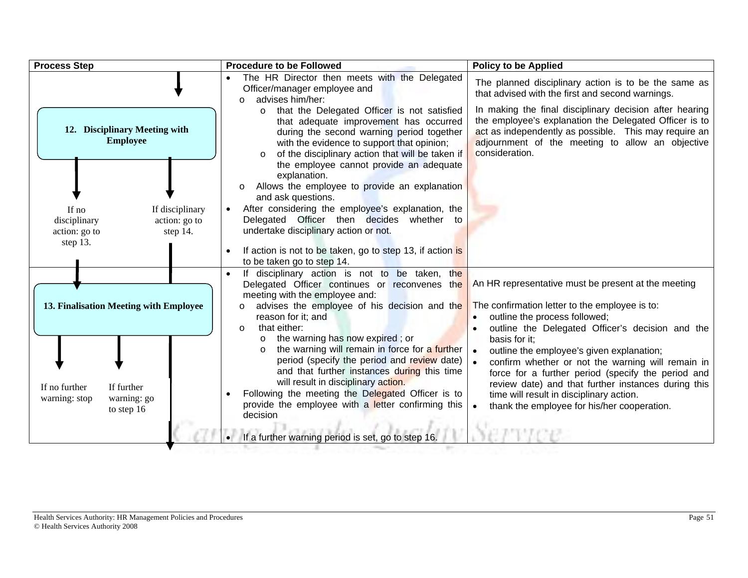| Process Step | Procedure to be Followed | Policy to be Applied |
|---|---|---|
| **12. Disciplinary Meeting with Employee**<br><br>If no disciplinary action: go to step 13.<br><br>If disciplinary action: go to step 14. | • The HR Director then meets with the Delegated Officer/manager employee and<br>o advises him/her:<br>o that the Delegated Officer is not satisfied that adequate improvement has occurred during the second warning period together with the evidence to support that opinion;<br>o of the disciplinary action that will be taken if the employee cannot provide an adequate explanation.<br>o Allows the employee to provide an explanation and ask questions.<br>• After considering the employee's explanation, the Delegated Officer then decides whether to undertake disciplinary action or not.<br>• If action is not to be taken, go to step 13, if action is to be taken go to step 14. | The planned disciplinary action is to be the same as that advised with the first and second warnings.<br><br>In making the final disciplinary decision after hearing the employee's explanation the Delegated Officer is to act as independently as possible. This may require an adjournment of the meeting to allow an objective consideration. |
| **13. Finalisation Meeting with Employee**<br><br>If no further warning: stop<br><br>If further warning: go to step 16 | • If disciplinary action is not to be taken, the Delegated Officer continues or reconvenes the meeting with the employee and:<br>o advises the employee of his decision and the reason for it; and<br>o that either:<br>o the warning has now expired ; or<br>o the warning will remain in force for a further period (specify the period and review date) and that further instances during this time will result in disciplinary action.<br>• Following the meeting the Delegated Officer is to provide the employee with a letter confirming this decision<br>• If a further warning period is set, go to step 16. | An HR representative must be present at the meeting<br><br>The confirmation letter to the employee is to:<br>• outline the process followed;<br>• outline the Delegated Officer's decision and the basis for it;<br>• outline the employee's given explanation;<br>• confirm whether or not the warning will remain in force for a further period (specify the period and review date) and that further instances during this time will result in disciplinary action.<br>• thank the employee for his/her cooperation. |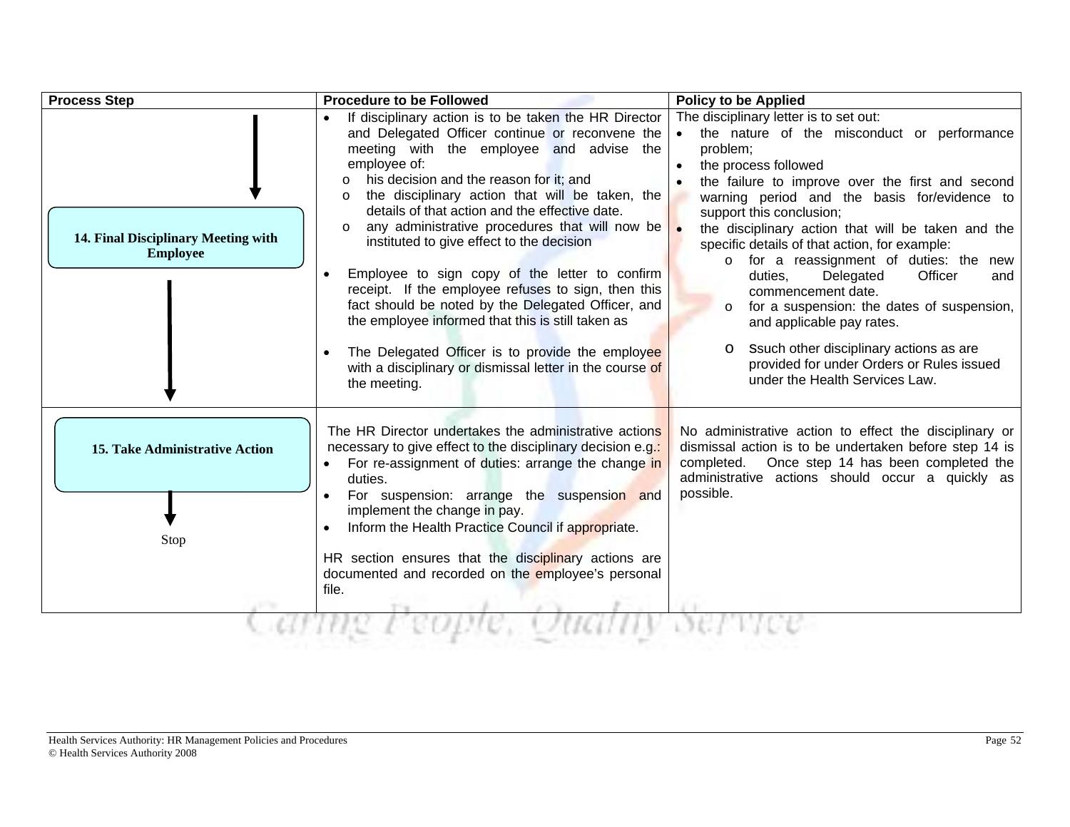| Process Step | Procedure to be Followed | Policy to be Applied |
|---|---|---|
| **14. Final Disciplinary Meeting with Employee** | • If disciplinary action is to be taken the HR Director and Delegated Officer continue or reconvene the meeting with the employee and advise the employee of:<br>o his decision and the reason for it; and<br>o the disciplinary action that will be taken, the details of that action and the effective date.<br>o any administrative procedures that will now be instituted to give effect to the decision<br><br>• Employee to sign copy of the letter to confirm receipt. If the employee refuses to sign, then this fact should be noted by the Delegated Officer, and the employee informed that this is still taken as<br><br>• The Delegated Officer is to provide the employee with a disciplinary or dismissal letter in the course of the meeting. | The disciplinary letter is to set out:<br>• the nature of the misconduct or performance problem;<br>• the process followed<br>• the failure to improve over the first and second warning period and the basis for/evidence to support this conclusion;<br>• the disciplinary action that will be taken and the specific details of that action, for example:<br>o for a reassignment of duties: the new duties, Delegated Officer and commencement date.<br>o for a suspension: the dates of suspension, and applicable pay rates.<br>o Ssuch other disciplinary actions as are provided for under Orders or Rules issued under the Health Services Law. |
| **15. Take Administrative Action**<br><br>Stop | The HR Director undertakes the administrative actions necessary to give effect to the disciplinary decision e.g.:<br>• For re-assignment of duties: arrange the change in duties.<br>• For suspension: arrange the suspension and implement the change in pay.<br>• Inform the Health Practice Council if appropriate.<br><br>HR section ensures that the disciplinary actions are documented and recorded on the employee's personal file. | No administrative action to effect the disciplinary or dismissal action is to be undertaken before step 14 is completed. Once step 14 has been completed the administrative actions should occur a quickly as possible. |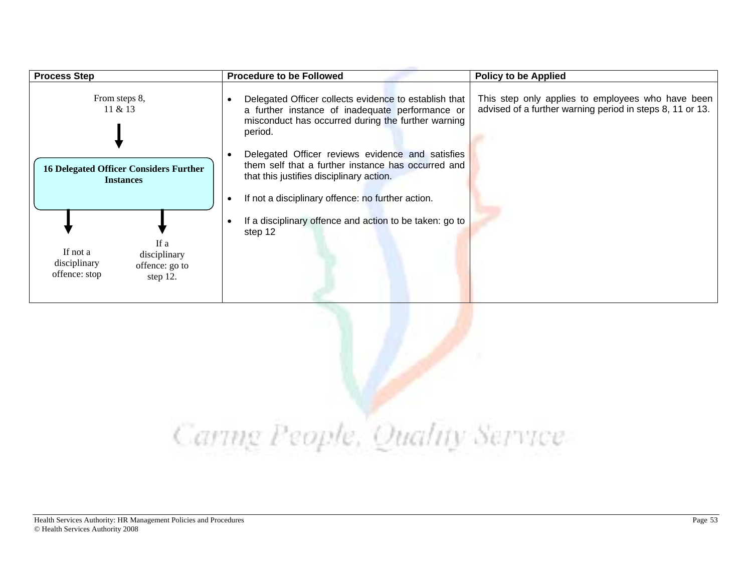| Process Step | Procedure to be Followed | Policy to be Applied |
| --- | --- | --- |
| From steps 8, 11 & 13 → **16 Delegated Officer Considers Further Instances** → If not a disciplinary offence: stop / If a disciplinary offence: go to step 12. | • Delegated Officer collects evidence to establish that a further instance of inadequate performance or misconduct has occurred during the further warning period.<br><br>• Delegated Officer reviews evidence and satisfies them self that a further instance has occurred and that this justifies disciplinary action.<br><br>• If not a disciplinary offence: no further action.<br><br>• If a disciplinary offence and action to be taken: go to step 12 | This step only applies to employees who have been advised of a further warning period in steps 8, 11 or 13. |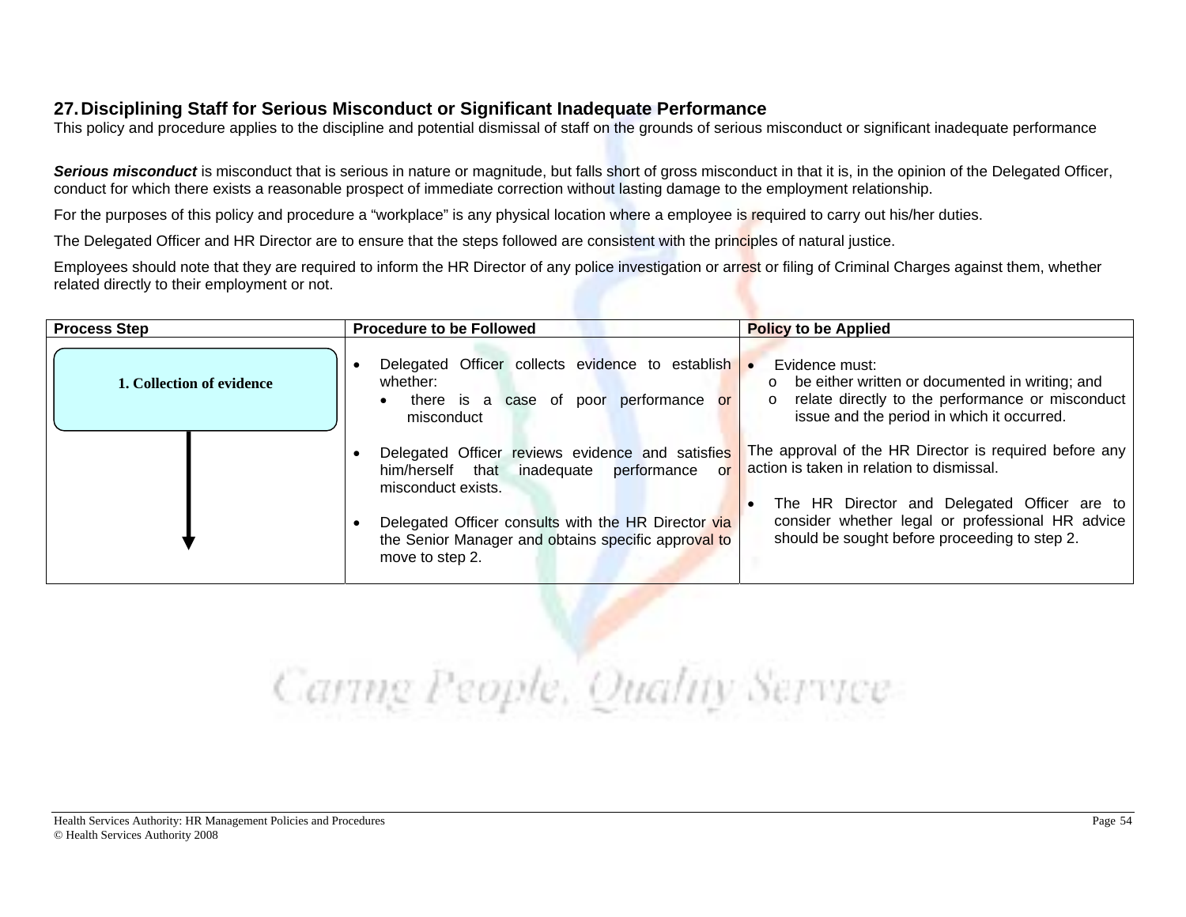## 27. Disciplining Staff for Serious Misconduct or Significant Inadequate Performance

This policy and procedure applies to the discipline and potential dismissal of staff on the grounds of serious misconduct or significant inadequate performance

***Serious misconduct*** is misconduct that is serious in nature or magnitude, but falls short of gross misconduct in that it is, in the opinion of the Delegated Officer, conduct for which there exists a reasonable prospect of immediate correction without lasting damage to the employment relationship.

For the purposes of this policy and procedure a "workplace" is any physical location where a employee is required to carry out his/her duties.

The Delegated Officer and HR Director are to ensure that the steps followed are consistent with the principles of natural justice.

Employees should note that they are required to inform the HR Director of any police investigation or arrest or filing of Criminal Charges against them, whether related directly to their employment or not.

| Process Step | Procedure to be Followed | Policy to be Applied |
|---|---|---|
| **1. Collection of evidence** | • Delegated Officer collects evidence to establish whether:<br>  • there is a case of poor performance or misconduct<br><br>• Delegated Officer reviews evidence and satisfies him/herself that inadequate performance or misconduct exists.<br><br>• Delegated Officer consults with the HR Director via the Senior Manager and obtains specific approval to move to step 2. | • Evidence must:<br>  o be either written or documented in writing; and<br>  o relate directly to the performance or misconduct issue and the period in which it occurred.<br><br>The approval of the HR Director is required before any action is taken in relation to dismissal.<br><br>• The HR Director and Delegated Officer are to consider whether legal or professional HR advice should be sought before proceeding to step 2. |

Caring People, Quality Service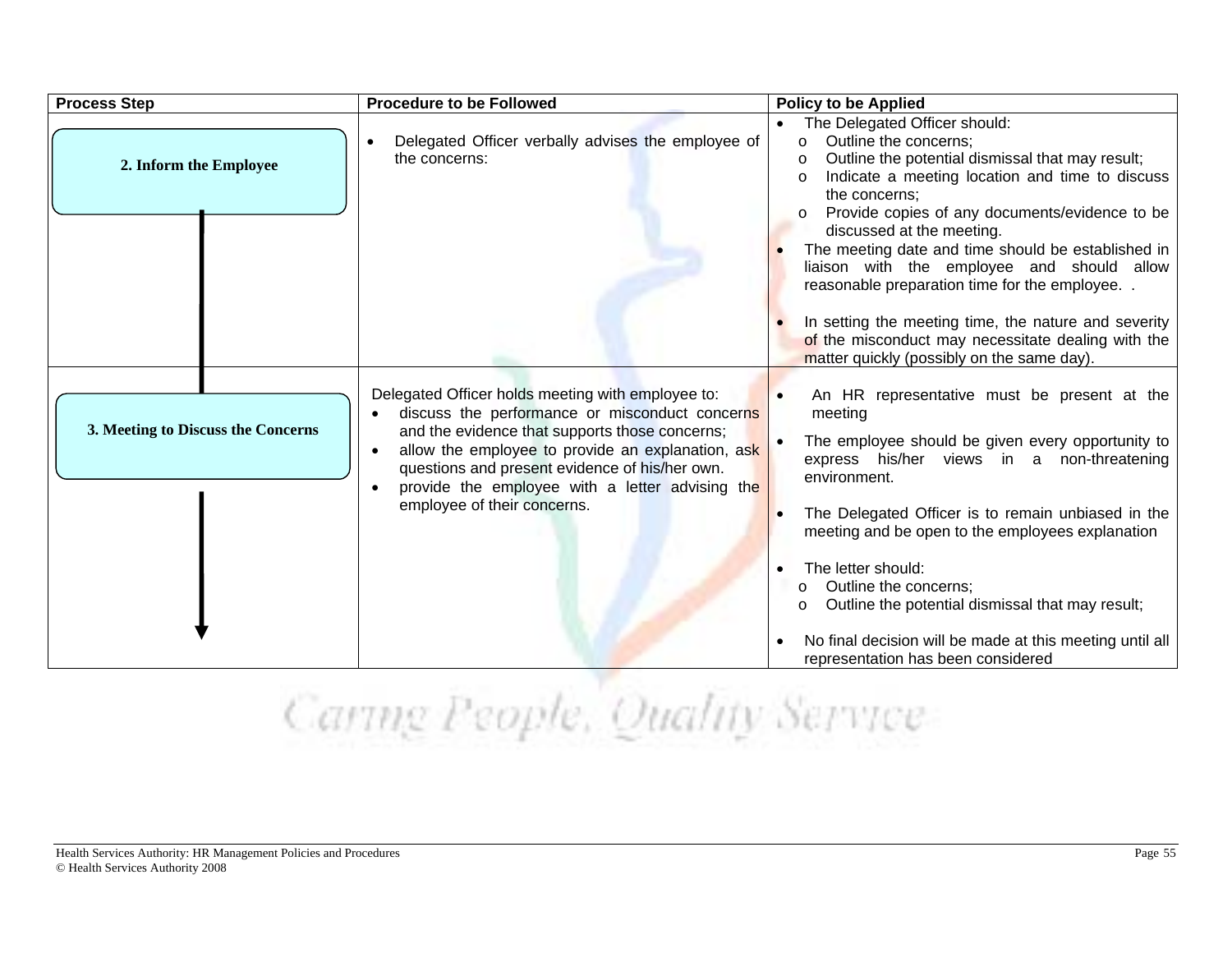| Process Step | Procedure to be Followed | Policy to be Applied |
|---|---|---|
| 2. Inform the Employee | • Delegated Officer verbally advises the employee of the concerns: | • The Delegated Officer should:<br>o Outline the concerns;<br>o Outline the potential dismissal that may result;<br>o Indicate a meeting location and time to discuss the concerns;<br>o Provide copies of any documents/evidence to be discussed at the meeting.<br>• The meeting date and time should be established in liaison with the employee and should allow reasonable preparation time for the employee. .<br><br>• In setting the meeting time, the nature and severity of the misconduct may necessitate dealing with the matter quickly (possibly on the same day). |
| 3. Meeting to Discuss the Concerns | Delegated Officer holds meeting with employee to:<br>• discuss the performance or misconduct concerns and the evidence that supports those concerns;<br>• allow the employee to provide an explanation, ask questions and present evidence of his/her own.<br>• provide the employee with a letter advising the employee of their concerns. | • An HR representative must be present at the meeting<br>• The employee should be given every opportunity to express his/her views in a non-threatening environment.<br><br>• The Delegated Officer is to remain unbiased in the meeting and be open to the employees explanation<br><br>• The letter should:<br>o Outline the concerns;<br>o Outline the potential dismissal that may result;<br><br>• No final decision will be made at this meeting until all representation has been considered |

*Caring People, Quality Service*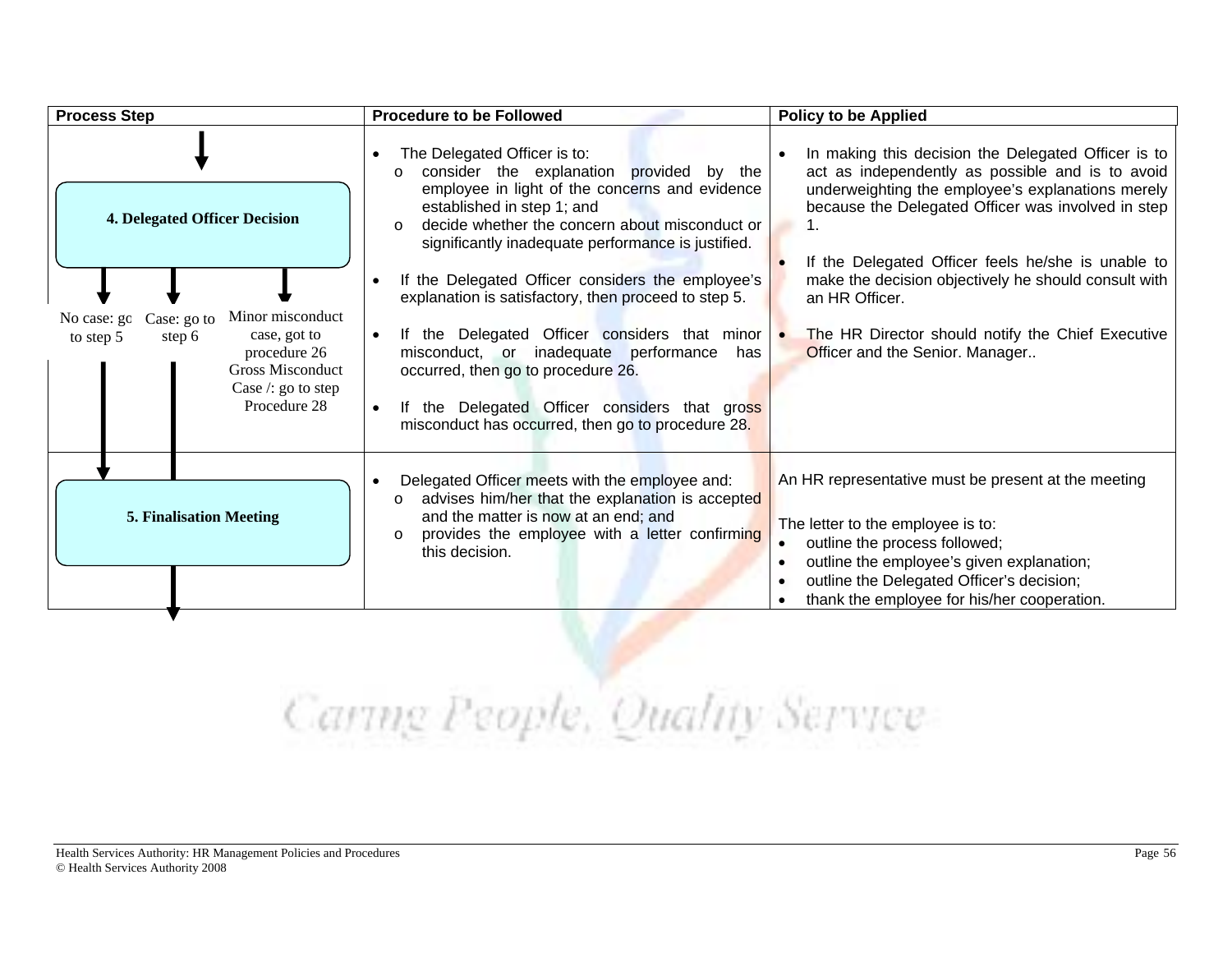| Process Step | Procedure to be Followed | Policy to be Applied |
|---|---|---|
| **4. Delegated Officer Decision**<br><br>No case: go to step 5<br>Case: go to step 6<br>Minor misconduct case, got to procedure 26<br>Gross Misconduct Case /: go to step Procedure 28 | • The Delegated Officer is to:<br>o consider the explanation provided by the employee in light of the concerns and evidence established in step 1; and<br>o decide whether the concern about misconduct or significantly inadequate performance is justified.<br><br>• If the Delegated Officer considers the employee's explanation is satisfactory, then proceed to step 5.<br><br>• If the Delegated Officer considers that minor misconduct, or inadequate performance has occurred, then go to procedure 26.<br><br>• If the Delegated Officer considers that gross misconduct has occurred, then go to procedure 28. | • In making this decision the Delegated Officer is to act as independently as possible and is to avoid underweighting the employee's explanations merely because the Delegated Officer was involved in step 1.<br><br>• If the Delegated Officer feels he/she is unable to make the decision objectively he should consult with an HR Officer.<br><br>• The HR Director should notify the Chief Executive Officer and the Senior. Manager.. |
| **5. Finalisation Meeting** | • Delegated Officer meets with the employee and:<br>o advises him/her that the explanation is accepted and the matter is now at an end; and<br>o provides the employee with a letter confirming this decision. | An HR representative must be present at the meeting<br><br>The letter to the employee is to:<br>• outline the process followed;<br>• outline the employee's given explanation;<br>• outline the Delegated Officer's decision;<br>• thank the employee for his/her cooperation. |

Caring People, Quality Service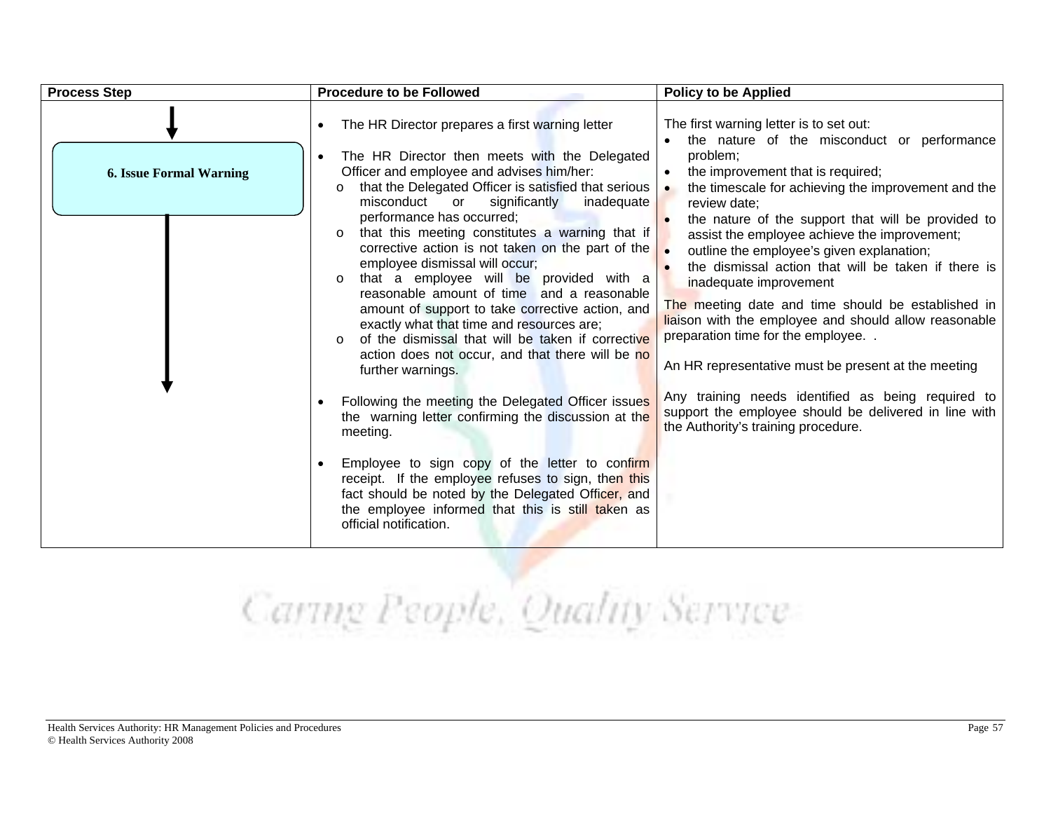| Process Step | Procedure to be Followed | Policy to be Applied |
|---|---|---|
| **6. Issue Formal Warning** | • The HR Director prepares a first warning letter<br><br>• The HR Director then meets with the Delegated Officer and employee and advises him/her:<br>  o that the Delegated Officer is satisfied that serious misconduct or significantly inadequate performance has occurred;<br>  o that this meeting constitutes a warning that if corrective action is not taken on the part of the employee dismissal will occur;<br>  o that a employee will be provided with a reasonable amount of time and a reasonable amount of support to take corrective action, and exactly what that time and resources are;<br>  o of the dismissal that will be taken if corrective action does not occur, and that there will be no further warnings.<br><br>• Following the meeting the Delegated Officer issues the warning letter confirming the discussion at the meeting.<br><br>• Employee to sign copy of the letter to confirm receipt. If the employee refuses to sign, then this fact should be noted by the Delegated Officer, and the employee informed that this is still taken as official notification. | The first warning letter is to set out:<br>• the nature of the misconduct or performance problem;<br>• the improvement that is required;<br>• the timescale for achieving the improvement and the review date;<br>• the nature of the support that will be provided to assist the employee achieve the improvement;<br>• outline the employee's given explanation;<br>• the dismissal action that will be taken if there is inadequate improvement<br><br>The meeting date and time should be established in liaison with the employee and should allow reasonable preparation time for the employee. .<br><br>An HR representative must be present at the meeting<br><br>Any training needs identified as being required to support the employee should be delivered in line with the Authority's training procedure. |

Caring People, Quality Service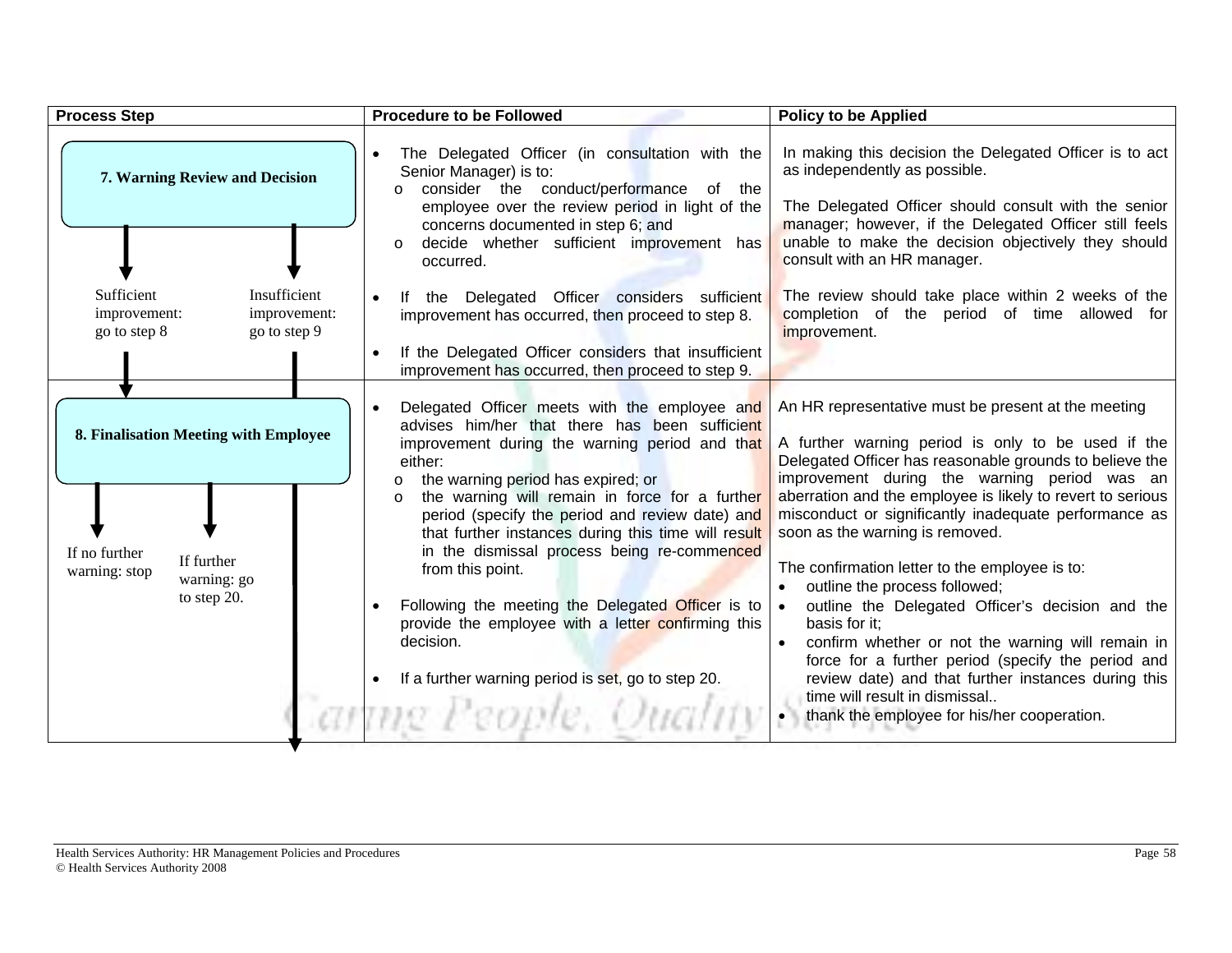| Process Step | Procedure to be Followed | Policy to be Applied |
|---|---|---|
| **7. Warning Review and Decision**<br><br>Sufficient improvement: go to step 8<br><br>Insufficient improvement: go to step 9 | • The Delegated Officer (in consultation with the Senior Manager) is to:<br>o consider the conduct/performance of the employee over the review period in light of the concerns documented in step 6; and<br>o decide whether sufficient improvement has occurred.<br><br>• If the Delegated Officer considers sufficient improvement has occurred, then proceed to step 8.<br><br>• If the Delegated Officer considers that insufficient improvement has occurred, then proceed to step 9. | In making this decision the Delegated Officer is to act as independently as possible.<br><br>The Delegated Officer should consult with the senior manager; however, if the Delegated Officer still feels unable to make the decision objectively they should consult with an HR manager.<br><br>The review should take place within 2 weeks of the completion of the period of time allowed for improvement. |
| **8. Finalisation Meeting with Employee**<br><br>If no further warning: stop<br><br>If further warning: go to step 20. | • Delegated Officer meets with the employee and advises him/her that there has been sufficient improvement during the warning period and that either:<br>o the warning period has expired; or<br>o the warning will remain in force for a further period (specify the period and review date) and that further instances during this time will result in the dismissal process being re-commenced from this point.<br><br>• Following the meeting the Delegated Officer is to provide the employee with a letter confirming this decision.<br><br>• If a further warning period is set, go to step 20. | An HR representative must be present at the meeting<br><br>A further warning period is only to be used if the Delegated Officer has reasonable grounds to believe the improvement during the warning period was an aberration and the employee is likely to revert to serious misconduct or significantly inadequate performance as soon as the warning is removed.<br><br>The confirmation letter to the employee is to:<br>• outline the process followed;<br>• outline the Delegated Officer's decision and the basis for it;<br>• confirm whether or not the warning will remain in force for a further period (specify the period and review date) and that further instances during this time will result in dismissal..<br>• thank the employee for his/her cooperation. |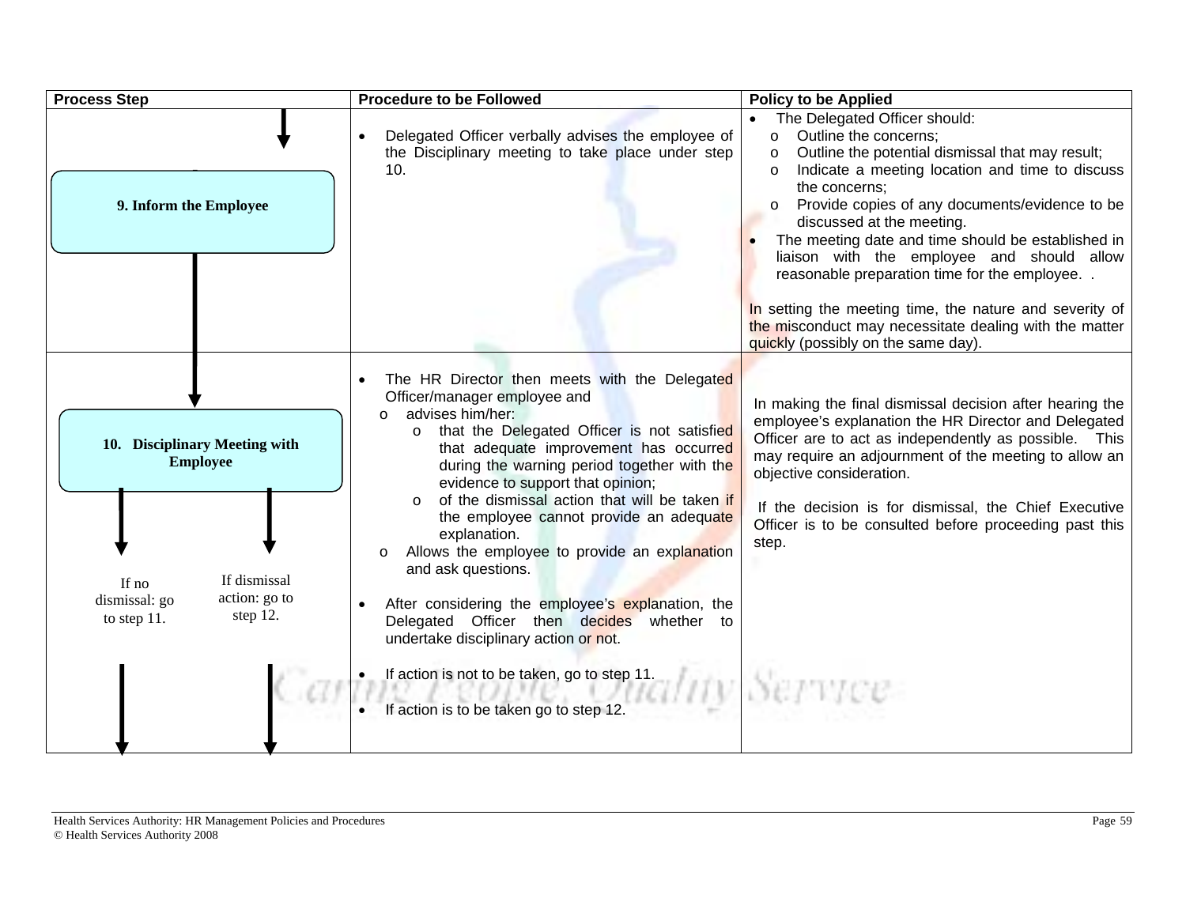| Process Step | Procedure to be Followed | Policy to be Applied |
|---|---|---|
| **9. Inform the Employee** | • Delegated Officer verbally advises the employee of the Disciplinary meeting to take place under step 10. | • The Delegated Officer should:<br>o Outline the concerns;<br>o Outline the potential dismissal that may result;<br>o Indicate a meeting location and time to discuss the concerns;<br>o Provide copies of any documents/evidence to be discussed at the meeting.<br>• The meeting date and time should be established in liaison with the employee and should allow reasonable preparation time for the employee. .<br><br>In setting the meeting time, the nature and severity of the misconduct may necessitate dealing with the matter quickly (possibly on the same day). |
| **10. Disciplinary Meeting with Employee**<br><br>If no dismissal: go to step 11.<br><br>If dismissal action: go to step 12. | • The HR Director then meets with the Delegated Officer/manager employee and<br>o advises him/her:<br>o that the Delegated Officer is not satisfied that adequate improvement has occurred during the warning period together with the evidence to support that opinion;<br>o of the dismissal action that will be taken if the employee cannot provide an adequate explanation.<br>o Allows the employee to provide an explanation and ask questions.<br><br>• After considering the employee's explanation, the Delegated Officer then decides whether to undertake disciplinary action or not.<br><br>• If action is not to be taken, go to step 11.<br><br>• If action is to be taken go to step 12. | In making the final dismissal decision after hearing the employee's explanation the HR Director and Delegated Officer are to act as independently as possible. This may require an adjournment of the meeting to allow an objective consideration.<br><br>If the decision is for dismissal, the Chief Executive Officer is to be consulted before proceeding past this step. |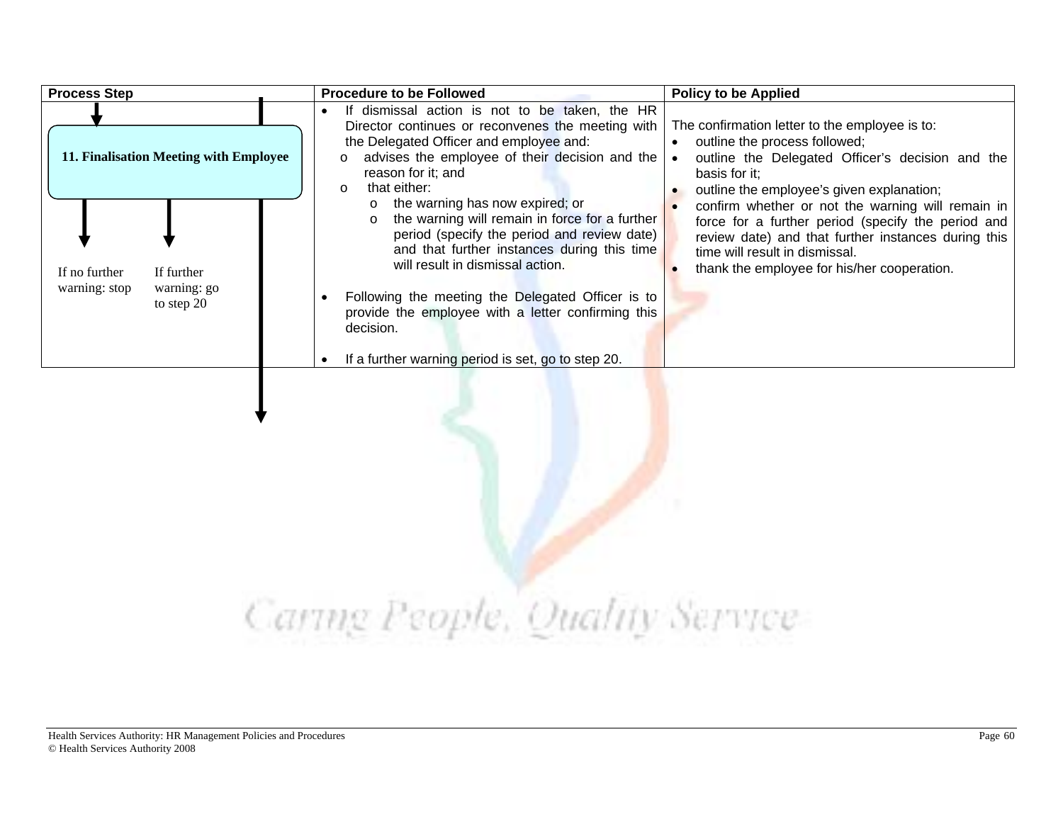| Process Step | Procedure to be Followed | Policy to be Applied |
|---|---|---|
| **11. Finalisation Meeting with Employee**<br><br>If no further warning: stop<br><br>If further warning: go to step 20 | • If dismissal action is not to be taken, the HR Director continues or reconvenes the meeting with the Delegated Officer and employee and:<br>  o advises the employee of their decision and the reason for it; and<br>  o that either:<br>    o the warning has now expired; or<br>    o the warning will remain in force for a further period (specify the period and review date) and that further instances during this time will result in dismissal action.<br><br>• Following the meeting the Delegated Officer is to provide the employee with a letter confirming this decision.<br><br>• If a further warning period is set, go to step 20. | The confirmation letter to the employee is to:<br>• outline the process followed;<br>• outline the Delegated Officer's decision and the basis for it;<br>• outline the employee's given explanation;<br>• confirm whether or not the warning will remain in force for a further period (specify the period and review date) and that further instances during this time will result in dismissal.<br>• thank the employee for his/her cooperation. |

Caring People, Quality Service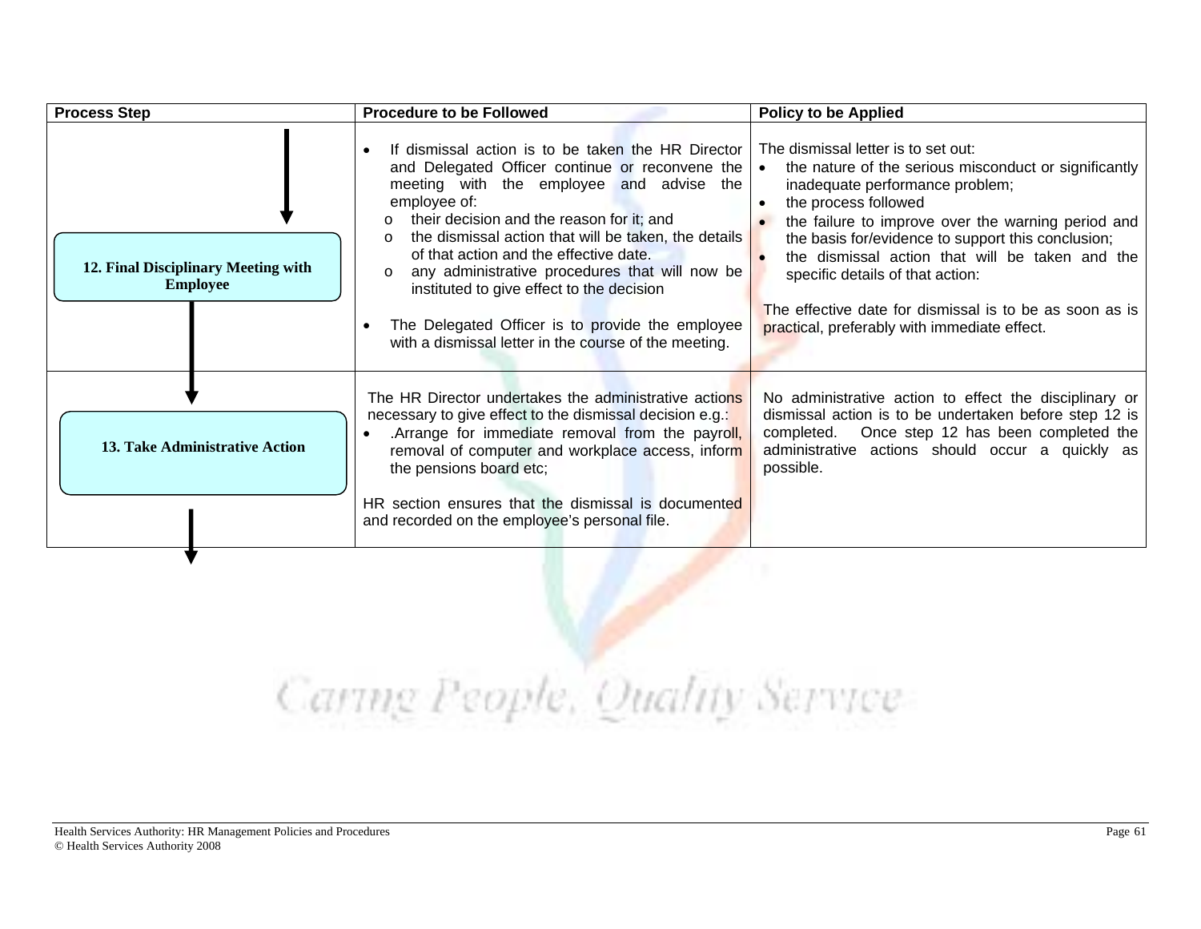| Process Step | Procedure to be Followed | Policy to be Applied |
|---|---|---|
| **12. Final Disciplinary Meeting with Employee** | • If dismissal action is to be taken the HR Director and Delegated Officer continue or reconvene the meeting with the employee and advise the employee of:<br>o their decision and the reason for it; and<br>o the dismissal action that will be taken, the details of that action and the effective date.<br>o any administrative procedures that will now be instituted to give effect to the decision<br><br>• The Delegated Officer is to provide the employee with a dismissal letter in the course of the meeting. | The dismissal letter is to set out:<br>• the nature of the serious misconduct or significantly inadequate performance problem;<br>• the process followed<br>• the failure to improve over the warning period and the basis for/evidence to support this conclusion;<br>• the dismissal action that will be taken and the specific details of that action:<br><br>The effective date for dismissal is to be as soon as is practical, preferably with immediate effect. |
| **13. Take Administrative Action** | The HR Director undertakes the administrative actions necessary to give effect to the dismissal decision e.g.:<br>• .Arrange for immediate removal from the payroll, removal of computer and workplace access, inform the pensions board etc;<br><br>HR section ensures that the dismissal is documented and recorded on the employee's personal file. | No administrative action to effect the disciplinary or dismissal action is to be undertaken before step 12 is completed. Once step 12 has been completed the administrative actions should occur a quickly as possible. |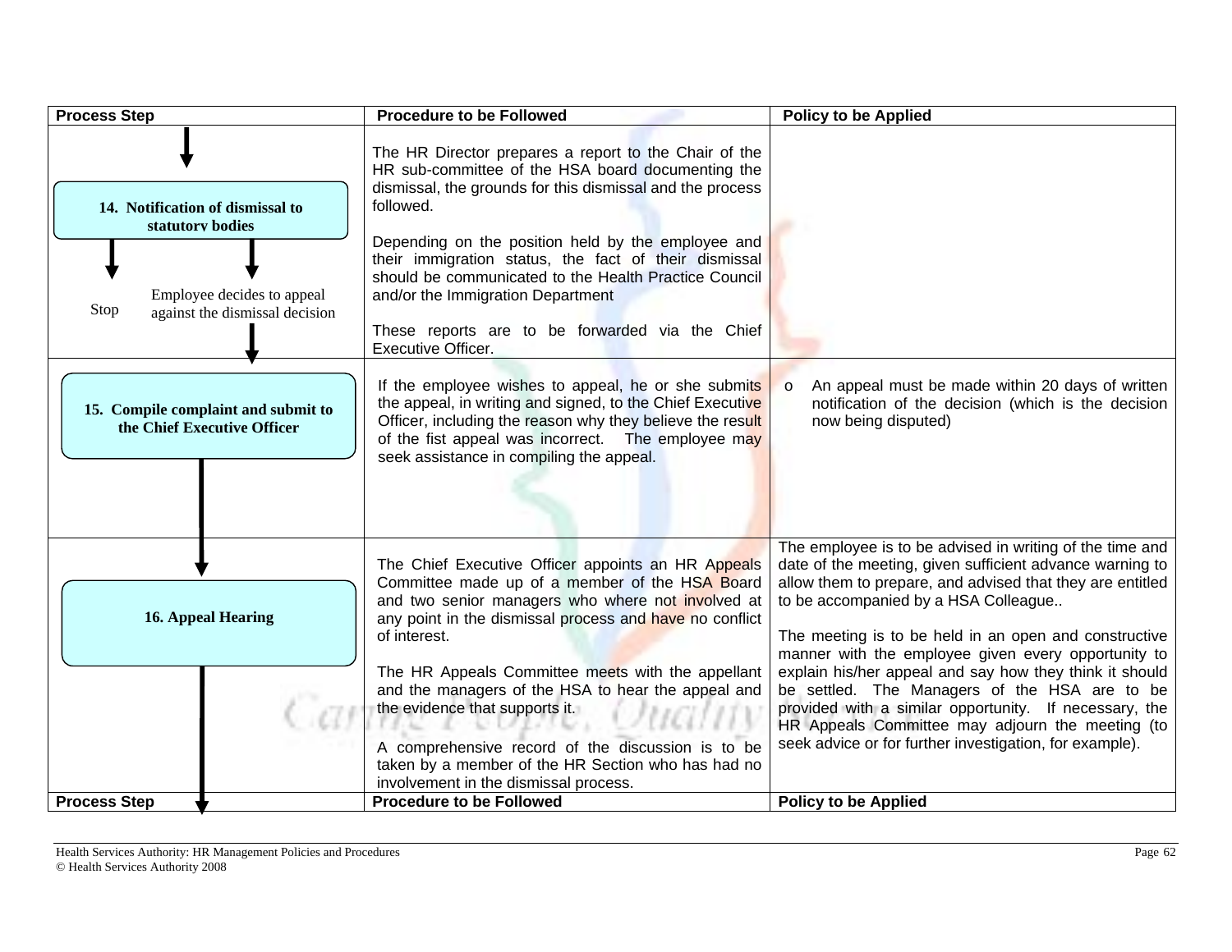| Process Step | Procedure to be Followed | Policy to be Applied |
|---|---|---|
| **14. Notification of dismissal to statutory bodies**<br><br>Stop / Employee decides to appeal against the dismissal decision | The HR Director prepares a report to the Chair of the HR sub-committee of the HSA board documenting the dismissal, the grounds for this dismissal and the process followed.<br><br>Depending on the position held by the employee and their immigration status, the fact of their dismissal should be communicated to the Health Practice Council and/or the Immigration Department<br><br>These reports are to be forwarded via the Chief Executive Officer. | |
| **15. Compile complaint and submit to the Chief Executive Officer** | If the employee wishes to appeal, he or she submits the appeal, in writing and signed, to the Chief Executive Officer, including the reason why they believe the result of the fist appeal was incorrect. The employee may seek assistance in compiling the appeal. | o An appeal must be made within 20 days of written notification of the decision (which is the decision now being disputed) |
| **16. Appeal Hearing** | The Chief Executive Officer appoints an HR Appeals Committee made up of a member of the HSA Board and two senior managers who where not involved at any point in the dismissal process and have no conflict of interest.<br><br>The HR Appeals Committee meets with the appellant and the managers of the HSA to hear the appeal and the evidence that supports it.<br><br>A comprehensive record of the discussion is to be taken by a member of the HR Section who has had no involvement in the dismissal process. | The employee is to be advised in writing of the time and date of the meeting, given sufficient advance warning to allow them to prepare, and advised that they are entitled to be accompanied by a HSA Colleague..<br><br>The meeting is to be held in an open and constructive manner with the employee given every opportunity to explain his/her appeal and say how they think it should be settled. The Managers of the HSA are to be provided with a similar opportunity. If necessary, the HR Appeals Committee may adjourn the meeting (to seek advice or for further investigation, for example). |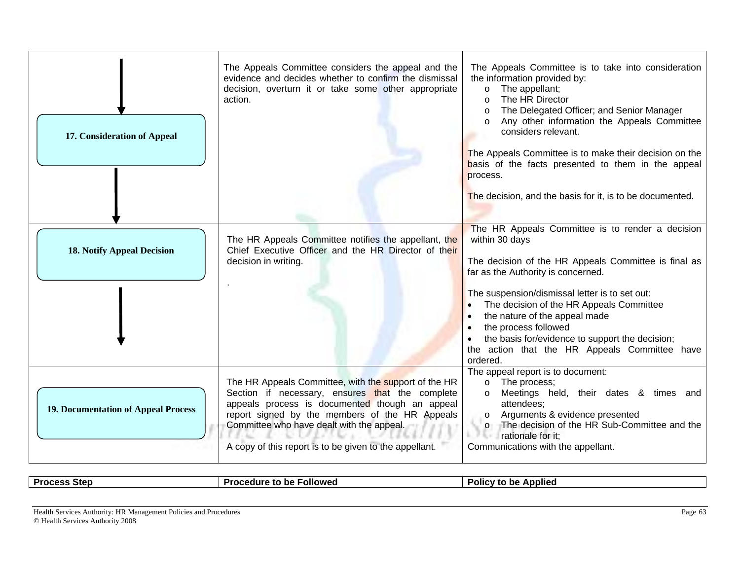| Process Step | Procedure to be Followed | Policy to be Applied |
|---|---|---|
| **17. Consideration of Appeal** | The Appeals Committee considers the appeal and the evidence and decides whether to confirm the dismissal decision, overturn it or take some other appropriate action. | The Appeals Committee is to take into consideration the information provided by:<br>o The appellant;<br>o The HR Director<br>o The Delegated Officer; and Senior Manager<br>o Any other information the Appeals Committee considers relevant.<br><br>The Appeals Committee is to make their decision on the basis of the facts presented to them in the appeal process.<br><br>The decision, and the basis for it, is to be documented. |
| **18. Notify Appeal Decision** | The HR Appeals Committee notifies the appellant, the Chief Executive Officer and the HR Director of their decision in writing.<br><br>. | The HR Appeals Committee is to render a decision within 30 days<br><br>The decision of the HR Appeals Committee is final as far as the Authority is concerned.<br><br>The suspension/dismissal letter is to set out:<br>• The decision of the HR Appeals Committee<br>• the nature of the appeal made<br>• the process followed<br>• the basis for/evidence to support the decision;<br>the action that the HR Appeals Committee have ordered. |
| **19. Documentation of Appeal Process** | The HR Appeals Committee, with the support of the HR Section if necessary, ensures that the complete appeals process is documented though an appeal report signed by the members of the HR Appeals Committee who have dealt with the appeal.<br><br>A copy of this report is to be given to the appellant. | The appeal report is to document:<br>o The process;<br>o Meetings held, their dates & times and attendees;<br>o Arguments & evidence presented<br>o The decision of the HR Sub-Committee and the rationale for it;<br>Communications with the appellant. |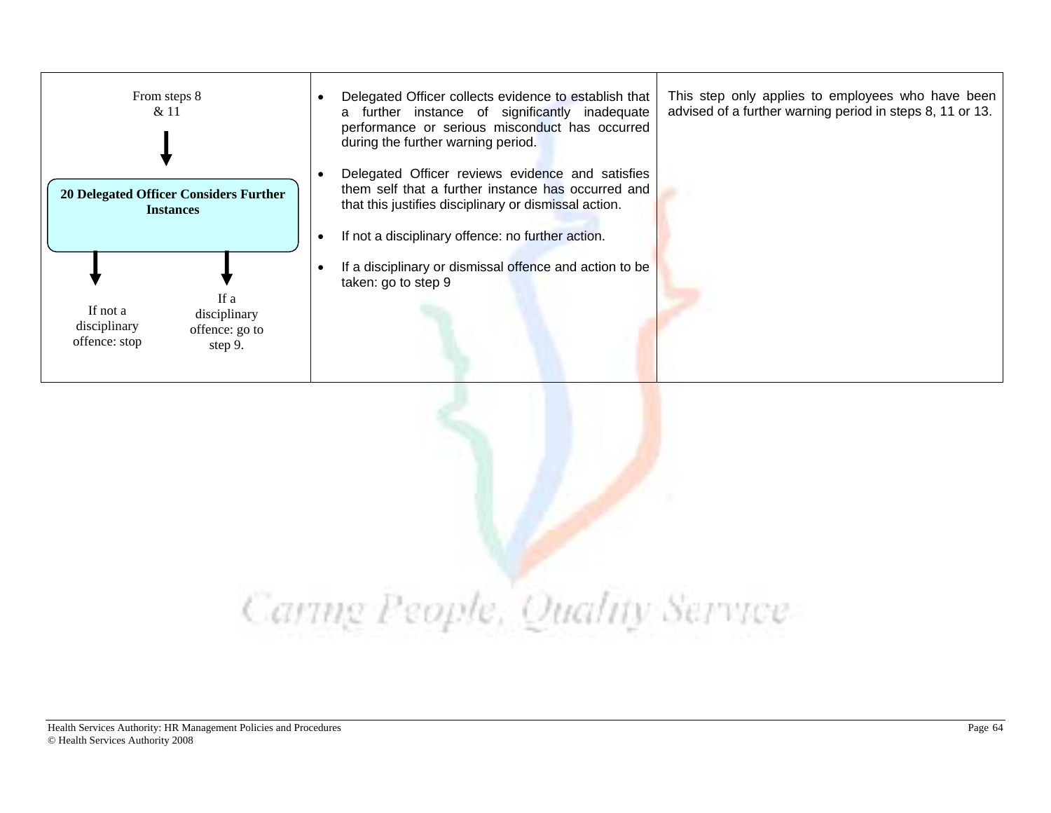| | | |
|---|---|---|
| From steps 8 & 11 ↓ **20 Delegated Officer Considers Further Instances** ↓ If not a disciplinary offence: stop ↓ If a disciplinary offence: go to step 9. | • Delegated Officer collects evidence to establish that a further instance of significantly inadequate performance or serious misconduct has occurred during the further warning period.<br>• Delegated Officer reviews evidence and satisfies them self that a further instance has occurred and that this justifies disciplinary or dismissal action.<br>• If not a disciplinary offence: no further action.<br>• If a disciplinary or dismissal offence and action to be taken: go to step 9 | This step only applies to employees who have been advised of a further warning period in steps 8, 11 or 13. |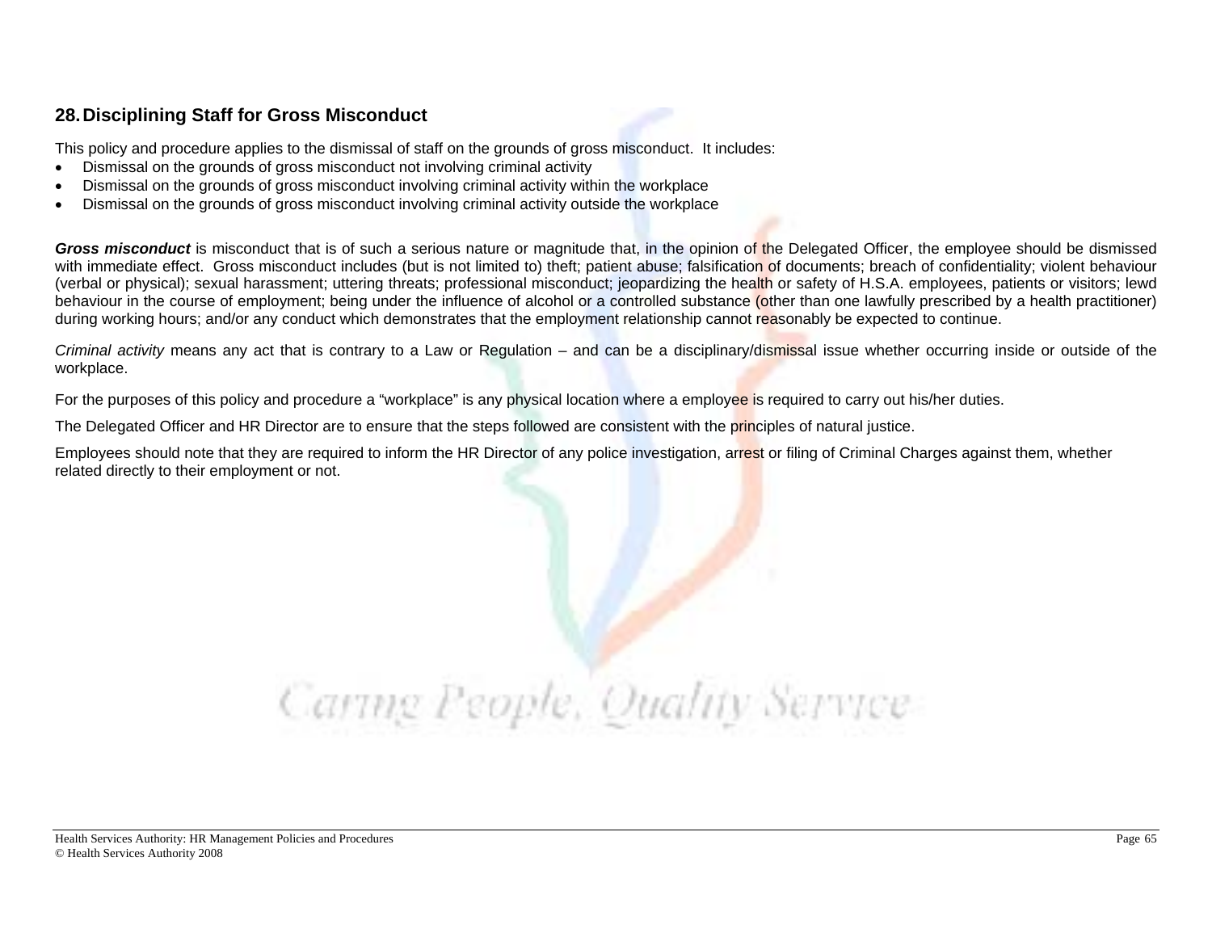## 28. Disciplining Staff for Gross Misconduct

This policy and procedure applies to the dismissal of staff on the grounds of gross misconduct. It includes:

- Dismissal on the grounds of gross misconduct not involving criminal activity
- Dismissal on the grounds of gross misconduct involving criminal activity within the workplace
- Dismissal on the grounds of gross misconduct involving criminal activity outside the workplace

***Gross misconduct*** is misconduct that is of such a serious nature or magnitude that, in the opinion of the Delegated Officer, the employee should be dismissed with immediate effect. Gross misconduct includes (but is not limited to) theft; patient abuse; falsification of documents; breach of confidentiality; violent behaviour (verbal or physical); sexual harassment; uttering threats; professional misconduct; jeopardizing the health or safety of H.S.A. employees, patients or visitors; lewd behaviour in the course of employment; being under the influence of alcohol or a controlled substance (other than one lawfully prescribed by a health practitioner) during working hours; and/or any conduct which demonstrates that the employment relationship cannot reasonably be expected to continue.

*Criminal activity* means any act that is contrary to a Law or Regulation – and can be a disciplinary/dismissal issue whether occurring inside or outside of the workplace.

For the purposes of this policy and procedure a "workplace" is any physical location where a employee is required to carry out his/her duties.

The Delegated Officer and HR Director are to ensure that the steps followed are consistent with the principles of natural justice.

Employees should note that they are required to inform the HR Director of any police investigation, arrest or filing of Criminal Charges against them, whether related directly to their employment or not.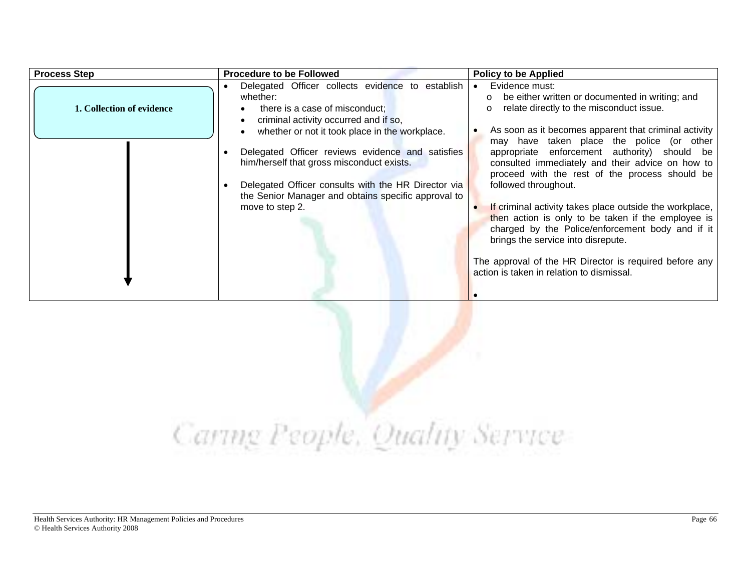| Process Step | Procedure to be Followed | Policy to be Applied |
|---|---|---|
| **1. Collection of evidence** | • Delegated Officer collects evidence to establish whether:<br>  • there is a case of misconduct;<br>  • criminal activity occurred and if so,<br>  • whether or not it took place in the workplace.<br><br>• Delegated Officer reviews evidence and satisfies him/herself that gross misconduct exists.<br><br>• Delegated Officer consults with the HR Director via the Senior Manager and obtains specific approval to move to step 2. | • Evidence must:<br>  o be either written or documented in writing; and<br>  o relate directly to the misconduct issue.<br><br>• As soon as it becomes apparent that criminal activity may have taken place the police (or other appropriate enforcement authority) should be consulted immediately and their advice on how to proceed with the rest of the process should be followed throughout.<br><br>• If criminal activity takes place outside the workplace, then action is only to be taken if the employee is charged by the Police/enforcement body and if it brings the service into disrepute.<br><br>The approval of the HR Director is required before any action is taken in relation to dismissal.<br><br>• |

Caring People, Quality Service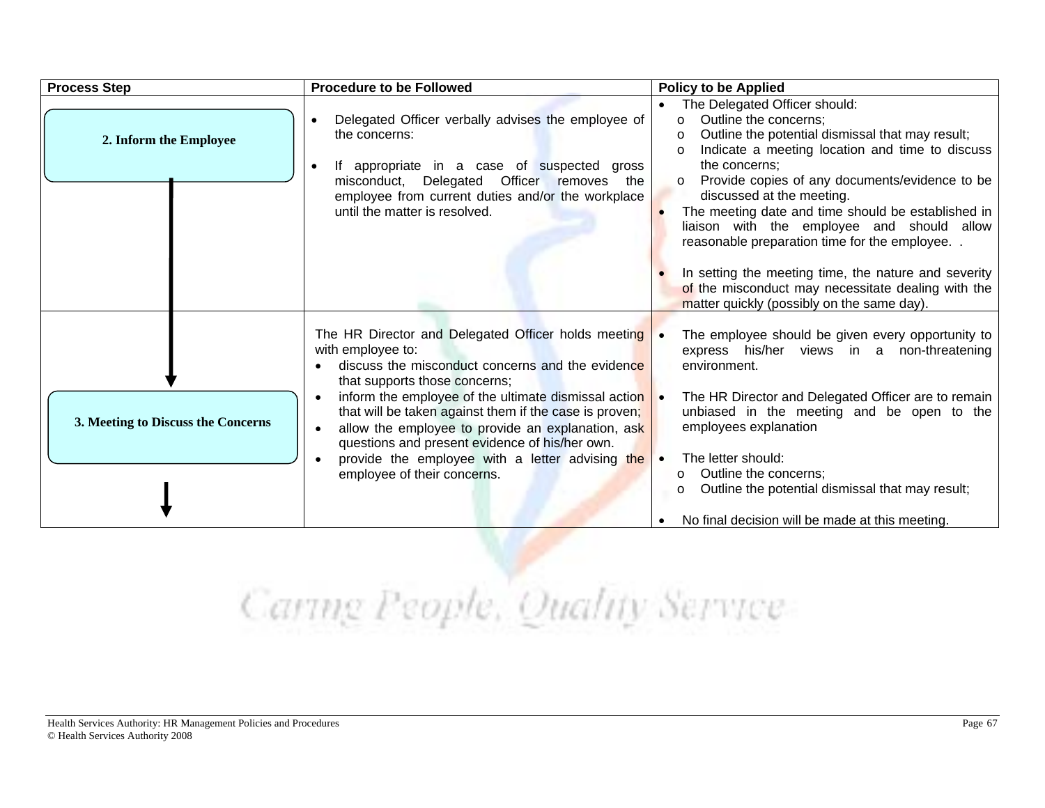| Process Step | Procedure to be Followed | Policy to be Applied |
|---|---|---|
| **2. Inform the Employee** | • Delegated Officer verbally advises the employee of the concerns:<br><br>• If appropriate in a case of suspected gross misconduct, Delegated Officer removes the employee from current duties and/or the workplace until the matter is resolved. | • The Delegated Officer should:<br>o Outline the concerns;<br>o Outline the potential dismissal that may result;<br>o Indicate a meeting location and time to discuss the concerns;<br>o Provide copies of any documents/evidence to be discussed at the meeting.<br>• The meeting date and time should be established in liaison with the employee and should allow reasonable preparation time for the employee. .<br><br>• In setting the meeting time, the nature and severity of the misconduct may necessitate dealing with the matter quickly (possibly on the same day). |
| **3. Meeting to Discuss the Concerns** | The HR Director and Delegated Officer holds meeting with employee to:<br>• discuss the misconduct concerns and the evidence that supports those concerns;<br>• inform the employee of the ultimate dismissal action that will be taken against them if the case is proven;<br>• allow the employee to provide an explanation, ask questions and present evidence of his/her own.<br>• provide the employee with a letter advising the employee of their concerns. | • The employee should be given every opportunity to express his/her views in a non-threatening environment.<br><br>• The HR Director and Delegated Officer are to remain unbiased in the meeting and be open to the employees explanation<br><br>• The letter should:<br>o Outline the concerns;<br>o Outline the potential dismissal that may result;<br><br>• No final decision will be made at this meeting. |

Caring People, Quality Service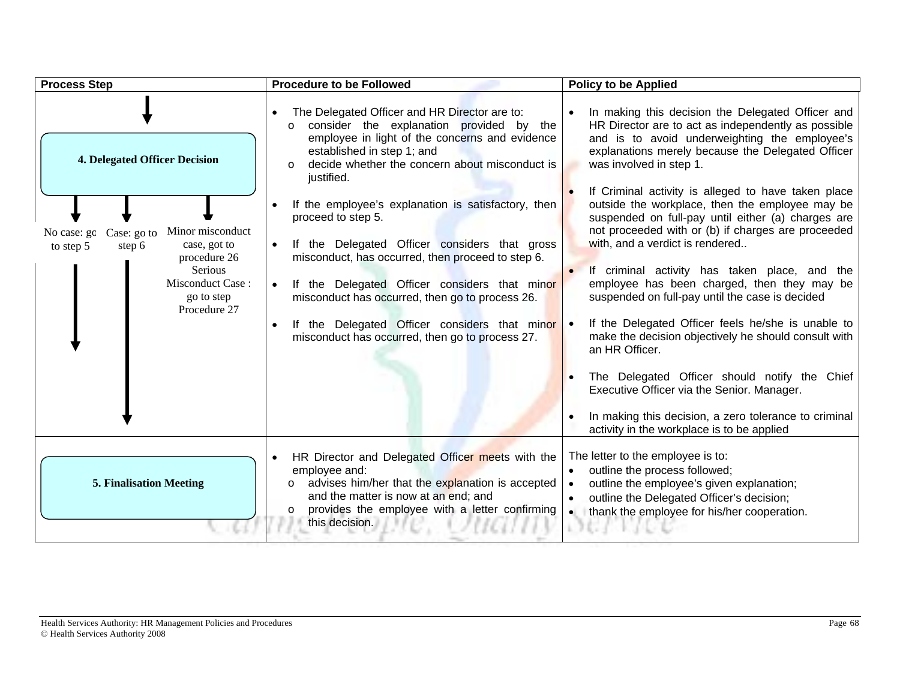| Process Step | Procedure to be Followed | Policy to be Applied |
|---|---|---|
| **4. Delegated Officer Decision**<br><br>No case: go to step 5<br>Case: go to step 6<br>Minor misconduct case, got to procedure 26<br>Serious Misconduct Case : go to step Procedure 27 | • The Delegated Officer and HR Director are to:<br>o consider the explanation provided by the employee in light of the concerns and evidence established in step 1; and<br>o decide whether the concern about misconduct is justified.<br><br>• If the employee's explanation is satisfactory, then proceed to step 5.<br><br>• If the Delegated Officer considers that gross misconduct, has occurred, then proceed to step 6.<br><br>• If the Delegated Officer considers that minor misconduct has occurred, then go to process 26.<br><br>• If the Delegated Officer considers that minor misconduct has occurred, then go to process 27. | • In making this decision the Delegated Officer and HR Director are to act as independently as possible and is to avoid underweighting the employee's explanations merely because the Delegated Officer was involved in step 1.<br><br>• If Criminal activity is alleged to have taken place outside the workplace, then the employee may be suspended on full-pay until either (a) charges are not proceeded with or (b) if charges are proceeded with, and a verdict is rendered..<br><br>• If criminal activity has taken place, and the employee has been charged, then they may be suspended on full-pay until the case is decided<br><br>• If the Delegated Officer feels he/she is unable to make the decision objectively he should consult with an HR Officer.<br><br>• The Delegated Officer should notify the Chief Executive Officer via the Senior. Manager.<br><br>• In making this decision, a zero tolerance to criminal activity in the workplace is to be applied |
| **5. Finalisation Meeting** | • HR Director and Delegated Officer meets with the employee and:<br>o advises him/her that the explanation is accepted and the matter is now at an end; and<br>o provides the employee with a letter confirming this decision. | The letter to the employee is to:<br>• outline the process followed;<br>• outline the employee's given explanation;<br>• outline the Delegated Officer's decision;<br>• thank the employee for his/her cooperation. |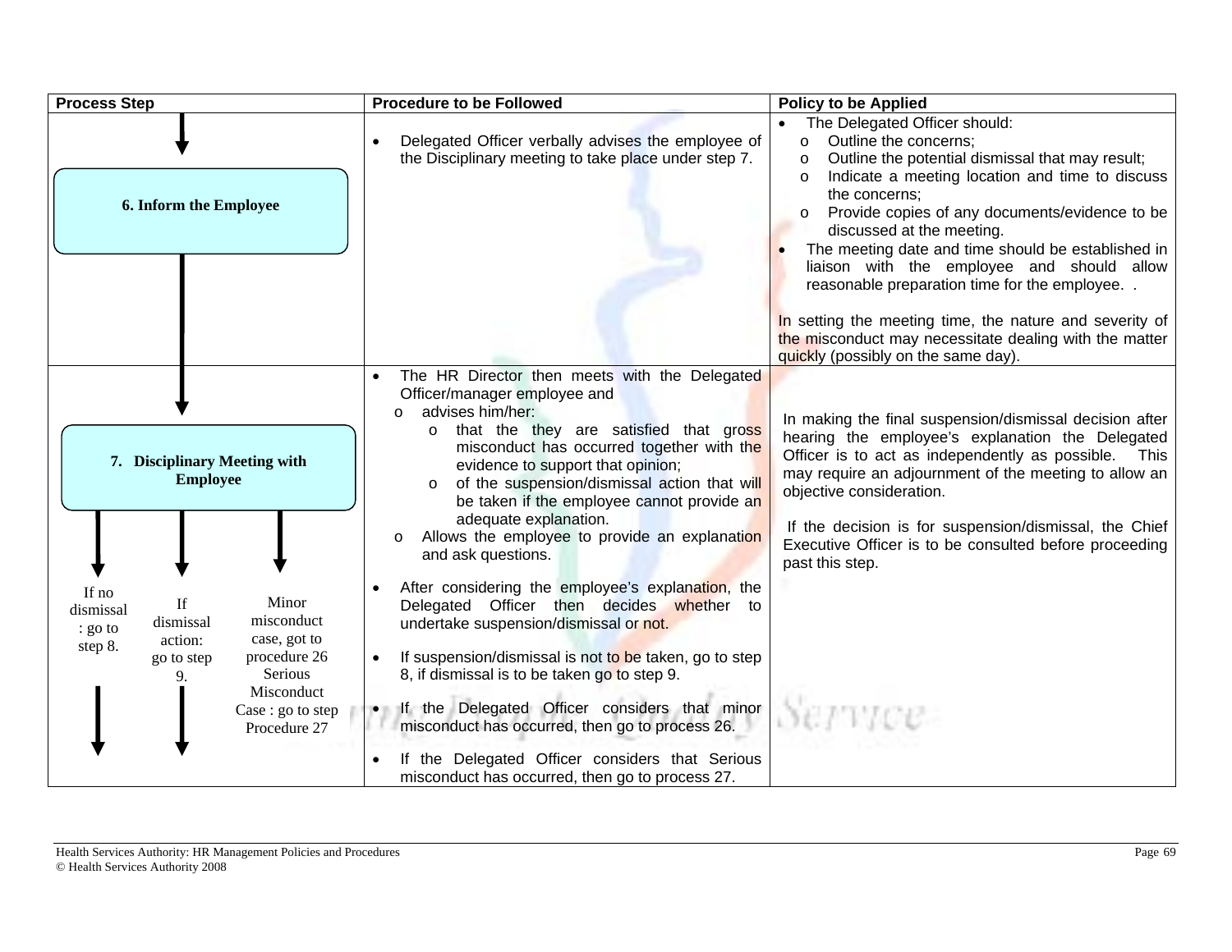| Process Step | Procedure to be Followed | Policy to be Applied |
|---|---|---|
| **6. Inform the Employee** | • Delegated Officer verbally advises the employee of the Disciplinary meeting to take place under step 7. | • The Delegated Officer should:<br>  o Outline the concerns;<br>  o Outline the potential dismissal that may result;<br>  o Indicate a meeting location and time to discuss the concerns;<br>  o Provide copies of any documents/evidence to be discussed at the meeting.<br>• The meeting date and time should be established in liaison with the employee and should allow reasonable preparation time for the employee. .<br><br>In setting the meeting time, the nature and severity of the misconduct may necessitate dealing with the matter quickly (possibly on the same day). |
| **7. Disciplinary Meeting with Employee**<br><br>If no dismissal : go to step 8.<br><br>If dismissal action: go to step 9.<br><br>Minor misconduct case, got to procedure 26 Serious Misconduct Case : go to step Procedure 27 | • The HR Director then meets with the Delegated Officer/manager employee and<br>  o advises him/her:<br>    o that the they are satisfied that gross misconduct has occurred together with the evidence to support that opinion;<br>    o of the suspension/dismissal action that will be taken if the employee cannot provide an adequate explanation.<br>  o Allows the employee to provide an explanation and ask questions.<br><br>• After considering the employee's explanation, the Delegated Officer then decides whether to undertake suspension/dismissal or not.<br><br>• If suspension/dismissal is not to be taken, go to step 8, if dismissal is to be taken go to step 9.<br><br>• If the Delegated Officer considers that minor misconduct has occurred, then go to process 26.<br><br>• If the Delegated Officer considers that Serious misconduct has occurred, then go to process 27. | In making the final suspension/dismissal decision after hearing the employee's explanation the Delegated Officer is to act as independently as possible. This may require an adjournment of the meeting to allow an objective consideration.<br><br>If the decision is for suspension/dismissal, the Chief Executive Officer is to be consulted before proceeding past this step. |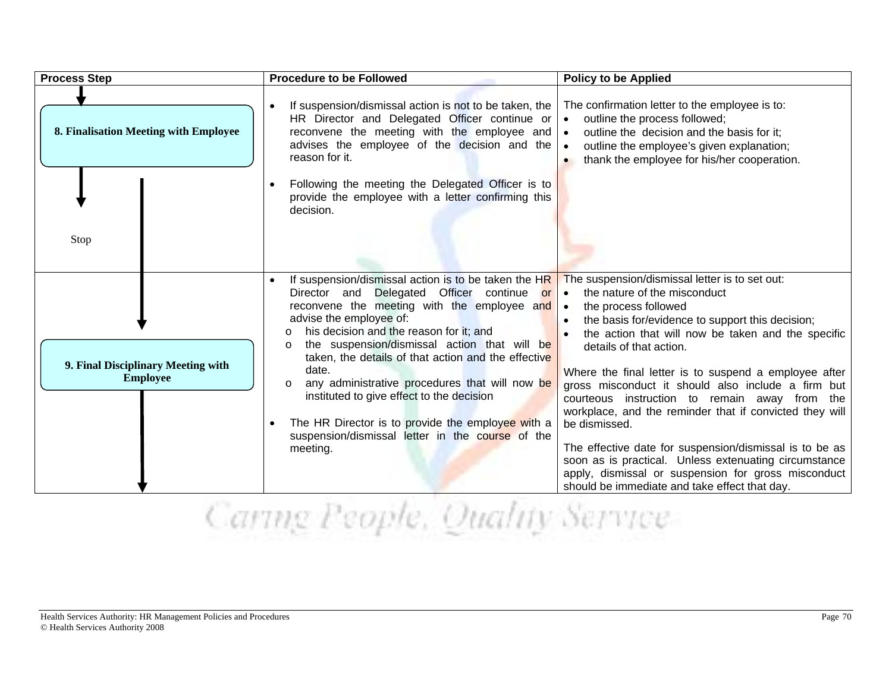| Process Step | Procedure to be Followed | Policy to be Applied |
|---|---|---|
| **8. Finalisation Meeting with Employee**<br><br>Stop | • If suspension/dismissal action is not to be taken, the HR Director and Delegated Officer continue or reconvene the meeting with the employee and advises the employee of the decision and the reason for it.<br><br>• Following the meeting the Delegated Officer is to provide the employee with a letter confirming this decision. | The confirmation letter to the employee is to:<br>• outline the process followed;<br>• outline the decision and the basis for it;<br>• outline the employee's given explanation;<br>• thank the employee for his/her cooperation. |
| **9. Final Disciplinary Meeting with Employee** | • If suspension/dismissal action is to be taken the HR Director and Delegated Officer continue or reconvene the meeting with the employee and advise the employee of:<br>o his decision and the reason for it; and<br>o the suspension/dismissal action that will be taken, the details of that action and the effective date.<br>o any administrative procedures that will now be instituted to give effect to the decision<br><br>• The HR Director is to provide the employee with a suspension/dismissal letter in the course of the meeting. | The suspension/dismissal letter is to set out:<br>• the nature of the misconduct<br>• the process followed<br>• the basis for/evidence to support this decision;<br>• the action that will now be taken and the specific details of that action.<br><br>Where the final letter is to suspend a employee after gross misconduct it should also include a firm but courteous instruction to remain away from the workplace, and the reminder that if convicted they will be dismissed.<br><br>The effective date for suspension/dismissal is to be as soon as is practical. Unless extenuating circumstance apply, dismissal or suspension for gross misconduct should be immediate and take effect that day. |

Caring People, Quality Service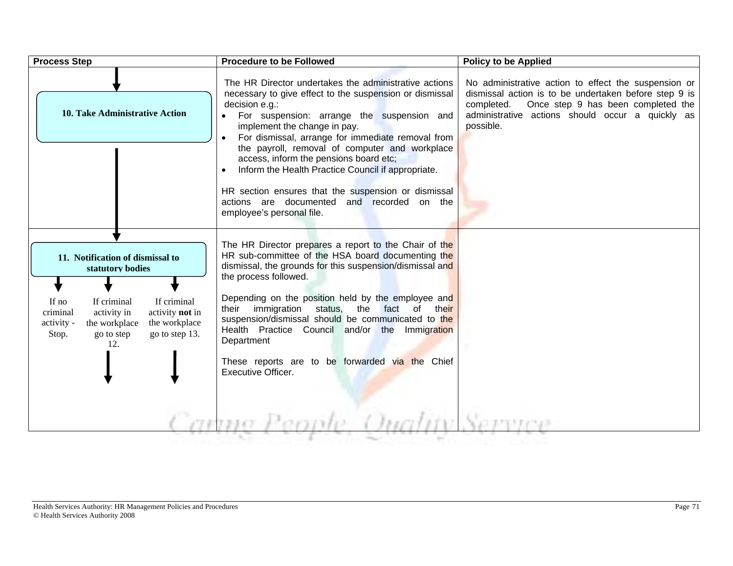| Process Step | Procedure to be Followed | Policy to be Applied |
|---|---|---|
| **10. Take Administrative Action** | The HR Director undertakes the administrative actions necessary to give effect to the suspension or dismissal decision e.g.:<br>• For suspension: arrange the suspension and implement the change in pay.<br>• For dismissal, arrange for immediate removal from the payroll, removal of computer and workplace access, inform the pensions board etc;<br>• Inform the Health Practice Council if appropriate.<br><br>HR section ensures that the suspension or dismissal actions are documented and recorded on the employee's personal file. | No administrative action to effect the suspension or dismissal action is to be undertaken before step 9 is completed. Once step 9 has been completed the administrative actions should occur a quickly as possible. |
| **11. Notification of dismissal to statutory bodies**<br><br>If no criminal activity - Stop.<br><br>If criminal activity in the workplace go to step 12.<br><br>If criminal activity **not** in the workplace go to step 13. | The HR Director prepares a report to the Chair of the HR sub-committee of the HSA board documenting the dismissal, the grounds for this suspension/dismissal and the process followed.<br><br>Depending on the position held by the employee and their immigration status, the fact of their suspension/dismissal should be communicated to the Health Practice Council and/or the Immigration Department<br><br>These reports are to be forwarded via the Chief Executive Officer. | |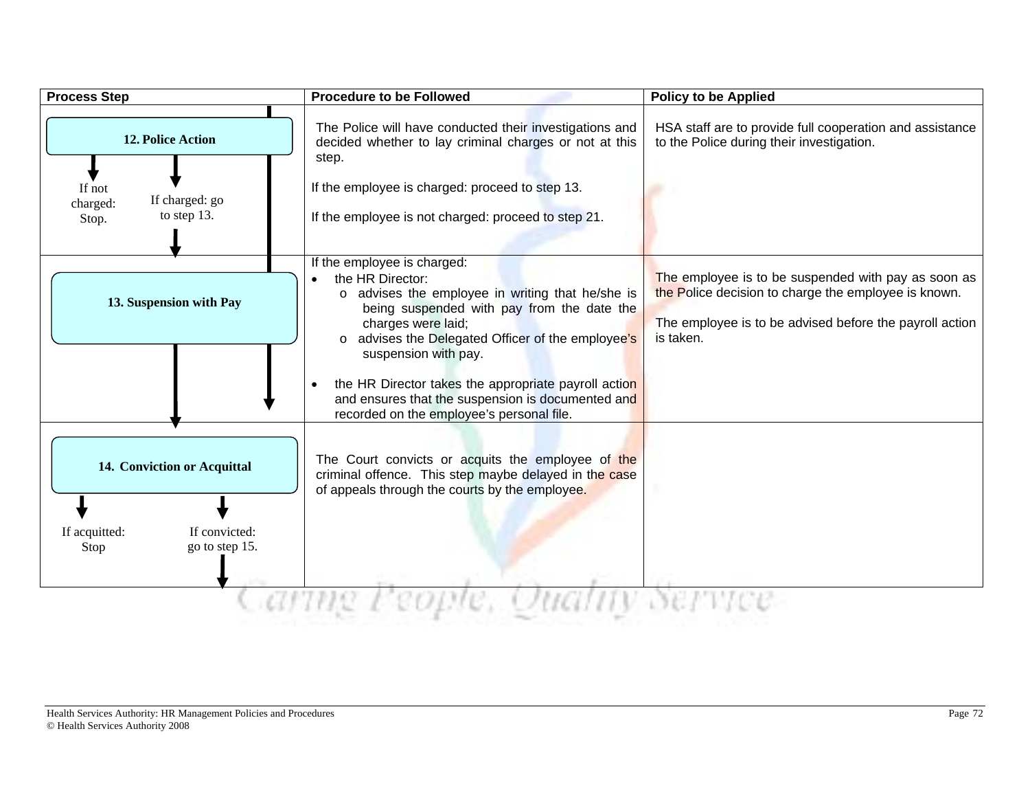| Process Step | Procedure to be Followed | Policy to be Applied |
|---|---|---|
| **12. Police Action**<br>If not charged: Stop.<br>If charged: go to step 13. | The Police will have conducted their investigations and decided whether to lay criminal charges or not at this step.<br><br>If the employee is charged: proceed to step 13.<br><br>If the employee is not charged: proceed to step 21. | HSA staff are to provide full cooperation and assistance to the Police during their investigation. |
| **13. Suspension with Pay** | If the employee is charged:<br>• the HR Director:<br>o advises the employee in writing that he/she is being suspended with pay from the date the charges were laid;<br>o advises the Delegated Officer of the employee's suspension with pay.<br><br>• the HR Director takes the appropriate payroll action and ensures that the suspension is documented and recorded on the employee's personal file. | The employee is to be suspended with pay as soon as the Police decision to charge the employee is known.<br><br>The employee is to be advised before the payroll action is taken. |
| **14. Conviction or Acquittal**<br>If acquitted: Stop<br>If convicted: go to step 15. | The Court convicts or acquits the employee of the criminal offence. This step maybe delayed in the case of appeals through the courts by the employee. | |

Caring People, Quality Service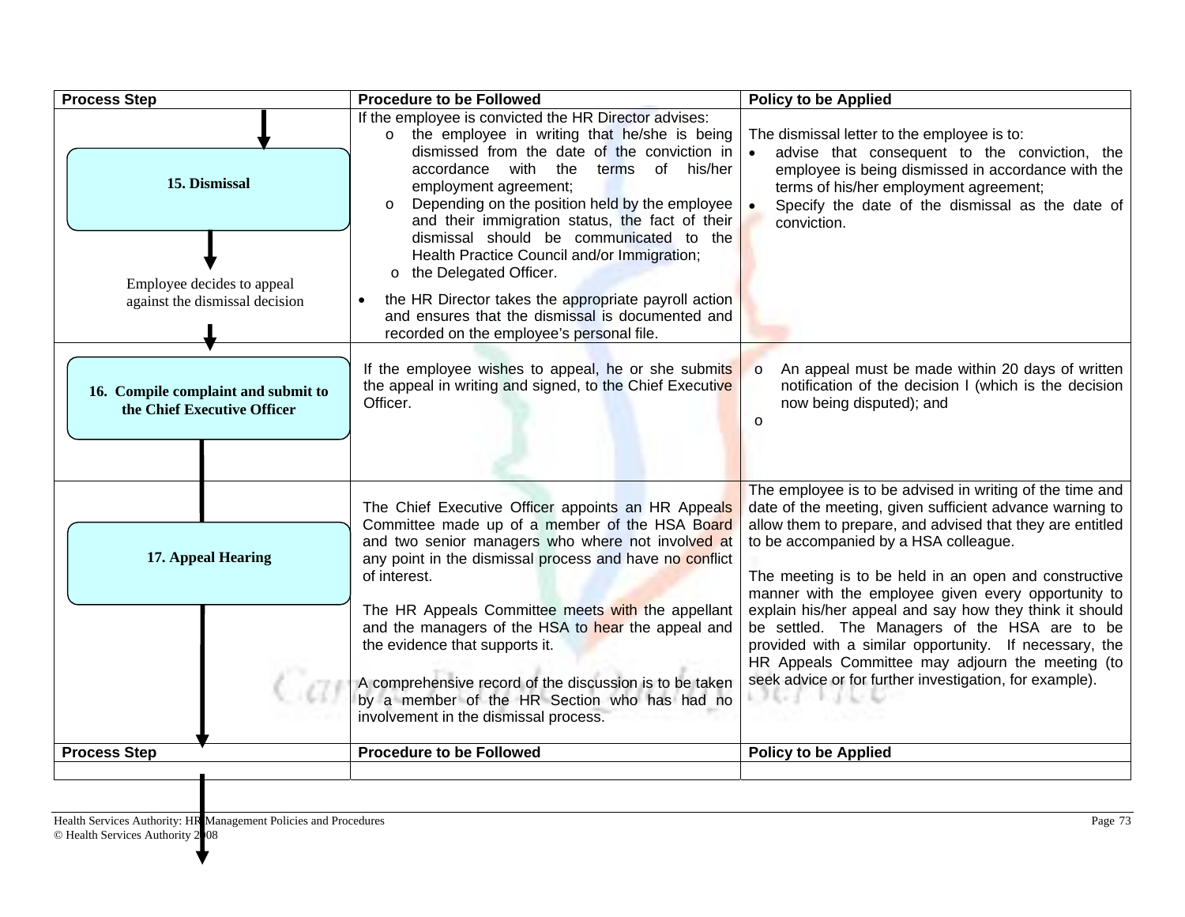| Process Step | Procedure to be Followed | Policy to be Applied |
|---|---|---|
| **15. Dismissal**<br><br>Employee decides to appeal against the dismissal decision | If the employee is convicted the HR Director advises:<br>o the employee in writing that he/she is being dismissed from the date of the conviction in accordance with the terms of his/her employment agreement;<br>o Depending on the position held by the employee and their immigration status, the fact of their dismissal should be communicated to the Health Practice Council and/or Immigration;<br>o the Delegated Officer.<br>• the HR Director takes the appropriate payroll action and ensures that the dismissal is documented and recorded on the employee's personal file. | The dismissal letter to the employee is to:<br>• advise that consequent to the conviction, the employee is being dismissed in accordance with the terms of his/her employment agreement;<br>• Specify the date of the dismissal as the date of conviction. |
| **16. Compile complaint and submit to the Chief Executive Officer** | If the employee wishes to appeal, he or she submits the appeal in writing and signed, to the Chief Executive Officer. | o An appeal must be made within 20 days of written notification of the decision l (which is the decision now being disputed); and<br>o |
| **17. Appeal Hearing** | The Chief Executive Officer appoints an HR Appeals Committee made up of a member of the HSA Board and two senior managers who where not involved at any point in the dismissal process and have no conflict of interest.<br><br>The HR Appeals Committee meets with the appellant and the managers of the HSA to hear the appeal and the evidence that supports it.<br><br>A comprehensive record of the discussion is to be taken by a member of the HR Section who has had no involvement in the dismissal process. | The employee is to be advised in writing of the time and date of the meeting, given sufficient advance warning to allow them to prepare, and advised that they are entitled to be accompanied by a HSA colleague.<br><br>The meeting is to be held in an open and constructive manner with the employee given every opportunity to explain his/her appeal and say how they think it should be settled. The Managers of the HSA are to be provided with a similar opportunity. If necessary, the HR Appeals Committee may adjourn the meeting (to seek advice or for further investigation, for example). |
| **Process Step** | **Procedure to be Followed** | **Policy to be Applied** |
| | | |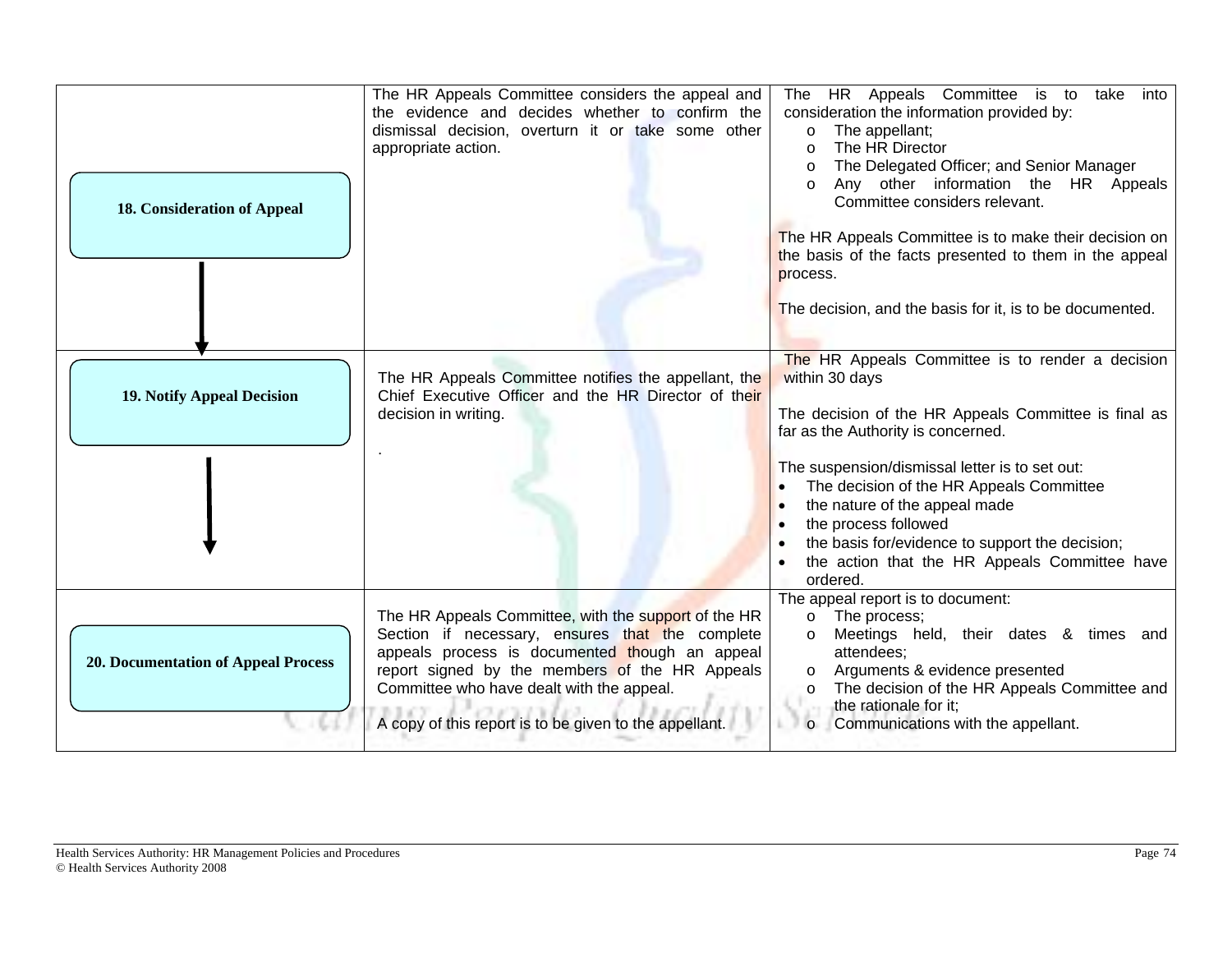| | | |
|---|---|---|
| **18. Consideration of Appeal** | The HR Appeals Committee considers the appeal and the evidence and decides whether to confirm the dismissal decision, overturn it or take some other appropriate action. | The HR Appeals Committee is to take into consideration the information provided by:<br>o The appellant;<br>o The HR Director<br>o The Delegated Officer; and Senior Manager<br>o Any other information the HR Appeals Committee considers relevant.<br><br>The HR Appeals Committee is to make their decision on the basis of the facts presented to them in the appeal process.<br><br>The decision, and the basis for it, is to be documented. |
| **19. Notify Appeal Decision** | The HR Appeals Committee notifies the appellant, the Chief Executive Officer and the HR Director of their decision in writing.<br><br>. | The HR Appeals Committee is to render a decision within 30 days<br><br>The decision of the HR Appeals Committee is final as far as the Authority is concerned.<br><br>The suspension/dismissal letter is to set out:<br>• The decision of the HR Appeals Committee<br>• the nature of the appeal made<br>• the process followed<br>• the basis for/evidence to support the decision;<br>• the action that the HR Appeals Committee have ordered. |
| **20. Documentation of Appeal Process** | The HR Appeals Committee, with the support of the HR Section if necessary, ensures that the complete appeals process is documented though an appeal report signed by the members of the HR Appeals Committee who have dealt with the appeal.<br><br>A copy of this report is to be given to the appellant. | The appeal report is to document:<br>o The process;<br>o Meetings held, their dates & times and attendees;<br>o Arguments & evidence presented<br>o The decision of the HR Appeals Committee and the rationale for it;<br>o Communications with the appellant. |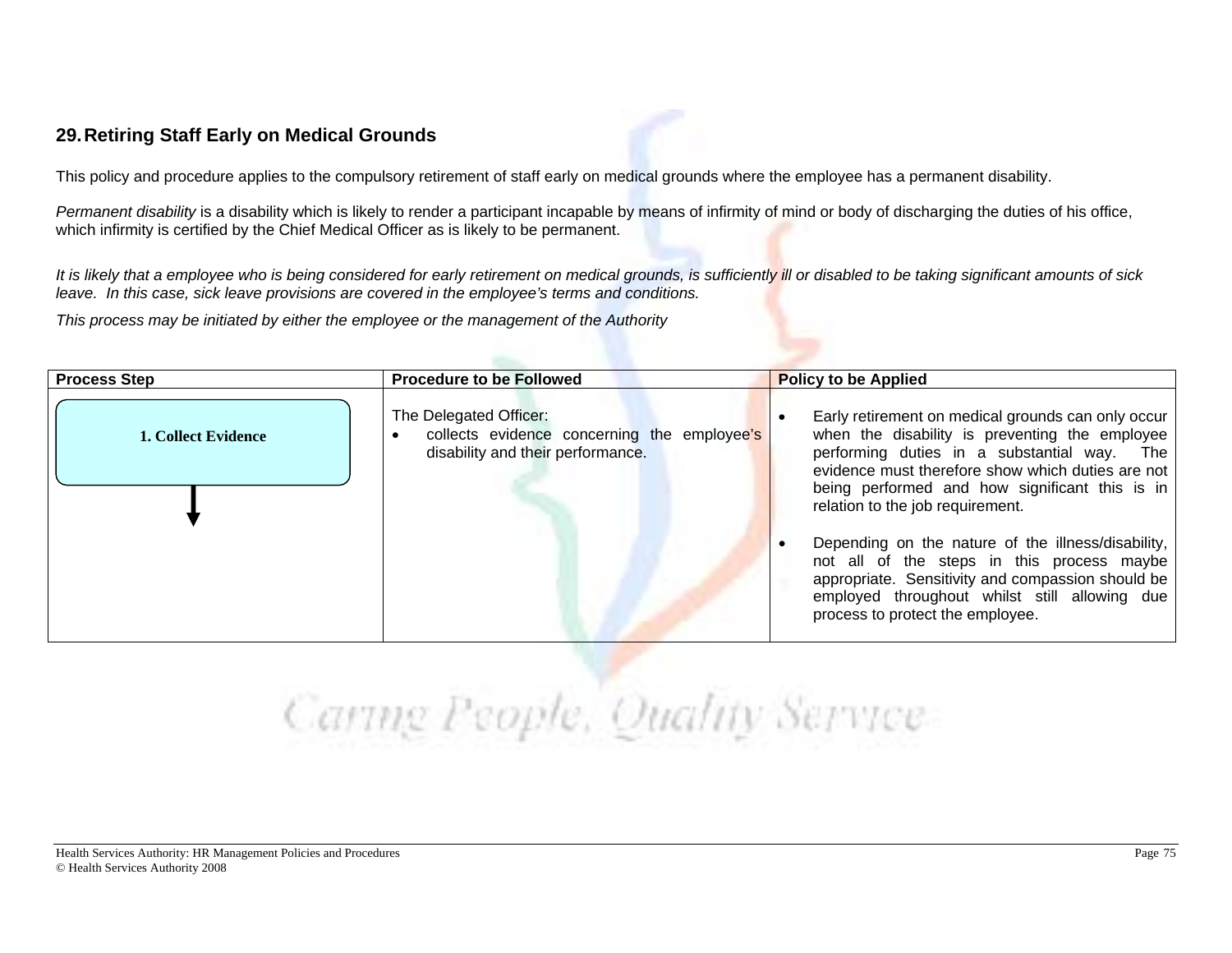## 29. Retiring Staff Early on Medical Grounds

This policy and procedure applies to the compulsory retirement of staff early on medical grounds where the employee has a permanent disability.

*Permanent disability* is a disability which is likely to render a participant incapable by means of infirmity of mind or body of discharging the duties of his office, which infirmity is certified by the Chief Medical Officer as is likely to be permanent.

*It is likely that a employee who is being considered for early retirement on medical grounds, is sufficiently ill or disabled to be taking significant amounts of sick leave. In this case, sick leave provisions are covered in the employee's terms and conditions.*

*This process may be initiated by either the employee or the management of the Authority*

| Process Step | Procedure to be Followed | Policy to be Applied |
|---|---|---|
| **1. Collect Evidence** ↓ | The Delegated Officer:<br>• collects evidence concerning the employee's disability and their performance. | • Early retirement on medical grounds can only occur when the disability is preventing the employee performing duties in a substantial way. The evidence must therefore show which duties are not being performed and how significant this is in relation to the job requirement.<br><br>• Depending on the nature of the illness/disability, not all of the steps in this process maybe appropriate. Sensitivity and compassion should be employed throughout whilst still allowing due process to protect the employee. |

Caring People, Quality Service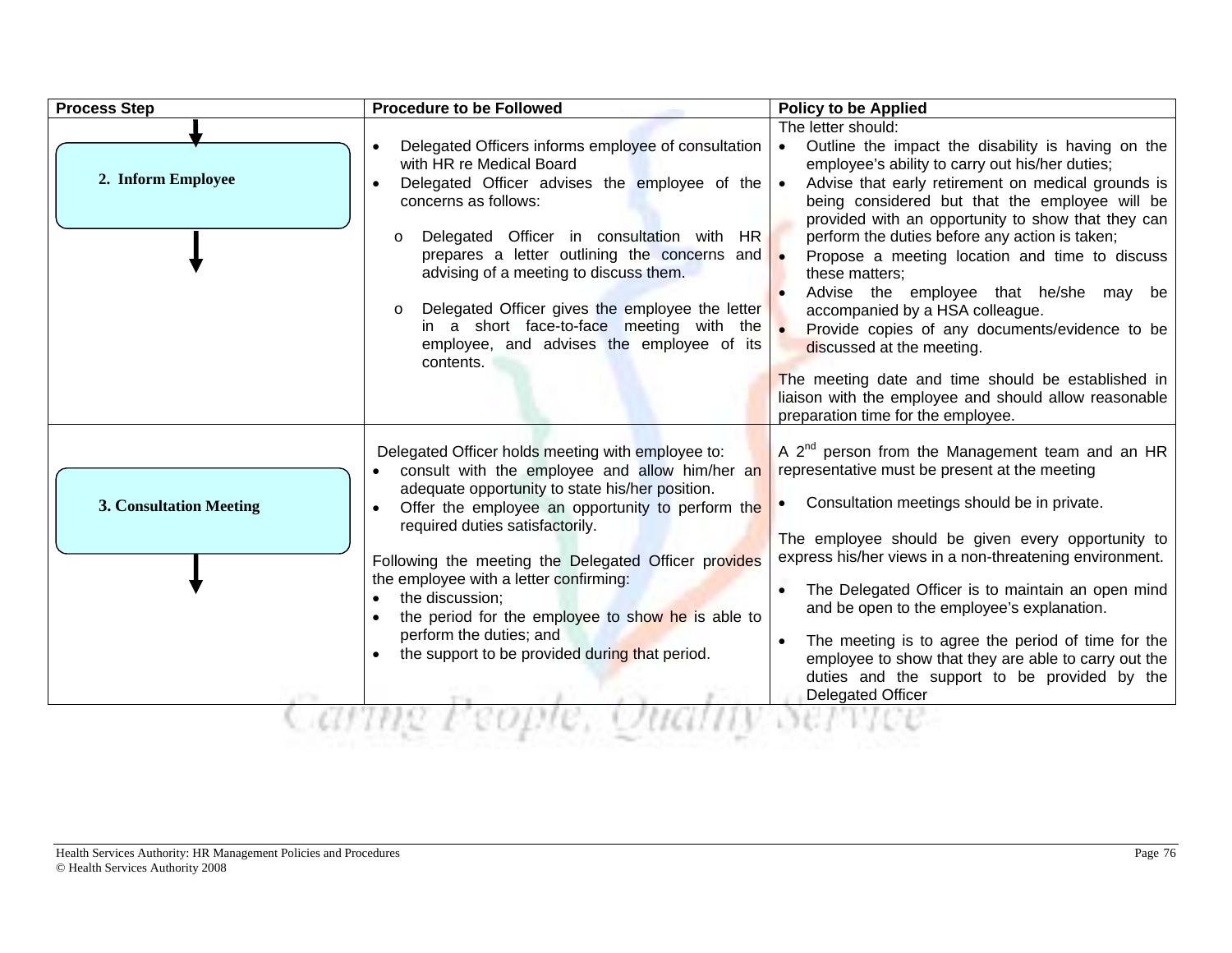| Process Step | Procedure to be Followed | Policy to be Applied |
| --- | --- | --- |
| **2. Inform Employee** | • Delegated Officers informs employee of consultation with HR re Medical Board<br>• Delegated Officer advises the employee of the concerns as follows:<br>&nbsp;&nbsp;o Delegated Officer in consultation with HR prepares a letter outlining the concerns and advising of a meeting to discuss them.<br>&nbsp;&nbsp;o Delegated Officer gives the employee the letter in a short face-to-face meeting with the employee, and advises the employee of its contents. | The letter should:<br>• Outline the impact the disability is having on the employee's ability to carry out his/her duties;<br>• Advise that early retirement on medical grounds is being considered but that the employee will be provided with an opportunity to show that they can perform the duties before any action is taken;<br>• Propose a meeting location and time to discuss these matters;<br>• Advise the employee that he/she may be accompanied by a HSA colleague.<br>• Provide copies of any documents/evidence to be discussed at the meeting.<br><br>The meeting date and time should be established in liaison with the employee and should allow reasonable preparation time for the employee. |
| **3. Consultation Meeting** | Delegated Officer holds meeting with employee to:<br>• consult with the employee and allow him/her an adequate opportunity to state his/her position.<br>• Offer the employee an opportunity to perform the required duties satisfactorily.<br><br>Following the meeting the Delegated Officer provides the employee with a letter confirming:<br>• the discussion;<br>• the period for the employee to show he is able to perform the duties; and<br>• the support to be provided during that period. | A 2nd person from the Management team and an HR representative must be present at the meeting<br><br>• Consultation meetings should be in private.<br><br>The employee should be given every opportunity to express his/her views in a non-threatening environment.<br><br>• The Delegated Officer is to maintain an open mind and be open to the employee's explanation.<br><br>• The meeting is to agree the period of time for the employee to show that they are able to carry out the duties and the support to be provided by the Delegated Officer |

*Caring People, Quality Service*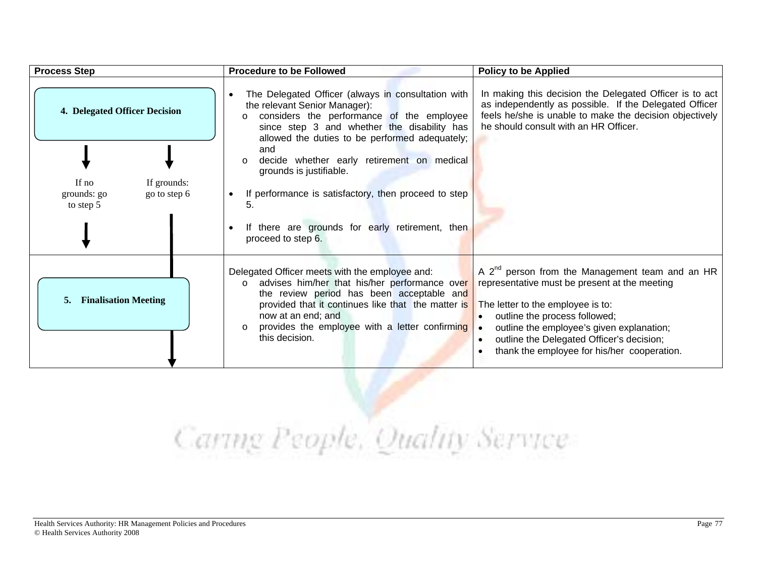| Process Step | Procedure to be Followed | Policy to be Applied |
|---|---|---|
| **4. Delegated Officer Decision**<br><br>If no grounds: go to step 5<br><br>If grounds: go to step 6 | • The Delegated Officer (always in consultation with the relevant Senior Manager):<br>o considers the performance of the employee since step 3 and whether the disability has allowed the duties to be performed adequately; and<br>o decide whether early retirement on medical grounds is justifiable.<br><br>• If performance is satisfactory, then proceed to step 5.<br><br>• If there are grounds for early retirement, then proceed to step 6. | In making this decision the Delegated Officer is to act as independently as possible. If the Delegated Officer feels he/she is unable to make the decision objectively he should consult with an HR Officer. |
| **5. Finalisation Meeting** | Delegated Officer meets with the employee and:<br>o advises him/her that his/her performance over the review period has been acceptable and provided that it continues like that the matter is now at an end; and<br>o provides the employee with a letter confirming this decision. | A 2nd person from the Management team and an HR representative must be present at the meeting<br><br>The letter to the employee is to:<br>• outline the process followed;<br>• outline the employee's given explanation;<br>• outline the Delegated Officer's decision;<br>• thank the employee for his/her cooperation. |

Caring People, Quality Service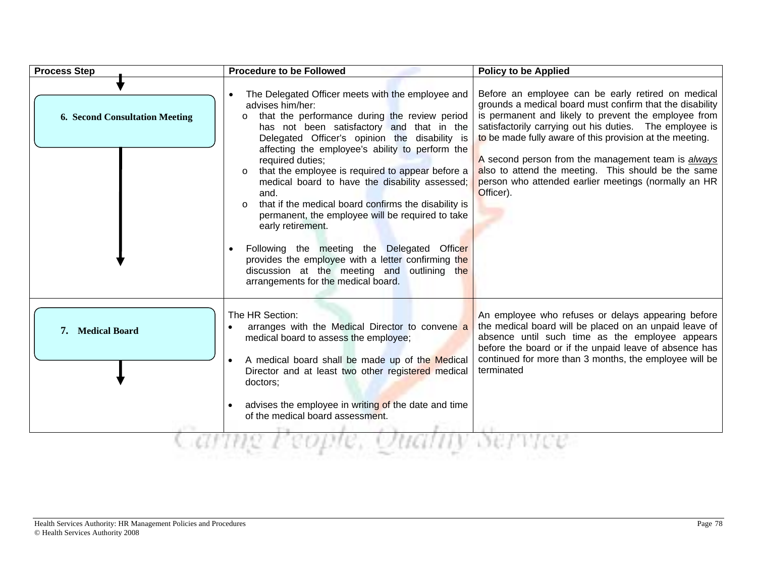| Process Step | Procedure to be Followed | Policy to be Applied |
|---|---|---|
| **6. Second Consultation Meeting** | • The Delegated Officer meets with the employee and advises him/her:<br>o that the performance during the review period has not been satisfactory and that in the Delegated Officer's opinion the disability is affecting the employee's ability to perform the required duties;<br>o that the employee is required to appear before a medical board to have the disability assessed; and.<br>o that if the medical board confirms the disability is permanent, the employee will be required to take early retirement.<br><br>• Following the meeting the Delegated Officer provides the employee with a letter confirming the discussion at the meeting and outlining the arrangements for the medical board. | Before an employee can be early retired on medical grounds a medical board must confirm that the disability is permanent and likely to prevent the employee from satisfactorily carrying out his duties. The employee is to be made fully aware of this provision at the meeting.<br><br>A second person from the management team is ***always*** also to attend the meeting. This should be the same person who attended earlier meetings (normally an HR Officer). |
| **7. Medical Board** | The HR Section:<br>• arranges with the Medical Director to convene a medical board to assess the employee;<br><br>• A medical board shall be made up of the Medical Director and at least two other registered medical doctors;<br><br>• advises the employee in writing of the date and time of the medical board assessment. | An employee who refuses or delays appearing before the medical board will be placed on an unpaid leave of absence until such time as the employee appears before the board or if the unpaid leave of absence has continued for more than 3 months, the employee will be terminated |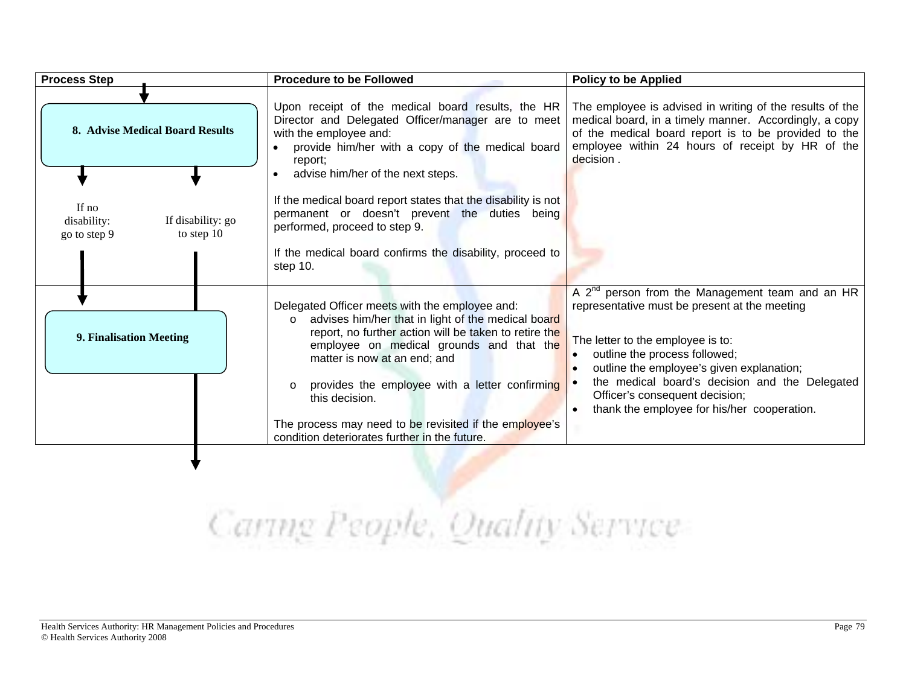| Process Step | Procedure to be Followed | Policy to be Applied |
|---|---|---|
| **8. Advise Medical Board Results**<br><br>If no disability: go to step 9<br><br>If disability: go to step 10 | Upon receipt of the medical board results, the HR Director and Delegated Officer/manager are to meet with the employee and:<br>• provide him/her with a copy of the medical board report;<br>• advise him/her of the next steps.<br><br>If the medical board report states that the disability is not permanent or doesn't prevent the duties being performed, proceed to step 9.<br><br>If the medical board confirms the disability, proceed to step 10. | The employee is advised in writing of the results of the medical board, in a timely manner. Accordingly, a copy of the medical board report is to be provided to the employee within 24 hours of receipt by HR of the decision . |
| **9. Finalisation Meeting** | Delegated Officer meets with the employee and:<br>o advises him/her that in light of the medical board report, no further action will be taken to retire the employee on medical grounds and that the matter is now at an end; and<br><br>o provides the employee with a letter confirming this decision.<br><br>The process may need to be revisited if the employee's condition deteriorates further in the future. | A 2nd person from the Management team and an HR representative must be present at the meeting<br><br>The letter to the employee is to:<br>• outline the process followed;<br>• outline the employee's given explanation;<br>• the medical board's decision and the Delegated Officer's consequent decision;<br>• thank the employee for his/her cooperation. |

Caring People, Quality Service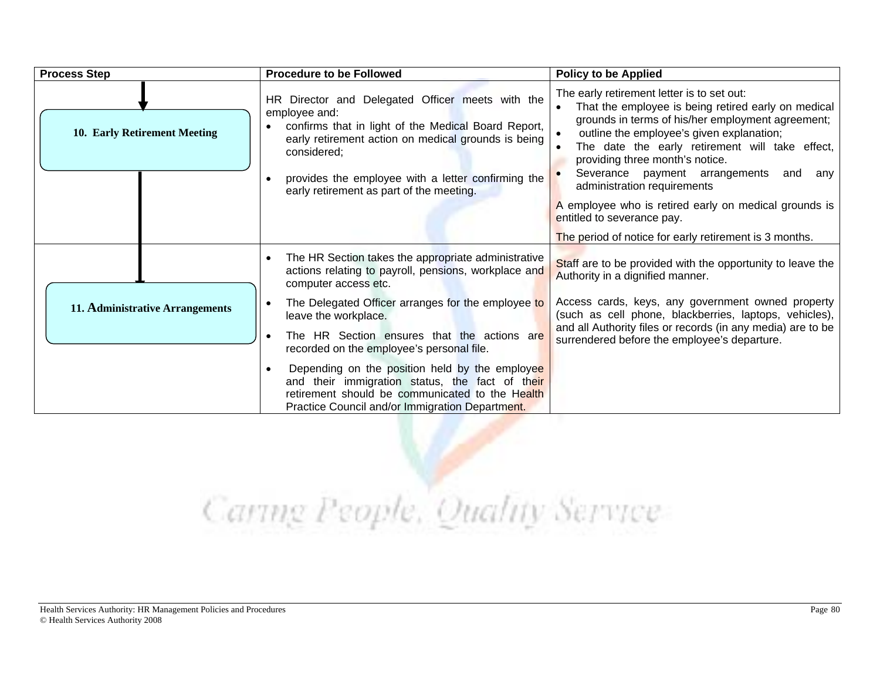| Process Step | Procedure to be Followed | Policy to be Applied |
|---|---|---|
| **10. Early Retirement Meeting** | HR Director and Delegated Officer meets with the employee and:<br>• confirms that in light of the Medical Board Report, early retirement action on medical grounds is being considered;<br>• provides the employee with a letter confirming the early retirement as part of the meeting. | The early retirement letter is to set out:<br>• That the employee is being retired early on medical grounds in terms of his/her employment agreement;<br>• outline the employee's given explanation;<br>• The date the early retirement will take effect, providing three month's notice.<br>• Severance payment arrangements and any administration requirements<br><br>A employee who is retired early on medical grounds is entitled to severance pay.<br><br>The period of notice for early retirement is 3 months. |
| **11. Administrative Arrangements** | • The HR Section takes the appropriate administrative actions relating to payroll, pensions, workplace and computer access etc.<br>• The Delegated Officer arranges for the employee to leave the workplace.<br>• The HR Section ensures that the actions are recorded on the employee's personal file.<br>• Depending on the position held by the employee and their immigration status, the fact of their retirement should be communicated to the Health Practice Council and/or Immigration Department. | Staff are to be provided with the opportunity to leave the Authority in a dignified manner.<br><br>Access cards, keys, any government owned property (such as cell phone, blackberries, laptops, vehicles), and all Authority files or records (in any media) are to be surrendered before the employee's departure. |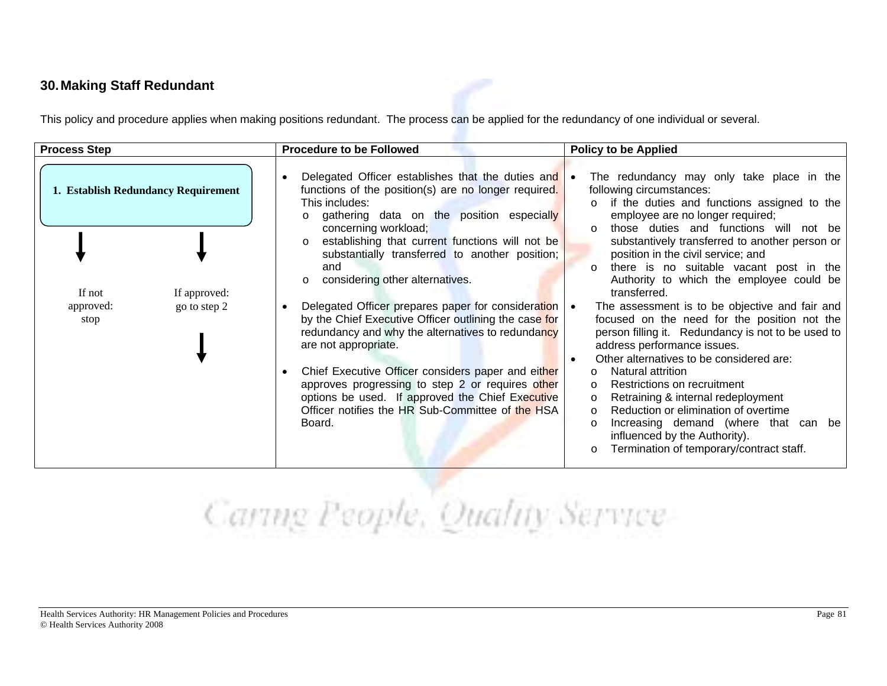## 30. Making Staff Redundant

This policy and procedure applies when making positions redundant. The process can be applied for the redundancy of one individual or several.

| Process Step | Procedure to be Followed | Policy to be Applied |
|---|---|---|
| **1. Establish Redundancy Requirement**<br><br>If not approved: stop<br><br>If approved: go to step 2 | • Delegated Officer establishes that the duties and functions of the position(s) are no longer required. This includes:<br>o gathering data on the position especially concerning workload;<br>o establishing that current functions will not be substantially transferred to another position; and<br>o considering other alternatives.<br><br>• Delegated Officer prepares paper for consideration by the Chief Executive Officer outlining the case for redundancy and why the alternatives to redundancy are not appropriate.<br><br>• Chief Executive Officer considers paper and either approves progressing to step 2 or requires other options be used. If approved the Chief Executive Officer notifies the HR Sub-Committee of the HSA Board. | • The redundancy may only take place in the following circumstances:<br>o if the duties and functions assigned to the employee are no longer required;<br>o those duties and functions will not be substantively transferred to another person or position in the civil service; and<br>o there is no suitable vacant post in the Authority to which the employee could be transferred.<br>• The assessment is to be objective and fair and focused on the need for the position not the person filling it. Redundancy is not to be used to address performance issues.<br>• Other alternatives to be considered are:<br>o Natural attrition<br>o Restrictions on recruitment<br>o Retraining & internal redeployment<br>o Reduction or elimination of overtime<br>o Increasing demand (where that can be influenced by the Authority).<br>o Termination of temporary/contract staff. |

*Caring People, Quality Service*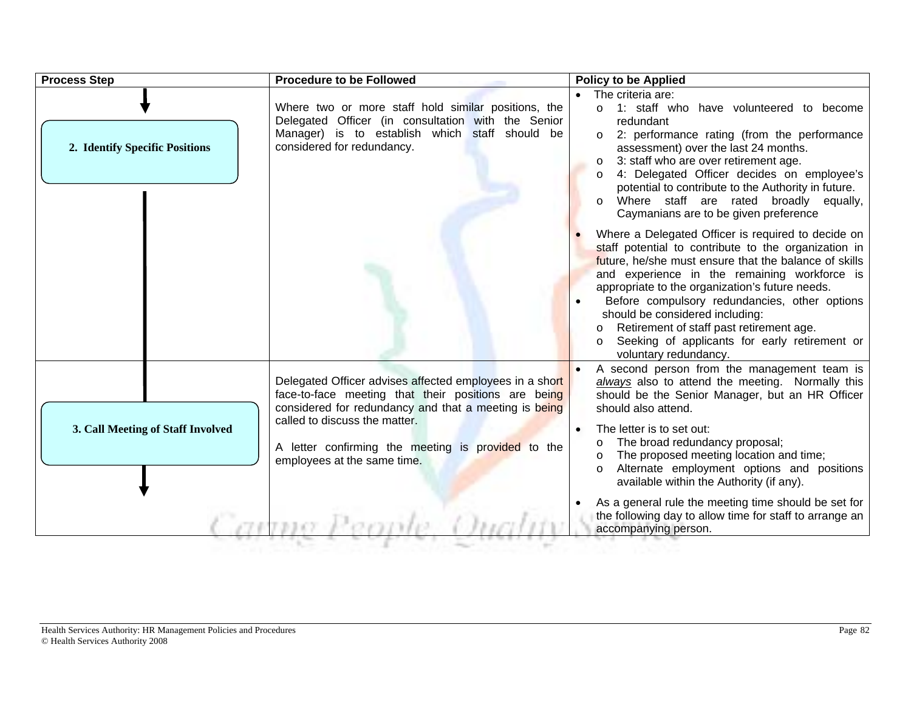| Process Step | Procedure to be Followed | Policy to be Applied |
|---|---|---|
| **2. Identify Specific Positions** | Where two or more staff hold similar positions, the Delegated Officer (in consultation with the Senior Manager) is to establish which staff should be considered for redundancy. | • The criteria are:<br>o 1: staff who have volunteered to become redundant<br>o 2: performance rating (from the performance assessment) over the last 24 months.<br>o 3: staff who are over retirement age.<br>o 4: Delegated Officer decides on employee's potential to contribute to the Authority in future.<br>o Where staff are rated broadly equally, Caymanians are to be given preference<br>• Where a Delegated Officer is required to decide on staff potential to contribute to the organization in future, he/she must ensure that the balance of skills and experience in the remaining workforce is appropriate to the organization's future needs.<br>• Before compulsory redundancies, other options should be considered including:<br>o Retirement of staff past retirement age.<br>o Seeking of applicants for early retirement or voluntary redundancy. |
| **3. Call Meeting of Staff Involved** | Delegated Officer advises affected employees in a short face-to-face meeting that their positions are being considered for redundancy and that a meeting is being called to discuss the matter.<br><br>A letter confirming the meeting is provided to the employees at the same time. | • A second person from the management team is *always* also to attend the meeting. Normally this should be the Senior Manager, but an HR Officer should also attend.<br>• The letter is to set out:<br>o The broad redundancy proposal;<br>o The proposed meeting location and time;<br>o Alternate employment options and positions available within the Authority (if any).<br>• As a general rule the meeting time should be set for the following day to allow time for staff to arrange an accompanying person. |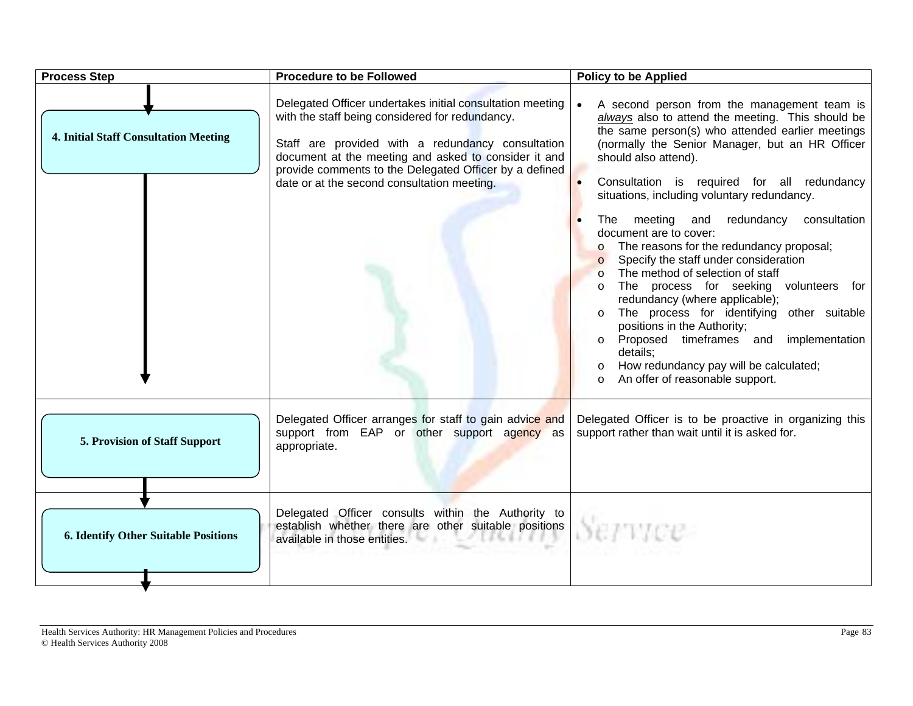| Process Step | Procedure to be Followed | Policy to be Applied |
|---|---|---|
| **4. Initial Staff Consultation Meeting** | Delegated Officer undertakes initial consultation meeting with the staff being considered for redundancy.<br><br>Staff are provided with a redundancy consultation document at the meeting and asked to consider it and provide comments to the Delegated Officer by a defined date or at the second consultation meeting. | • A second person from the management team is *always* also to attend the meeting. This should be the same person(s) who attended earlier meetings (normally the Senior Manager, but an HR Officer should also attend).<br>• Consultation is required for all redundancy situations, including voluntary redundancy.<br>• The meeting and redundancy consultation document are to cover:<br>o The reasons for the redundancy proposal;<br>o Specify the staff under consideration<br>o The method of selection of staff<br>o The process for seeking volunteers for redundancy (where applicable);<br>o The process for identifying other suitable positions in the Authority;<br>o Proposed timeframes and implementation details;<br>o How redundancy pay will be calculated;<br>o An offer of reasonable support. |
| **5. Provision of Staff Support** | Delegated Officer arranges for staff to gain advice and support from EAP or other support agency as appropriate. | Delegated Officer is to be proactive in organizing this support rather than wait until it is asked for. |
| **6. Identify Other Suitable Positions** | Delegated Officer consults within the Authority to establish whether there are other suitable positions available in those entities. | |

Health Services Authority: HR Management Policies and Procedures
© Health Services Authority 2008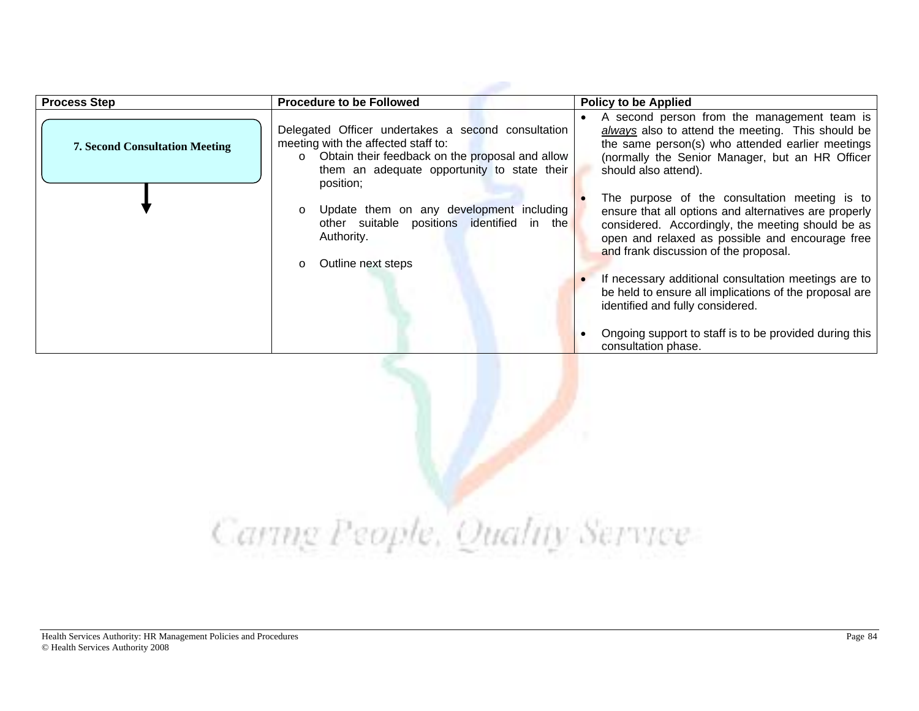| Process Step | Procedure to be Followed | Policy to be Applied |
|---|---|---|
| **7. Second Consultation Meeting** | Delegated Officer undertakes a second consultation meeting with the affected staff to:<br>o Obtain their feedback on the proposal and allow them an adequate opportunity to state their position;<br>o Update them on any development including other suitable positions identified in the Authority.<br>o Outline next steps | • A second person from the management team is ***always*** also to attend the meeting. This should be the same person(s) who attended earlier meetings (normally the Senior Manager, but an HR Officer should also attend).<br>• The purpose of the consultation meeting is to ensure that all options and alternatives are properly considered. Accordingly, the meeting should be as open and relaxed as possible and encourage free and frank discussion of the proposal.<br>• If necessary additional consultation meetings are to be held to ensure all implications of the proposal are identified and fully considered.<br>• Ongoing support to staff is to be provided during this consultation phase. |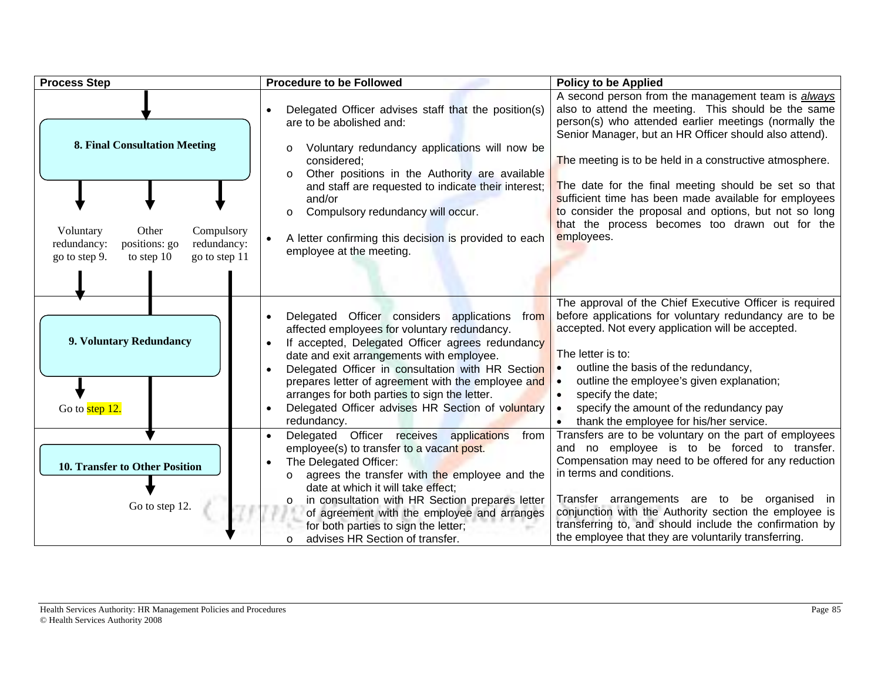| Process Step | Procedure to be Followed | Policy to be Applied |
|---|---|---|
| **8. Final Consultation Meeting**<br><br>Voluntary redundancy: go to step 9.<br>Other positions: go to step 10<br>Compulsory redundancy: go to step 11 | • Delegated Officer advises staff that the position(s) are to be abolished and:<br>o Voluntary redundancy applications will now be considered;<br>o Other positions in the Authority are available and staff are requested to indicate their interest; and/or<br>o Compulsory redundancy will occur.<br><br>• A letter confirming this decision is provided to each employee at the meeting. | A second person from the management team is ***always*** also to attend the meeting. This should be the same person(s) who attended earlier meetings (normally the Senior Manager, but an HR Officer should also attend).<br><br>The meeting is to be held in a constructive atmosphere.<br><br>The date for the final meeting should be set so that sufficient time has been made available for employees to consider the proposal and options, but not so long that the process becomes too drawn out for the employees. |
| **9. Voluntary Redundancy**<br><br>Go to step 12. | • Delegated Officer considers applications from affected employees for voluntary redundancy.<br>• If accepted, Delegated Officer agrees redundancy date and exit arrangements with employee.<br>• Delegated Officer in consultation with HR Section prepares letter of agreement with the employee and arranges for both parties to sign the letter.<br>• Delegated Officer advises HR Section of voluntary redundancy. | The approval of the Chief Executive Officer is required before applications for voluntary redundancy are to be accepted. Not every application will be accepted.<br><br>The letter is to:<br>• outline the basis of the redundancy,<br>• outline the employee's given explanation;<br>• specify the date;<br>• specify the amount of the redundancy pay<br>• thank the employee for his/her service. |
| **10. Transfer to Other Position**<br><br>Go to step 12. | • Delegated Officer receives applications from employee(s) to transfer to a vacant post.<br>• The Delegated Officer:<br>o agrees the transfer with the employee and the date at which it will take effect;<br>o in consultation with HR Section prepares letter of agreement with the employee and arranges for both parties to sign the letter;<br>o advises HR Section of transfer. | Transfers are to be voluntary on the part of employees and no employee is to be forced to transfer. Compensation may need to be offered for any reduction in terms and conditions.<br><br>Transfer arrangements are to be organised in conjunction with the Authority section the employee is transferring to, and should include the confirmation by the employee that they are voluntarily transferring. |

Health Services Authority: HR Management Policies and Procedures
© Health Services Authority 2008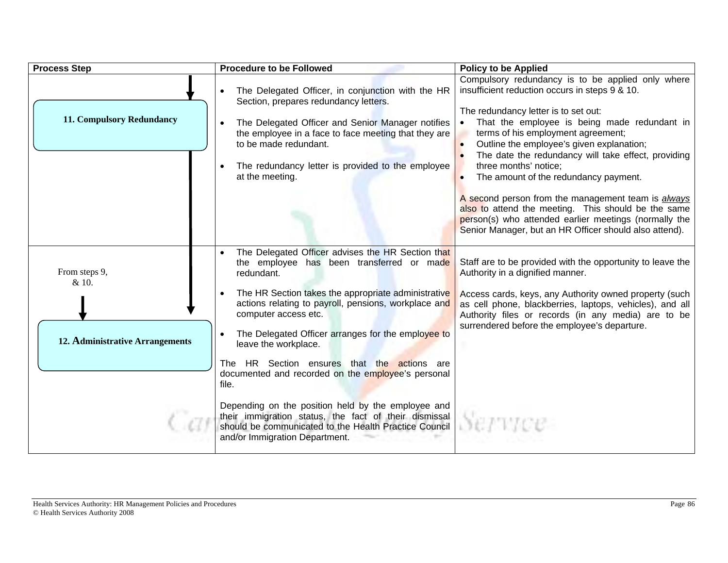| Process Step | Procedure to be Followed | Policy to be Applied |
|---|---|---|
| **11. Compulsory Redundancy** | • The Delegated Officer, in conjunction with the HR Section, prepares redundancy letters.<br><br>• The Delegated Officer and Senior Manager notifies the employee in a face to face meeting that they are to be made redundant.<br><br>• The redundancy letter is provided to the employee at the meeting. | Compulsory redundancy is to be applied only where insufficient reduction occurs in steps 9 & 10.<br><br>The redundancy letter is to set out:<br>• That the employee is being made redundant in terms of his employment agreement;<br>• Outline the employee's given explanation;<br>• The date the redundancy will take effect, providing three months' notice;<br>• The amount of the redundancy payment.<br><br>A second person from the management team is ***always*** also to attend the meeting. This should be the same person(s) who attended earlier meetings (normally the Senior Manager, but an HR Officer should also attend). |
| From steps 9, & 10.<br><br>**12. Administrative Arrangements** | • The Delegated Officer advises the HR Section that the employee has been transferred or made redundant.<br><br>• The HR Section takes the appropriate administrative actions relating to payroll, pensions, workplace and computer access etc.<br><br>• The Delegated Officer arranges for the employee to leave the workplace.<br><br>The HR Section ensures that the actions are documented and recorded on the employee's personal file.<br><br>Depending on the position held by the employee and their immigration status, the fact of their dismissal should be communicated to the Health Practice Council and/or Immigration Department. | Staff are to be provided with the opportunity to leave the Authority in a dignified manner.<br><br>Access cards, keys, any Authority owned property (such as cell phone, blackberries, laptops, vehicles), and all Authority files or records (in any media) are to be surrendered before the employee's departure. |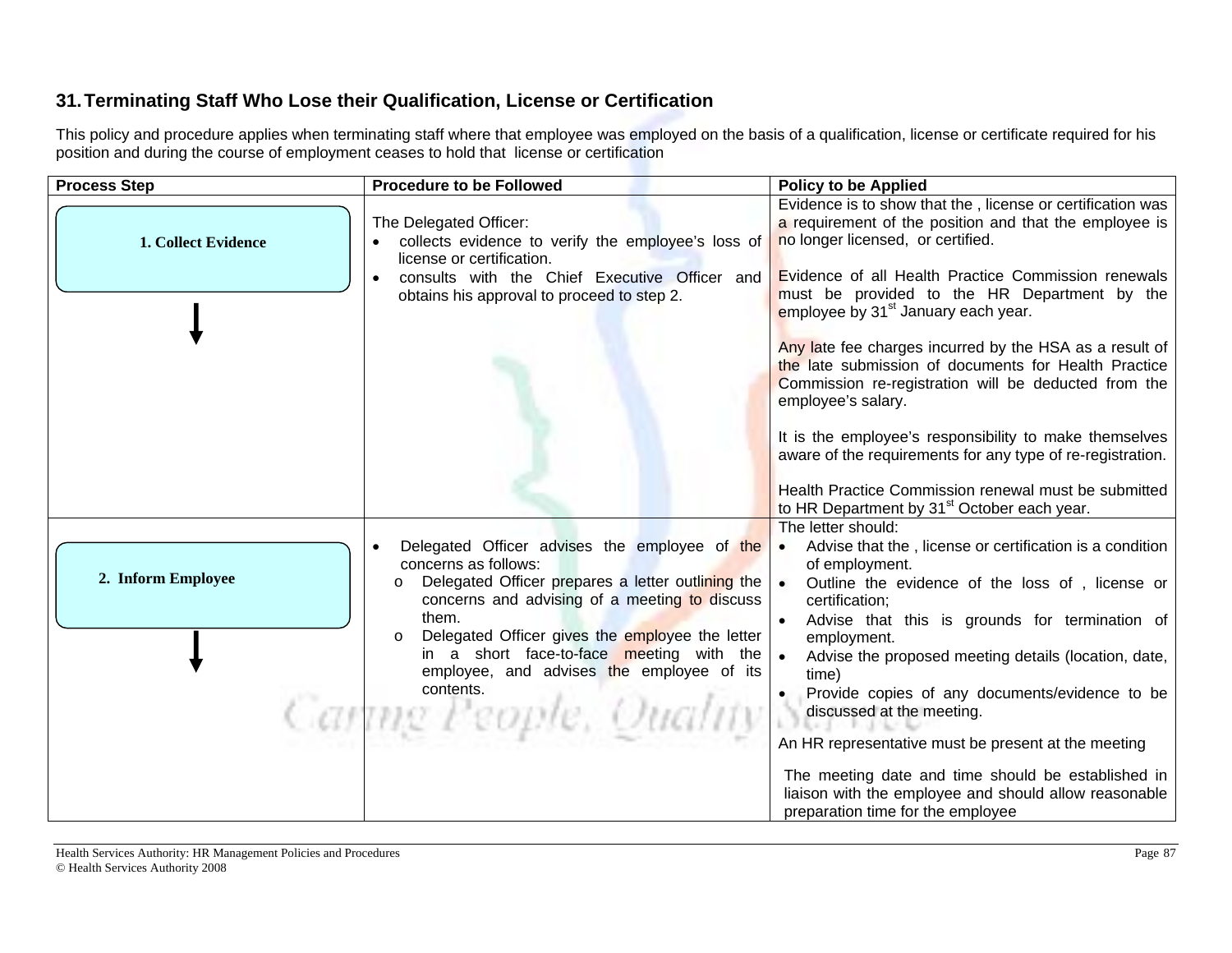## 31. Terminating Staff Who Lose their Qualification, License or Certification

This policy and procedure applies when terminating staff where that employee was employed on the basis of a qualification, license or certificate required for his position and during the course of employment ceases to hold that license or certification

| Process Step | Procedure to be Followed | Policy to be Applied |
|---|---|---|
| 1. Collect Evidence | The Delegated Officer:<br>• collects evidence to verify the employee's loss of license or certification.<br>• consults with the Chief Executive Officer and obtains his approval to proceed to step 2. | Evidence is to show that the , license or certification was a requirement of the position and that the employee is no longer licensed, or certified.<br><br>Evidence of all Health Practice Commission renewals must be provided to the HR Department by the employee by 31st January each year.<br><br>Any late fee charges incurred by the HSA as a result of the late submission of documents for Health Practice Commission re-registration will be deducted from the employee's salary.<br><br>It is the employee's responsibility to make themselves aware of the requirements for any type of re-registration.<br><br>Health Practice Commission renewal must be submitted to HR Department by 31st October each year. |
| 2. Inform Employee | • Delegated Officer advises the employee of the concerns as follows:<br>o Delegated Officer prepares a letter outlining the concerns and advising of a meeting to discuss them.<br>o Delegated Officer gives the employee the letter in a short face-to-face meeting with the employee, and advises the employee of its contents. | The letter should:<br>• Advise that the , license or certification is a condition of employment.<br>• Outline the evidence of the loss of , license or certification;<br>• Advise that this is grounds for termination of employment.<br>• Advise the proposed meeting details (location, date, time)<br>• Provide copies of any documents/evidence to be discussed at the meeting.<br><br>An HR representative must be present at the meeting<br><br>The meeting date and time should be established in liaison with the employee and should allow reasonable preparation time for the employee |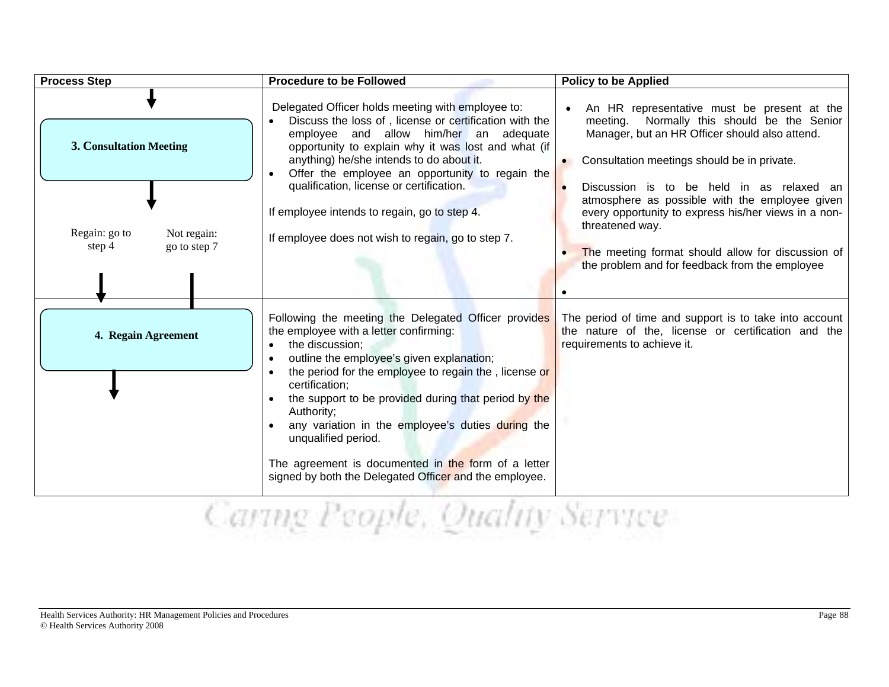| Process Step | Procedure to be Followed | Policy to be Applied |
|---|---|---|
| **3. Consultation Meeting**<br><br>Regain: go to step 4 / Not regain: go to step 7 | Delegated Officer holds meeting with employee to:<br>• Discuss the loss of , license or certification with the employee and allow him/her an adequate opportunity to explain why it was lost and what (if anything) he/she intends to do about it.<br>• Offer the employee an opportunity to regain the qualification, license or certification.<br><br>If employee intends to regain, go to step 4.<br><br>If employee does not wish to regain, go to step 7. | • An HR representative must be present at the meeting. Normally this should be the Senior Manager, but an HR Officer should also attend.<br><br>• Consultation meetings should be in private.<br><br>• Discussion is to be held in as relaxed an atmosphere as possible with the employee given every opportunity to express his/her views in a non-threatened way.<br><br>• The meeting format should allow for discussion of the problem and for feedback from the employee<br><br>• |
| **4. Regain Agreement** | Following the meeting the Delegated Officer provides the employee with a letter confirming:<br>• the discussion;<br>• outline the employee's given explanation;<br>• the period for the employee to regain the , license or certification;<br>• the support to be provided during that period by the Authority;<br>• any variation in the employee's duties during the unqualified period.<br><br>The agreement is documented in the form of a letter signed by both the Delegated Officer and the employee. | The period of time and support is to take into account the nature of the, license or certification and the requirements to achieve it. |

Caring People, Quality Service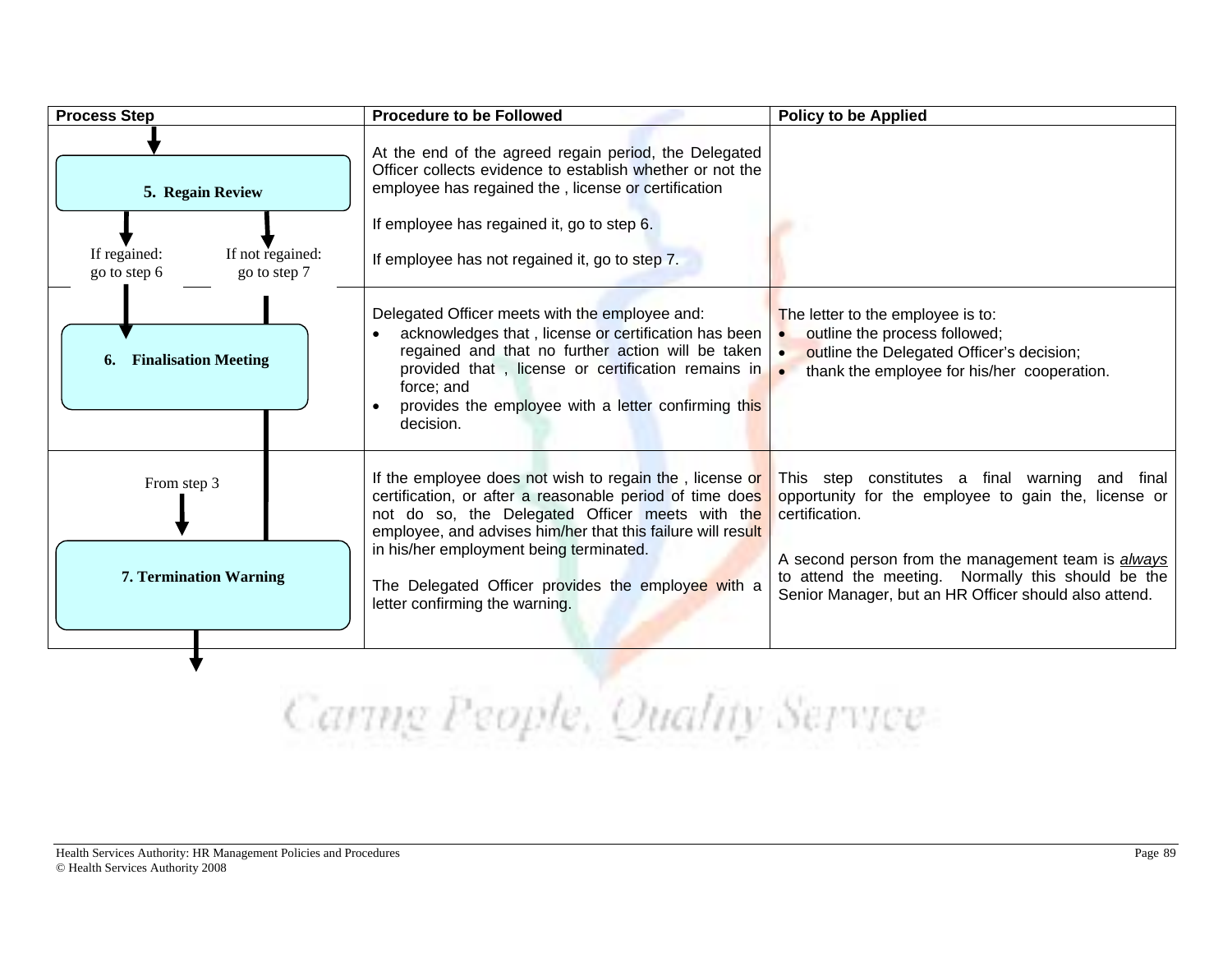| Process Step | Procedure to be Followed | Policy to be Applied |
|---|---|---|
| **5. Regain Review**<br>If regained: go to step 6<br>If not regained: go to step 7 | At the end of the agreed regain period, the Delegated Officer collects evidence to establish whether or not the employee has regained the , license or certification<br><br>If employee has regained it, go to step 6.<br><br>If employee has not regained it, go to step 7. | |
| **6. Finalisation Meeting** | Delegated Officer meets with the employee and:<br>• acknowledges that , license or certification has been regained and that no further action will be taken provided that , license or certification remains in force; and<br>• provides the employee with a letter confirming this decision. | The letter to the employee is to:<br>• outline the process followed;<br>• outline the Delegated Officer's decision;<br>• thank the employee for his/her cooperation. |
| From step 3<br>**7. Termination Warning** | If the employee does not wish to regain the , license or certification, or after a reasonable period of time does not do so, the Delegated Officer meets with the employee, and advises him/her that this failure will result in his/her employment being terminated.<br><br>The Delegated Officer provides the employee with a letter confirming the warning. | This step constitutes a final warning and final opportunity for the employee to gain the, license or certification.<br><br>A second person from the management team is ***always*** to attend the meeting. Normally this should be the Senior Manager, but an HR Officer should also attend. |

Caring People, Quality Service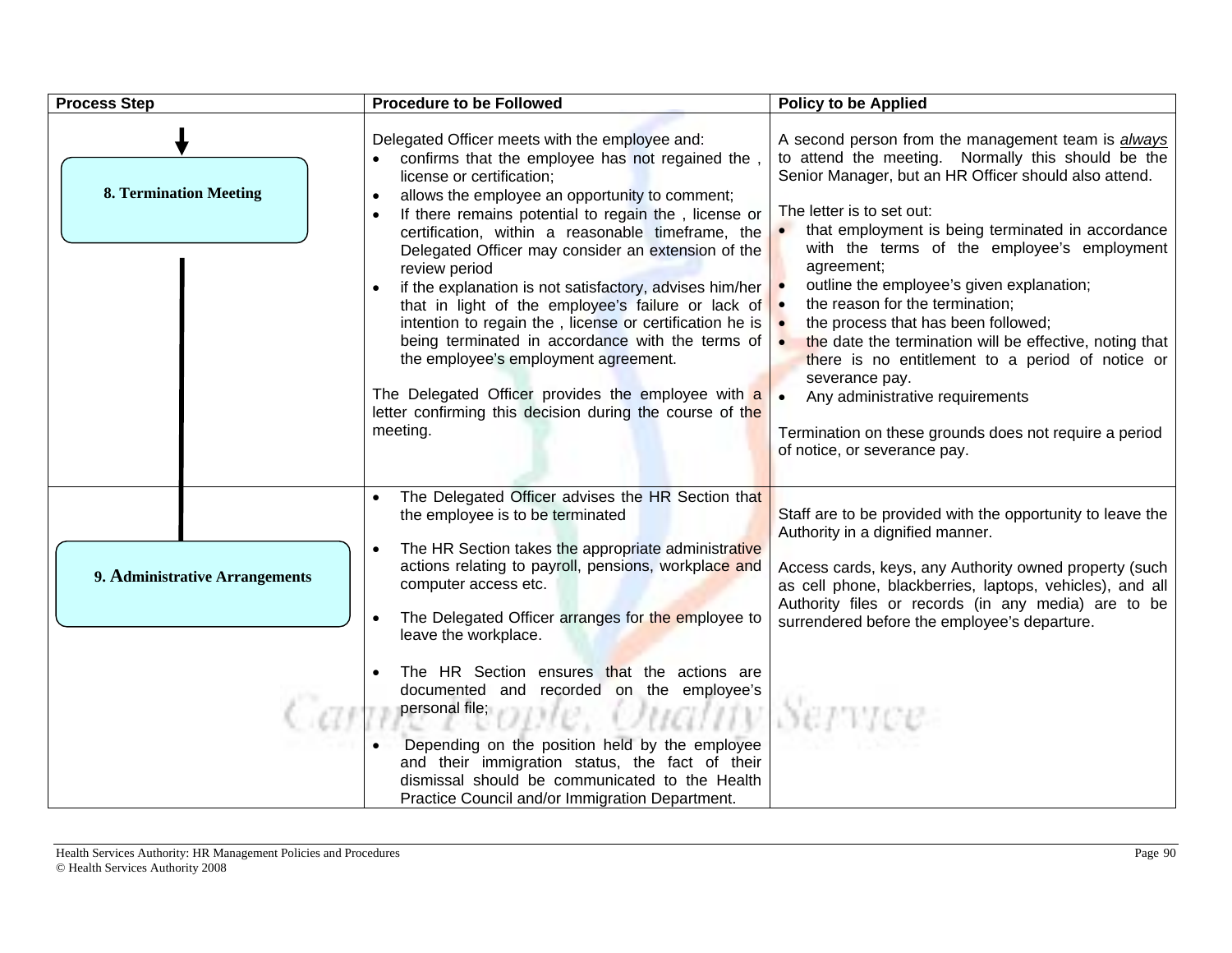| Process Step | Procedure to be Followed | Policy to be Applied |
|---|---|---|
| **8. Termination Meeting** | Delegated Officer meets with the employee and:<br>• confirms that the employee has not regained the , license or certification;<br>• allows the employee an opportunity to comment;<br>• If there remains potential to regain the , license or certification, within a reasonable timeframe, the Delegated Officer may consider an extension of the review period<br>• if the explanation is not satisfactory, advises him/her that in light of the employee's failure or lack of intention to regain the , license or certification he is being terminated in accordance with the terms of the employee's employment agreement.<br><br>The Delegated Officer provides the employee with a letter confirming this decision during the course of the meeting. | A second person from the management team is ***always*** to attend the meeting. Normally this should be the Senior Manager, but an HR Officer should also attend.<br><br>The letter is to set out:<br>• that employment is being terminated in accordance with the terms of the employee's employment agreement;<br>• outline the employee's given explanation;<br>• the reason for the termination;<br>• the process that has been followed;<br>• the date the termination will be effective, noting that there is no entitlement to a period of notice or severance pay.<br>• Any administrative requirements<br><br>Termination on these grounds does not require a period of notice, or severance pay. |
| **9. Administrative Arrangements** | • The Delegated Officer advises the HR Section that the employee is to be terminated<br>• The HR Section takes the appropriate administrative actions relating to payroll, pensions, workplace and computer access etc.<br>• The Delegated Officer arranges for the employee to leave the workplace.<br>• The HR Section ensures that the actions are documented and recorded on the employee's personal file;<br>• Depending on the position held by the employee and their immigration status, the fact of their dismissal should be communicated to the Health Practice Council and/or Immigration Department. | Staff are to be provided with the opportunity to leave the Authority in a dignified manner.<br><br>Access cards, keys, any Authority owned property (such as cell phone, blackberries, laptops, vehicles), and all Authority files or records (in any media) are to be surrendered before the employee's departure. |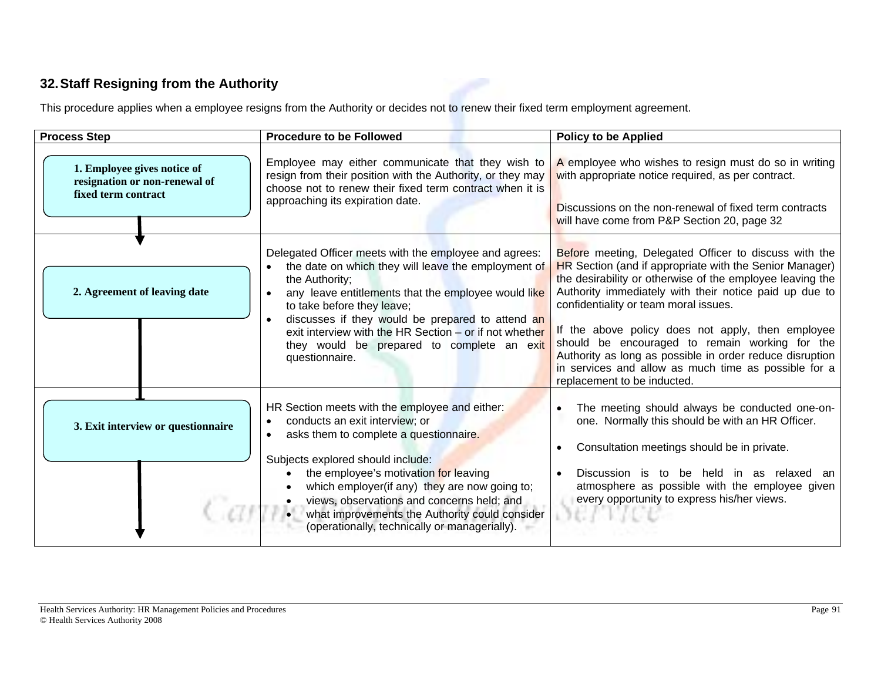## 32. Staff Resigning from the Authority

This procedure applies when a employee resigns from the Authority or decides not to renew their fixed term employment agreement.

| Process Step | Procedure to be Followed | Policy to be Applied |
|---|---|---|
| **1. Employee gives notice of resignation or non-renewal of fixed term contract** | Employee may either communicate that they wish to resign from their position with the Authority, or they may choose not to renew their fixed term contract when it is approaching its expiration date. | A employee who wishes to resign must do so in writing with appropriate notice required, as per contract.<br><br>Discussions on the non-renewal of fixed term contracts will have come from P&P Section 20, page 32 |
| **2. Agreement of leaving date** | Delegated Officer meets with the employee and agrees:<br>• the date on which they will leave the employment of the Authority;<br>• any leave entitlements that the employee would like to take before they leave;<br>• discusses if they would be prepared to attend an exit interview with the HR Section – or if not whether they would be prepared to complete an exit questionnaire. | Before meeting, Delegated Officer to discuss with the HR Section (and if appropriate with the Senior Manager) the desirability or otherwise of the employee leaving the Authority immediately with their notice paid up due to confidentiality or team moral issues.<br><br>If the above policy does not apply, then employee should be encouraged to remain working for the Authority as long as possible in order reduce disruption in services and allow as much time as possible for a replacement to be inducted. |
| **3. Exit interview or questionnaire** | HR Section meets with the employee and either:<br>• conducts an exit interview; or<br>• asks them to complete a questionnaire.<br><br>Subjects explored should include:<br>• the employee's motivation for leaving<br>• which employer(if any) they are now going to;<br>• views, observations and concerns held; and<br>• what improvements the Authority could consider (operationally, technically or managerially). | • The meeting should always be conducted one-on-one. Normally this should be with an HR Officer.<br><br>• Consultation meetings should be in private.<br><br>• Discussion is to be held in as relaxed an atmosphere as possible with the employee given every opportunity to express his/her views. |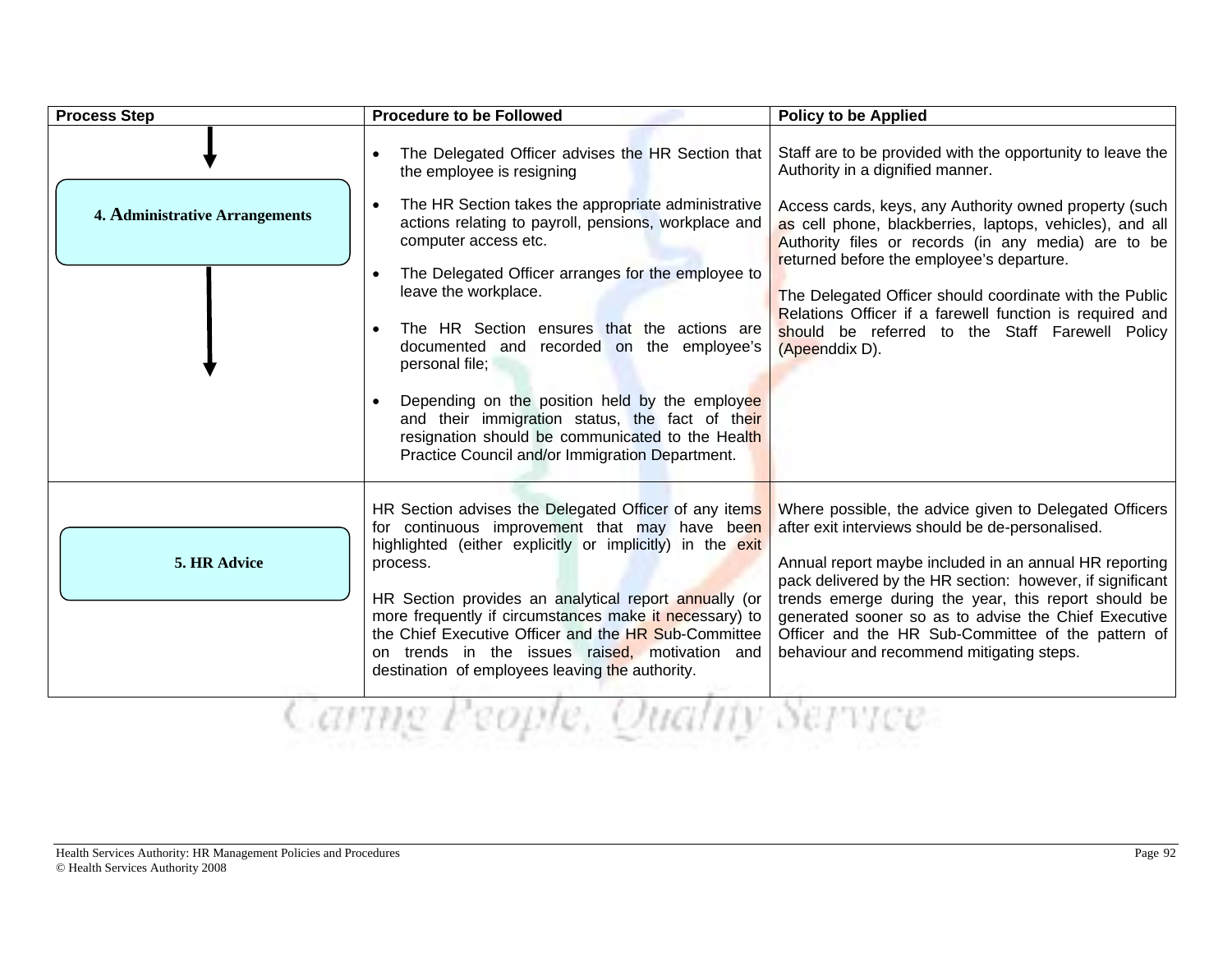| Process Step | Procedure to be Followed | Policy to be Applied |
|---|---|---|
| **4. Administrative Arrangements** | • The Delegated Officer advises the HR Section that the employee is resigning<br>• The HR Section takes the appropriate administrative actions relating to payroll, pensions, workplace and computer access etc.<br>• The Delegated Officer arranges for the employee to leave the workplace.<br>• The HR Section ensures that the actions are documented and recorded on the employee's personal file;<br>• Depending on the position held by the employee and their immigration status, the fact of their resignation should be communicated to the Health Practice Council and/or Immigration Department. | Staff are to be provided with the opportunity to leave the Authority in a dignified manner.<br><br>Access cards, keys, any Authority owned property (such as cell phone, blackberries, laptops, vehicles), and all Authority files or records (in any media) are to be returned before the employee's departure.<br><br>The Delegated Officer should coordinate with the Public Relations Officer if a farewell function is required and should be referred to the Staff Farewell Policy (Apeenddix D). |
| **5. HR Advice** | HR Section advises the Delegated Officer of any items for continuous improvement that may have been highlighted (either explicitly or implicitly) in the exit process.<br><br>HR Section provides an analytical report annually (or more frequently if circumstances make it necessary) to the Chief Executive Officer and the HR Sub-Committee on trends in the issues raised, motivation and destination of employees leaving the authority. | Where possible, the advice given to Delegated Officers after exit interviews should be de-personalised.<br><br>Annual report maybe included in an annual HR reporting pack delivered by the HR section: however, if significant trends emerge during the year, this report should be generated sooner so as to advise the Chief Executive Officer and the HR Sub-Committee of the pattern of behaviour and recommend mitigating steps. |

*Caring People, Quality Service*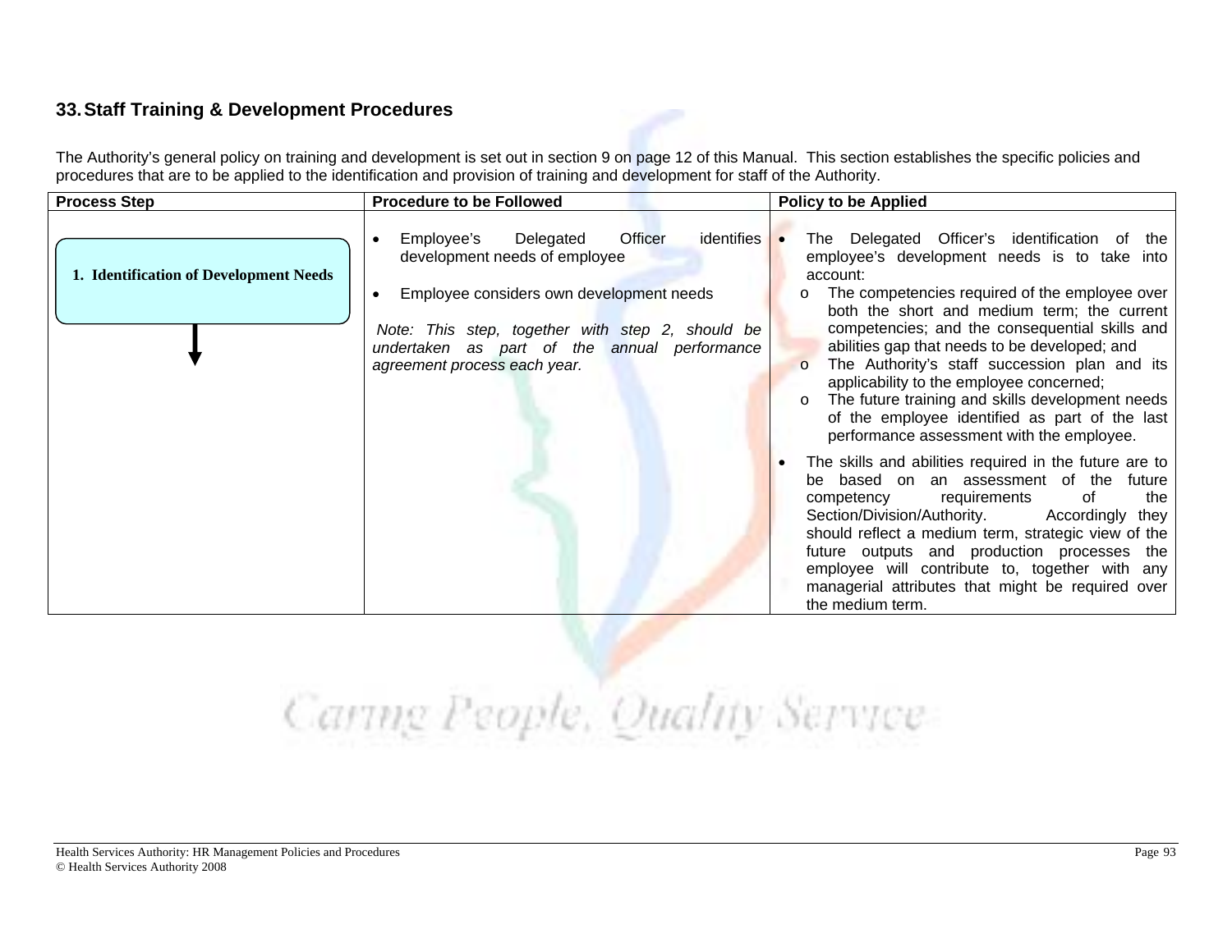## 33. Staff Training & Development Procedures

The Authority's general policy on training and development is set out in section 9 on page 12 of this Manual. This section establishes the specific policies and procedures that are to be applied to the identification and provision of training and development for staff of the Authority.

| Process Step | Procedure to be Followed | Policy to be Applied |
|---|---|---|
| **1. Identification of Development Needs** | • Employee's Delegated Officer identifies development needs of employee<br><br>• Employee considers own development needs<br><br>*Note: This step, together with step 2, should be undertaken as part of the annual performance agreement process each year.* | • The Delegated Officer's identification of the employee's development needs is to take into account:<br>o The competencies required of the employee over both the short and medium term; the current competencies; and the consequential skills and abilities gap that needs to be developed; and<br>o The Authority's staff succession plan and its applicability to the employee concerned;<br>o The future training and skills development needs of the employee identified as part of the last performance assessment with the employee.<br><br>• The skills and abilities required in the future are to be based on an assessment of the future competency requirements of the Section/Division/Authority. Accordingly they should reflect a medium term, strategic view of the future outputs and production processes the employee will contribute to, together with any managerial attributes that might be required over the medium term. |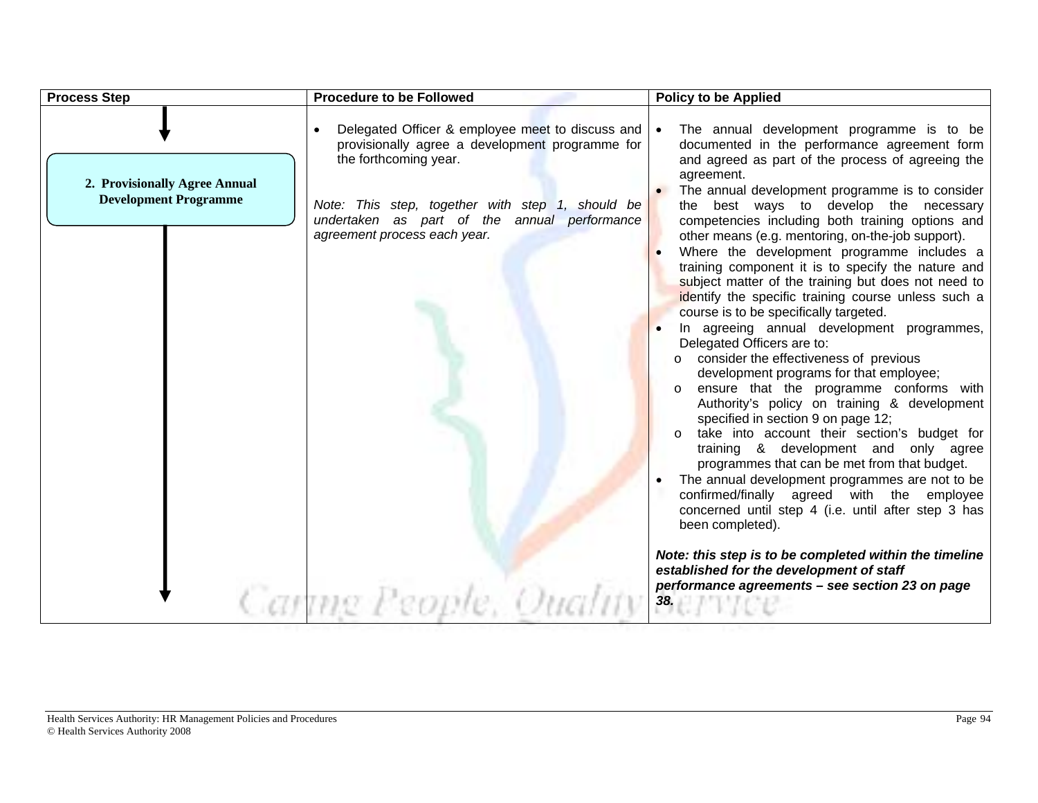| Process Step | Procedure to be Followed | Policy to be Applied |
|---|---|---|
| **2. Provisionally Agree Annual Development Programme** | • Delegated Officer & employee meet to discuss and provisionally agree a development programme for the forthcoming year.<br><br>*Note: This step, together with step 1, should be undertaken as part of the annual performance agreement process each year.* | • The annual development programme is to be documented in the performance agreement form and agreed as part of the process of agreeing the agreement.<br>• The annual development programme is to consider the best ways to develop the necessary competencies including both training options and other means (e.g. mentoring, on-the-job support).<br>• Where the development programme includes a training component it is to specify the nature and subject matter of the training but does not need to identify the specific training course unless such a course is to be specifically targeted.<br>• In agreeing annual development programmes, Delegated Officers are to:<br>&nbsp;&nbsp;o consider the effectiveness of previous development programs for that employee;<br>&nbsp;&nbsp;o ensure that the programme conforms with Authority's policy on training & development specified in section 9 on page 12;<br>&nbsp;&nbsp;o take into account their section's budget for training & development and only agree programmes that can be met from that budget.<br>• The annual development programmes are not to be confirmed/finally agreed with the employee concerned until step 4 (i.e. until after step 3 has been completed).<br><br>***Note: this step is to be completed within the timeline established for the development of staff performance agreements – see section 23 on page 38.*** |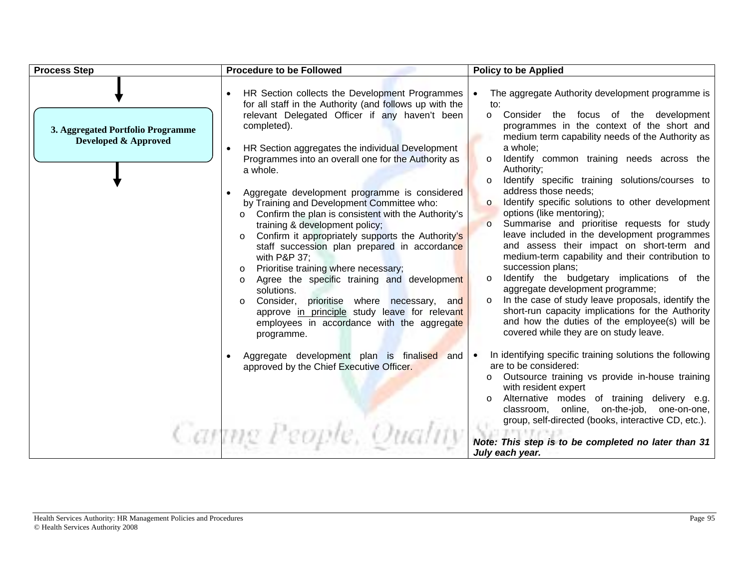| Process Step | Procedure to be Followed | Policy to be Applied |
|---|---|---|
| **3. Aggregated Portfolio Programme Developed & Approved** | • HR Section collects the Development Programmes for all staff in the Authority (and follows up with the relevant Delegated Officer if any haven't been completed).<br><br>• HR Section aggregates the individual Development Programmes into an overall one for the Authority as a whole.<br><br>• Aggregate development programme is considered by Training and Development Committee who:<br>o Confirm the plan is consistent with the Authority's training & development policy;<br>o Confirm it appropriately supports the Authority's staff succession plan prepared in accordance with P&P 37;<br>o Prioritise training where necessary;<br>o Agree the specific training and development solutions.<br>o Consider, prioritise where necessary, and approve <u>in principle</u> study leave for relevant employees in accordance with the aggregate programme.<br><br>• Aggregate development plan is finalised and approved by the Chief Executive Officer. | • The aggregate Authority development programme is to:<br>o Consider the focus of the development programmes in the context of the short and medium term capability needs of the Authority as a whole;<br>o Identify common training needs across the Authority;<br>o Identify specific training solutions/courses to address those needs;<br>o Identify specific solutions to other development options (like mentoring);<br>o Summarise and prioritise requests for study leave included in the development programmes and assess their impact on short-term and medium-term capability and their contribution to succession plans;<br>o Identify the budgetary implications of the aggregate development programme;<br>o In the case of study leave proposals, identify the short-run capacity implications for the Authority and how the duties of the employee(s) will be covered while they are on study leave.<br><br>• In identifying specific training solutions the following are to be considered:<br>o Outsource training vs provide in-house training with resident expert<br>o Alternative modes of training delivery e.g. classroom, online, on-the-job, one-on-one, group, self-directed (books, interactive CD, etc.).<br><br>***Note: This step is to be completed no later than 31 July each year.*** |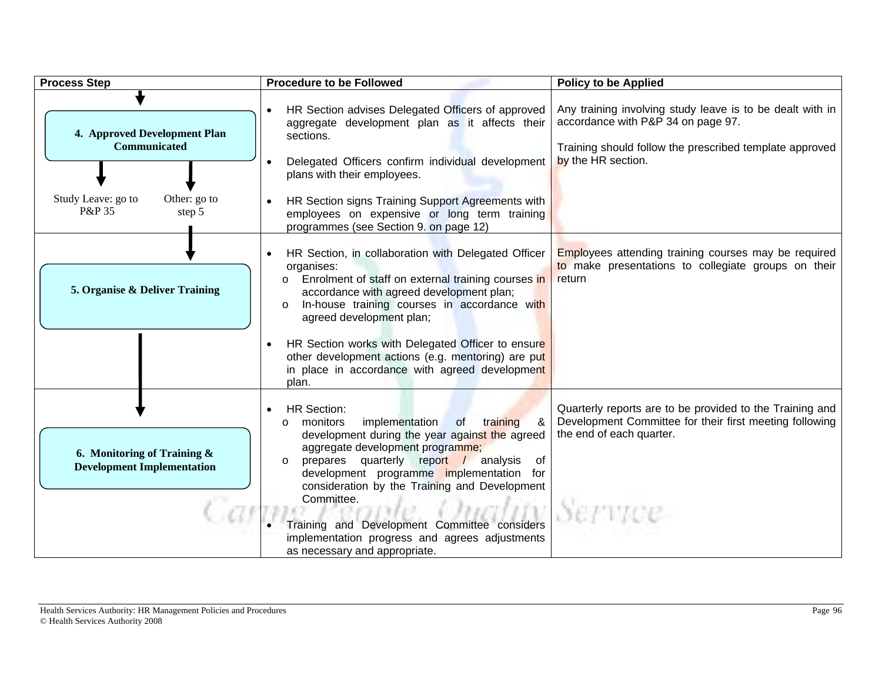| Process Step | Procedure to be Followed | Policy to be Applied |
|---|---|---|
| **4. Approved Development Plan Communicated**<br><br>Study Leave: go to P&P 35<br>Other: go to step 5 | • HR Section advises Delegated Officers of approved aggregate development plan as it affects their sections.<br><br>• Delegated Officers confirm individual development plans with their employees.<br><br>• HR Section signs Training Support Agreements with employees on expensive or long term training programmes (see Section 9. on page 12) | Any training involving study leave is to be dealt with in accordance with P&P 34 on page 97.<br><br>Training should follow the prescribed template approved by the HR section. |
| **5. Organise & Deliver Training** | • HR Section, in collaboration with Delegated Officer organises:<br>o Enrolment of staff on external training courses in accordance with agreed development plan;<br>o In-house training courses in accordance with agreed development plan;<br><br>• HR Section works with Delegated Officer to ensure other development actions (e.g. mentoring) are put in place in accordance with agreed development plan. | Employees attending training courses may be required to make presentations to collegiate groups on their return |
| **6. Monitoring of Training & Development Implementation** | • HR Section:<br>o monitors implementation of training & development during the year against the agreed aggregate development programme;<br>o prepares quarterly report / analysis of development programme implementation for consideration by the Training and Development Committee.<br><br>• Training and Development Committee considers implementation progress and agrees adjustments as necessary and appropriate. | Quarterly reports are to be provided to the Training and Development Committee for their first meeting following the end of each quarter. |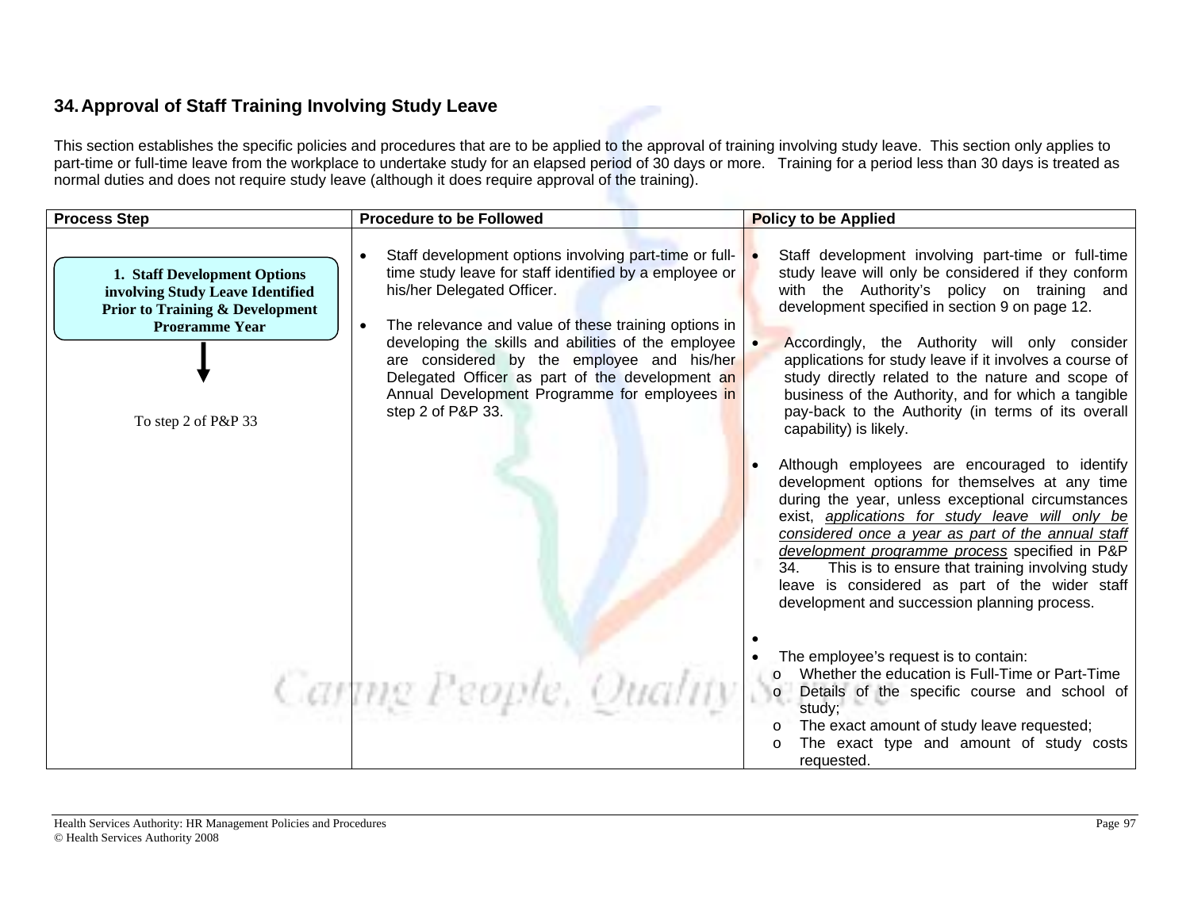## 34. Approval of Staff Training Involving Study Leave

This section establishes the specific policies and procedures that are to be applied to the approval of training involving study leave. This section only applies to part-time or full-time leave from the workplace to undertake study for an elapsed period of 30 days or more. Training for a period less than 30 days is treated as normal duties and does not require study leave (although it does require approval of the training).

| Process Step | Procedure to be Followed | Policy to be Applied |
|---|---|---|
| **1. Staff Development Options involving Study Leave Identified Prior to Training & Development Programme Year**<br><br>↓<br><br>To step 2 of P&P 33 | • Staff development options involving part-time or full-time study leave for staff identified by a employee or his/her Delegated Officer.<br><br>• The relevance and value of these training options in developing the skills and abilities of the employee are considered by the employee and his/her Delegated Officer as part of the development an Annual Development Programme for employees in step 2 of P&P 33. | • Staff development involving part-time or full-time study leave will only be considered if they conform with the Authority's policy on training and development specified in section 9 on page 12.<br><br>• Accordingly, the Authority will only consider applications for study leave if it involves a course of study directly related to the nature and scope of business of the Authority, and for which a tangible pay-back to the Authority (in terms of its overall capability) is likely.<br><br>• Although employees are encouraged to identify development options for themselves at any time during the year, unless exceptional circumstances exist, _applications for study leave will only be considered once a year as part of the annual staff development programme process_ specified in P&P 34. This is to ensure that training involving study leave is considered as part of the wider staff development and succession planning process.<br><br>•<br><br>• The employee's request is to contain:<br>o Whether the education is Full-Time or Part-Time<br>o Details of the specific course and school of study;<br>o The exact amount of study leave requested;<br>o The exact type and amount of study costs requested. |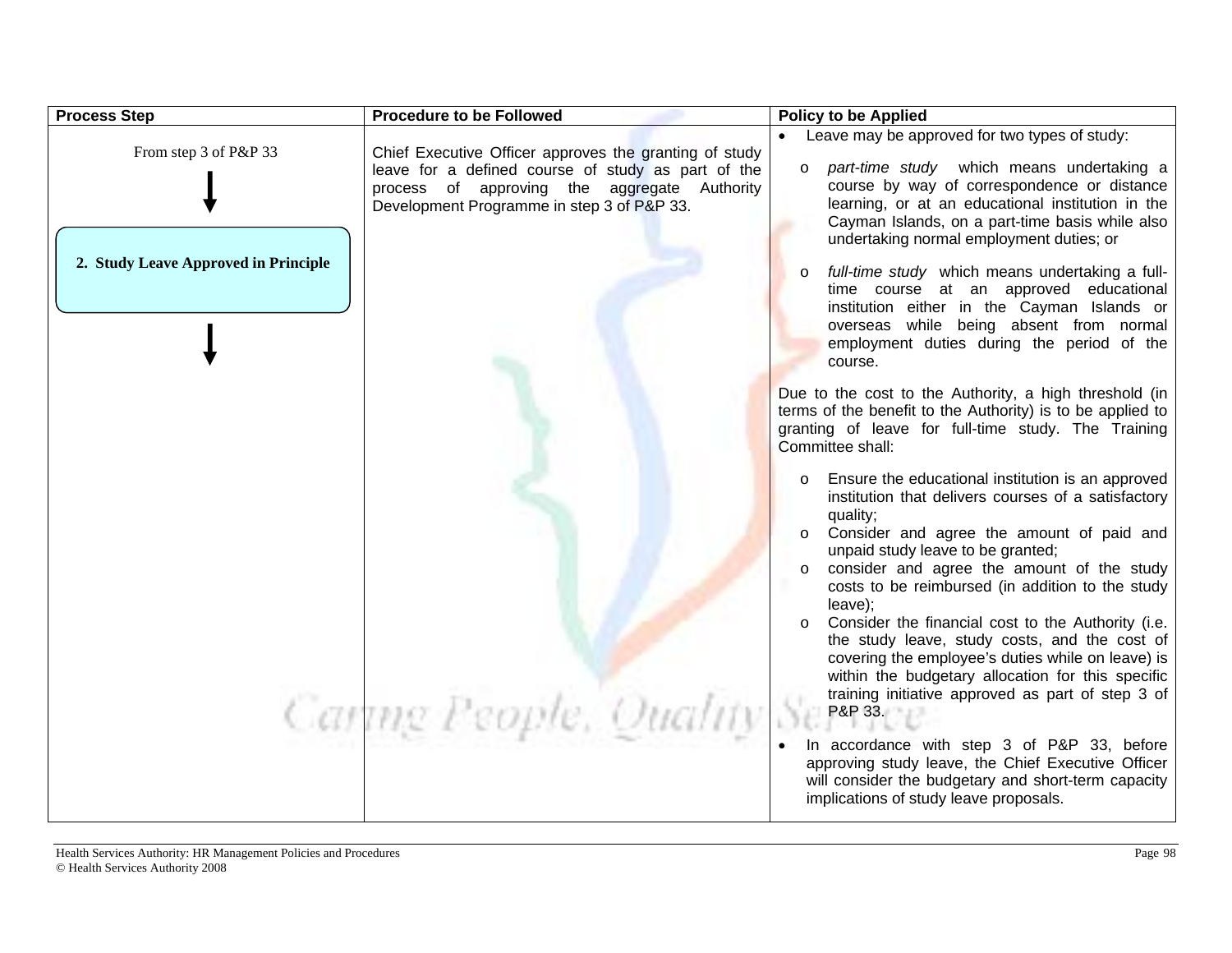| Process Step | Procedure to be Followed | Policy to be Applied |
|---|---|---|
| From step 3 of P&P 33<br>↓<br>**2. Study Leave Approved in Principle**<br>↓ | Chief Executive Officer approves the granting of study leave for a defined course of study as part of the process of approving the aggregate Authority Development Programme in step 3 of P&P 33. | • Leave may be approved for two types of study:<br>o *part-time study* which means undertaking a course by way of correspondence or distance learning, or at an educational institution in the Cayman Islands, on a part-time basis while also undertaking normal employment duties; or<br>o *full-time study* which means undertaking a full-time course at an approved educational institution either in the Cayman Islands or overseas while being absent from normal employment duties during the period of the course.<br><br>Due to the cost to the Authority, a high threshold (in terms of the benefit to the Authority) is to be applied to granting of leave for full-time study. The Training Committee shall:<br>o Ensure the educational institution is an approved institution that delivers courses of a satisfactory quality;<br>o Consider and agree the amount of paid and unpaid study leave to be granted;<br>o consider and agree the amount of the study costs to be reimbursed (in addition to the study leave);<br>o Consider the financial cost to the Authority (i.e. the study leave, study costs, and the cost of covering the employee's duties while on leave) is within the budgetary allocation for this specific training initiative approved as part of step 3 of P&P 33.<br><br>• In accordance with step 3 of P&P 33, before approving study leave, the Chief Executive Officer will consider the budgetary and short-term capacity implications of study leave proposals. |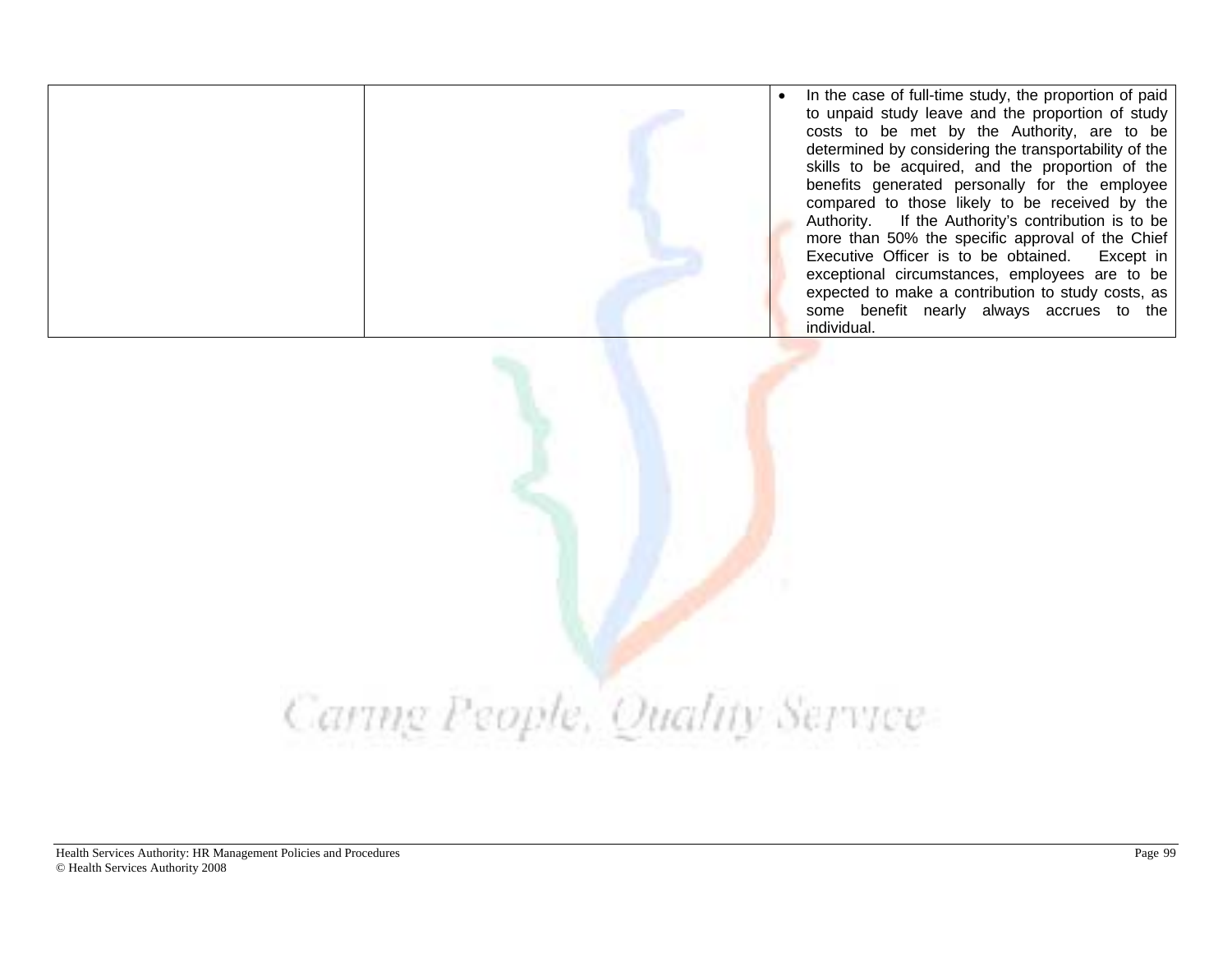| | | |
|---|---|---|
| | | • In the case of full-time study, the proportion of paid to unpaid study leave and the proportion of study costs to be met by the Authority, are to be determined by considering the transportability of the skills to be acquired, and the proportion of the benefits generated personally for the employee compared to those likely to be received by the Authority. If the Authority's contribution is to be more than 50% the specific approval of the Chief Executive Officer is to be obtained. Except in exceptional circumstances, employees are to be expected to make a contribution to study costs, as some benefit nearly always accrues to the individual. |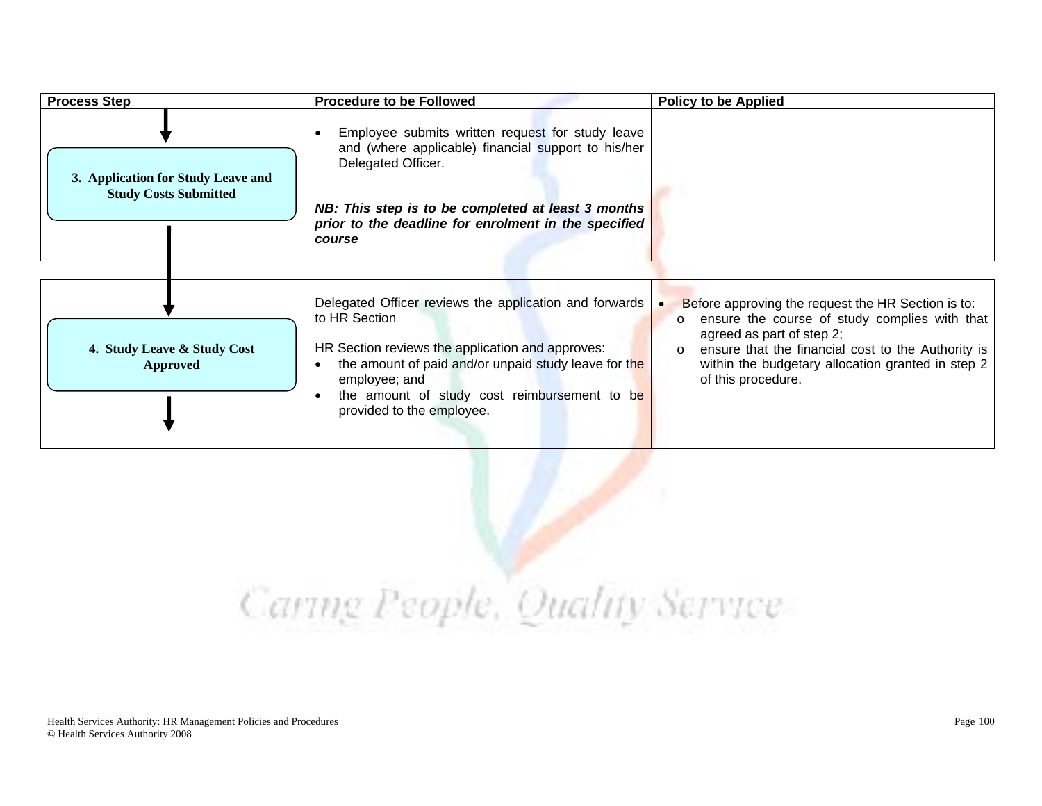| Process Step | Procedure to be Followed | Policy to be Applied |
|---|---|---|
| **3. Application for Study Leave and Study Costs Submitted** | • Employee submits written request for study leave and (where applicable) financial support to his/her Delegated Officer.<br><br>***NB: This step is to be completed at least 3 months prior to the deadline for enrolment in the specified course*** | |
| **4. Study Leave & Study Cost Approved** | Delegated Officer reviews the application and forwards to HR Section<br><br>HR Section reviews the application and approves:<br>• the amount of paid and/or unpaid study leave for the employee; and<br>• the amount of study cost reimbursement to be provided to the employee. | • Before approving the request the HR Section is to:<br>o ensure the course of study complies with that agreed as part of step 2;<br>o ensure that the financial cost to the Authority is within the budgetary allocation granted in step 2 of this procedure. |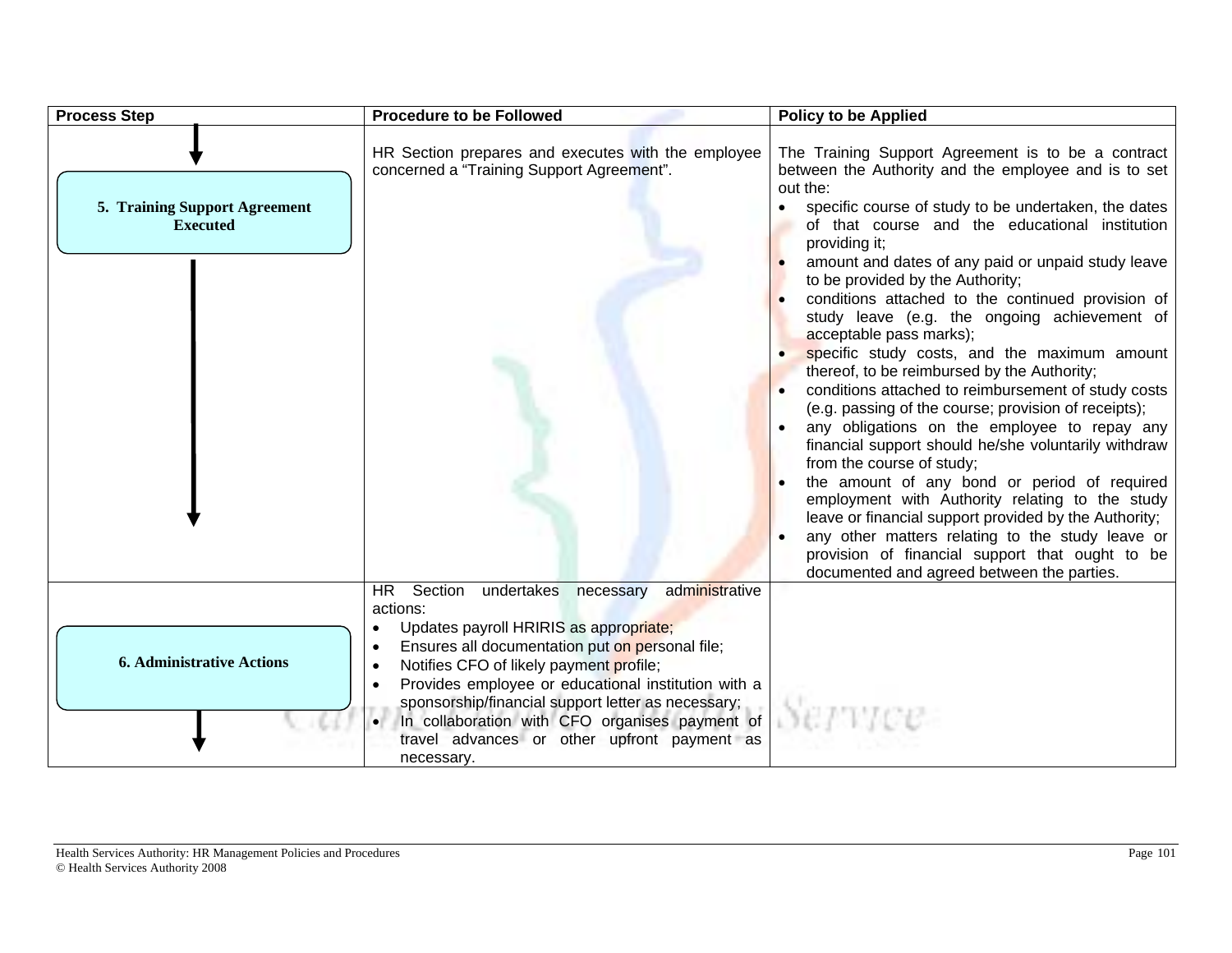| Process Step | Procedure to be Followed | Policy to be Applied |
|---|---|---|
| **5. Training Support Agreement Executed** | HR Section prepares and executes with the employee concerned a "Training Support Agreement". | The Training Support Agreement is to be a contract between the Authority and the employee and is to set out the:<br>• specific course of study to be undertaken, the dates of that course and the educational institution providing it;<br>• amount and dates of any paid or unpaid study leave to be provided by the Authority;<br>• conditions attached to the continued provision of study leave (e.g. the ongoing achievement of acceptable pass marks);<br>• specific study costs, and the maximum amount thereof, to be reimbursed by the Authority;<br>• conditions attached to reimbursement of study costs (e.g. passing of the course; provision of receipts);<br>• any obligations on the employee to repay any financial support should he/she voluntarily withdraw from the course of study;<br>• the amount of any bond or period of required employment with Authority relating to the study leave or financial support provided by the Authority;<br>• any other matters relating to the study leave or provision of financial support that ought to be documented and agreed between the parties. |
| **6. Administrative Actions** | HR Section undertakes necessary administrative actions:<br>• Updates payroll HRIRIS as appropriate;<br>• Ensures all documentation put on personal file;<br>• Notifies CFO of likely payment profile;<br>• Provides employee or educational institution with a sponsorship/financial support letter as necessary;<br>• In collaboration with CFO organises payment of travel advances or other upfront payment as necessary. | |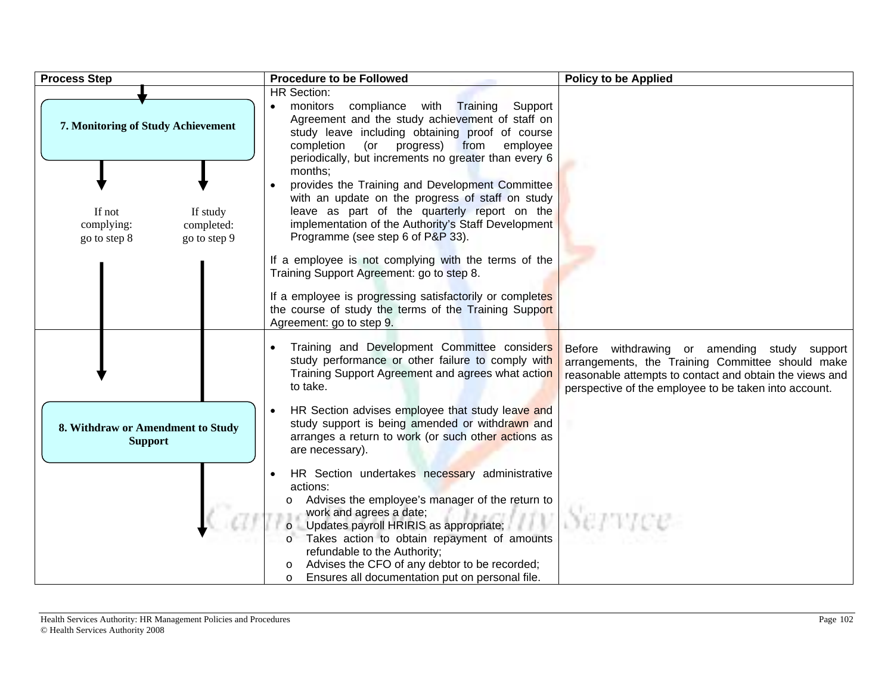| Process Step | Procedure to be Followed | Policy to be Applied |
|---|---|---|
| **7. Monitoring of Study Achievement**<br><br>If not complying: go to step 8<br><br>If study completed: go to step 9 | HR Section:<br>• monitors compliance with Training Support Agreement and the study achievement of staff on study leave including obtaining proof of course completion (or progress) from employee periodically, but increments no greater than every 6 months;<br>• provides the Training and Development Committee with an update on the progress of staff on study leave as part of the quarterly report on the implementation of the Authority's Staff Development Programme (see step 6 of P&P 33).<br><br>If a employee is not complying with the terms of the Training Support Agreement: go to step 8.<br><br>If a employee is progressing satisfactorily or completes the course of study the terms of the Training Support Agreement: go to step 9. | |
| **8. Withdraw or Amendment to Study Support** | • Training and Development Committee considers study performance or other failure to comply with Training Support Agreement and agrees what action to take.<br>• HR Section advises employee that study leave and study support is being amended or withdrawn and arranges a return to work (or such other actions as are necessary).<br>• HR Section undertakes necessary administrative actions:<br>  o Advises the employee's manager of the return to work and agrees a date;<br>  o Updates payroll HRIRIS as appropriate;<br>  o Takes action to obtain repayment of amounts refundable to the Authority;<br>  o Advises the CFO of any debtor to be recorded;<br>  o Ensures all documentation put on personal file. | Before withdrawing or amending study support arrangements, the Training Committee should make reasonable attempts to contact and obtain the views and perspective of the employee to be taken into account. |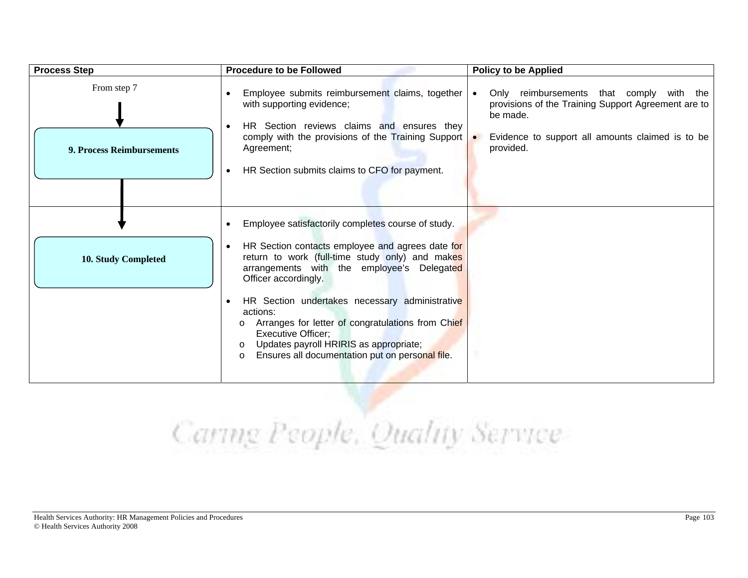| Process Step | Procedure to be Followed | Policy to be Applied |
|---|---|---|
| From step 7<br><br>**9. Process Reimbursements** | • Employee submits reimbursement claims, together with supporting evidence;<br><br>• HR Section reviews claims and ensures they comply with the provisions of the Training Support Agreement;<br><br>• HR Section submits claims to CFO for payment. | • Only reimbursements that comply with the provisions of the Training Support Agreement are to be made.<br><br>• Evidence to support all amounts claimed is to be provided. |
| **10. Study Completed** | • Employee satisfactorily completes course of study.<br><br>• HR Section contacts employee and agrees date for return to work (full-time study only) and makes arrangements with the employee's Delegated Officer accordingly.<br><br>• HR Section undertakes necessary administrative actions:<br>o Arranges for letter of congratulations from Chief Executive Officer;<br>o Updates payroll HRIRIS as appropriate;<br>o Ensures all documentation put on personal file. | |

Caring People, Quality Service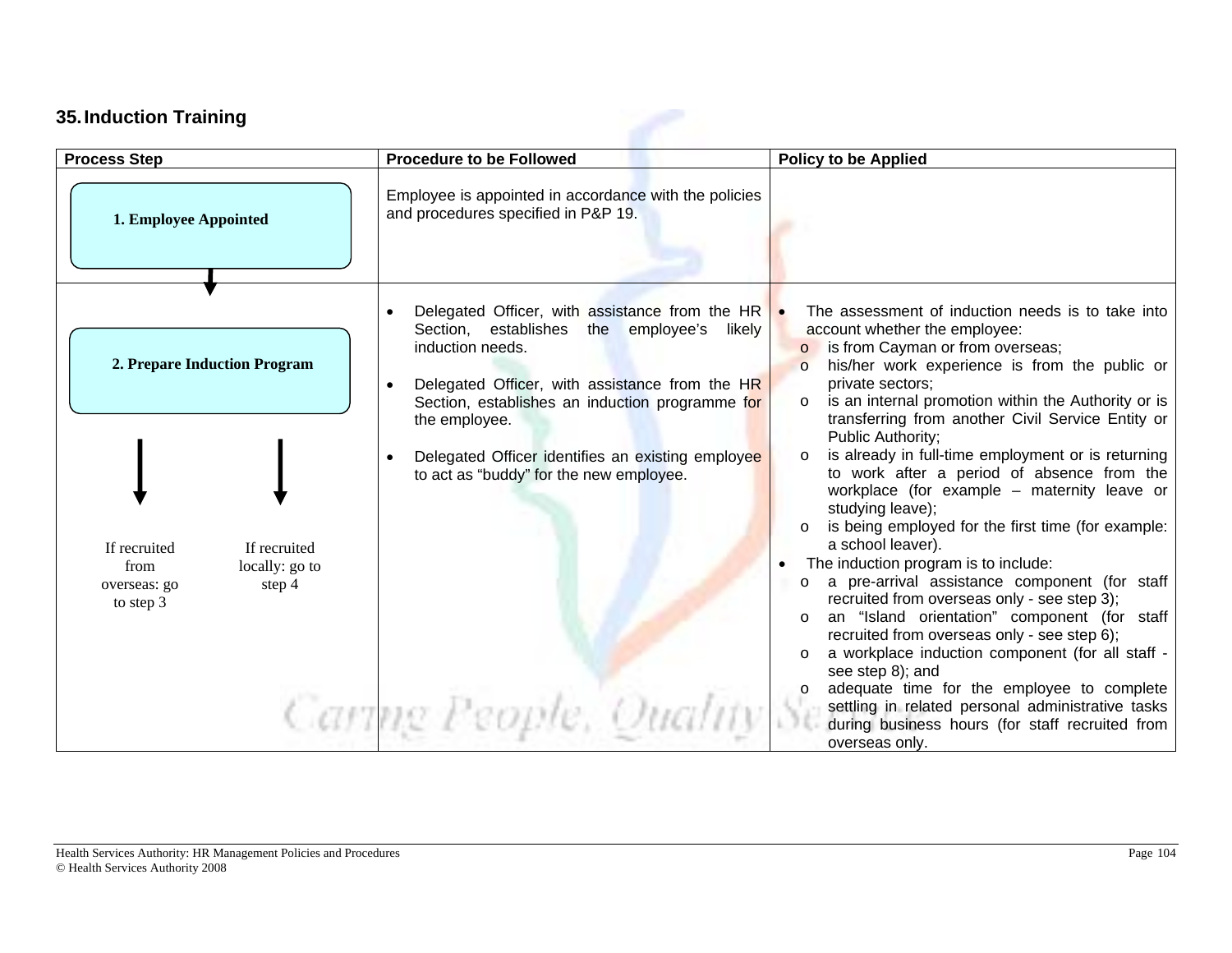## 35. Induction Training

| Process Step | Procedure to be Followed | Policy to be Applied |
|---|---|---|
| **1. Employee Appointed** | Employee is appointed in accordance with the policies and procedures specified in P&P 19. | |
| **2. Prepare Induction Program**<br><br>If recruited from overseas: go to step 3<br><br>If recruited locally: go to step 4 | • Delegated Officer, with assistance from the HR Section, establishes the employee's likely induction needs.<br><br>• Delegated Officer, with assistance from the HR Section, establishes an induction programme for the employee.<br><br>• Delegated Officer identifies an existing employee to act as "buddy" for the new employee. | • The assessment of induction needs is to take into account whether the employee:<br>o is from Cayman or from overseas;<br>o his/her work experience is from the public or private sectors;<br>o is an internal promotion within the Authority or is transferring from another Civil Service Entity or Public Authority;<br>o is already in full-time employment or is returning to work after a period of absence from the workplace (for example – maternity leave or studying leave);<br>o is being employed for the first time (for example: a school leaver).<br>• The induction program is to include:<br>o a pre-arrival assistance component (for staff recruited from overseas only - see step 3);<br>o an "Island orientation" component (for staff recruited from overseas only - see step 6);<br>o a workplace induction component (for all staff - see step 8); and<br>o adequate time for the employee to complete settling in related personal administrative tasks during business hours (for staff recruited from overseas only. |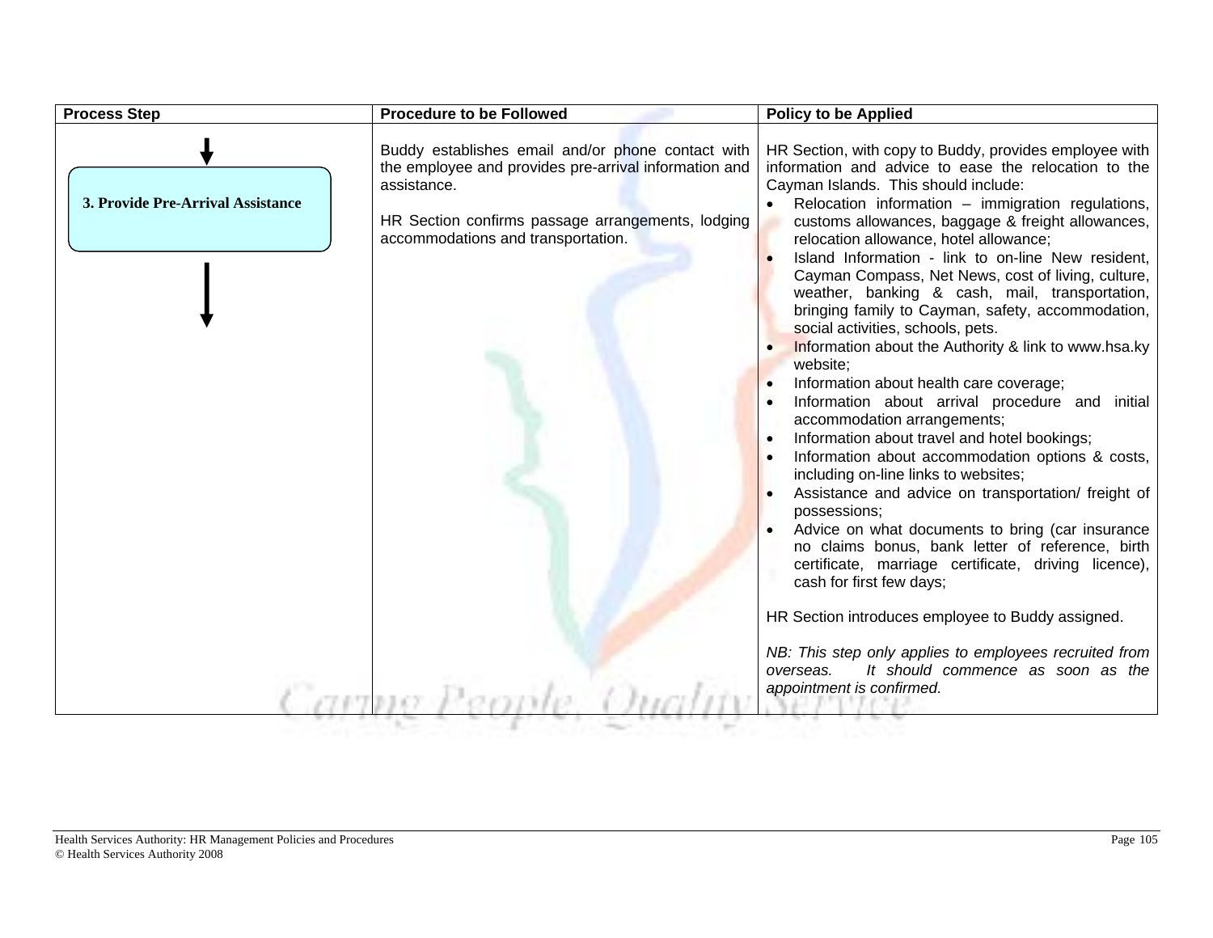| Process Step | Procedure to be Followed | Policy to be Applied |
|---|---|---|
| **3. Provide Pre-Arrival Assistance** | Buddy establishes email and/or phone contact with the employee and provides pre-arrival information and assistance.<br><br>HR Section confirms passage arrangements, lodging accommodations and transportation. | HR Section, with copy to Buddy, provides employee with information and advice to ease the relocation to the Cayman Islands. This should include:<br>• Relocation information – immigration regulations, customs allowances, baggage & freight allowances, relocation allowance, hotel allowance;<br>• Island Information - link to on-line New resident, Cayman Compass, Net News, cost of living, culture, weather, banking & cash, mail, transportation, bringing family to Cayman, safety, accommodation, social activities, schools, pets.<br>• Information about the Authority & link to www.hsa.ky website;<br>• Information about health care coverage;<br>• Information about arrival procedure and initial accommodation arrangements;<br>• Information about travel and hotel bookings;<br>• Information about accommodation options & costs, including on-line links to websites;<br>• Assistance and advice on transportation/ freight of possessions;<br>• Advice on what documents to bring (car insurance no claims bonus, bank letter of reference, birth certificate, marriage certificate, driving licence), cash for first few days;<br><br>HR Section introduces employee to Buddy assigned.<br><br>*NB: This step only applies to employees recruited from overseas. It should commence as soon as the appointment is confirmed.* |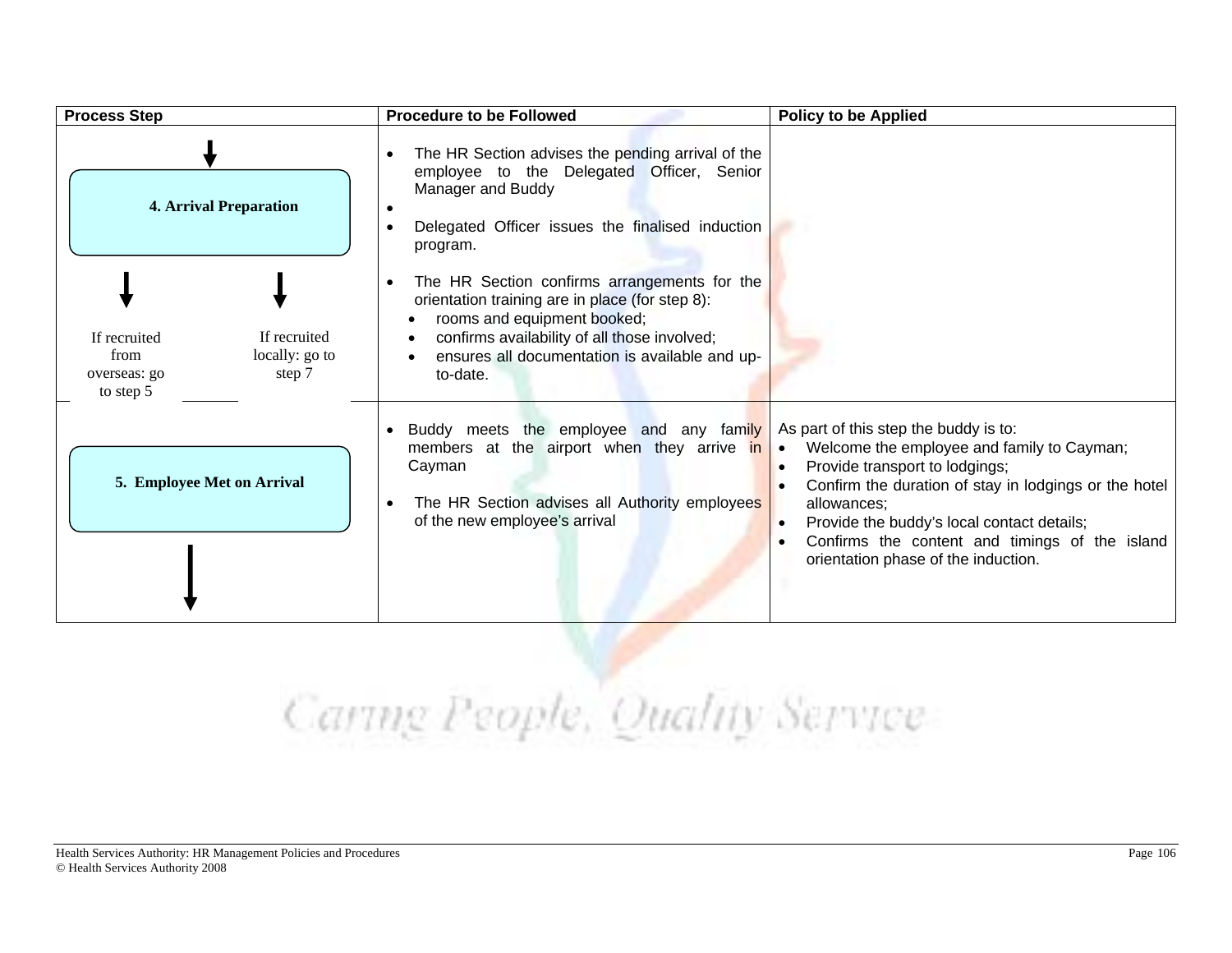| Process Step | Procedure to be Followed | Policy to be Applied |
|---|---|---|
| **4. Arrival Preparation**<br><br>If recruited from overseas: go to step 5<br><br>If recruited locally: go to step 7 | • The HR Section advises the pending arrival of the employee to the Delegated Officer, Senior Manager and Buddy<br>•<br>• Delegated Officer issues the finalised induction program.<br><br>• The HR Section confirms arrangements for the orientation training are in place (for step 8):<br>  • rooms and equipment booked;<br>  • confirms availability of all those involved;<br>  • ensures all documentation is available and up-to-date. | |
| **5. Employee Met on Arrival** | • Buddy meets the employee and any family members at the airport when they arrive in Cayman<br><br>• The HR Section advises all Authority employees of the new employee's arrival | As part of this step the buddy is to:<br>• Welcome the employee and family to Cayman;<br>• Provide transport to lodgings;<br>• Confirm the duration of stay in lodgings or the hotel allowances;<br>• Provide the buddy's local contact details;<br>• Confirms the content and timings of the island orientation phase of the induction. |

Caring People, Quality Service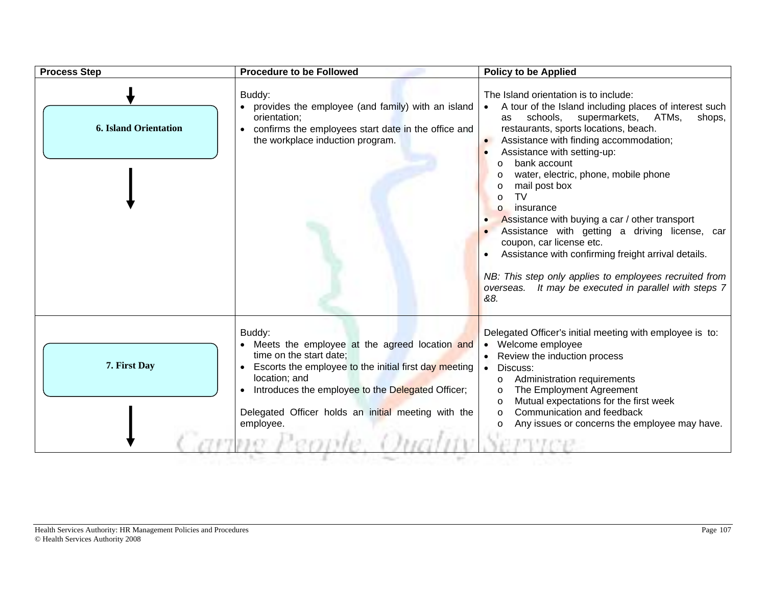| Process Step | Procedure to be Followed | Policy to be Applied |
|---|---|---|
| **6. Island Orientation** | Buddy:<br>• provides the employee (and family) with an island orientation;<br>• confirms the employees start date in the office and the workplace induction program. | The Island orientation is to include:<br>• A tour of the Island including places of interest such as schools, supermarkets, ATMs, shops, restaurants, sports locations, beach.<br>• Assistance with finding accommodation;<br>• Assistance with setting-up:<br>o bank account<br>o water, electric, phone, mobile phone<br>o mail post box<br>o TV<br>o insurance<br>• Assistance with buying a car / other transport<br>• Assistance with getting a driving license, car coupon, car license etc.<br>• Assistance with confirming freight arrival details.<br><br>*NB: This step only applies to employees recruited from overseas. It may be executed in parallel with steps 7 &8.* |
| **7. First Day** | Buddy:<br>• Meets the employee at the agreed location and time on the start date;<br>• Escorts the employee to the initial first day meeting location; and<br>• Introduces the employee to the Delegated Officer;<br><br>Delegated Officer holds an initial meeting with the employee. | Delegated Officer's initial meeting with employee is to:<br>• Welcome employee<br>• Review the induction process<br>• Discuss:<br>o Administration requirements<br>o The Employment Agreement<br>o Mutual expectations for the first week<br>o Communication and feedback<br>o Any issues or concerns the employee may have. |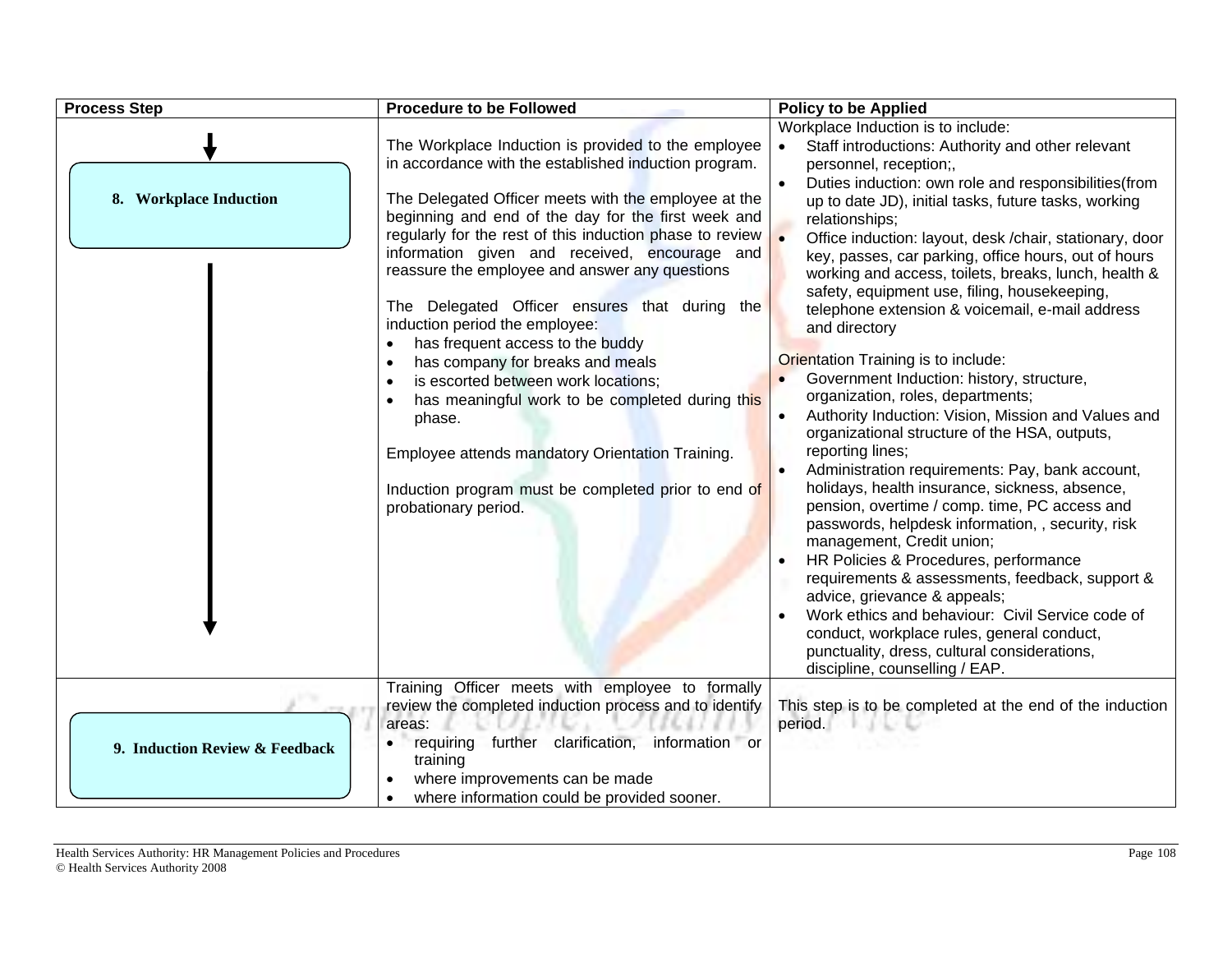| Process Step | Procedure to be Followed | Policy to be Applied |
|---|---|---|
| **8. Workplace Induction** | The Workplace Induction is provided to the employee in accordance with the established induction program.<br><br>The Delegated Officer meets with the employee at the beginning and end of the day for the first week and regularly for the rest of this induction phase to review information given and received, encourage and reassure the employee and answer any questions<br><br>The Delegated Officer ensures that during the induction period the employee:<br>• has frequent access to the buddy<br>• has company for breaks and meals<br>• is escorted between work locations;<br>• has meaningful work to be completed during this phase.<br><br>Employee attends mandatory Orientation Training.<br><br>Induction program must be completed prior to end of probationary period. | Workplace Induction is to include:<br>• Staff introductions: Authority and other relevant personnel, reception;,<br>• Duties induction: own role and responsibilities(from up to date JD), initial tasks, future tasks, working relationships;<br>• Office induction: layout, desk /chair, stationary, door key, passes, car parking, office hours, out of hours working and access, toilets, breaks, lunch, health & safety, equipment use, filing, housekeeping, telephone extension & voicemail, e-mail address and directory<br><br>Orientation Training is to include:<br>• Government Induction: history, structure, organization, roles, departments;<br>• Authority Induction: Vision, Mission and Values and organizational structure of the HSA, outputs, reporting lines;<br>• Administration requirements: Pay, bank account, holidays, health insurance, sickness, absence, pension, overtime / comp. time, PC access and passwords, helpdesk information, , security, risk management, Credit union;<br>• HR Policies & Procedures, performance requirements & assessments, feedback, support & advice, grievance & appeals;<br>• Work ethics and behaviour: Civil Service code of conduct, workplace rules, general conduct, punctuality, dress, cultural considerations, discipline, counselling / EAP. |
| **9. Induction Review & Feedback** | Training Officer meets with employee to formally review the completed induction process and to identify areas:<br>• requiring further clarification, information or training<br>• where improvements can be made<br>• where information could be provided sooner. | This step is to be completed at the end of the induction period. |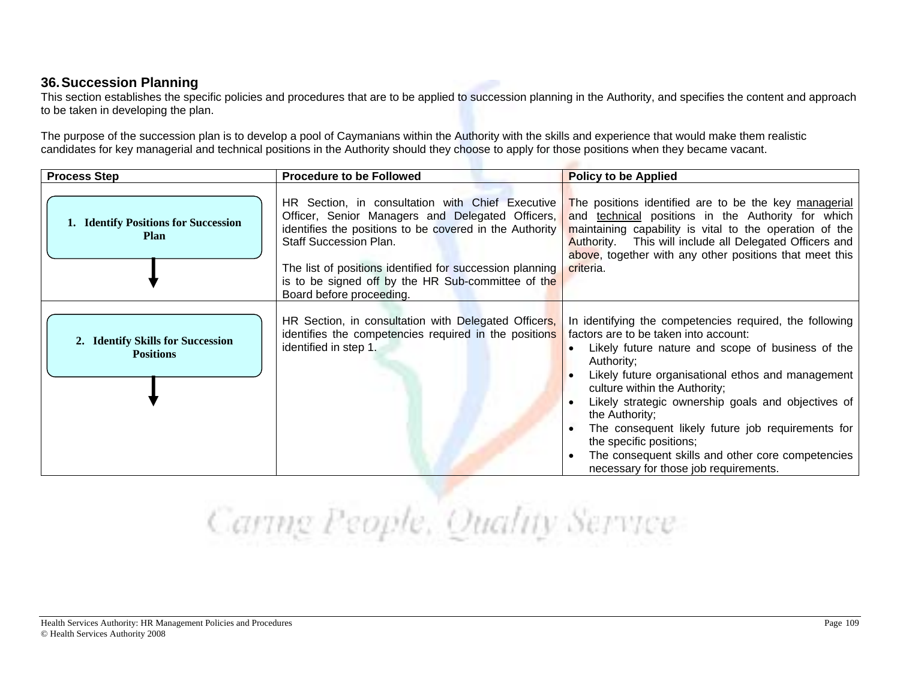## 36. Succession Planning

This section establishes the specific policies and procedures that are to be applied to succession planning in the Authority, and specifies the content and approach to be taken in developing the plan.

The purpose of the succession plan is to develop a pool of Caymanians within the Authority with the skills and experience that would make them realistic candidates for key managerial and technical positions in the Authority should they choose to apply for those positions when they became vacant.

| Process Step | Procedure to be Followed | Policy to be Applied |
|---|---|---|
| 1. Identify Positions for Succession Plan | HR Section, in consultation with Chief Executive Officer, Senior Managers and Delegated Officers, identifies the positions to be covered in the Authority Staff Succession Plan.<br><br>The list of positions identified for succession planning is to be signed off by the HR Sub-committee of the Board before proceeding. | The positions identified are to be the key managerial and technical positions in the Authority for which maintaining capability is vital to the operation of the Authority. This will include all Delegated Officers and above, together with any other positions that meet this criteria. |
| 2. Identify Skills for Succession Positions | HR Section, in consultation with Delegated Officers, identifies the competencies required in the positions identified in step 1. | In identifying the competencies required, the following factors are to be taken into account:<br>• Likely future nature and scope of business of the Authority;<br>• Likely future organisational ethos and management culture within the Authority;<br>• Likely strategic ownership goals and objectives of the Authority;<br>• The consequent likely future job requirements for the specific positions;<br>• The consequent skills and other core competencies necessary for those job requirements. |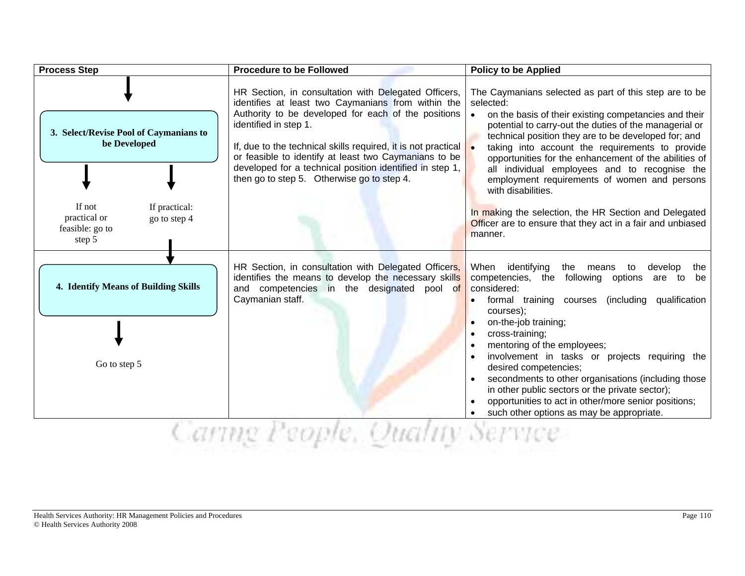| Process Step | Procedure to be Followed | Policy to be Applied |
|---|---|---|
| **3. Select/Revise Pool of Caymanians to be Developed**<br><br>If not practical or feasible: go to step 5<br><br>If practical: go to step 4 | HR Section, in consultation with Delegated Officers, identifies at least two Caymanians from within the Authority to be developed for each of the positions identified in step 1.<br><br>If, due to the technical skills required, it is not practical or feasible to identify at least two Caymanians to be developed for a technical position identified in step 1, then go to step 5. Otherwise go to step 4. | The Caymanians selected as part of this step are to be selected:<br>• on the basis of their existing competancies and their potential to carry-out the duties of the managerial or technical position they are to be developed for; and<br>• taking into account the requirements to provide opportunities for the enhancement of the abilities of all individual employees and to recognise the employment requirements of women and persons with disabilities.<br><br>In making the selection, the HR Section and Delegated Officer are to ensure that they act in a fair and unbiased manner. |
| **4. Identify Means of Building Skills**<br><br>Go to step 5 | HR Section, in consultation with Delegated Officers, identifies the means to develop the necessary skills and competencies in the designated pool of Caymanian staff. | When identifying the means to develop the competencies, the following options are to be considered:<br>• formal training courses (including qualification courses);<br>• on-the-job training;<br>• cross-training;<br>• mentoring of the employees;<br>• involvement in tasks or projects requiring the desired competencies;<br>• secondments to other organisations (including those in other public sectors or the private sector);<br>• opportunities to act in other/more senior positions;<br>• such other options as may be appropriate. |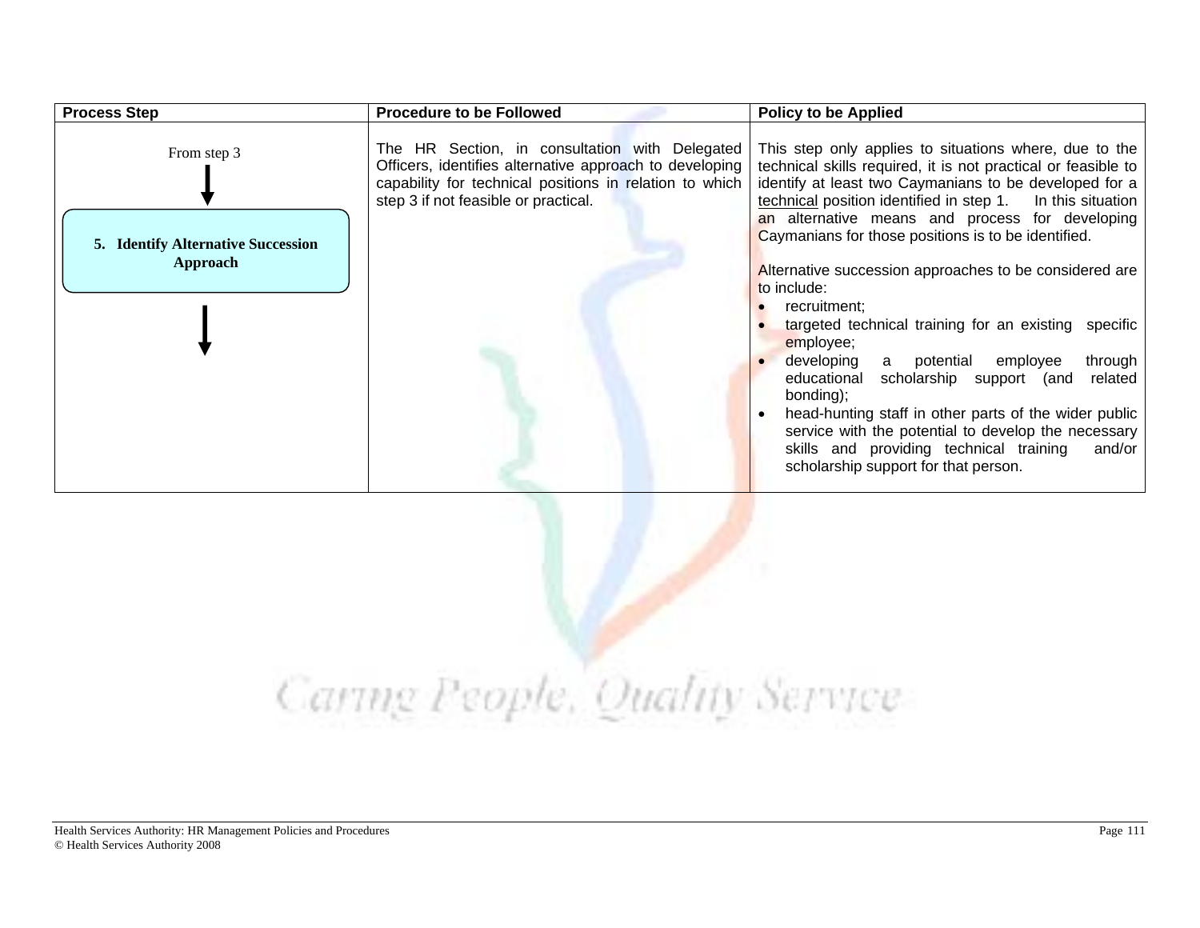| Process Step | Procedure to be Followed | Policy to be Applied |
|---|---|---|
| From step 3 ↓ **5. Identify Alternative Succession Approach** ↓ | The HR Section, in consultation with Delegated Officers, identifies alternative approach to developing capability for technical positions in relation to which step 3 if not feasible or practical. | This step only applies to situations where, due to the technical skills required, it is not practical or feasible to identify at least two Caymanians to be developed for a technical position identified in step 1. In this situation an alternative means and process for developing Caymanians for those positions is to be identified.<br><br>Alternative succession approaches to be considered are to include:<br>• recruitment;<br>• targeted technical training for an existing specific employee;<br>• developing a potential employee through educational scholarship support (and related bonding);<br>• head-hunting staff in other parts of the wider public service with the potential to develop the necessary skills and providing technical training and/or scholarship support for that person. |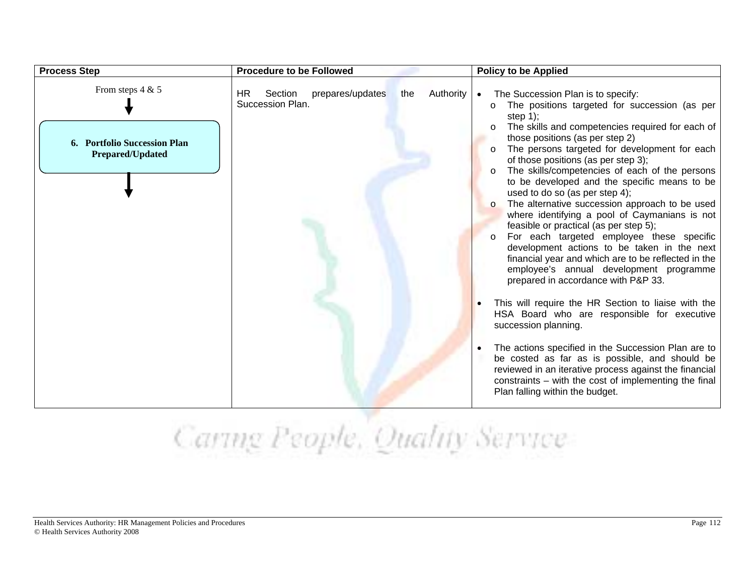| Process Step | Procedure to be Followed | Policy to be Applied |
|---|---|---|
| From steps 4 & 5 ↓ **6. Portfolio Succession Plan Prepared/Updated** ↓ | HR Section prepares/updates the Authority Succession Plan. | • The Succession Plan is to specify:<br>o The positions targeted for succession (as per step 1);<br>o The skills and competencies required for each of those positions (as per step 2)<br>o The persons targeted for development for each of those positions (as per step 3);<br>o The skills/competencies of each of the persons to be developed and the specific means to be used to do so (as per step 4);<br>o The alternative succession approach to be used where identifying a pool of Caymanians is not feasible or practical (as per step 5);<br>o For each targeted employee these specific development actions to be taken in the next financial year and which are to be reflected in the employee's annual development programme prepared in accordance with P&P 33.<br><br>• This will require the HR Section to liaise with the HSA Board who are responsible for executive succession planning.<br><br>• The actions specified in the Succession Plan are to be costed as far as is possible, and should be reviewed in an iterative process against the financial constraints – with the cost of implementing the final Plan falling within the budget. |

*Caring People, Quality Service*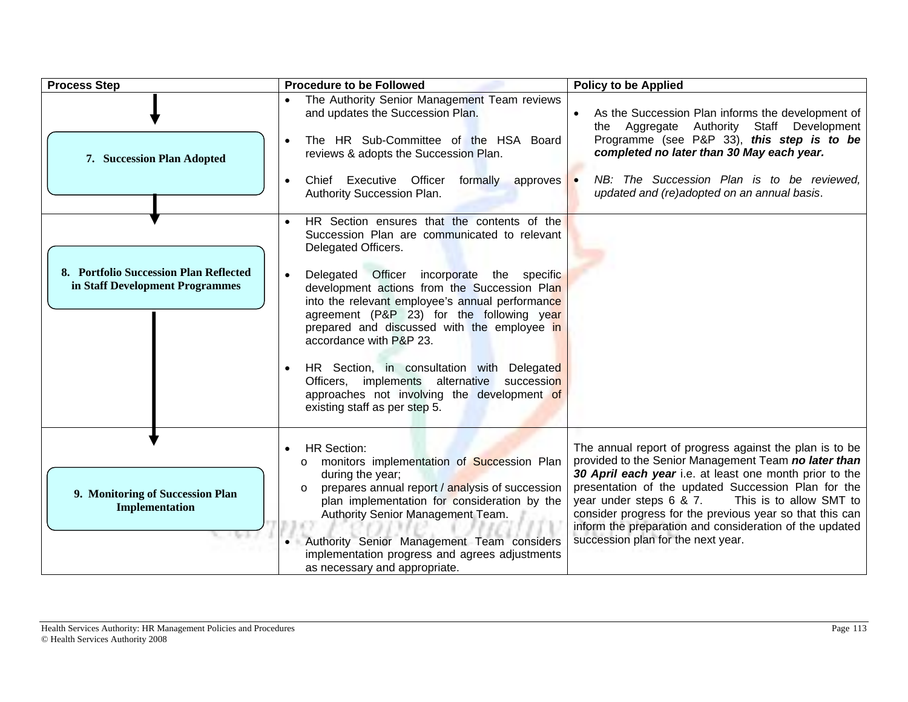| Process Step | Procedure to be Followed | Policy to be Applied |
| --- | --- | --- |
| **7. Succession Plan Adopted** | • The Authority Senior Management Team reviews and updates the Succession Plan.<br>• The HR Sub-Committee of the HSA Board reviews & adopts the Succession Plan.<br>• Chief Executive Officer formally approves Authority Succession Plan. | • As the Succession Plan informs the development of the Aggregate Authority Staff Development Programme (see P&P 33), ***this step is to be completed no later than 30 May each year.***<br>• *NB: The Succession Plan is to be reviewed, updated and (re)adopted on an annual basis*. |
| **8. Portfolio Succession Plan Reflected in Staff Development Programmes** | • HR Section ensures that the contents of the Succession Plan are communicated to relevant Delegated Officers.<br>• Delegated Officer incorporate the specific development actions from the Succession Plan into the relevant employee's annual performance agreement (P&P 23) for the following year prepared and discussed with the employee in accordance with P&P 23.<br>• HR Section, in consultation with Delegated Officers, implements alternative succession approaches not involving the development of existing staff as per step 5. | |
| **9. Monitoring of Succession Plan Implementation** | • HR Section:<br>  o monitors implementation of Succession Plan during the year;<br>  o prepares annual report / analysis of succession plan implementation for consideration by the Authority Senior Management Team.<br>• Authority Senior Management Team considers implementation progress and agrees adjustments as necessary and appropriate. | The annual report of progress against the plan is to be provided to the Senior Management Team ***no later than 30 April each year*** i.e. at least one month prior to the presentation of the updated Succession Plan for the year under steps 6 & 7. This is to allow SMT to consider progress for the previous year so that this can inform the preparation and consideration of the updated succession plan for the next year. |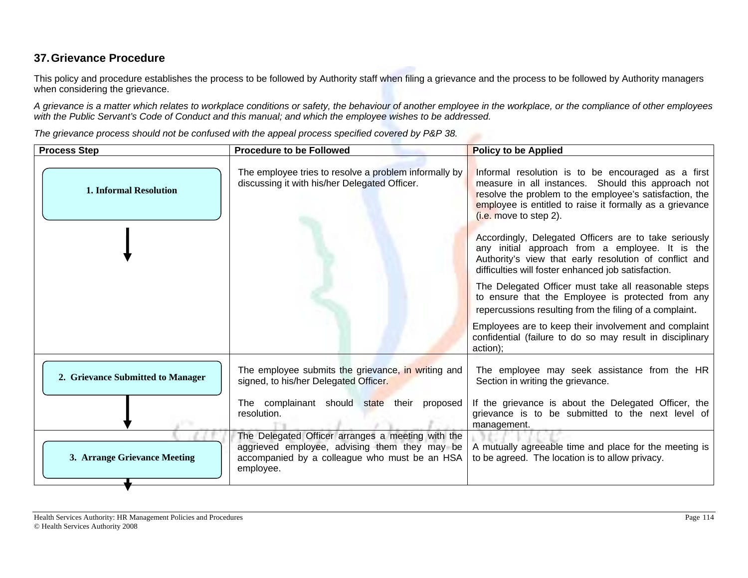## 37. Grievance Procedure

This policy and procedure establishes the process to be followed by Authority staff when filing a grievance and the process to be followed by Authority managers when considering the grievance.

*A grievance is a matter which relates to workplace conditions or safety, the behaviour of another employee in the workplace, or the compliance of other employees with the Public Servant's Code of Conduct and this manual; and which the employee wishes to be addressed.*

*The grievance process should not be confused with the appeal process specified covered by P&P 38.*

| Process Step | Procedure to be Followed | Policy to be Applied |
|---|---|---|
| **1. Informal Resolution** | The employee tries to resolve a problem informally by discussing it with his/her Delegated Officer. | Informal resolution is to be encouraged as a first measure in all instances. Should this approach not resolve the problem to the employee's satisfaction, the employee is entitled to raise it formally as a grievance (i.e. move to step 2).<br><br>Accordingly, Delegated Officers are to take seriously any initial approach from a employee. It is the Authority's view that early resolution of conflict and difficulties will foster enhanced job satisfaction.<br><br>The Delegated Officer must take all reasonable steps to ensure that the Employee is protected from any repercussions resulting from the filing of a complaint.<br><br>Employees are to keep their involvement and complaint confidential (failure to do so may result in disciplinary action); |
| **2. Grievance Submitted to Manager** | The employee submits the grievance, in writing and signed, to his/her Delegated Officer.<br><br>The complainant should state their proposed resolution. | The employee may seek assistance from the HR Section in writing the grievance.<br><br>If the grievance is about the Delegated Officer, the grievance is to be submitted to the next level of management. |
| **3. Arrange Grievance Meeting** | The Delegated Officer arranges a meeting with the aggrieved employee, advising them they may be accompanied by a colleague who must be an HSA employee. | A mutually agreeable time and place for the meeting is to be agreed. The location is to allow privacy. |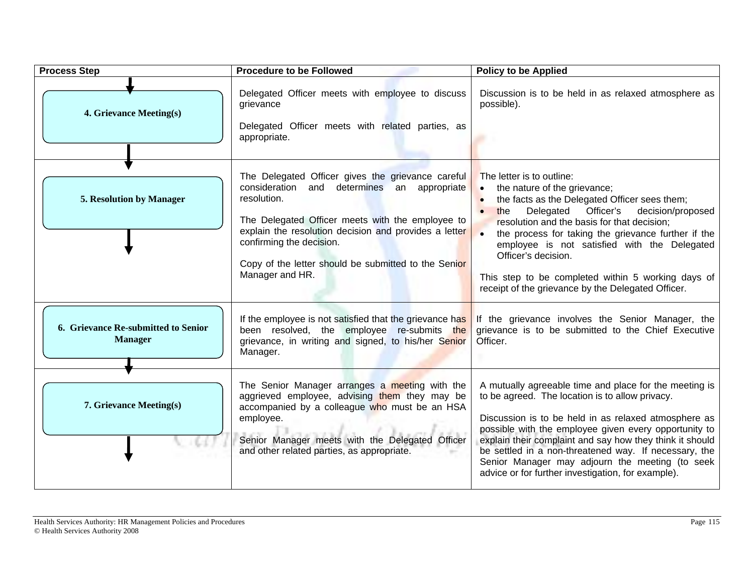| Process Step | Procedure to be Followed | Policy to be Applied |
|---|---|---|
| **4. Grievance Meeting(s)** | Delegated Officer meets with employee to discuss grievance<br><br>Delegated Officer meets with related parties, as appropriate. | Discussion is to be held in as relaxed atmosphere as possible). |
| **5. Resolution by Manager** | The Delegated Officer gives the grievance careful consideration and determines an appropriate resolution.<br><br>The Delegated Officer meets with the employee to explain the resolution decision and provides a letter confirming the decision.<br><br>Copy of the letter should be submitted to the Senior Manager and HR. | The letter is to outline:<br>• the nature of the grievance;<br>• the facts as the Delegated Officer sees them;<br>• the Delegated Officer's decision/proposed resolution and the basis for that decision;<br>• the process for taking the grievance further if the employee is not satisfied with the Delegated Officer's decision.<br><br>This step to be completed within 5 working days of receipt of the grievance by the Delegated Officer. |
| **6. Grievance Re-submitted to Senior Manager** | If the employee is not satisfied that the grievance has been resolved, the employee re-submits the grievance, in writing and signed, to his/her Senior Manager. | If the grievance involves the Senior Manager, the grievance is to be submitted to the Chief Executive Officer. |
| **7. Grievance Meeting(s)** | The Senior Manager arranges a meeting with the aggrieved employee, advising them they may be accompanied by a colleague who must be an HSA employee.<br><br>Senior Manager meets with the Delegated Officer and other related parties, as appropriate. | A mutually agreeable time and place for the meeting is to be agreed. The location is to allow privacy.<br><br>Discussion is to be held in as relaxed atmosphere as possible with the employee given every opportunity to explain their complaint and say how they think it should be settled in a non-threatened way. If necessary, the Senior Manager may adjourn the meeting (to seek advice or for further investigation, for example). |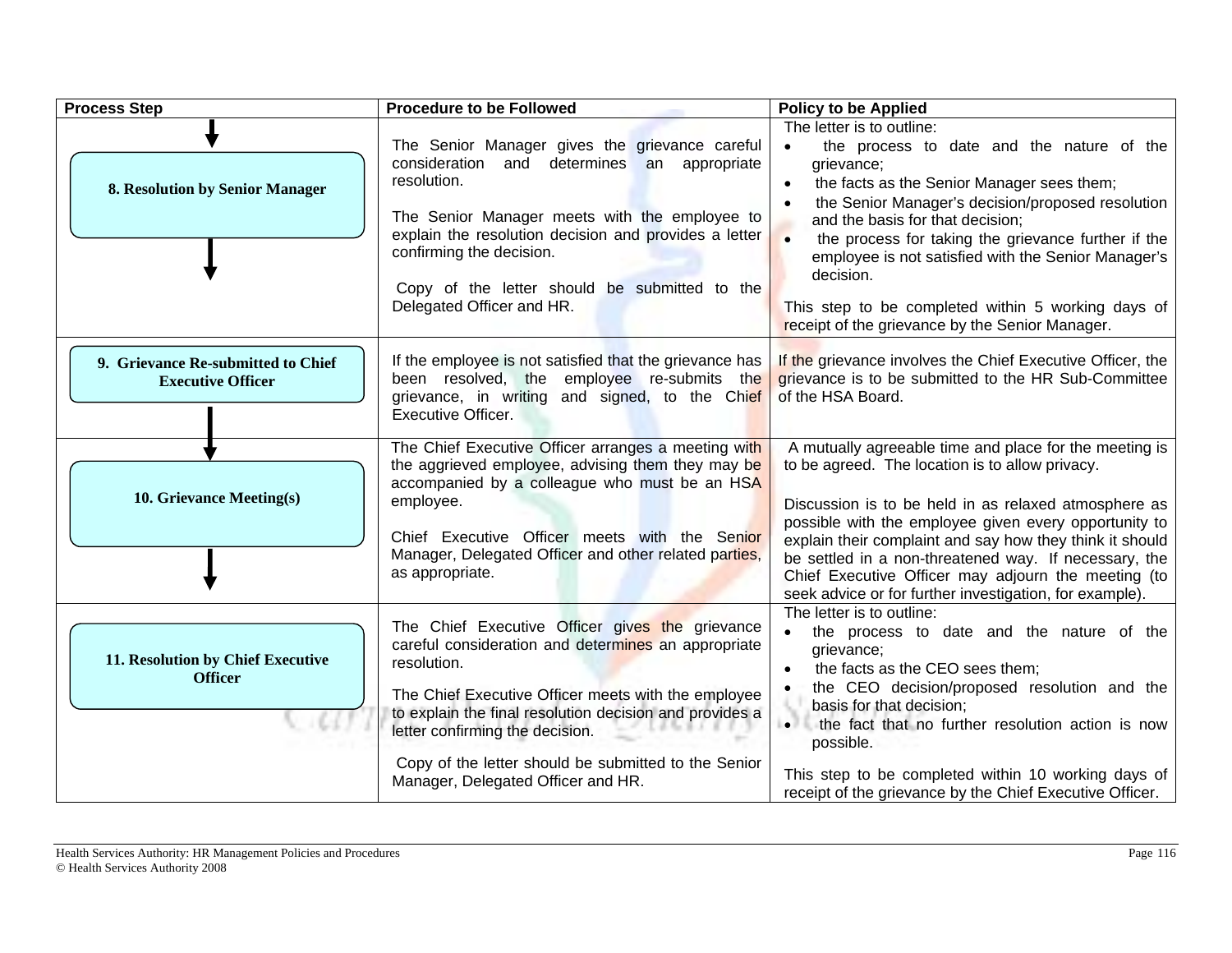| Process Step | Procedure to be Followed | Policy to be Applied |
|---|---|---|
| **8. Resolution by Senior Manager** | The Senior Manager gives the grievance careful consideration and determines an appropriate resolution.<br><br>The Senior Manager meets with the employee to explain the resolution decision and provides a letter confirming the decision.<br><br>Copy of the letter should be submitted to the Delegated Officer and HR. | The letter is to outline:<br>• the process to date and the nature of the grievance;<br>• the facts as the Senior Manager sees them;<br>• the Senior Manager's decision/proposed resolution and the basis for that decision;<br>• the process for taking the grievance further if the employee is not satisfied with the Senior Manager's decision.<br><br>This step to be completed within 5 working days of receipt of the grievance by the Senior Manager. |
| **9. Grievance Re-submitted to Chief Executive Officer** | If the employee is not satisfied that the grievance has been resolved, the employee re-submits the grievance, in writing and signed, to the Chief Executive Officer. | If the grievance involves the Chief Executive Officer, the grievance is to be submitted to the HR Sub-Committee of the HSA Board. |
| **10. Grievance Meeting(s)** | The Chief Executive Officer arranges a meeting with the aggrieved employee, advising them they may be accompanied by a colleague who must be an HSA employee.<br><br>Chief Executive Officer meets with the Senior Manager, Delegated Officer and other related parties, as appropriate. | A mutually agreeable time and place for the meeting is to be agreed. The location is to allow privacy.<br><br>Discussion is to be held in as relaxed atmosphere as possible with the employee given every opportunity to explain their complaint and say how they think it should be settled in a non-threatened way. If necessary, the Chief Executive Officer may adjourn the meeting (to seek advice or for further investigation, for example). |
| **11. Resolution by Chief Executive Officer** | The Chief Executive Officer gives the grievance careful consideration and determines an appropriate resolution.<br><br>The Chief Executive Officer meets with the employee to explain the final resolution decision and provides a letter confirming the decision.<br><br>Copy of the letter should be submitted to the Senior Manager, Delegated Officer and HR. | The letter is to outline:<br>• the process to date and the nature of the grievance;<br>• the facts as the CEO sees them;<br>• the CEO decision/proposed resolution and the basis for that decision;<br>• the fact that no further resolution action is now possible.<br><br>This step to be completed within 10 working days of receipt of the grievance by the Chief Executive Officer. |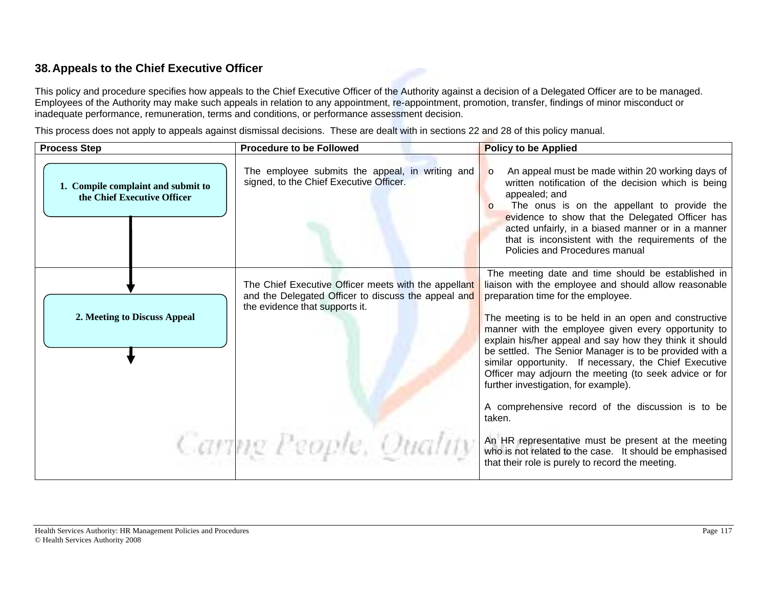## 38. Appeals to the Chief Executive Officer

This policy and procedure specifies how appeals to the Chief Executive Officer of the Authority against a decision of a Delegated Officer are to be managed. Employees of the Authority may make such appeals in relation to any appointment, re-appointment, promotion, transfer, findings of minor misconduct or inadequate performance, remuneration, terms and conditions, or performance assessment decision.

This process does not apply to appeals against dismissal decisions. These are dealt with in sections 22 and 28 of this policy manual.

| Process Step | Procedure to be Followed | Policy to be Applied |
|---|---|---|
| **1. Compile complaint and submit to the Chief Executive Officer** | The employee submits the appeal, in writing and signed, to the Chief Executive Officer. | <ul><li>An appeal must be made within 20 working days of written notification of the decision which is being appealed; and</li><li>The onus is on the appellant to provide the evidence to show that the Delegated Officer has acted unfairly, in a biased manner or in a manner that is inconsistent with the requirements of the Policies and Procedures manual</li></ul> |
| **2. Meeting to Discuss Appeal** | The Chief Executive Officer meets with the appellant and the Delegated Officer to discuss the appeal and the evidence that supports it. | The meeting date and time should be established in liaison with the employee and should allow reasonable preparation time for the employee.<br><br>The meeting is to be held in an open and constructive manner with the employee given every opportunity to explain his/her appeal and say how they think it should be settled. The Senior Manager is to be provided with a similar opportunity. If necessary, the Chief Executive Officer may adjourn the meeting (to seek advice or for further investigation, for example).<br><br>A comprehensive record of the discussion is to be taken.<br><br>An HR representative must be present at the meeting who is not related to the case. It should be emphasised that their role is purely to record the meeting. |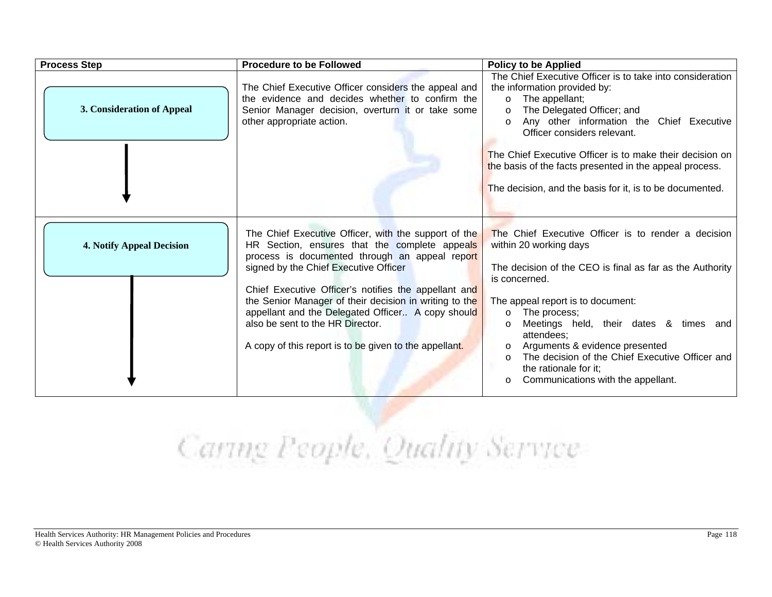| Process Step | Procedure to be Followed | Policy to be Applied |
|---|---|---|
| **3. Consideration of Appeal** | The Chief Executive Officer considers the appeal and the evidence and decides whether to confirm the Senior Manager decision, overturn it or take some other appropriate action. | The Chief Executive Officer is to take into consideration the information provided by:<br>o The appellant;<br>o The Delegated Officer; and<br>o Any other information the Chief Executive Officer considers relevant.<br><br>The Chief Executive Officer is to make their decision on the basis of the facts presented in the appeal process.<br><br>The decision, and the basis for it, is to be documented. |
| **4. Notify Appeal Decision** | The Chief Executive Officer, with the support of the HR Section, ensures that the complete appeals process is documented through an appeal report signed by the Chief Executive Officer<br><br>Chief Executive Officer's notifies the appellant and the Senior Manager of their decision in writing to the appellant and the Delegated Officer.. A copy should also be sent to the HR Director.<br><br>A copy of this report is to be given to the appellant. | The Chief Executive Officer is to render a decision within 20 working days<br><br>The decision of the CEO is final as far as the Authority is concerned.<br><br>The appeal report is to document:<br>o The process;<br>o Meetings held, their dates & times and attendees;<br>o Arguments & evidence presented<br>o The decision of the Chief Executive Officer and the rationale for it;<br>o Communications with the appellant. |

Caring People, Quality Service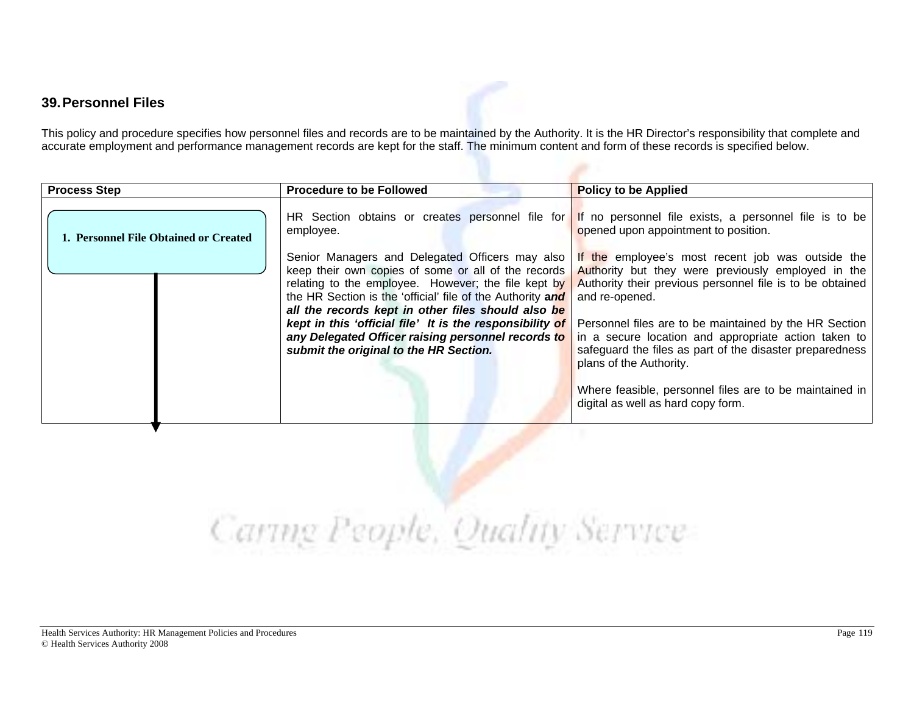## 39. Personnel Files

This policy and procedure specifies how personnel files and records are to be maintained by the Authority. It is the HR Director's responsibility that complete and accurate employment and performance management records are kept for the staff. The minimum content and form of these records is specified below.

| Process Step | Procedure to be Followed | Policy to be Applied |
|---|---|---|
| **1. Personnel File Obtained or Created** | HR Section obtains or creates personnel file for employee.<br><br>Senior Managers and Delegated Officers may also keep their own copies of some or all of the records relating to the employee. However; the file kept by the HR Section is the 'official' file of the Authority ***and all the records kept in other files should also be kept in this 'official file' It is the responsibility of any Delegated Officer raising personnel records to submit the original to the HR Section.*** | If no personnel file exists, a personnel file is to be opened upon appointment to position.<br><br>If the employee's most recent job was outside the Authority but they were previously employed in the Authority their previous personnel file is to be obtained and re-opened.<br><br>Personnel files are to be maintained by the HR Section in a secure location and appropriate action taken to safeguard the files as part of the disaster preparedness plans of the Authority.<br><br>Where feasible, personnel files are to be maintained in digital as well as hard copy form. |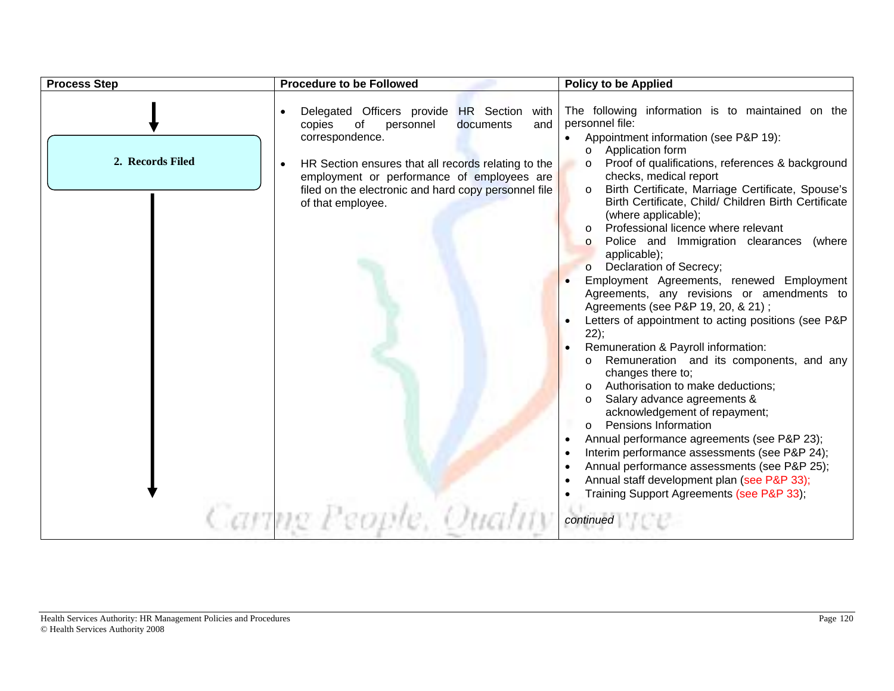| Process Step | Procedure to be Followed | Policy to be Applied |
|---|---|---|
| **2. Records Filed** | • Delegated Officers provide HR Section with copies of personnel documents and correspondence.<br><br>• HR Section ensures that all records relating to the employment or performance of employees are filed on the electronic and hard copy personnel file of that employee. | The following information is to maintained on the personnel file:<br>• Appointment information (see P&P 19):<br>&nbsp;&nbsp;o Application form<br>&nbsp;&nbsp;o Proof of qualifications, references & background checks, medical report<br>&nbsp;&nbsp;o Birth Certificate, Marriage Certificate, Spouse's Birth Certificate, Child/ Children Birth Certificate (where applicable);<br>&nbsp;&nbsp;o Professional licence where relevant<br>&nbsp;&nbsp;o Police and Immigration clearances (where applicable);<br>&nbsp;&nbsp;o Declaration of Secrecy;<br>• Employment Agreements, renewed Employment Agreements, any revisions or amendments to Agreements (see P&P 19, 20, & 21) ;<br>• Letters of appointment to acting positions (see P&P 22);<br>• Remuneration & Payroll information:<br>&nbsp;&nbsp;o Remuneration and its components, and any changes there to;<br>&nbsp;&nbsp;o Authorisation to make deductions;<br>&nbsp;&nbsp;o Salary advance agreements & acknowledgement of repayment;<br>&nbsp;&nbsp;o Pensions Information<br>• Annual performance agreements (see P&P 23);<br>• Interim performance assessments (see P&P 24);<br>• Annual performance assessments (see P&P 25);<br>• Annual staff development plan (see P&P 33);<br>• Training Support Agreements (see P&P 33);<br><br>*continued* |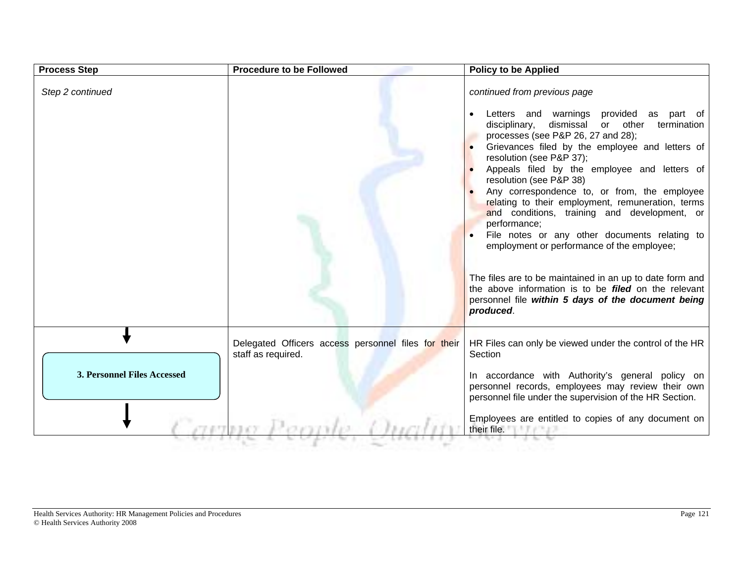| Process Step | Procedure to be Followed | Policy to be Applied |
|---|---|---|
| *Step 2 continued* | | *continued from previous page*<br><br>• Letters and warnings provided as part of disciplinary, dismissal or other termination processes (see P&P 26, 27 and 28);<br>• Grievances filed by the employee and letters of resolution (see P&P 37);<br>• Appeals filed by the employee and letters of resolution (see P&P 38)<br>• Any correspondence to, or from, the employee relating to their employment, remuneration, terms and conditions, training and development, or performance;<br>• File notes or any other documents relating to employment or performance of the employee;<br><br>The files are to be maintained in an up to date form and the above information is to be ***filed*** on the relevant personnel file ***within 5 days of the document being produced***. |
| **3. Personnel Files Accessed** | Delegated Officers access personnel files for their staff as required. | HR Files can only be viewed under the control of the HR Section<br><br>In accordance with Authority's general policy on personnel records, employees may review their own personnel file under the supervision of the HR Section.<br><br>Employees are entitled to copies of any document on their file. |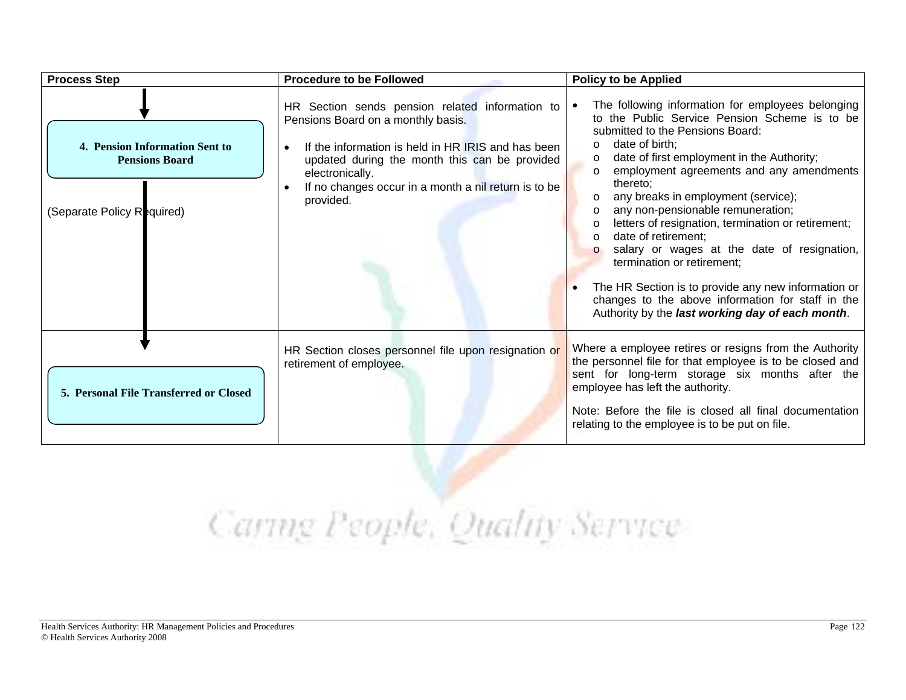| Process Step | Procedure to be Followed | Policy to be Applied |
|---|---|---|
| **4. Pension Information Sent to Pensions Board**<br><br>(Separate Policy Required) | HR Section sends pension related information to Pensions Board on a monthly basis.<br><br>• If the information is held in HR IRIS and has been updated during the month this can be provided electronically.<br>• If no changes occur in a month a nil return is to be provided. | • The following information for employees belonging to the Public Service Pension Scheme is to be submitted to the Pensions Board:<br>o date of birth;<br>o date of first employment in the Authority;<br>o employment agreements and any amendments thereto;<br>o any breaks in employment (service);<br>o any non-pensionable remuneration;<br>o letters of resignation, termination or retirement;<br>o date of retirement;<br>o salary or wages at the date of resignation, termination or retirement;<br><br>• The HR Section is to provide any new information or changes to the above information for staff in the Authority by the ***last working day of each month***. |
| **5. Personal File Transferred or Closed** | HR Section closes personnel file upon resignation or retirement of employee. | Where a employee retires or resigns from the Authority the personnel file for that employee is to be closed and sent for long-term storage six months after the employee has left the authority.<br><br>Note: Before the file is closed all final documentation relating to the employee is to be put on file. |

Caring People, Quality Service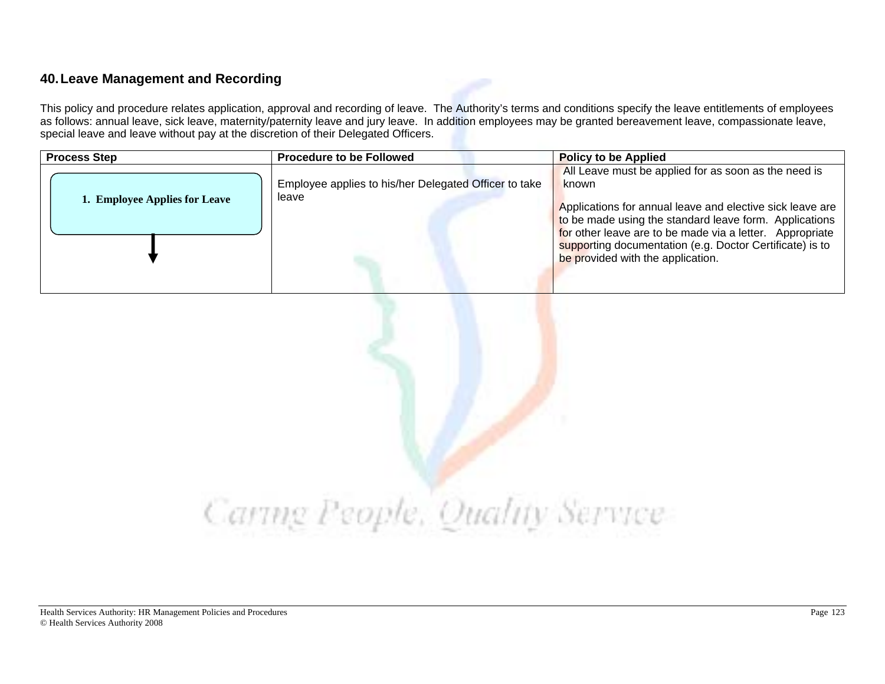## 40. Leave Management and Recording

This policy and procedure relates application, approval and recording of leave. The Authority's terms and conditions specify the leave entitlements of employees as follows: annual leave, sick leave, maternity/paternity leave and jury leave. In addition employees may be granted bereavement leave, compassionate leave, special leave and leave without pay at the discretion of their Delegated Officers.

| Process Step | Procedure to be Followed | Policy to be Applied |
|---|---|---|
| 1. Employee Applies for Leave | Employee applies to his/her Delegated Officer to take leave | All Leave must be applied for as soon as the need is known<br><br>Applications for annual leave and elective sick leave are to be made using the standard leave form. Applications for other leave are to be made via a letter. Appropriate supporting documentation (e.g. Doctor Certificate) is to be provided with the application. |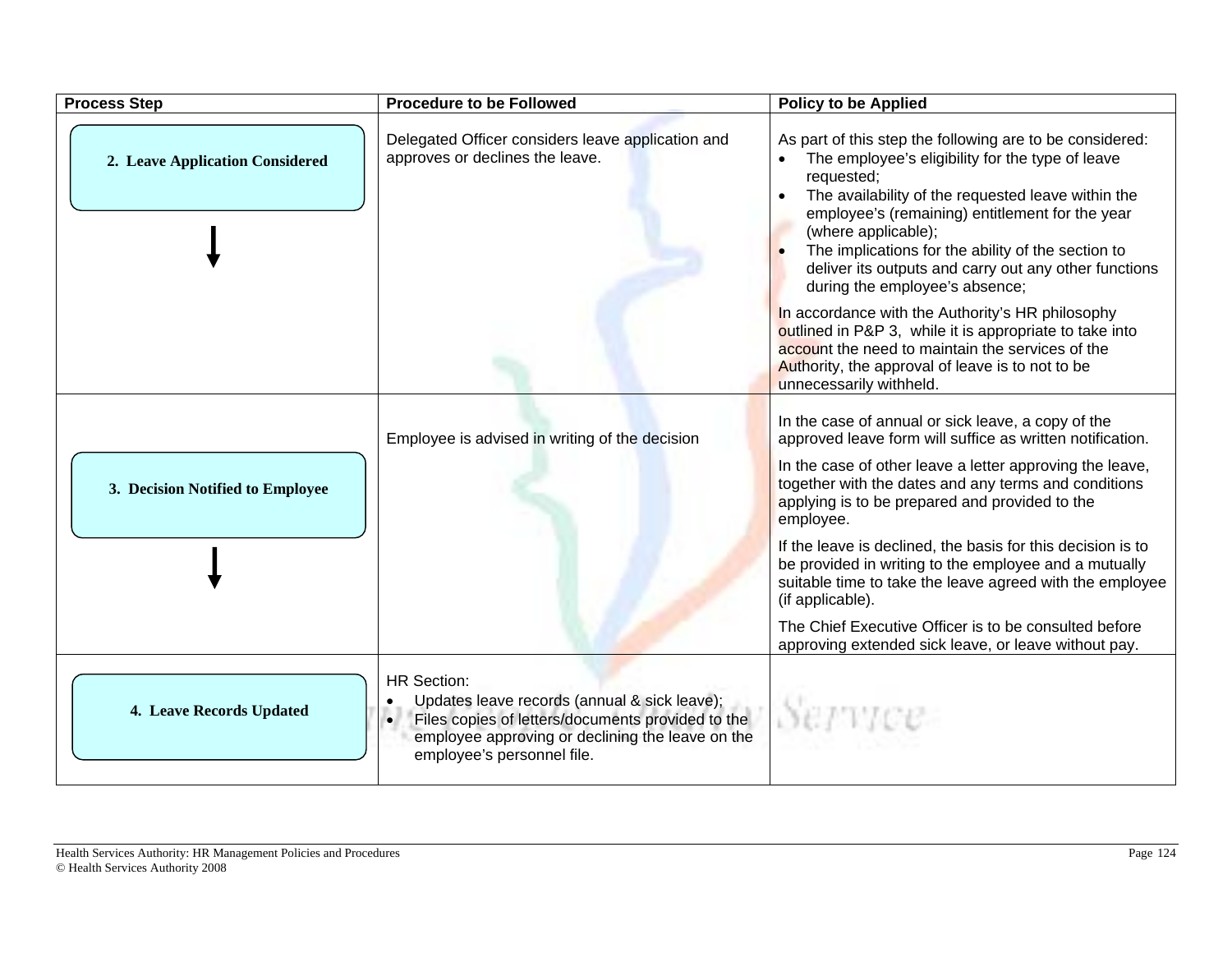| Process Step | Procedure to be Followed | Policy to be Applied |
|---|---|---|
| **2. Leave Application Considered** ↓ | Delegated Officer considers leave application and approves or declines the leave. | As part of this step the following are to be considered:<br>• The employee's eligibility for the type of leave requested;<br>• The availability of the requested leave within the employee's (remaining) entitlement for the year (where applicable);<br>• The implications for the ability of the section to deliver its outputs and carry out any other functions during the employee's absence;<br><br>In accordance with the Authority's HR philosophy outlined in P&P 3, while it is appropriate to take into account the need to maintain the services of the Authority, the approval of leave is to not to be unnecessarily withheld. |
| **3. Decision Notified to Employee** ↓ | Employee is advised in writing of the decision | In the case of annual or sick leave, a copy of the approved leave form will suffice as written notification.<br><br>In the case of other leave a letter approving the leave, together with the dates and any terms and conditions applying is to be prepared and provided to the employee.<br><br>If the leave is declined, the basis for this decision is to be provided in writing to the employee and a mutually suitable time to take the leave agreed with the employee (if applicable).<br><br>The Chief Executive Officer is to be consulted before approving extended sick leave, or leave without pay. |
| **4. Leave Records Updated** | HR Section:<br>• Updates leave records (annual & sick leave);<br>• Files copies of letters/documents provided to the employee approving or declining the leave on the employee's personnel file. | |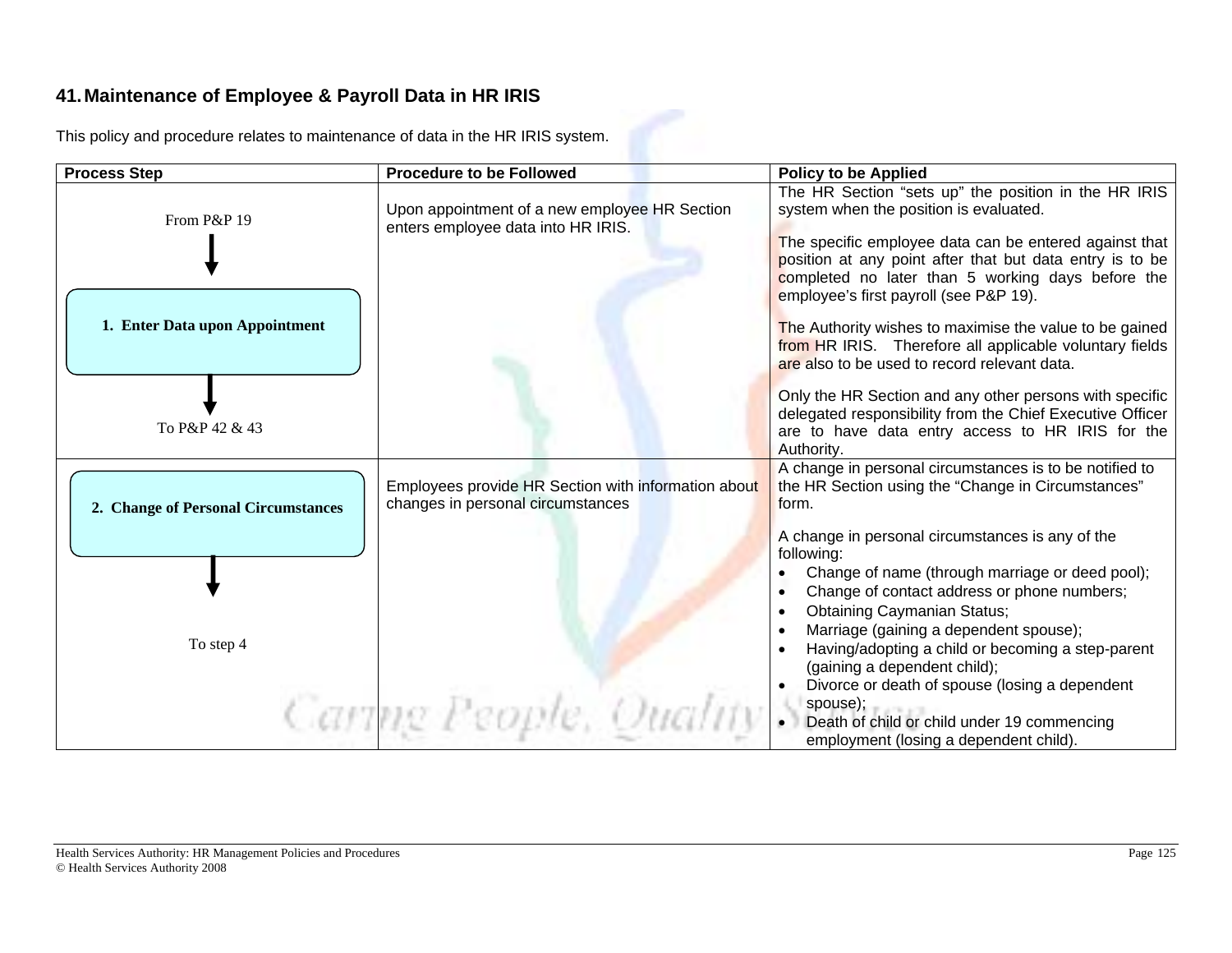## 41. Maintenance of Employee & Payroll Data in HR IRIS

This policy and procedure relates to maintenance of data in the HR IRIS system.

| Process Step | Procedure to be Followed | Policy to be Applied |
| --- | --- | --- |
| From P&P 19 → **1. Enter Data upon Appointment** → To P&P 42 & 43 | Upon appointment of a new employee HR Section enters employee data into HR IRIS. | The HR Section "sets up" the position in the HR IRIS system when the position is evaluated.<br><br>The specific employee data can be entered against that position at any point after that but data entry is to be completed no later than 5 working days before the employee's first payroll (see P&P 19).<br><br>The Authority wishes to maximise the value to be gained from HR IRIS. Therefore all applicable voluntary fields are also to be used to record relevant data.<br><br>Only the HR Section and any other persons with specific delegated responsibility from the Chief Executive Officer are to have data entry access to HR IRIS for the Authority. |
| **2. Change of Personal Circumstances** → To step 4 | Employees provide HR Section with information about changes in personal circumstances | A change in personal circumstances is to be notified to the HR Section using the "Change in Circumstances" form.<br><br>A change in personal circumstances is any of the following:<br>• Change of name (through marriage or deed pool);<br>• Change of contact address or phone numbers;<br>• Obtaining Caymanian Status;<br>• Marriage (gaining a dependent spouse);<br>• Having/adopting a child or becoming a step-parent (gaining a dependent child);<br>• Divorce or death of spouse (losing a dependent spouse);<br>• Death of child or child under 19 commencing employment (losing a dependent child). |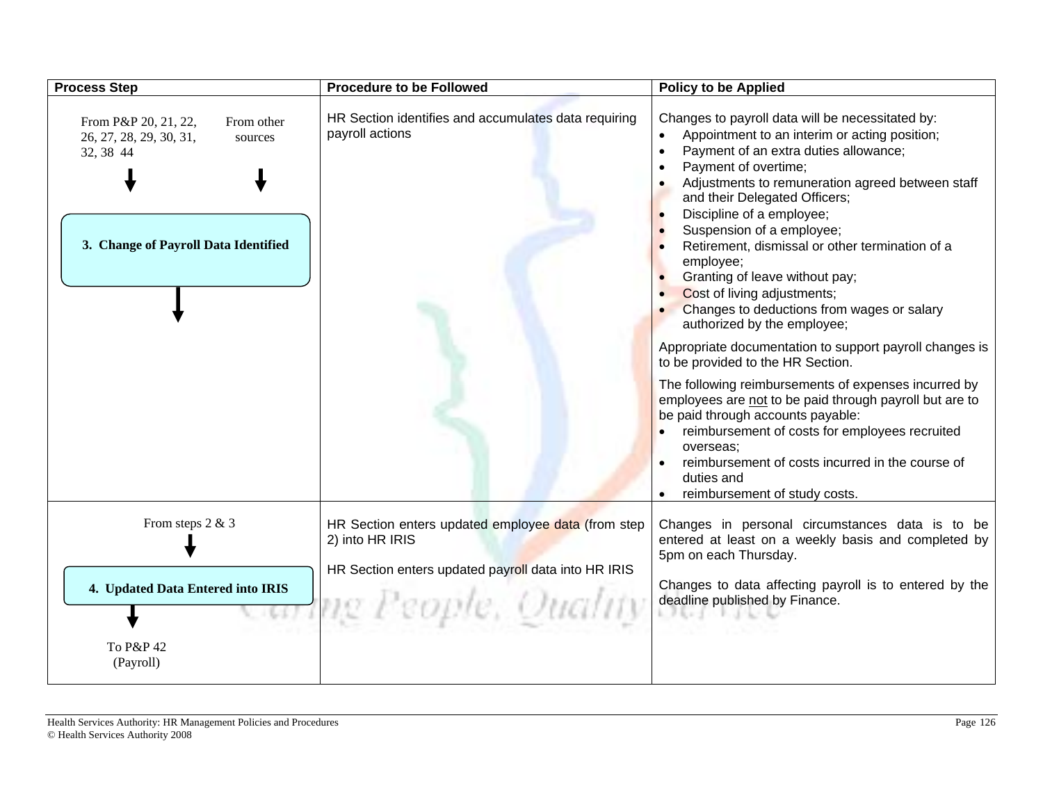| Process Step | Procedure to be Followed | Policy to be Applied |
|---|---|---|
| From P&P 20, 21, 22, 26, 27, 28, 29, 30, 31, 32, 38 44<br>From other sources<br>↓<br>**3. Change of Payroll Data Identified**<br>↓ | HR Section identifies and accumulates data requiring payroll actions | Changes to payroll data will be necessitated by:<br>• Appointment to an interim or acting position;<br>• Payment of an extra duties allowance;<br>• Payment of overtime;<br>• Adjustments to remuneration agreed between staff and their Delegated Officers;<br>• Discipline of a employee;<br>• Suspension of a employee;<br>• Retirement, dismissal or other termination of a employee;<br>• Granting of leave without pay;<br>• Cost of living adjustments;<br>• Changes to deductions from wages or salary authorized by the employee;<br><br>Appropriate documentation to support payroll changes is to be provided to the HR Section.<br><br>The following reimbursements of expenses incurred by employees are <u>not</u> to be paid through payroll but are to be paid through accounts payable:<br>• reimbursement of costs for employees recruited overseas;<br>• reimbursement of costs incurred in the course of duties and<br>• reimbursement of study costs. |
| From steps 2 & 3<br>↓<br>**4. Updated Data Entered into IRIS**<br>↓<br>To P&P 42 (Payroll) | HR Section enters updated employee data (from step 2) into HR IRIS<br><br>HR Section enters updated payroll data into HR IRIS | Changes in personal circumstances data is to be entered at least on a weekly basis and completed by 5pm on each Thursday.<br><br>Changes to data affecting payroll is to entered by the deadline published by Finance. |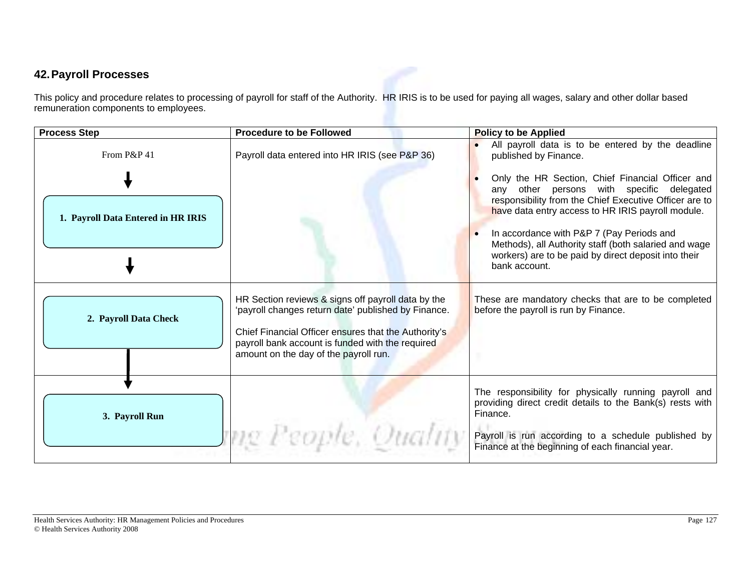## 42. Payroll Processes

This policy and procedure relates to processing of payroll for staff of the Authority. HR IRIS is to be used for paying all wages, salary and other dollar based remuneration components to employees.

| Process Step | Procedure to be Followed | Policy to be Applied |
|---|---|---|
| From P&P 41 ↓ **1. Payroll Data Entered in HR IRIS** ↓ | Payroll data entered into HR IRIS (see P&P 36) | • All payroll data is to be entered by the deadline published by Finance.<br><br>• Only the HR Section, Chief Financial Officer and any other persons with specific delegated responsibility from the Chief Executive Officer are to have data entry access to HR IRIS payroll module.<br><br>• In accordance with P&P 7 (Pay Periods and Methods), all Authority staff (both salaried and wage workers) are to be paid by direct deposit into their bank account. |
| **2. Payroll Data Check** ↓ | HR Section reviews & signs off payroll data by the 'payroll changes return date' published by Finance.<br><br>Chief Financial Officer ensures that the Authority's payroll bank account is funded with the required amount on the day of the payroll run. | These are mandatory checks that are to be completed before the payroll is run by Finance. |
| **3. Payroll Run** | | The responsibility for physically running payroll and providing direct credit details to the Bank(s) rests with Finance.<br><br>Payroll is run according to a schedule published by Finance at the beginning of each financial year. |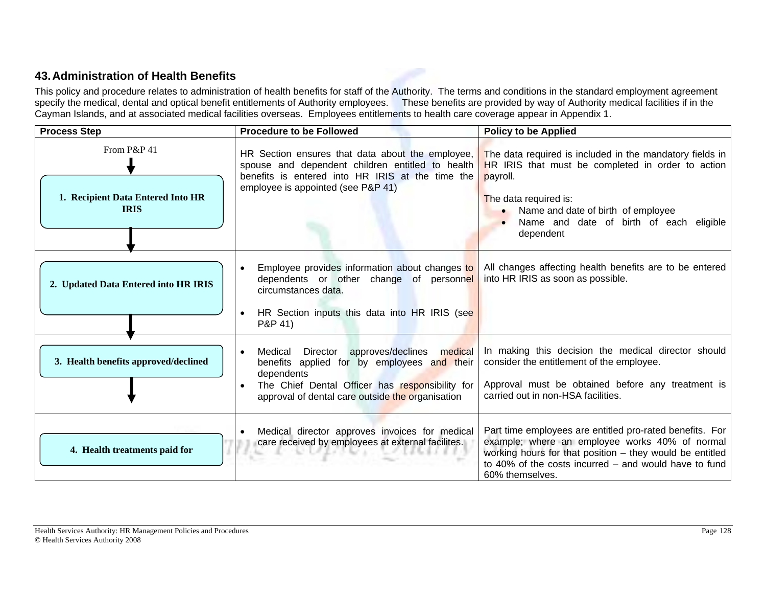## 43. Administration of Health Benefits

This policy and procedure relates to administration of health benefits for staff of the Authority. The terms and conditions in the standard employment agreement specify the medical, dental and optical benefit entitlements of Authority employees. These benefits are provided by way of Authority medical facilities if in the Cayman Islands, and at associated medical facilities overseas. Employees entitlements to health care coverage appear in Appendix 1.

| Process Step | Procedure to be Followed | Policy to be Applied |
|---|---|---|
| From P&P 41<br>**1. Recipient Data Entered Into HR IRIS** | HR Section ensures that data about the employee, spouse and dependent children entitled to health benefits is entered into HR IRIS at the time the employee is appointed (see P&P 41) | The data required is included in the mandatory fields in HR IRIS that must be completed in order to action payroll.<br><br>The data required is:<br>• Name and date of birth of employee<br>• Name and date of birth of each eligible dependent |
| **2. Updated Data Entered into HR IRIS** | • Employee provides information about changes to dependents or other change of personnel circumstances data.<br><br>• HR Section inputs this data into HR IRIS (see P&P 41) | All changes affecting health benefits are to be entered into HR IRIS as soon as possible. |
| **3. Health benefits approved/declined** | • Medical Director approves/declines medical benefits applied for by employees and their dependents<br>• The Chief Dental Officer has responsibility for approval of dental care outside the organisation | In making this decision the medical director should consider the entitlement of the employee.<br><br>Approval must be obtained before any treatment is carried out in non-HSA facilities. |
| **4. Health treatments paid for** | • Medical director approves invoices for medical care received by employees at external facilites. | Part time employees are entitled pro-rated benefits. For example; where an employee works 40% of normal working hours for that position – they would be entitled to 40% of the costs incurred – and would have to fund 60% themselves. |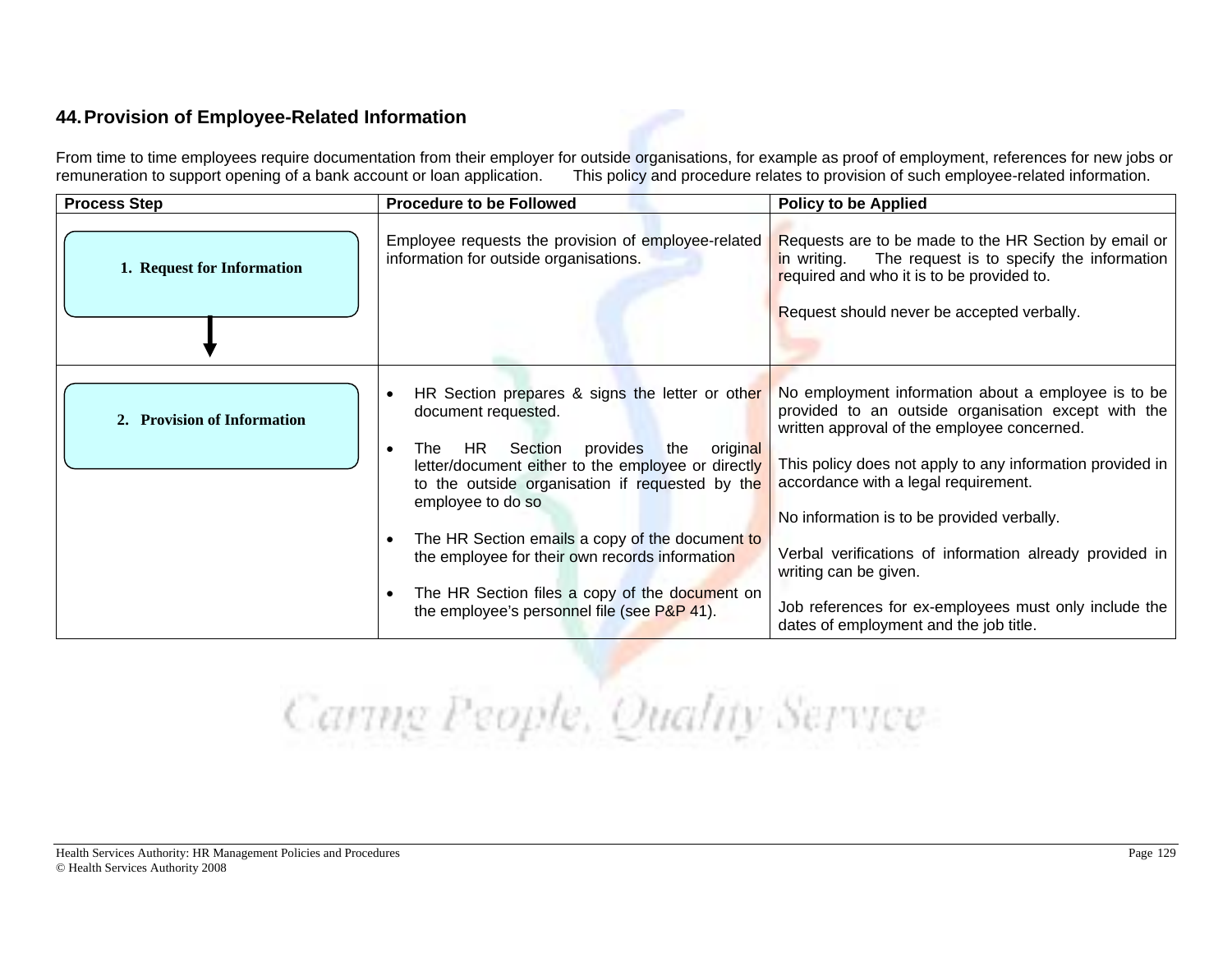## 44. Provision of Employee-Related Information

From time to time employees require documentation from their employer for outside organisations, for example as proof of employment, references for new jobs or remuneration to support opening of a bank account or loan application. This policy and procedure relates to provision of such employee-related information.

| Process Step | Procedure to be Followed | Policy to be Applied |
|---|---|---|
| **1. Request for Information** | Employee requests the provision of employee-related information for outside organisations. | Requests are to be made to the HR Section by email or in writing. The request is to specify the information required and who it is to be provided to.<br><br>Request should never be accepted verbally. |
| **2. Provision of Information** | • HR Section prepares & signs the letter or other document requested.<br>• The HR Section provides the original letter/document either to the employee or directly to the outside organisation if requested by the employee to do so<br>• The HR Section emails a copy of the document to the employee for their own records information<br>• The HR Section files a copy of the document on the employee's personnel file (see P&P 41). | No employment information about a employee is to be provided to an outside organisation except with the written approval of the employee concerned.<br><br>This policy does not apply to any information provided in accordance with a legal requirement.<br><br>No information is to be provided verbally.<br><br>Verbal verifications of information already provided in writing can be given.<br><br>Job references for ex-employees must only include the dates of employment and the job title. |

Caring People, Quality Service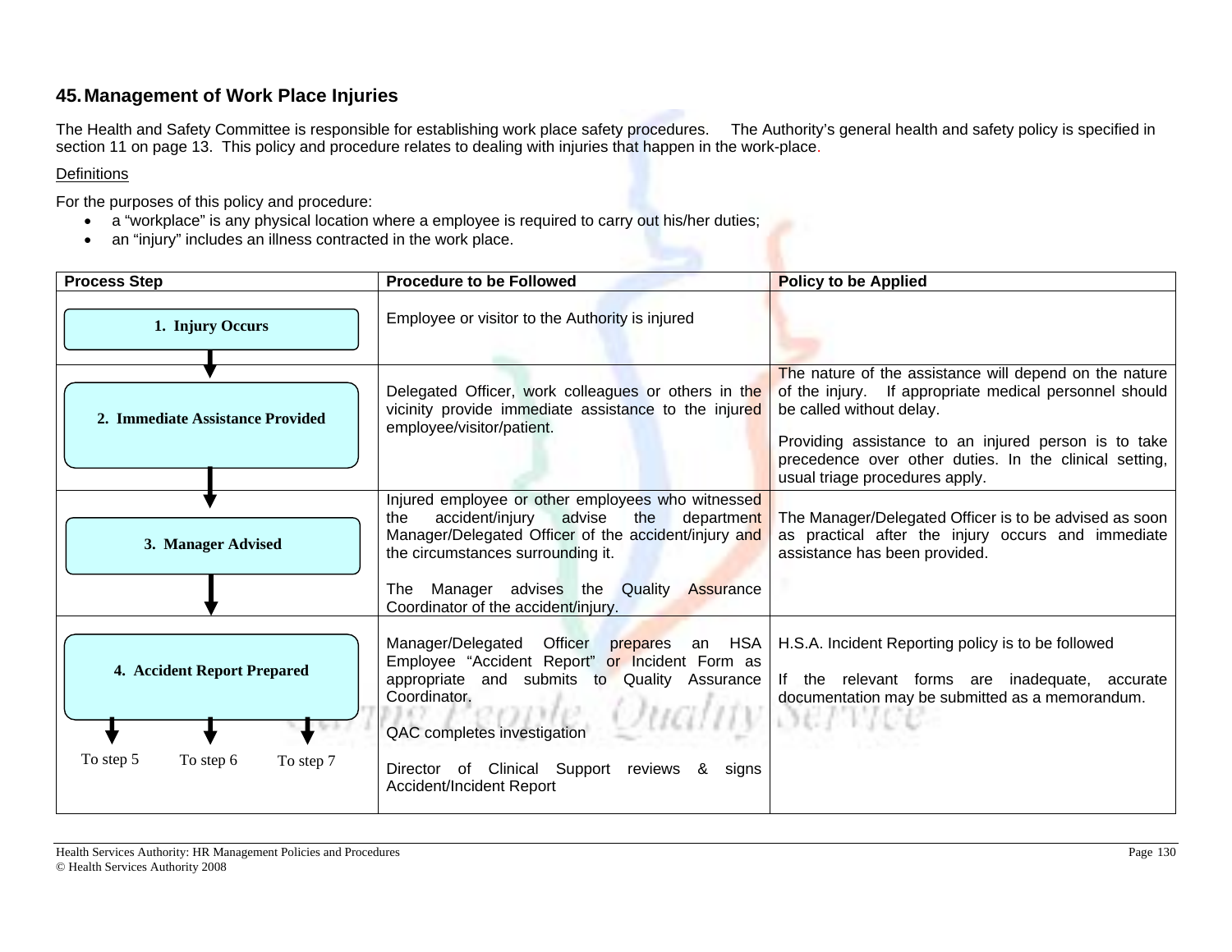## 45. Management of Work Place Injuries

The Health and Safety Committee is responsible for establishing work place safety procedures. The Authority's general health and safety policy is specified in section 11 on page 13. This policy and procedure relates to dealing with injuries that happen in the work-place.

Definitions

For the purposes of this policy and procedure:

- a "workplace" is any physical location where a employee is required to carry out his/her duties;
- an "injury" includes an illness contracted in the work place.

| Process Step | Procedure to be Followed | Policy to be Applied |
|---|---|---|
| **1. Injury Occurs** | Employee or visitor to the Authority is injured | |
| **2. Immediate Assistance Provided** | Delegated Officer, work colleagues or others in the vicinity provide immediate assistance to the injured employee/visitor/patient. | The nature of the assistance will depend on the nature of the injury. If appropriate medical personnel should be called without delay.<br><br>Providing assistance to an injured person is to take precedence over other duties. In the clinical setting, usual triage procedures apply. |
| **3. Manager Advised** | Injured employee or other employees who witnessed the accident/injury advise the department Manager/Delegated Officer of the accident/injury and the circumstances surrounding it.<br><br>The Manager advises the Quality Assurance Coordinator of the accident/injury. | The Manager/Delegated Officer is to be advised as soon as practical after the injury occurs and immediate assistance has been provided. |
| **4. Accident Report Prepared**<br><br>To step 5 To step 6 To step 7 | Manager/Delegated Officer prepares an HSA Employee "Accident Report" or Incident Form as appropriate and submits to Quality Assurance Coordinator.<br><br>QAC completes investigation<br><br>Director of Clinical Support reviews & signs Accident/Incident Report | H.S.A. Incident Reporting policy is to be followed<br><br>If the relevant forms are inadequate, accurate documentation may be submitted as a memorandum. |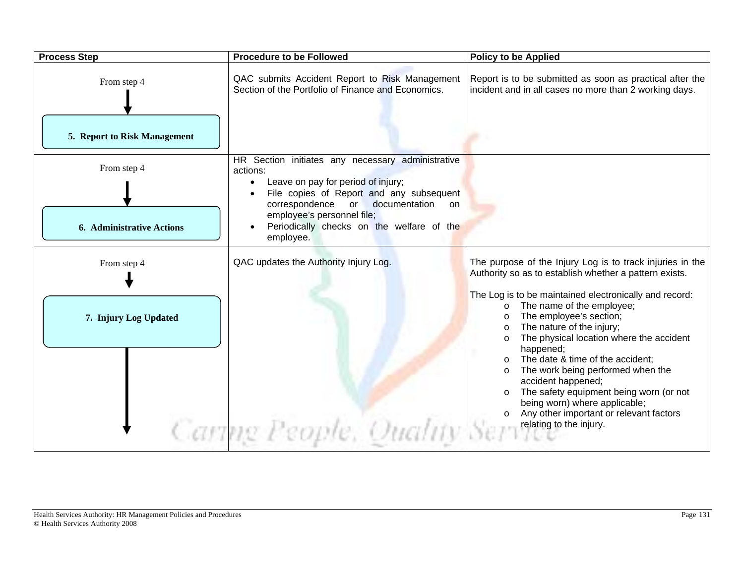| Process Step | Procedure to be Followed | Policy to be Applied |
|---|---|---|
| From step 4 → **5. Report to Risk Management** | QAC submits Accident Report to Risk Management Section of the Portfolio of Finance and Economics. | Report is to be submitted as soon as practical after the incident and in all cases no more than 2 working days. |
| From step 4 → **6. Administrative Actions** | HR Section initiates any necessary administrative actions:<br>• Leave on pay for period of injury;<br>• File copies of Report and any subsequent correspondence or documentation on employee's personnel file;<br>• Periodically checks on the welfare of the employee. | |
| From step 4 → **7. Injury Log Updated** | QAC updates the Authority Injury Log. | The purpose of the Injury Log is to track injuries in the Authority so as to establish whether a pattern exists.<br><br>The Log is to be maintained electronically and record:<br>o The name of the employee;<br>o The employee's section;<br>o The nature of the injury;<br>o The physical location where the accident happened;<br>o The date & time of the accident;<br>o The work being performed when the accident happened;<br>o The safety equipment being worn (or not being worn) where applicable;<br>o Any other important or relevant factors relating to the injury. |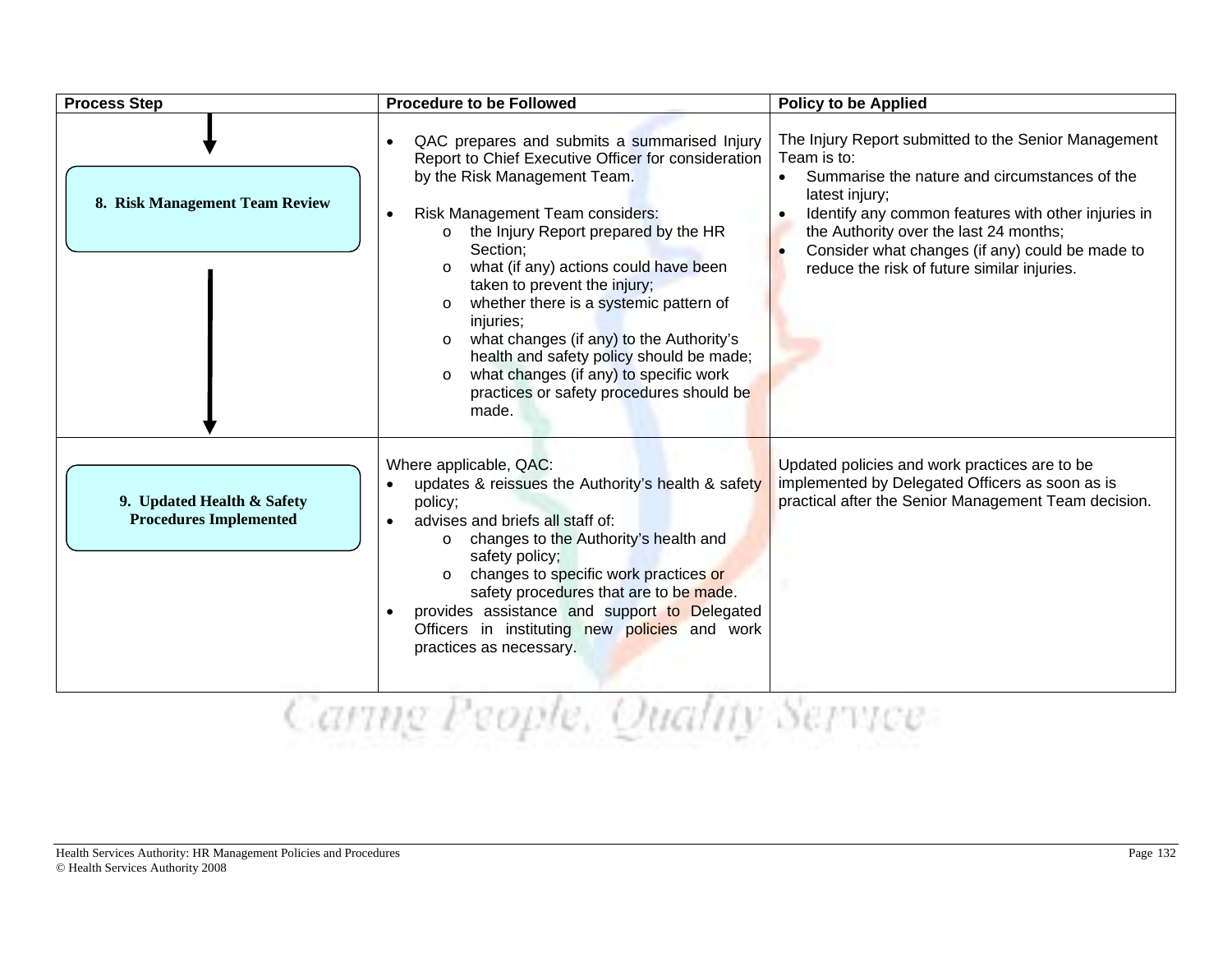| Process Step | Procedure to be Followed | Policy to be Applied |
|---|---|---|
| **8. Risk Management Team Review** | • QAC prepares and submits a summarised Injury Report to Chief Executive Officer for consideration by the Risk Management Team.<br><br>• Risk Management Team considers:<br>&nbsp;&nbsp;o the Injury Report prepared by the HR Section;<br>&nbsp;&nbsp;o what (if any) actions could have been taken to prevent the injury;<br>&nbsp;&nbsp;o whether there is a systemic pattern of injuries;<br>&nbsp;&nbsp;o what changes (if any) to the Authority's health and safety policy should be made;<br>&nbsp;&nbsp;o what changes (if any) to specific work practices or safety procedures should be made. | The Injury Report submitted to the Senior Management Team is to:<br>• Summarise the nature and circumstances of the latest injury;<br>• Identify any common features with other injuries in the Authority over the last 24 months;<br>• Consider what changes (if any) could be made to reduce the risk of future similar injuries. |
| **9. Updated Health & Safety Procedures Implemented** | Where applicable, QAC:<br>• updates & reissues the Authority's health & safety policy;<br>• advises and briefs all staff of:<br>&nbsp;&nbsp;o changes to the Authority's health and safety policy;<br>&nbsp;&nbsp;o changes to specific work practices or safety procedures that are to be made.<br>• provides assistance and support to Delegated Officers in instituting new policies and work practices as necessary. | Updated policies and work practices are to be implemented by Delegated Officers as soon as is practical after the Senior Management Team decision. |

*Caring People, Quality Service*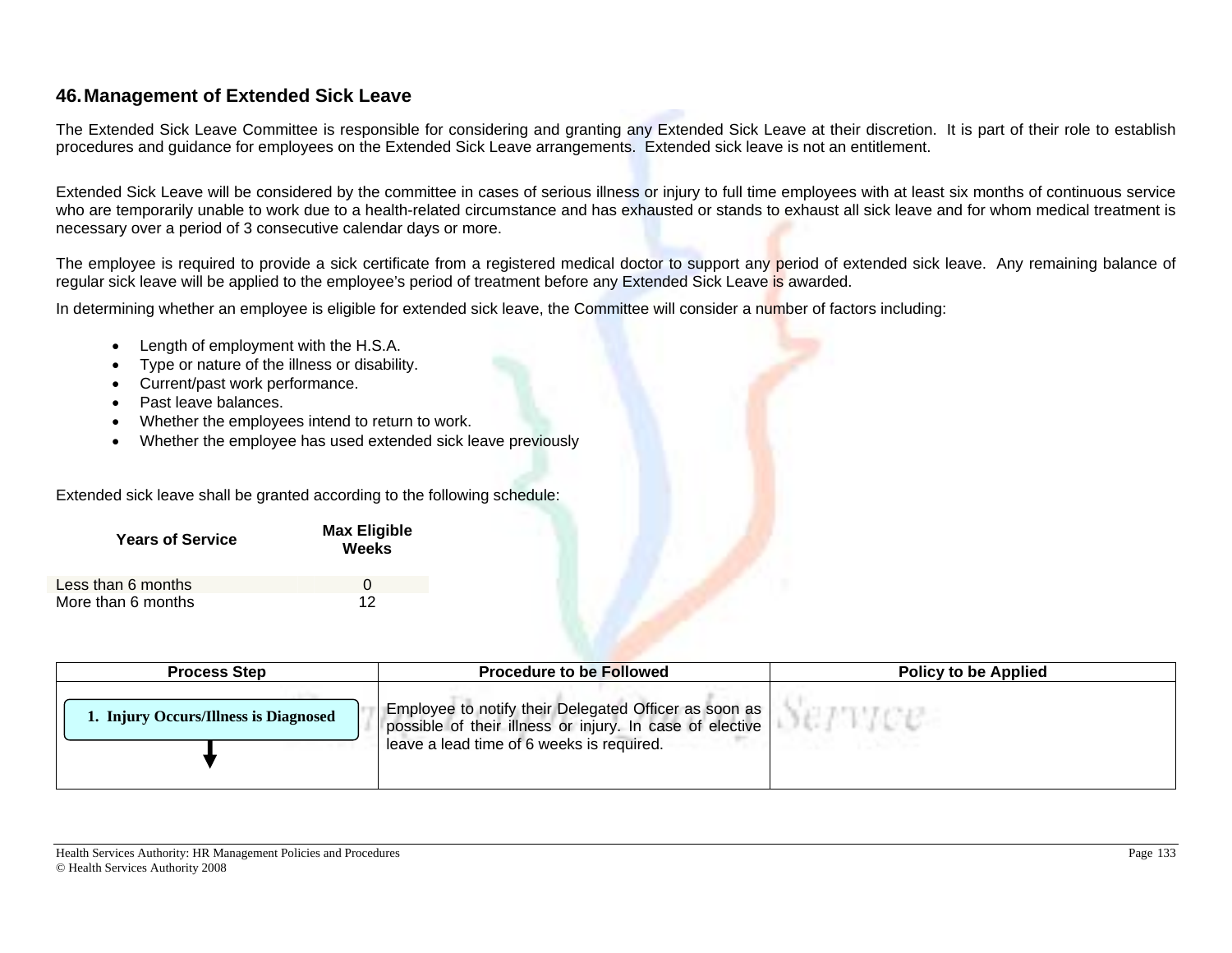## 46. Management of Extended Sick Leave

The Extended Sick Leave Committee is responsible for considering and granting any Extended Sick Leave at their discretion. It is part of their role to establish procedures and guidance for employees on the Extended Sick Leave arrangements. Extended sick leave is not an entitlement.

Extended Sick Leave will be considered by the committee in cases of serious illness or injury to full time employees with at least six months of continuous service who are temporarily unable to work due to a health-related circumstance and has exhausted or stands to exhaust all sick leave and for whom medical treatment is necessary over a period of 3 consecutive calendar days or more.

The employee is required to provide a sick certificate from a registered medical doctor to support any period of extended sick leave. Any remaining balance of regular sick leave will be applied to the employee's period of treatment before any Extended Sick Leave is awarded.

In determining whether an employee is eligible for extended sick leave, the Committee will consider a number of factors including:

- Length of employment with the H.S.A.
- Type or nature of the illness or disability.
- Current/past work performance.
- Past leave balances.
- Whether the employees intend to return to work.
- Whether the employee has used extended sick leave previously

Extended sick leave shall be granted according to the following schedule:

| Years of Service | Max Eligible Weeks |
|---|---|
| Less than 6 months | 0 |
| More than 6 months | 12 |

| Process Step | Procedure to be Followed | Policy to be Applied |
|---|---|---|
| 1. Injury Occurs/Illness is Diagnosed | Employee to notify their Delegated Officer as soon as possible of their illness or injury. In case of elective leave a lead time of 6 weeks is required. | |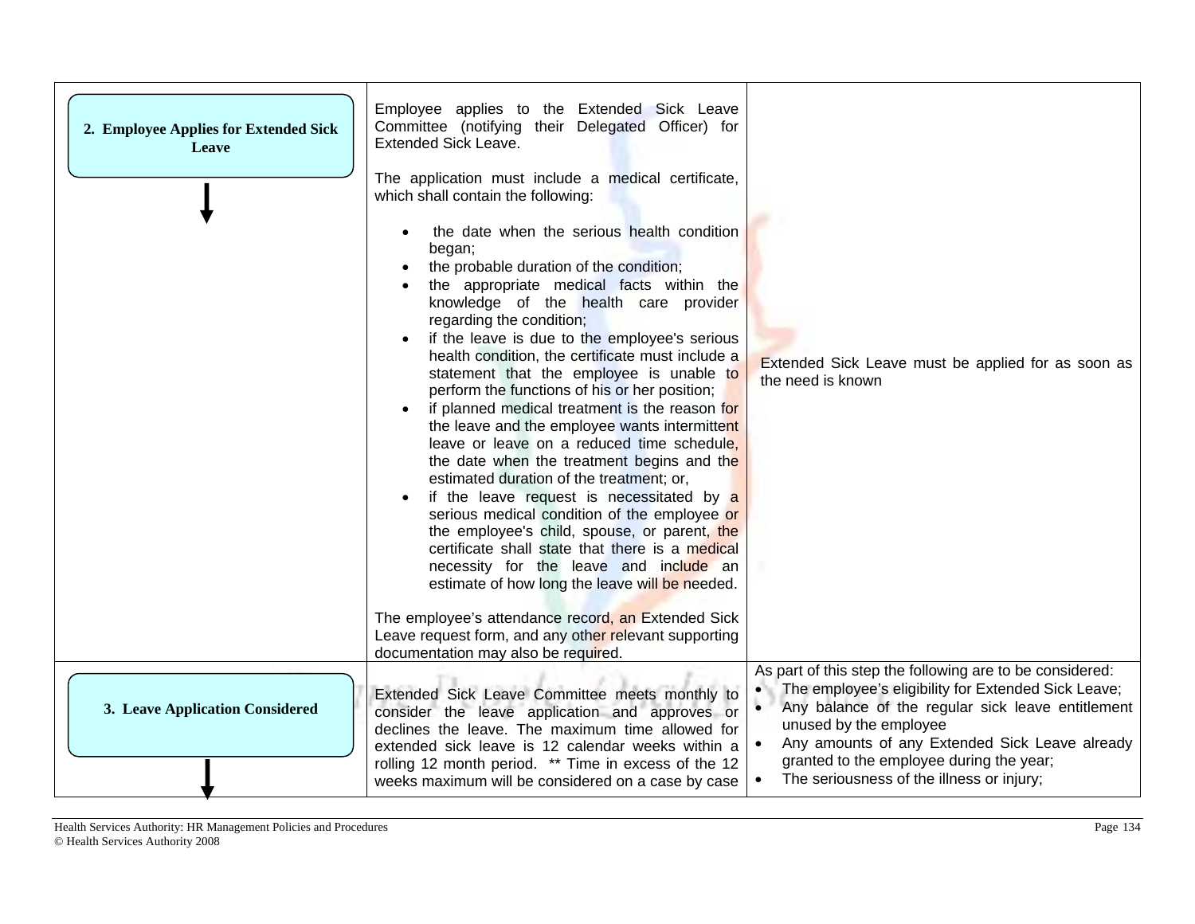| | | |
|---|---|---|
| **2. Employee Applies for Extended Sick Leave** | Employee applies to the Extended Sick Leave Committee (notifying their Delegated Officer) for Extended Sick Leave.<br><br>The application must include a medical certificate, which shall contain the following:<br><br>• the date when the serious health condition began;<br>• the probable duration of the condition;<br>• the appropriate medical facts within the knowledge of the health care provider regarding the condition;<br>• if the leave is due to the employee's serious health condition, the certificate must include a statement that the employee is unable to perform the functions of his or her position;<br>• if planned medical treatment is the reason for the leave and the employee wants intermittent leave or leave on a reduced time schedule, the date when the treatment begins and the estimated duration of the treatment; or,<br>• if the leave request is necessitated by a serious medical condition of the employee or the employee's child, spouse, or parent, the certificate shall state that there is a medical necessity for the leave and include an estimate of how long the leave will be needed.<br><br>The employee's attendance record, an Extended Sick Leave request form, and any other relevant supporting documentation may also be required. | Extended Sick Leave must be applied for as soon as the need is known |
| **3. Leave Application Considered** | Extended Sick Leave Committee meets monthly to consider the leave application and approves or declines the leave. The maximum time allowed for extended sick leave is 12 calendar weeks within a rolling 12 month period. ** Time in excess of the 12 weeks maximum will be considered on a case by case | As part of this step the following are to be considered:<br>• The employee's eligibility for Extended Sick Leave;<br>• Any balance of the regular sick leave entitlement unused by the employee<br>• Any amounts of any Extended Sick Leave already granted to the employee during the year;<br>• The seriousness of the illness or injury; |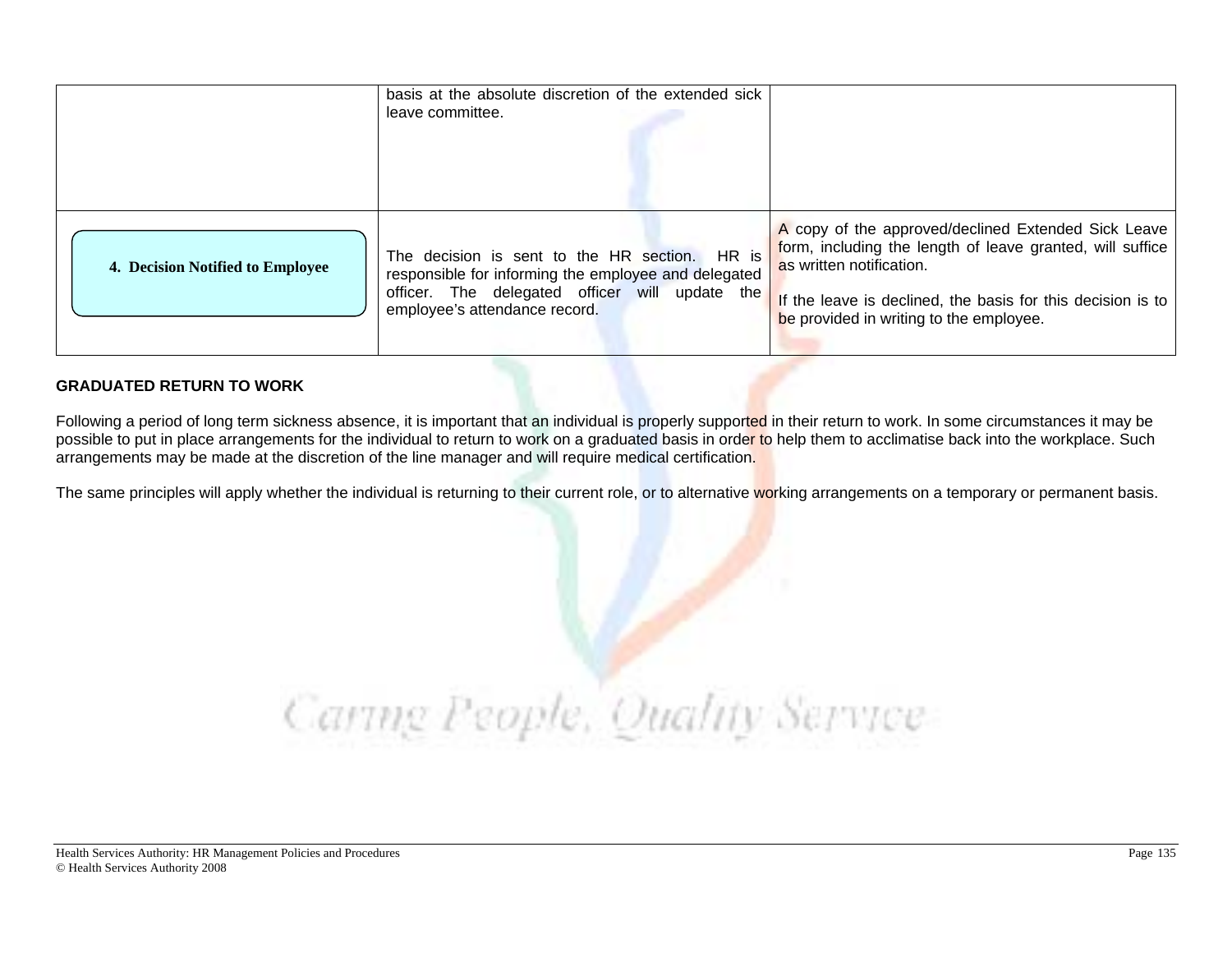| | | |
|---|---|---|
| | basis at the absolute discretion of the extended sick leave committee. | |
| **4. Decision Notified to Employee** | The decision is sent to the HR section. HR is responsible for informing the employee and delegated officer. The delegated officer will update the employee's attendance record. | A copy of the approved/declined Extended Sick Leave form, including the length of leave granted, will suffice as written notification.<br><br>If the leave is declined, the basis for this decision is to be provided in writing to the employee. |

**GRADUATED RETURN TO WORK**

Following a period of long term sickness absence, it is important that an individual is properly supported in their return to work. In some circumstances it may be possible to put in place arrangements for the individual to return to work on a graduated basis in order to help them to acclimatise back into the workplace. Such arrangements may be made at the discretion of the line manager and will require medical certification.

The same principles will apply whether the individual is returning to their current role, or to alternative working arrangements on a temporary or permanent basis.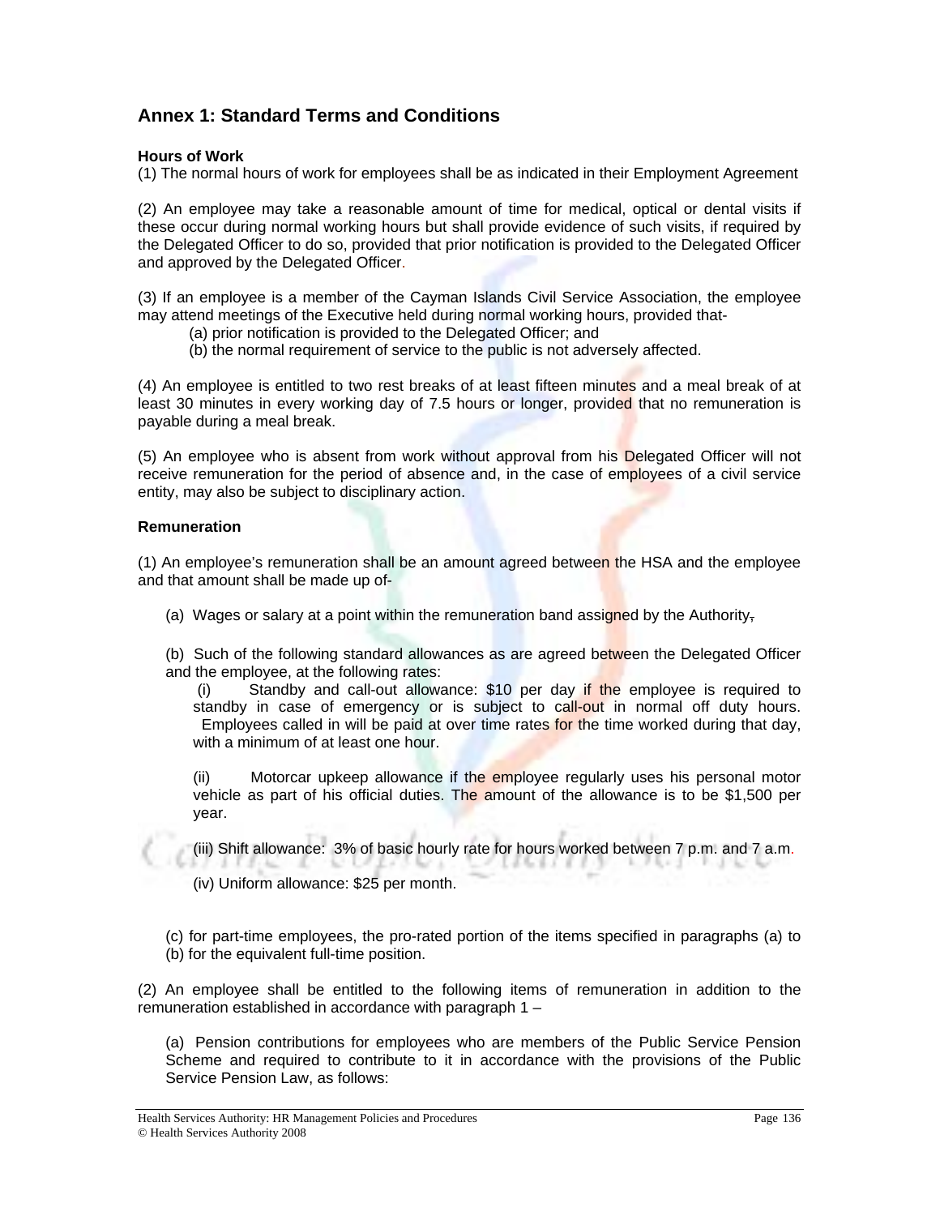## Annex 1: Standard Terms and Conditions

**Hours of Work**

(1) The normal hours of work for employees shall be as indicated in their Employment Agreement

(2) An employee may take a reasonable amount of time for medical, optical or dental visits if these occur during normal working hours but shall provide evidence of such visits, if required by the Delegated Officer to do so, provided that prior notification is provided to the Delegated Officer and approved by the Delegated Officer.

(3) If an employee is a member of the Cayman Islands Civil Service Association, the employee may attend meetings of the Executive held during normal working hours, provided that-

(a) prior notification is provided to the Delegated Officer; and

(b) the normal requirement of service to the public is not adversely affected.

(4) An employee is entitled to two rest breaks of at least fifteen minutes and a meal break of at least 30 minutes in every working day of 7.5 hours or longer, provided that no remuneration is payable during a meal break.

(5) An employee who is absent from work without approval from his Delegated Officer will not receive remuneration for the period of absence and, in the case of employees of a civil service entity, may also be subject to disciplinary action.

**Remuneration**

(1) An employee's remuneration shall be an amount agreed between the HSA and the employee and that amount shall be made up of-

(a) Wages or salary at a point within the remuneration band assigned by the Authority,

(b) Such of the following standard allowances as are agreed between the Delegated Officer and the employee, at the following rates:

(i) Standby and call-out allowance: $10 per day if the employee is required to standby in case of emergency or is subject to call-out in normal off duty hours. Employees called in will be paid at over time rates for the time worked during that day, with a minimum of at least one hour.

(ii) Motorcar upkeep allowance if the employee regularly uses his personal motor vehicle as part of his official duties. The amount of the allowance is to be $1,500 per year.

(iii) Shift allowance: 3% of basic hourly rate for hours worked between 7 p.m. and 7 a.m.

(iv) Uniform allowance: $25 per month.

(c) for part-time employees, the pro-rated portion of the items specified in paragraphs (a) to (b) for the equivalent full-time position.

(2) An employee shall be entitled to the following items of remuneration in addition to the remuneration established in accordance with paragraph 1 –

(a) Pension contributions for employees who are members of the Public Service Pension Scheme and required to contribute to it in accordance with the provisions of the Public Service Pension Law, as follows: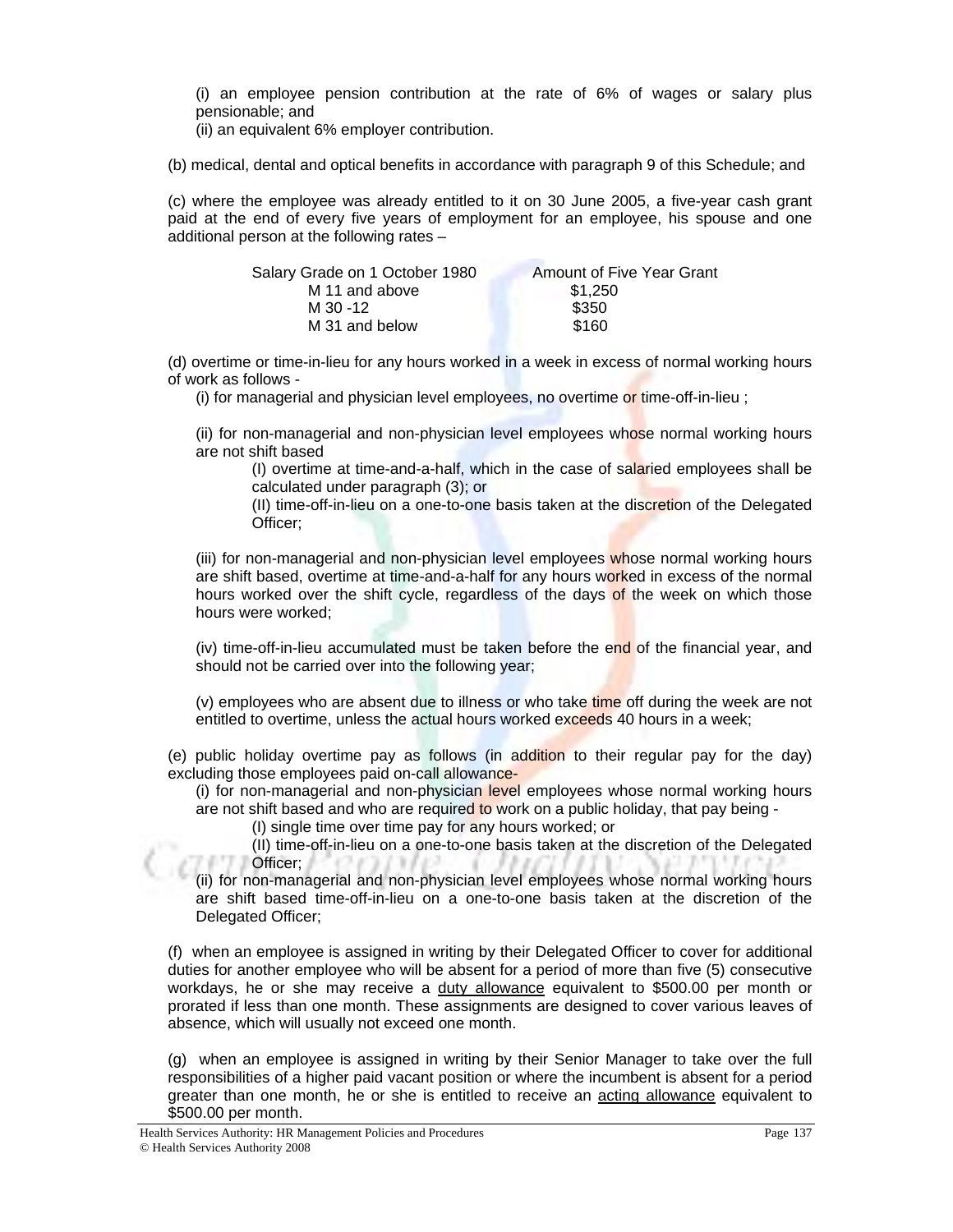(i) an employee pension contribution at the rate of 6% of wages or salary plus pensionable; and
(ii) an equivalent 6% employer contribution.

(b) medical, dental and optical benefits in accordance with paragraph 9 of this Schedule; and

(c) where the employee was already entitled to it on 30 June 2005, a five-year cash grant paid at the end of every five years of employment for an employee, his spouse and one additional person at the following rates –

| Salary Grade on 1 October 1980 | Amount of Five Year Grant |
|---|---|
| M 11 and above | $1,250 |
| M 30 -12 | $350 |
| M 31 and below | $160 |

(d) overtime or time-in-lieu for any hours worked in a week in excess of normal working hours of work as follows -

(i) for managerial and physician level employees, no overtime or time-off-in-lieu ;

(ii) for non-managerial and non-physician level employees whose normal working hours are not shift based

(I) overtime at time-and-a-half, which in the case of salaried employees shall be calculated under paragraph (3); or

(II) time-off-in-lieu on a one-to-one basis taken at the discretion of the Delegated Officer;

(iii) for non-managerial and non-physician level employees whose normal working hours are shift based, overtime at time-and-a-half for any hours worked in excess of the normal hours worked over the shift cycle, regardless of the days of the week on which those hours were worked;

(iv) time-off-in-lieu accumulated must be taken before the end of the financial year, and should not be carried over into the following year;

(v) employees who are absent due to illness or who take time off during the week are not entitled to overtime, unless the actual hours worked exceeds 40 hours in a week;

(e) public holiday overtime pay as follows (in addition to their regular pay for the day) excluding those employees paid on-call allowance-

(i) for non-managerial and non-physician level employees whose normal working hours are not shift based and who are required to work on a public holiday, that pay being -

(I) single time over time pay for any hours worked; or

(II) time-off-in-lieu on a one-to-one basis taken at the discretion of the Delegated Officer;

(ii) for non-managerial and non-physician level employees whose normal working hours are shift based time-off-in-lieu on a one-to-one basis taken at the discretion of the Delegated Officer;

(f) when an employee is assigned in writing by their Delegated Officer to cover for additional duties for another employee who will be absent for a period of more than five (5) consecutive workdays, he or she may receive a duty allowance equivalent to $500.00 per month or prorated if less than one month. These assignments are designed to cover various leaves of absence, which will usually not exceed one month.

(g) when an employee is assigned in writing by their Senior Manager to take over the full responsibilities of a higher paid vacant position or where the incumbent is absent for a period greater than one month, he or she is entitled to receive an acting allowance equivalent to $500.00 per month.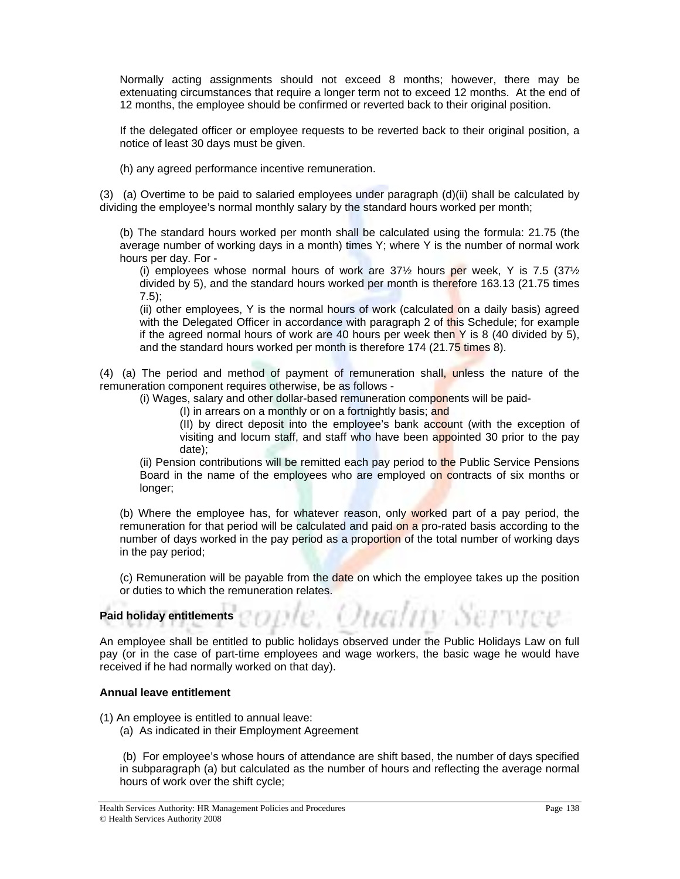Normally acting assignments should not exceed 8 months; however, there may be extenuating circumstances that require a longer term not to exceed 12 months. At the end of 12 months, the employee should be confirmed or reverted back to their original position.

If the delegated officer or employee requests to be reverted back to their original position, a notice of least 30 days must be given.

(h) any agreed performance incentive remuneration.

(3) (a) Overtime to be paid to salaried employees under paragraph (d)(ii) shall be calculated by dividing the employee's normal monthly salary by the standard hours worked per month;

(b) The standard hours worked per month shall be calculated using the formula: 21.75 (the average number of working days in a month) times Y; where Y is the number of normal work hours per day. For -

(i) employees whose normal hours of work are 37½ hours per week, Y is 7.5 (37½ divided by 5), and the standard hours worked per month is therefore 163.13 (21.75 times 7.5);

(ii) other employees, Y is the normal hours of work (calculated on a daily basis) agreed with the Delegated Officer in accordance with paragraph 2 of this Schedule; for example if the agreed normal hours of work are 40 hours per week then Y is 8 (40 divided by 5), and the standard hours worked per month is therefore 174 (21.75 times 8).

(4) (a) The period and method of payment of remuneration shall, unless the nature of the remuneration component requires otherwise, be as follows -

(i) Wages, salary and other dollar-based remuneration components will be paid-

(I) in arrears on a monthly or on a fortnightly basis; and

(II) by direct deposit into the employee's bank account (with the exception of visiting and locum staff, and staff who have been appointed 30 prior to the pay date);

(ii) Pension contributions will be remitted each pay period to the Public Service Pensions Board in the name of the employees who are employed on contracts of six months or longer;

(b) Where the employee has, for whatever reason, only worked part of a pay period, the remuneration for that period will be calculated and paid on a pro-rated basis according to the number of days worked in the pay period as a proportion of the total number of working days in the pay period;

(c) Remuneration will be payable from the date on which the employee takes up the position or duties to which the remuneration relates.

**Paid holiday entitlements**

An employee shall be entitled to public holidays observed under the Public Holidays Law on full pay (or in the case of part-time employees and wage workers, the basic wage he would have received if he had normally worked on that day).

**Annual leave entitlement**

(1) An employee is entitled to annual leave:

(a) As indicated in their Employment Agreement

(b) For employee's whose hours of attendance are shift based, the number of days specified in subparagraph (a) but calculated as the number of hours and reflecting the average normal hours of work over the shift cycle;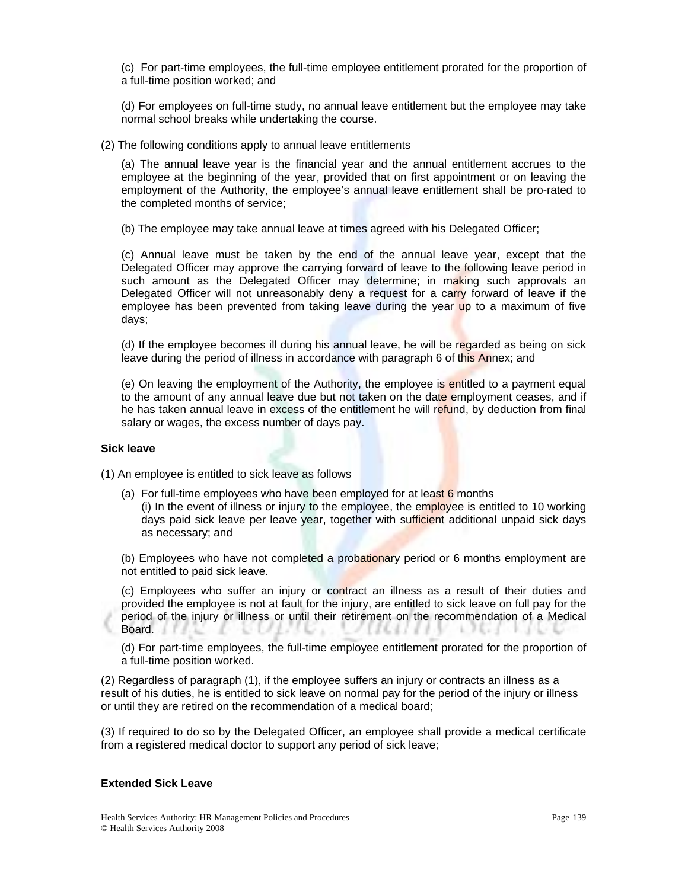(c) For part-time employees, the full-time employee entitlement prorated for the proportion of a full-time position worked; and

(d) For employees on full-time study, no annual leave entitlement but the employee may take normal school breaks while undertaking the course.

(2) The following conditions apply to annual leave entitlements

(a) The annual leave year is the financial year and the annual entitlement accrues to the employee at the beginning of the year, provided that on first appointment or on leaving the employment of the Authority, the employee's annual leave entitlement shall be pro-rated to the completed months of service;

(b) The employee may take annual leave at times agreed with his Delegated Officer;

(c) Annual leave must be taken by the end of the annual leave year, except that the Delegated Officer may approve the carrying forward of leave to the following leave period in such amount as the Delegated Officer may determine; in making such approvals an Delegated Officer will not unreasonably deny a request for a carry forward of leave if the employee has been prevented from taking leave during the year up to a maximum of five days;

(d) If the employee becomes ill during his annual leave, he will be regarded as being on sick leave during the period of illness in accordance with paragraph 6 of this Annex; and

(e) On leaving the employment of the Authority, the employee is entitled to a payment equal to the amount of any annual leave due but not taken on the date employment ceases, and if he has taken annual leave in excess of the entitlement he will refund, by deduction from final salary or wages, the excess number of days pay.

**Sick leave**

(1) An employee is entitled to sick leave as follows

(a) For full-time employees who have been employed for at least 6 months
(i) In the event of illness or injury to the employee, the employee is entitled to 10 working days paid sick leave per leave year, together with sufficient additional unpaid sick days as necessary; and

(b) Employees who have not completed a probationary period or 6 months employment are not entitled to paid sick leave.

(c) Employees who suffer an injury or contract an illness as a result of their duties and provided the employee is not at fault for the injury, are entitled to sick leave on full pay for the period of the injury or illness or until their retirement on the recommendation of a Medical Board.

(d) For part-time employees, the full-time employee entitlement prorated for the proportion of a full-time position worked.

(2) Regardless of paragraph (1), if the employee suffers an injury or contracts an illness as a result of his duties, he is entitled to sick leave on normal pay for the period of the injury or illness or until they are retired on the recommendation of a medical board;

(3) If required to do so by the Delegated Officer, an employee shall provide a medical certificate from a registered medical doctor to support any period of sick leave;

**Extended Sick Leave**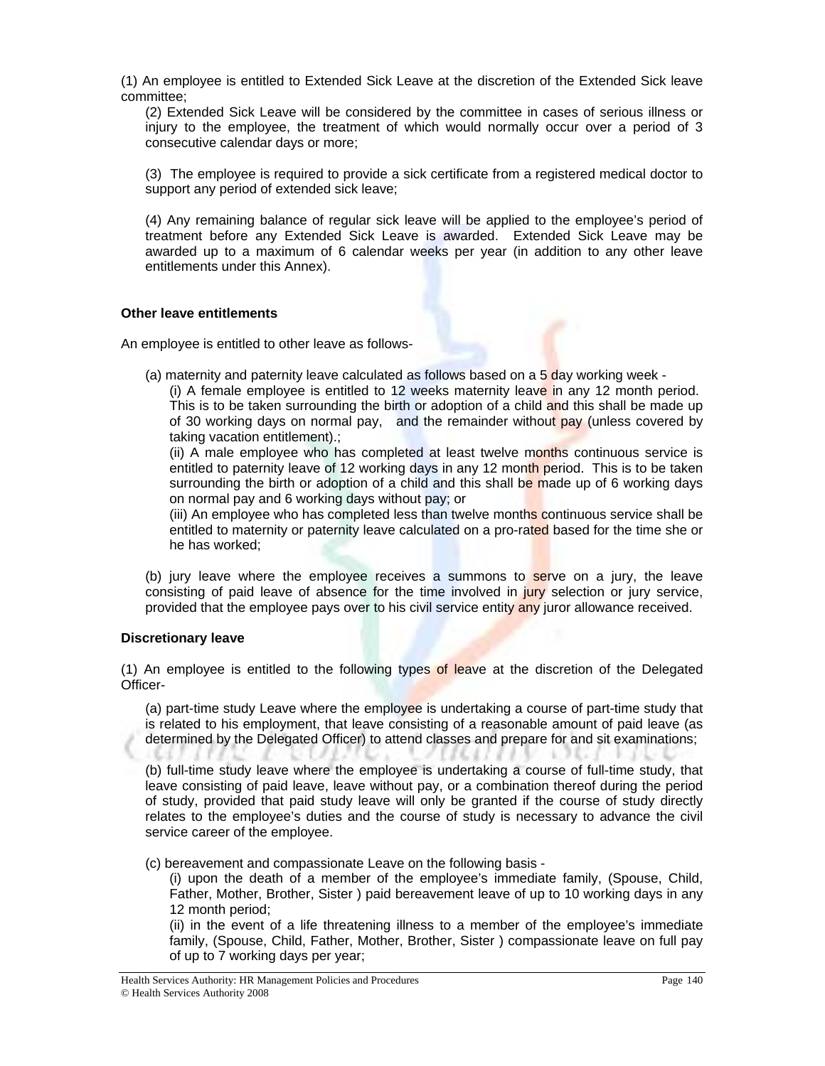(1) An employee is entitled to Extended Sick Leave at the discretion of the Extended Sick leave committee;

(2) Extended Sick Leave will be considered by the committee in cases of serious illness or injury to the employee, the treatment of which would normally occur over a period of 3 consecutive calendar days or more;

(3) The employee is required to provide a sick certificate from a registered medical doctor to support any period of extended sick leave;

(4) Any remaining balance of regular sick leave will be applied to the employee's period of treatment before any Extended Sick Leave is awarded. Extended Sick Leave may be awarded up to a maximum of 6 calendar weeks per year (in addition to any other leave entitlements under this Annex).

**Other leave entitlements**

An employee is entitled to other leave as follows-

(a) maternity and paternity leave calculated as follows based on a 5 day working week -

(i) A female employee is entitled to 12 weeks maternity leave in any 12 month period. This is to be taken surrounding the birth or adoption of a child and this shall be made up of 30 working days on normal pay, and the remainder without pay (unless covered by taking vacation entitlement).;

(ii) A male employee who has completed at least twelve months continuous service is entitled to paternity leave of 12 working days in any 12 month period. This is to be taken surrounding the birth or adoption of a child and this shall be made up of 6 working days on normal pay and 6 working days without pay; or

(iii) An employee who has completed less than twelve months continuous service shall be entitled to maternity or paternity leave calculated on a pro-rated based for the time she or he has worked;

(b) jury leave where the employee receives a summons to serve on a jury, the leave consisting of paid leave of absence for the time involved in jury selection or jury service, provided that the employee pays over to his civil service entity any juror allowance received.

**Discretionary leave**

(1) An employee is entitled to the following types of leave at the discretion of the Delegated Officer-

(a) part-time study Leave where the employee is undertaking a course of part-time study that is related to his employment, that leave consisting of a reasonable amount of paid leave (as determined by the Delegated Officer) to attend classes and prepare for and sit examinations;

(b) full-time study leave where the employee is undertaking a course of full-time study, that leave consisting of paid leave, leave without pay, or a combination thereof during the period of study, provided that paid study leave will only be granted if the course of study directly relates to the employee's duties and the course of study is necessary to advance the civil service career of the employee.

(c) bereavement and compassionate Leave on the following basis -

(i) upon the death of a member of the employee's immediate family, (Spouse, Child, Father, Mother, Brother, Sister ) paid bereavement leave of up to 10 working days in any 12 month period;

(ii) in the event of a life threatening illness to a member of the employee's immediate family, (Spouse, Child, Father, Mother, Brother, Sister ) compassionate leave on full pay of up to 7 working days per year;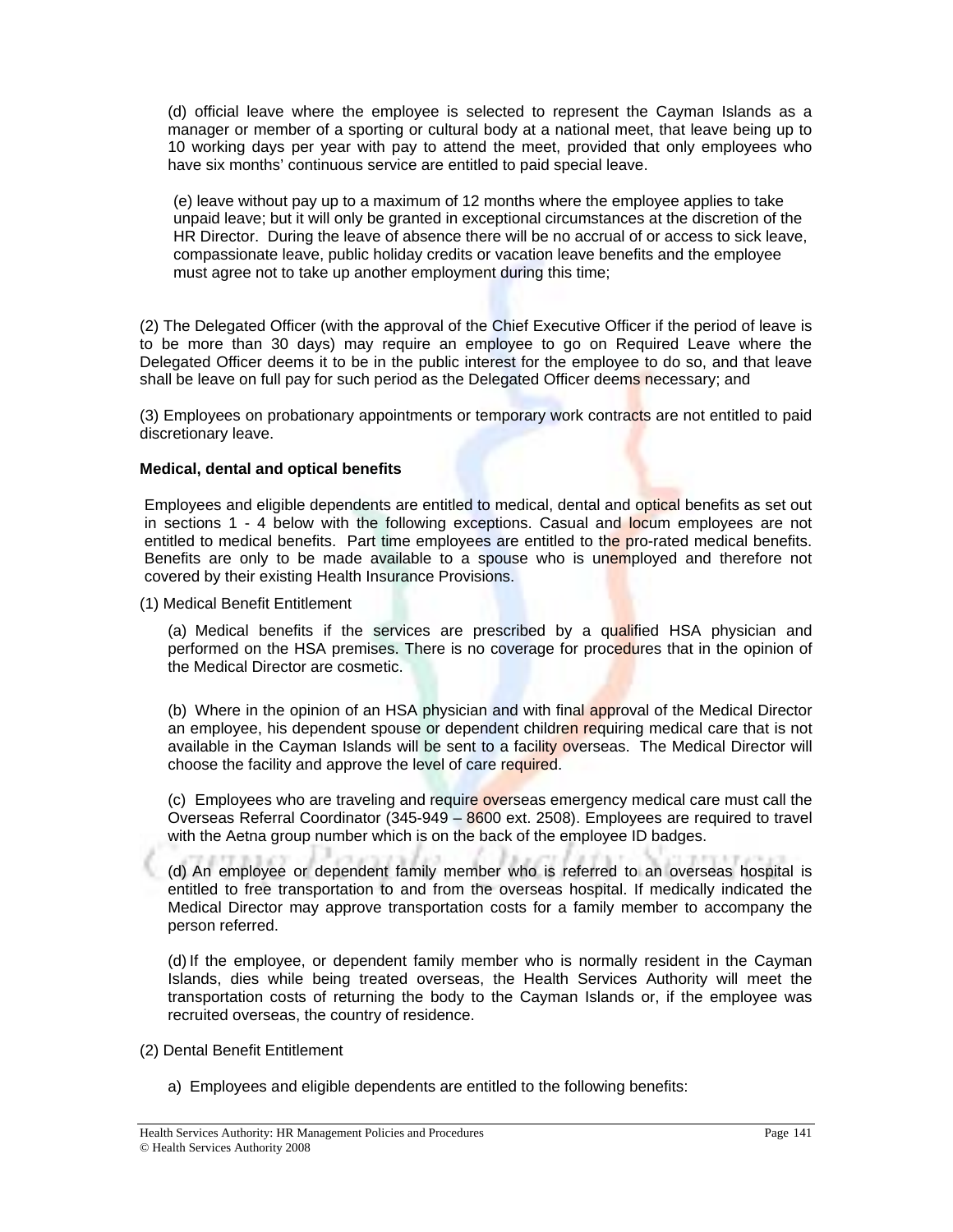(d) official leave where the employee is selected to represent the Cayman Islands as a manager or member of a sporting or cultural body at a national meet, that leave being up to 10 working days per year with pay to attend the meet, provided that only employees who have six months' continuous service are entitled to paid special leave.

(e) leave without pay up to a maximum of 12 months where the employee applies to take unpaid leave; but it will only be granted in exceptional circumstances at the discretion of the HR Director. During the leave of absence there will be no accrual of or access to sick leave, compassionate leave, public holiday credits or vacation leave benefits and the employee must agree not to take up another employment during this time;

(2) The Delegated Officer (with the approval of the Chief Executive Officer if the period of leave is to be more than 30 days) may require an employee to go on Required Leave where the Delegated Officer deems it to be in the public interest for the employee to do so, and that leave shall be leave on full pay for such period as the Delegated Officer deems necessary; and

(3) Employees on probationary appointments or temporary work contracts are not entitled to paid discretionary leave.

**Medical, dental and optical benefits**

Employees and eligible dependents are entitled to medical, dental and optical benefits as set out in sections 1 - 4 below with the following exceptions. Casual and locum employees are not entitled to medical benefits. Part time employees are entitled to the pro-rated medical benefits. Benefits are only to be made available to a spouse who is unemployed and therefore not covered by their existing Health Insurance Provisions.

(1) Medical Benefit Entitlement

(a) Medical benefits if the services are prescribed by a qualified HSA physician and performed on the HSA premises. There is no coverage for procedures that in the opinion of the Medical Director are cosmetic.

(b) Where in the opinion of an HSA physician and with final approval of the Medical Director an employee, his dependent spouse or dependent children requiring medical care that is not available in the Cayman Islands will be sent to a facility overseas. The Medical Director will choose the facility and approve the level of care required.

(c) Employees who are traveling and require overseas emergency medical care must call the Overseas Referral Coordinator (345-949 – 8600 ext. 2508). Employees are required to travel with the Aetna group number which is on the back of the employee ID badges.

(d) An employee or dependent family member who is referred to an overseas hospital is entitled to free transportation to and from the overseas hospital. If medically indicated the Medical Director may approve transportation costs for a family member to accompany the person referred.

(d) If the employee, or dependent family member who is normally resident in the Cayman Islands, dies while being treated overseas, the Health Services Authority will meet the transportation costs of returning the body to the Cayman Islands or, if the employee was recruited overseas, the country of residence.

(2) Dental Benefit Entitlement

a) Employees and eligible dependents are entitled to the following benefits: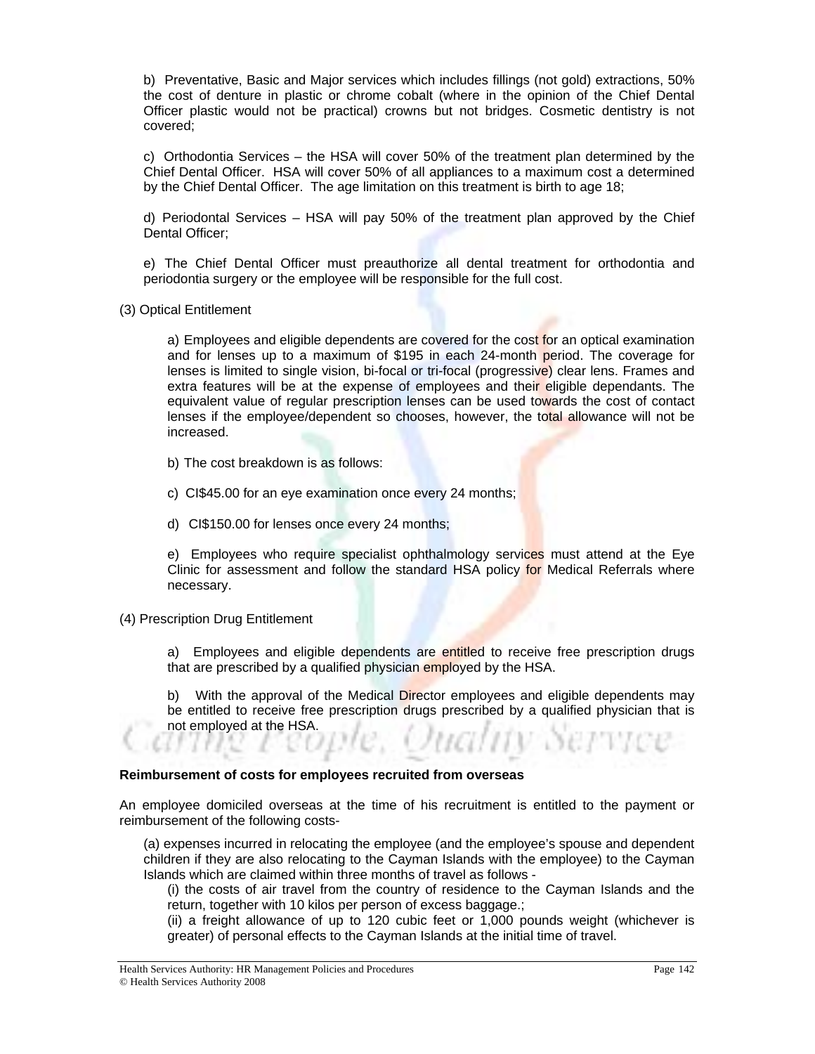b) Preventative, Basic and Major services which includes fillings (not gold) extractions, 50% the cost of denture in plastic or chrome cobalt (where in the opinion of the Chief Dental Officer plastic would not be practical) crowns but not bridges. Cosmetic dentistry is not covered;

c) Orthodontia Services – the HSA will cover 50% of the treatment plan determined by the Chief Dental Officer. HSA will cover 50% of all appliances to a maximum cost a determined by the Chief Dental Officer. The age limitation on this treatment is birth to age 18;

d) Periodontal Services – HSA will pay 50% of the treatment plan approved by the Chief Dental Officer;

e) The Chief Dental Officer must preauthorize all dental treatment for orthodontia and periodontia surgery or the employee will be responsible for the full cost.

(3) Optical Entitlement

a) Employees and eligible dependents are covered for the cost for an optical examination and for lenses up to a maximum of $195 in each 24-month period. The coverage for lenses is limited to single vision, bi-focal or tri-focal (progressive) clear lens. Frames and extra features will be at the expense of employees and their eligible dependants. The equivalent value of regular prescription lenses can be used towards the cost of contact lenses if the employee/dependent so chooses, however, the total allowance will not be increased.

b) The cost breakdown is as follows:

c) CI$45.00 for an eye examination once every 24 months;

d) CI$150.00 for lenses once every 24 months;

e) Employees who require specialist ophthalmology services must attend at the Eye Clinic for assessment and follow the standard HSA policy for Medical Referrals where necessary.

(4) Prescription Drug Entitlement

a) Employees and eligible dependents are entitled to receive free prescription drugs that are prescribed by a qualified physician employed by the HSA.

b) With the approval of the Medical Director employees and eligible dependents may be entitled to receive free prescription drugs prescribed by a qualified physician that is not employed at the HSA.

**Reimbursement of costs for employees recruited from overseas**

An employee domiciled overseas at the time of his recruitment is entitled to the payment or reimbursement of the following costs-

(a) expenses incurred in relocating the employee (and the employee's spouse and dependent children if they are also relocating to the Cayman Islands with the employee) to the Cayman Islands which are claimed within three months of travel as follows -

(i) the costs of air travel from the country of residence to the Cayman Islands and the return, together with 10 kilos per person of excess baggage.;

(ii) a freight allowance of up to 120 cubic feet or 1,000 pounds weight (whichever is greater) of personal effects to the Cayman Islands at the initial time of travel.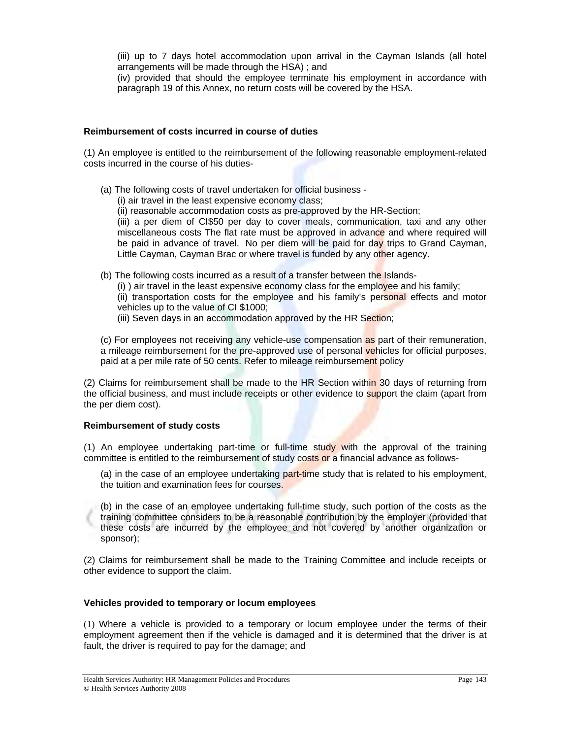(iii) up to 7 days hotel accommodation upon arrival in the Cayman Islands (all hotel arrangements will be made through the HSA) ; and
(iv) provided that should the employee terminate his employment in accordance with paragraph 19 of this Annex, no return costs will be covered by the HSA.

**Reimbursement of costs incurred in course of duties**

(1) An employee is entitled to the reimbursement of the following reasonable employment-related costs incurred in the course of his duties-

(a) The following costs of travel undertaken for official business -
(i) air travel in the least expensive economy class;
(ii) reasonable accommodation costs as pre-approved by the HR-Section;
(iii) a per diem of CI$50 per day to cover meals, communication, taxi and any other miscellaneous costs The flat rate must be approved in advance and where required will be paid in advance of travel. No per diem will be paid for day trips to Grand Cayman, Little Cayman, Cayman Brac or where travel is funded by any other agency.

(b) The following costs incurred as a result of a transfer between the Islands-
(i) ) air travel in the least expensive economy class for the employee and his family;
(ii) transportation costs for the employee and his family's personal effects and motor vehicles up to the value of CI $1000;
(iii) Seven days in an accommodation approved by the HR Section;

(c) For employees not receiving any vehicle-use compensation as part of their remuneration, a mileage reimbursement for the pre-approved use of personal vehicles for official purposes, paid at a per mile rate of 50 cents. Refer to mileage reimbursement policy

(2) Claims for reimbursement shall be made to the HR Section within 30 days of returning from the official business, and must include receipts or other evidence to support the claim (apart from the per diem cost).

**Reimbursement of study costs**

(1) An employee undertaking part-time or full-time study with the approval of the training committee is entitled to the reimbursement of study costs or a financial advance as follows-

(a) in the case of an employee undertaking part-time study that is related to his employment, the tuition and examination fees for courses.

(b) in the case of an employee undertaking full-time study, such portion of the costs as the training committee considers to be a reasonable contribution by the employer (provided that these costs are incurred by the employee and not covered by another organization or sponsor);

(2) Claims for reimbursement shall be made to the Training Committee and include receipts or other evidence to support the claim.

**Vehicles provided to temporary or locum employees**

(1) Where a vehicle is provided to a temporary or locum employee under the terms of their employment agreement then if the vehicle is damaged and it is determined that the driver is at fault, the driver is required to pay for the damage; and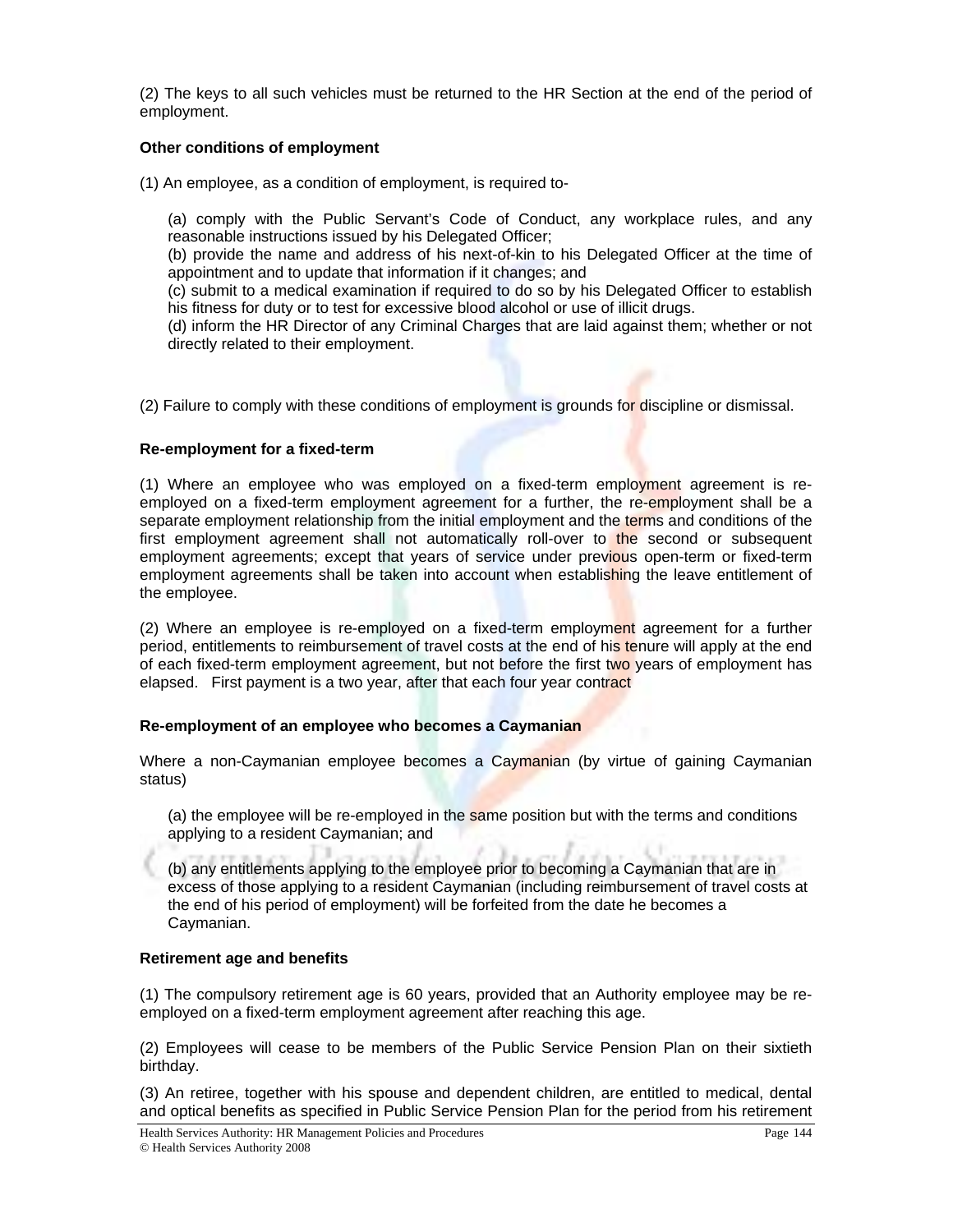(2) The keys to all such vehicles must be returned to the HR Section at the end of the period of employment.

**Other conditions of employment**

(1) An employee, as a condition of employment, is required to-

(a) comply with the Public Servant's Code of Conduct, any workplace rules, and any reasonable instructions issued by his Delegated Officer;
(b) provide the name and address of his next-of-kin to his Delegated Officer at the time of appointment and to update that information if it changes; and
(c) submit to a medical examination if required to do so by his Delegated Officer to establish his fitness for duty or to test for excessive blood alcohol or use of illicit drugs.
(d) inform the HR Director of any Criminal Charges that are laid against them; whether or not directly related to their employment.

(2) Failure to comply with these conditions of employment is grounds for discipline or dismissal.

**Re-employment for a fixed-term**

(1) Where an employee who was employed on a fixed-term employment agreement is re-employed on a fixed-term employment agreement for a further, the re-employment shall be a separate employment relationship from the initial employment and the terms and conditions of the first employment agreement shall not automatically roll-over to the second or subsequent employment agreements; except that years of service under previous open-term or fixed-term employment agreements shall be taken into account when establishing the leave entitlement of the employee.

(2) Where an employee is re-employed on a fixed-term employment agreement for a further period, entitlements to reimbursement of travel costs at the end of his tenure will apply at the end of each fixed-term employment agreement, but not before the first two years of employment has elapsed. First payment is a two year, after that each four year contract

**Re-employment of an employee who becomes a Caymanian**

Where a non-Caymanian employee becomes a Caymanian (by virtue of gaining Caymanian status)

(a) the employee will be re-employed in the same position but with the terms and conditions applying to a resident Caymanian; and

(b) any entitlements applying to the employee prior to becoming a Caymanian that are in excess of those applying to a resident Caymanian (including reimbursement of travel costs at the end of his period of employment) will be forfeited from the date he becomes a Caymanian.

**Retirement age and benefits**

(1) The compulsory retirement age is 60 years, provided that an Authority employee may be re-employed on a fixed-term employment agreement after reaching this age.

(2) Employees will cease to be members of the Public Service Pension Plan on their sixtieth birthday.

(3) An retiree, together with his spouse and dependent children, are entitled to medical, dental and optical benefits as specified in Public Service Pension Plan for the period from his retirement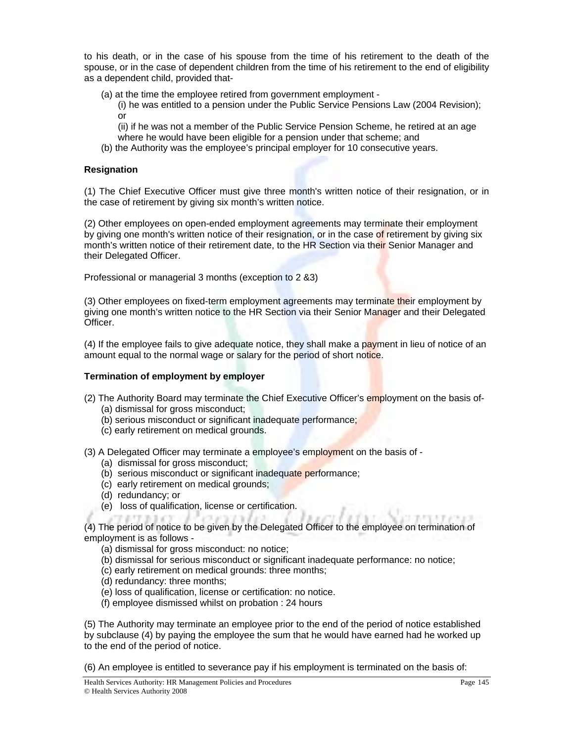to his death, or in the case of his spouse from the time of his retirement to the death of the spouse, or in the case of dependent children from the time of his retirement to the end of eligibility as a dependent child, provided that-

(a) at the time the employee retired from government employment -

(i) he was entitled to a pension under the Public Service Pensions Law (2004 Revision); or

(ii) if he was not a member of the Public Service Pension Scheme, he retired at an age where he would have been eligible for a pension under that scheme; and

(b) the Authority was the employee's principal employer for 10 consecutive years.

**Resignation**

(1) The Chief Executive Officer must give three month's written notice of their resignation, or in the case of retirement by giving six month's written notice.

(2) Other employees on open-ended employment agreements may terminate their employment by giving one month's written notice of their resignation, or in the case of retirement by giving six month's written notice of their retirement date, to the HR Section via their Senior Manager and their Delegated Officer.

Professional or managerial 3 months (exception to 2 &3)

(3) Other employees on fixed-term employment agreements may terminate their employment by giving one month's written notice to the HR Section via their Senior Manager and their Delegated Officer.

(4) If the employee fails to give adequate notice, they shall make a payment in lieu of notice of an amount equal to the normal wage or salary for the period of short notice.

**Termination of employment by employer**

(2) The Authority Board may terminate the Chief Executive Officer's employment on the basis of-

(a) dismissal for gross misconduct;
(b) serious misconduct or significant inadequate performance;
(c) early retirement on medical grounds.

(3) A Delegated Officer may terminate a employee's employment on the basis of -

(a) dismissal for gross misconduct;
(b) serious misconduct or significant inadequate performance;
(c) early retirement on medical grounds;
(d) redundancy; or
(e) loss of qualification, license or certification.

(4) The period of notice to be given by the Delegated Officer to the employee on termination of employment is as follows -

(a) dismissal for gross misconduct: no notice;
(b) dismissal for serious misconduct or significant inadequate performance: no notice;
(c) early retirement on medical grounds: three months;
(d) redundancy: three months;
(e) loss of qualification, license or certification: no notice.
(f) employee dismissed whilst on probation : 24 hours

(5) The Authority may terminate an employee prior to the end of the period of notice established by subclause (4) by paying the employee the sum that he would have earned had he worked up to the end of the period of notice.

(6) An employee is entitled to severance pay if his employment is terminated on the basis of: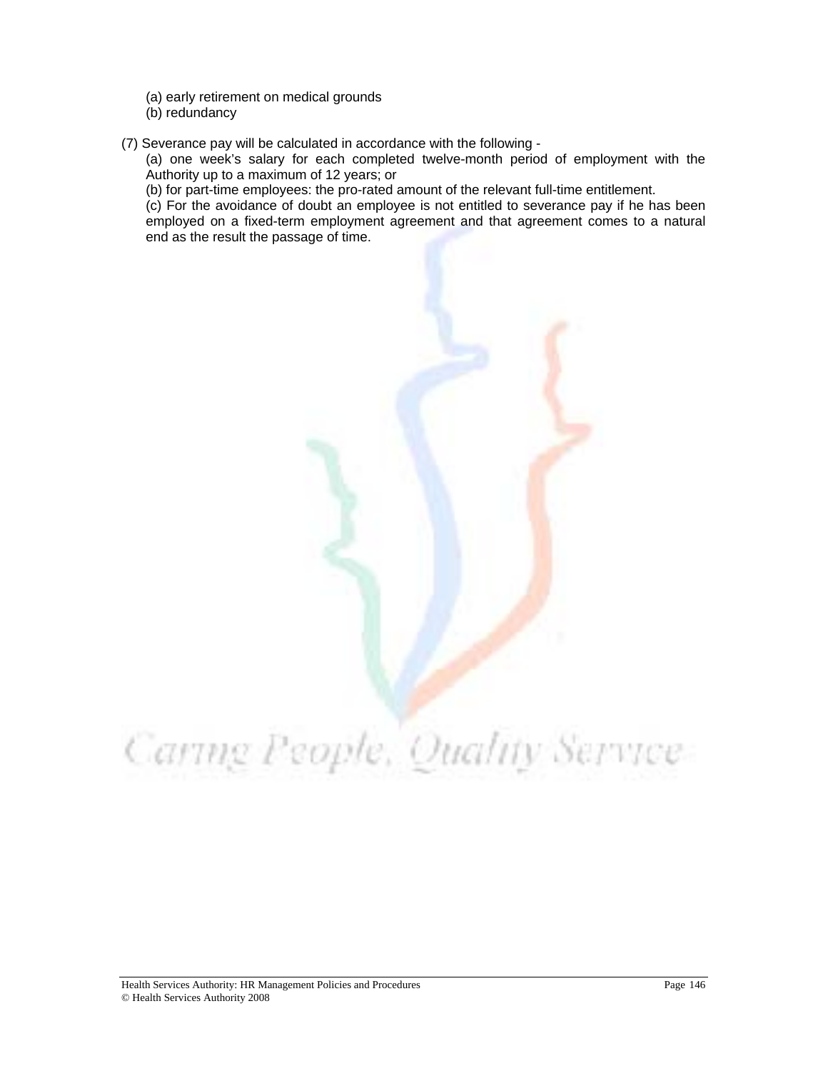(a) early retirement on medical grounds
(b) redundancy

(7) Severance pay will be calculated in accordance with the following -

(a) one week's salary for each completed twelve-month period of employment with the Authority up to a maximum of 12 years; or
(b) for part-time employees: the pro-rated amount of the relevant full-time entitlement.
(c) For the avoidance of doubt an employee is not entitled to severance pay if he has been employed on a fixed-term employment agreement and that agreement comes to a natural end as the result the passage of time.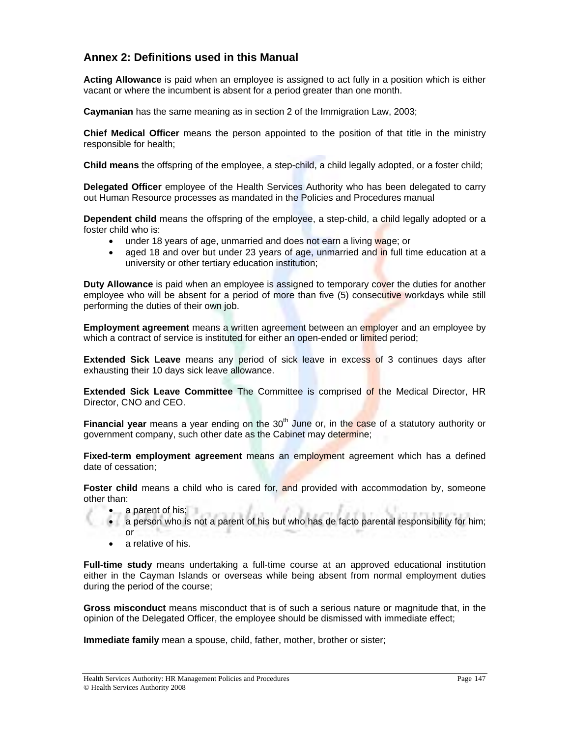## Annex 2: Definitions used in this Manual

**Acting Allowance** is paid when an employee is assigned to act fully in a position which is either vacant or where the incumbent is absent for a period greater than one month.

**Caymanian** has the same meaning as in section 2 of the Immigration Law, 2003;

**Chief Medical Officer** means the person appointed to the position of that title in the ministry responsible for health;

**Child means** the offspring of the employee, a step-child, a child legally adopted, or a foster child;

**Delegated Officer** employee of the Health Services Authority who has been delegated to carry out Human Resource processes as mandated in the Policies and Procedures manual

**Dependent child** means the offspring of the employee, a step-child, a child legally adopted or a foster child who is:

- under 18 years of age, unmarried and does not earn a living wage; or
- aged 18 and over but under 23 years of age, unmarried and in full time education at a university or other tertiary education institution;

**Duty Allowance** is paid when an employee is assigned to temporary cover the duties for another employee who will be absent for a period of more than five (5) consecutive workdays while still performing the duties of their own job.

**Employment agreement** means a written agreement between an employer and an employee by which a contract of service is instituted for either an open-ended or limited period;

**Extended Sick Leave** means any period of sick leave in excess of 3 continues days after exhausting their 10 days sick leave allowance.

**Extended Sick Leave Committee** The Committee is comprised of the Medical Director, HR Director, CNO and CEO.

**Financial year** means a year ending on the 30th June or, in the case of a statutory authority or government company, such other date as the Cabinet may determine;

**Fixed-term employment agreement** means an employment agreement which has a defined date of cessation;

**Foster child** means a child who is cared for, and provided with accommodation by, someone other than:

- a parent of his;
- a person who is not a parent of his but who has de facto parental responsibility for him; or
- a relative of his.

**Full-time study** means undertaking a full-time course at an approved educational institution either in the Cayman Islands or overseas while being absent from normal employment duties during the period of the course;

**Gross misconduct** means misconduct that is of such a serious nature or magnitude that, in the opinion of the Delegated Officer, the employee should be dismissed with immediate effect;

**Immediate family** mean a spouse, child, father, mother, brother or sister;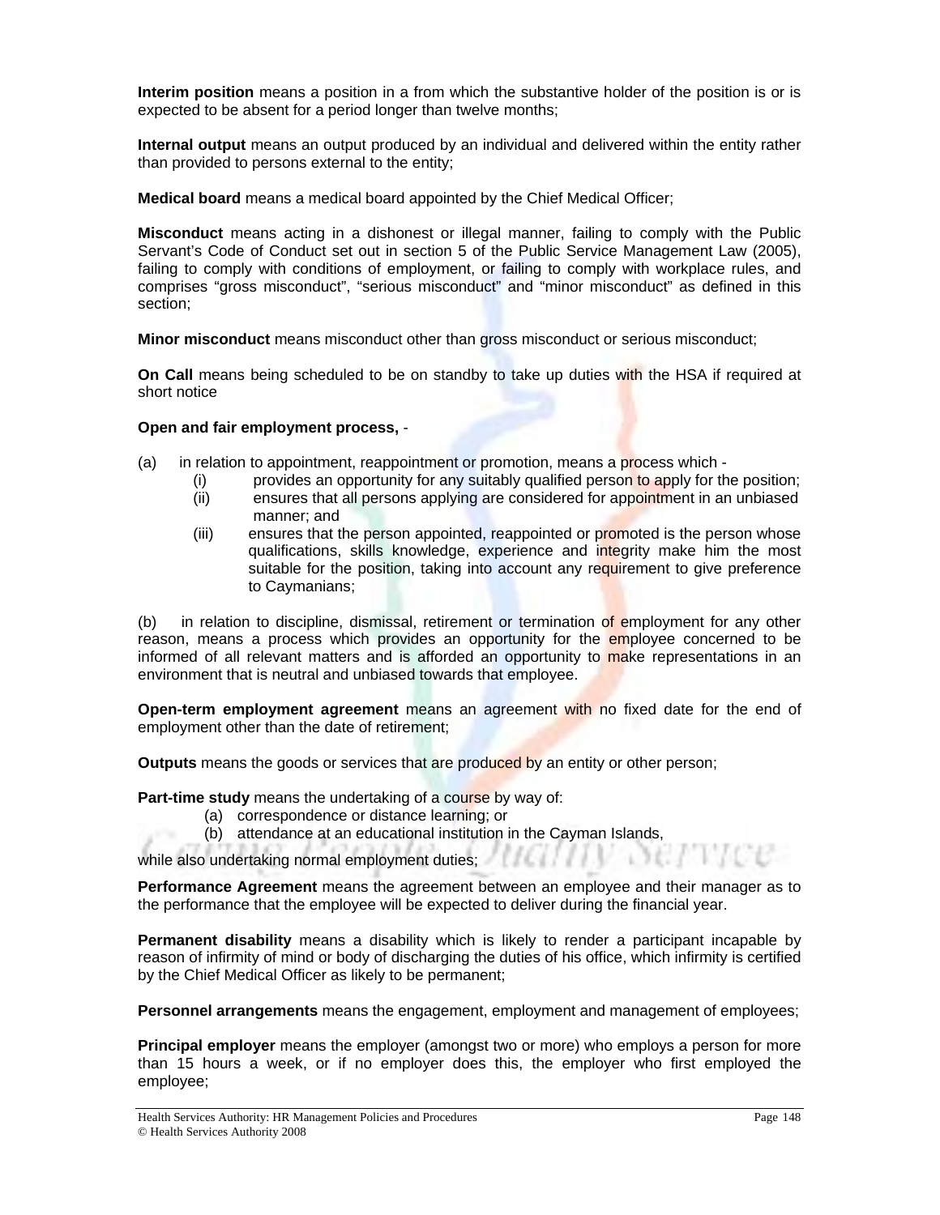**Interim position** means a position in a from which the substantive holder of the position is or is expected to be absent for a period longer than twelve months;

**Internal output** means an output produced by an individual and delivered within the entity rather than provided to persons external to the entity;

**Medical board** means a medical board appointed by the Chief Medical Officer;

**Misconduct** means acting in a dishonest or illegal manner, failing to comply with the Public Servant's Code of Conduct set out in section 5 of the Public Service Management Law (2005), failing to comply with conditions of employment, or failing to comply with workplace rules, and comprises "gross misconduct", "serious misconduct" and "minor misconduct" as defined in this section;

**Minor misconduct** means misconduct other than gross misconduct or serious misconduct;

**On Call** means being scheduled to be on standby to take up duties with the HSA if required at short notice

**Open and fair employment process,** -

(a) in relation to appointment, reappointment or promotion, means a process which -
  - (i) provides an opportunity for any suitably qualified person to apply for the position;
  - (ii) ensures that all persons applying are considered for appointment in an unbiased manner; and
  - (iii) ensures that the person appointed, reappointed or promoted is the person whose qualifications, skills knowledge, experience and integrity make him the most suitable for the position, taking into account any requirement to give preference to Caymanians;

(b) in relation to discipline, dismissal, retirement or termination of employment for any other reason, means a process which provides an opportunity for the employee concerned to be informed of all relevant matters and is afforded an opportunity to make representations in an environment that is neutral and unbiased towards that employee.

**Open-term employment agreement** means an agreement with no fixed date for the end of employment other than the date of retirement;

**Outputs** means the goods or services that are produced by an entity or other person;

**Part-time study** means the undertaking of a course by way of:
  - (a) correspondence or distance learning; or
  - (b) attendance at an educational institution in the Cayman Islands,

while also undertaking normal employment duties;

**Performance Agreement** means the agreement between an employee and their manager as to the performance that the employee will be expected to deliver during the financial year.

**Permanent disability** means a disability which is likely to render a participant incapable by reason of infirmity of mind or body of discharging the duties of his office, which infirmity is certified by the Chief Medical Officer as likely to be permanent;

**Personnel arrangements** means the engagement, employment and management of employees;

**Principal employer** means the employer (amongst two or more) who employs a person for more than 15 hours a week, or if no employer does this, the employer who first employed the employee;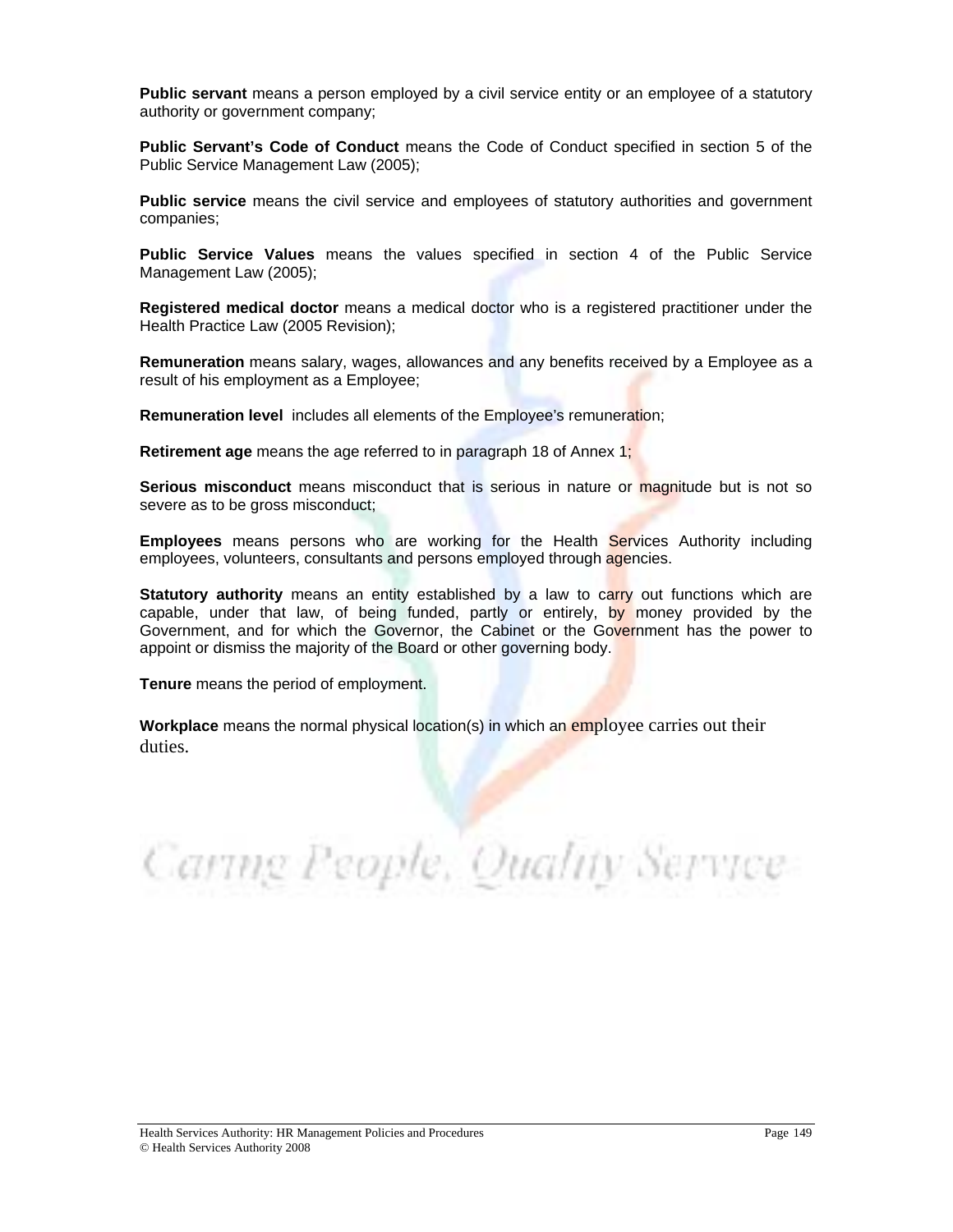**Public servant** means a person employed by a civil service entity or an employee of a statutory authority or government company;

**Public Servant's Code of Conduct** means the Code of Conduct specified in section 5 of the Public Service Management Law (2005);

**Public service** means the civil service and employees of statutory authorities and government companies;

**Public Service Values** means the values specified in section 4 of the Public Service Management Law (2005);

**Registered medical doctor** means a medical doctor who is a registered practitioner under the Health Practice Law (2005 Revision);

**Remuneration** means salary, wages, allowances and any benefits received by a Employee as a result of his employment as a Employee;

**Remuneration level** includes all elements of the Employee's remuneration;

**Retirement age** means the age referred to in paragraph 18 of Annex 1;

**Serious misconduct** means misconduct that is serious in nature or magnitude but is not so severe as to be gross misconduct;

**Employees** means persons who are working for the Health Services Authority including employees, volunteers, consultants and persons employed through agencies.

**Statutory authority** means an entity established by a law to carry out functions which are capable, under that law, of being funded, partly or entirely, by money provided by the Government, and for which the Governor, the Cabinet or the Government has the power to appoint or dismiss the majority of the Board or other governing body.

**Tenure** means the period of employment.

**Workplace** means the normal physical location(s) in which an employee carries out their duties.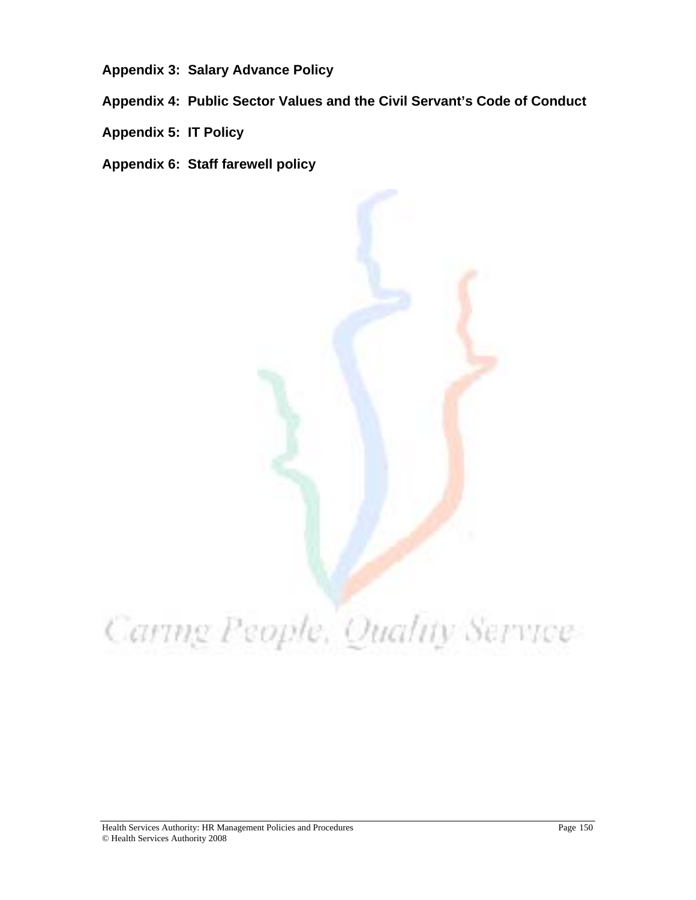**Appendix 3: Salary Advance Policy**

**Appendix 4: Public Sector Values and the Civil Servant's Code of Conduct**

**Appendix 5: IT Policy**

**Appendix 6: Staff farewell policy**

Caring People, Quality Service